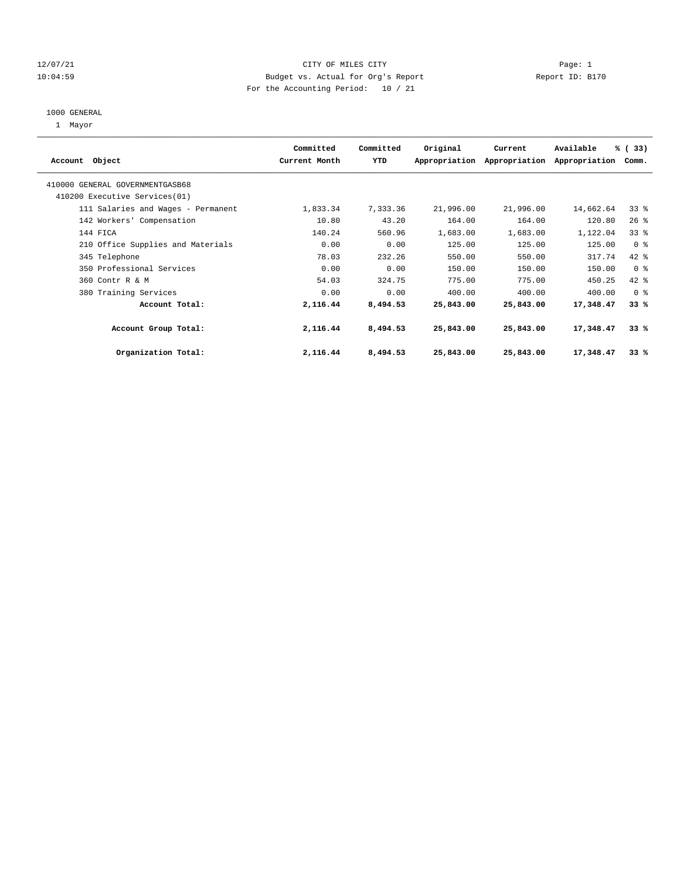12/07/21 CITY OF MILES CITY Page: 1
10:04:59 Budget vs. Actual for Org's Report Report ID: B170
For the Accounting Period: 10 / 21

1000 GENERAL
1 Mayor

| Account Object | Committed Current Month | Committed YTD | Original Appropriation | Current Appropriation | Available Appropriation | % ( 33) Comm. |
|---|---|---|---|---|---|---|
| 410000 GENERAL GOVERNMENTGASB68 | | | | | | |
| 410200 Executive Services(01) | | | | | | |
| 111 Salaries and Wages - Permanent | 1,833.34 | 7,333.36 | 21,996.00 | 21,996.00 | 14,662.64 | 33 % |
| 142 Workers' Compensation | 10.80 | 43.20 | 164.00 | 164.00 | 120.80 | 26 % |
| 144 FICA | 140.24 | 560.96 | 1,683.00 | 1,683.00 | 1,122.04 | 33 % |
| 210 Office Supplies and Materials | 0.00 | 0.00 | 125.00 | 125.00 | 125.00 | 0 % |
| 345 Telephone | 78.03 | 232.26 | 550.00 | 550.00 | 317.74 | 42 % |
| 350 Professional Services | 0.00 | 0.00 | 150.00 | 150.00 | 150.00 | 0 % |
| 360 Contr R & M | 54.03 | 324.75 | 775.00 | 775.00 | 450.25 | 42 % |
| 380 Training Services | 0.00 | 0.00 | 400.00 | 400.00 | 400.00 | 0 % |
| **Account Total:** | **2,116.44** | **8,494.53** | **25,843.00** | **25,843.00** | **17,348.47** | **33 %** |
| **Account Group Total:** | **2,116.44** | **8,494.53** | **25,843.00** | **25,843.00** | **17,348.47** | **33 %** |
| **Organization Total:** | **2,116.44** | **8,494.53** | **25,843.00** | **25,843.00** | **17,348.47** | **33 %** |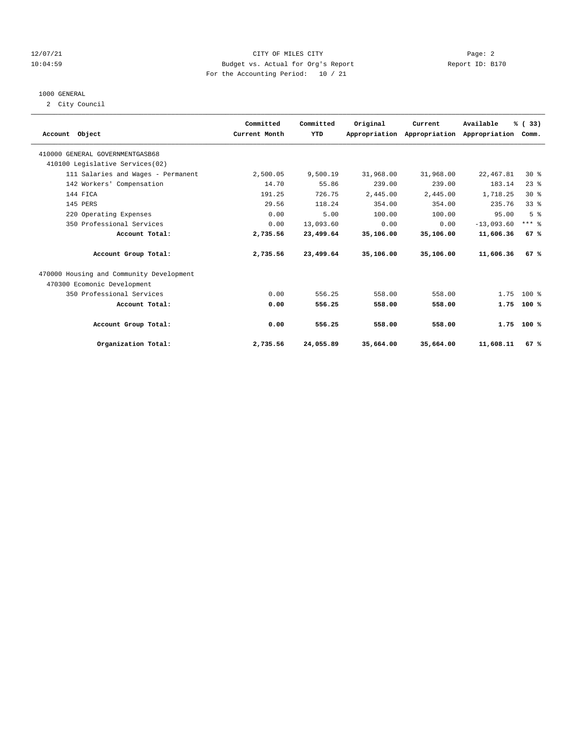CITY OF MILES CITY

Budget vs. Actual for Org's Report

For the Accounting Period: 10 / 21

12/07/21
10:04:59

Report ID: B170

1000 GENERAL

2 City Council

| Account Object | Committed Current Month | Committed YTD | Original Appropriation | Current Appropriation | Available Appropriation | % ( 33) Comm. |
|---|---|---|---|---|---|---|
| 410000 GENERAL GOVERNMENTGASB68 | | | | | | |
| 410100 Legislative Services(02) | | | | | | |
| 111 Salaries and Wages - Permanent | 2,500.05 | 9,500.19 | 31,968.00 | 31,968.00 | 22,467.81 | 30 % |
| 142 Workers' Compensation | 14.70 | 55.86 | 239.00 | 239.00 | 183.14 | 23 % |
| 144 FICA | 191.25 | 726.75 | 2,445.00 | 2,445.00 | 1,718.25 | 30 % |
| 145 PERS | 29.56 | 118.24 | 354.00 | 354.00 | 235.76 | 33 % |
| 220 Operating Expenses | 0.00 | 5.00 | 100.00 | 100.00 | 95.00 | 5 % |
| 350 Professional Services | 0.00 | 13,093.60 | 0.00 | 0.00 | -13,093.60 | *** % |
| **Account Total:** | **2,735.56** | **23,499.64** | **35,106.00** | **35,106.00** | **11,606.36** | **67 %** |
| **Account Group Total:** | **2,735.56** | **23,499.64** | **35,106.00** | **35,106.00** | **11,606.36** | **67 %** |
| 470000 Housing and Community Development | | | | | | |
| 470300 Ecomonic Development | | | | | | |
| 350 Professional Services | 0.00 | 556.25 | 558.00 | 558.00 | 1.75 | 100 % |
| **Account Total:** | **0.00** | **556.25** | **558.00** | **558.00** | **1.75** | **100 %** |
| **Account Group Total:** | **0.00** | **556.25** | **558.00** | **558.00** | **1.75** | **100 %** |
| **Organization Total:** | **2,735.56** | **24,055.89** | **35,664.00** | **35,664.00** | **11,608.11** | **67 %** |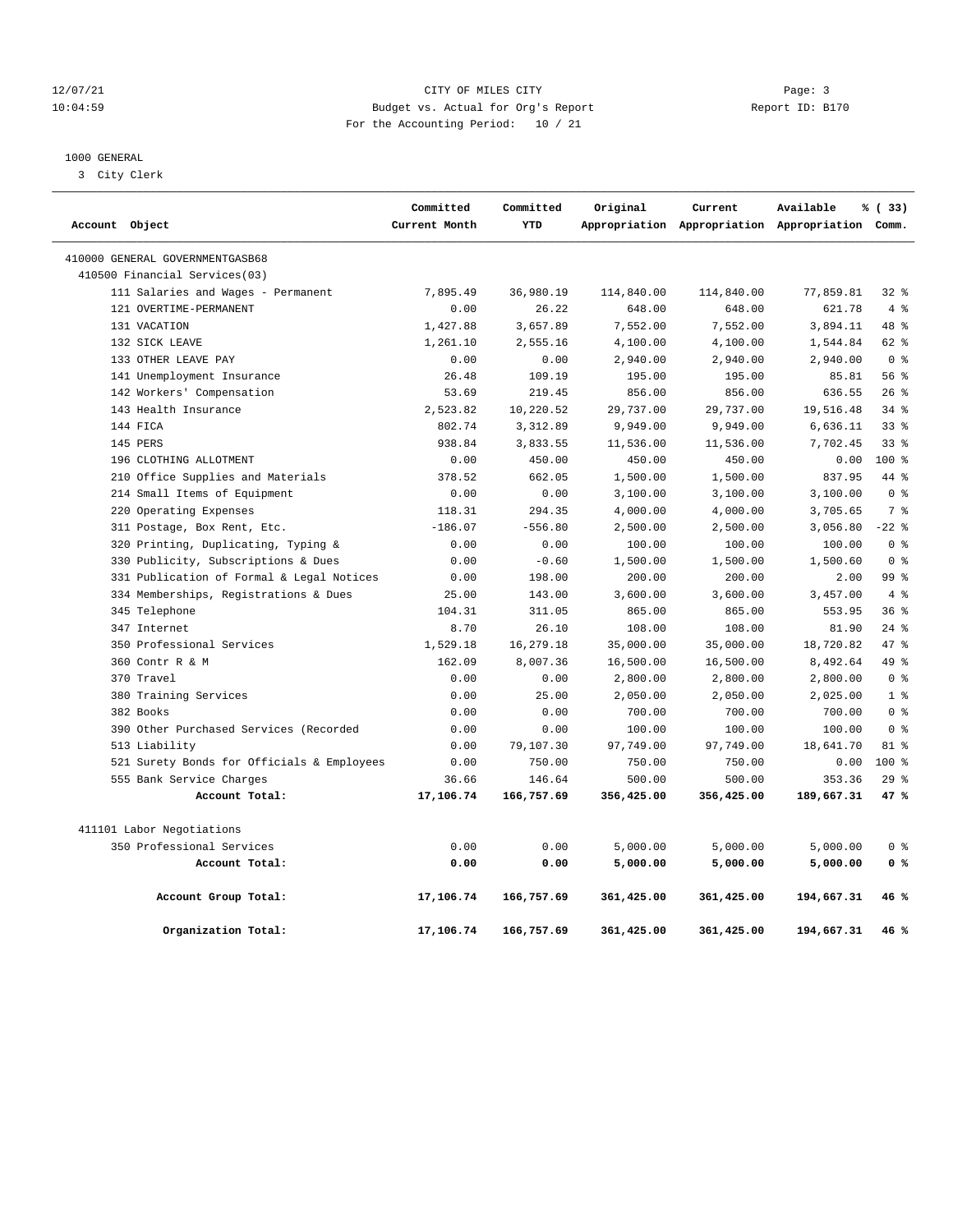CITY OF MILES CITY

Budget vs. Actual for Org's Report

For the Accounting Period: 10 / 21

12/07/21 10:04:59 — Page: 3 — Report ID: B170

1000 GENERAL

3 City Clerk

| Account Object | Committed Current Month | Committed YTD | Original Appropriation | Current Appropriation | Available Appropriation | % ( 33) Comm. |
|---|---|---|---|---|---|---|
| 410000 GENERAL GOVERNMENTGASB68 | | | | | | |
| 410500 Financial Services(03) | | | | | | |
| 111 Salaries and Wages - Permanent | 7,895.49 | 36,980.19 | 114,840.00 | 114,840.00 | 77,859.81 | 32 % |
| 121 OVERTIME-PERMANENT | 0.00 | 26.22 | 648.00 | 648.00 | 621.78 | 4 % |
| 131 VACATION | 1,427.88 | 3,657.89 | 7,552.00 | 7,552.00 | 3,894.11 | 48 % |
| 132 SICK LEAVE | 1,261.10 | 2,555.16 | 4,100.00 | 4,100.00 | 1,544.84 | 62 % |
| 133 OTHER LEAVE PAY | 0.00 | 0.00 | 2,940.00 | 2,940.00 | 2,940.00 | 0 % |
| 141 Unemployment Insurance | 26.48 | 109.19 | 195.00 | 195.00 | 85.81 | 56 % |
| 142 Workers' Compensation | 53.69 | 219.45 | 856.00 | 856.00 | 636.55 | 26 % |
| 143 Health Insurance | 2,523.82 | 10,220.52 | 29,737.00 | 29,737.00 | 19,516.48 | 34 % |
| 144 FICA | 802.74 | 3,312.89 | 9,949.00 | 9,949.00 | 6,636.11 | 33 % |
| 145 PERS | 938.84 | 3,833.55 | 11,536.00 | 11,536.00 | 7,702.45 | 33 % |
| 196 CLOTHING ALLOTMENT | 0.00 | 450.00 | 450.00 | 450.00 | 0.00 | 100 % |
| 210 Office Supplies and Materials | 378.52 | 662.05 | 1,500.00 | 1,500.00 | 837.95 | 44 % |
| 214 Small Items of Equipment | 0.00 | 0.00 | 3,100.00 | 3,100.00 | 3,100.00 | 0 % |
| 220 Operating Expenses | 118.31 | 294.35 | 4,000.00 | 4,000.00 | 3,705.65 | 7 % |
| 311 Postage, Box Rent, Etc. | -186.07 | -556.80 | 2,500.00 | 2,500.00 | 3,056.80 | -22 % |
| 320 Printing, Duplicating, Typing & | 0.00 | 0.00 | 100.00 | 100.00 | 100.00 | 0 % |
| 330 Publicity, Subscriptions & Dues | 0.00 | -0.60 | 1,500.00 | 1,500.00 | 1,500.60 | 0 % |
| 331 Publication of Formal & Legal Notices | 0.00 | 198.00 | 200.00 | 200.00 | 2.00 | 99 % |
| 334 Memberships, Registrations & Dues | 25.00 | 143.00 | 3,600.00 | 3,600.00 | 3,457.00 | 4 % |
| 345 Telephone | 104.31 | 311.05 | 865.00 | 865.00 | 553.95 | 36 % |
| 347 Internet | 8.70 | 26.10 | 108.00 | 108.00 | 81.90 | 24 % |
| 350 Professional Services | 1,529.18 | 16,279.18 | 35,000.00 | 35,000.00 | 18,720.82 | 47 % |
| 360 Contr R & M | 162.09 | 8,007.36 | 16,500.00 | 16,500.00 | 8,492.64 | 49 % |
| 370 Travel | 0.00 | 0.00 | 2,800.00 | 2,800.00 | 2,800.00 | 0 % |
| 380 Training Services | 0.00 | 25.00 | 2,050.00 | 2,050.00 | 2,025.00 | 1 % |
| 382 Books | 0.00 | 0.00 | 700.00 | 700.00 | 700.00 | 0 % |
| 390 Other Purchased Services (Recorded | 0.00 | 0.00 | 100.00 | 100.00 | 100.00 | 0 % |
| 513 Liability | 0.00 | 79,107.30 | 97,749.00 | 97,749.00 | 18,641.70 | 81 % |
| 521 Surety Bonds for Officials & Employees | 0.00 | 750.00 | 750.00 | 750.00 | 0.00 | 100 % |
| 555 Bank Service Charges | 36.66 | 146.64 | 500.00 | 500.00 | 353.36 | 29 % |
| **Account Total:** | **17,106.74** | **166,757.69** | **356,425.00** | **356,425.00** | **189,667.31** | **47 %** |
| 411101 Labor Negotiations | | | | | | |
| 350 Professional Services | 0.00 | 0.00 | 5,000.00 | 5,000.00 | 5,000.00 | 0 % |
| **Account Total:** | **0.00** | **0.00** | **5,000.00** | **5,000.00** | **5,000.00** | **0 %** |
| **Account Group Total:** | **17,106.74** | **166,757.69** | **361,425.00** | **361,425.00** | **194,667.31** | **46 %** |
| **Organization Total:** | **17,106.74** | **166,757.69** | **361,425.00** | **361,425.00** | **194,667.31** | **46 %** |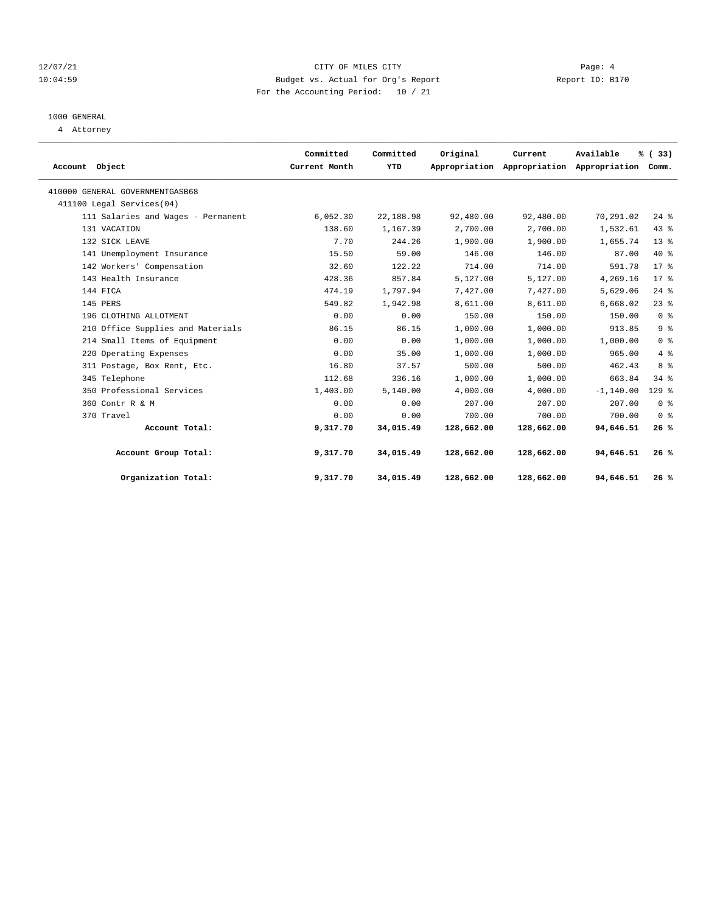CITY OF MILES CITY
Budget vs. Actual for Org's Report
For the Accounting Period: 10 / 21

12/07/21
10:04:59

Report ID: B170

1000 GENERAL
4 Attorney

| Account Object | Committed Current Month | Committed YTD | Original Appropriation | Current Appropriation | Available Appropriation | % ( 33) Comm. |
|---|---|---|---|---|---|---|
| 410000 GENERAL GOVERNMENTGASB68 | | | | | | |
| 411100 Legal Services(04) | | | | | | |
| 111 Salaries and Wages - Permanent | 6,052.30 | 22,188.98 | 92,480.00 | 92,480.00 | 70,291.02 | 24 % |
| 131 VACATION | 138.60 | 1,167.39 | 2,700.00 | 2,700.00 | 1,532.61 | 43 % |
| 132 SICK LEAVE | 7.70 | 244.26 | 1,900.00 | 1,900.00 | 1,655.74 | 13 % |
| 141 Unemployment Insurance | 15.50 | 59.00 | 146.00 | 146.00 | 87.00 | 40 % |
| 142 Workers' Compensation | 32.60 | 122.22 | 714.00 | 714.00 | 591.78 | 17 % |
| 143 Health Insurance | 428.36 | 857.84 | 5,127.00 | 5,127.00 | 4,269.16 | 17 % |
| 144 FICA | 474.19 | 1,797.94 | 7,427.00 | 7,427.00 | 5,629.06 | 24 % |
| 145 PERS | 549.82 | 1,942.98 | 8,611.00 | 8,611.00 | 6,668.02 | 23 % |
| 196 CLOTHING ALLOTMENT | 0.00 | 0.00 | 150.00 | 150.00 | 150.00 | 0 % |
| 210 Office Supplies and Materials | 86.15 | 86.15 | 1,000.00 | 1,000.00 | 913.85 | 9 % |
| 214 Small Items of Equipment | 0.00 | 0.00 | 1,000.00 | 1,000.00 | 1,000.00 | 0 % |
| 220 Operating Expenses | 0.00 | 35.00 | 1,000.00 | 1,000.00 | 965.00 | 4 % |
| 311 Postage, Box Rent, Etc. | 16.80 | 37.57 | 500.00 | 500.00 | 462.43 | 8 % |
| 345 Telephone | 112.68 | 336.16 | 1,000.00 | 1,000.00 | 663.84 | 34 % |
| 350 Professional Services | 1,403.00 | 5,140.00 | 4,000.00 | 4,000.00 | -1,140.00 | 129 % |
| 360 Contr R & M | 0.00 | 0.00 | 207.00 | 207.00 | 207.00 | 0 % |
| 370 Travel | 0.00 | 0.00 | 700.00 | 700.00 | 700.00 | 0 % |
| **Account Total:** | **9,317.70** | **34,015.49** | **128,662.00** | **128,662.00** | **94,646.51** | **26 %** |
| **Account Group Total:** | **9,317.70** | **34,015.49** | **128,662.00** | **128,662.00** | **94,646.51** | **26 %** |
| **Organization Total:** | **9,317.70** | **34,015.49** | **128,662.00** | **128,662.00** | **94,646.51** | **26 %** |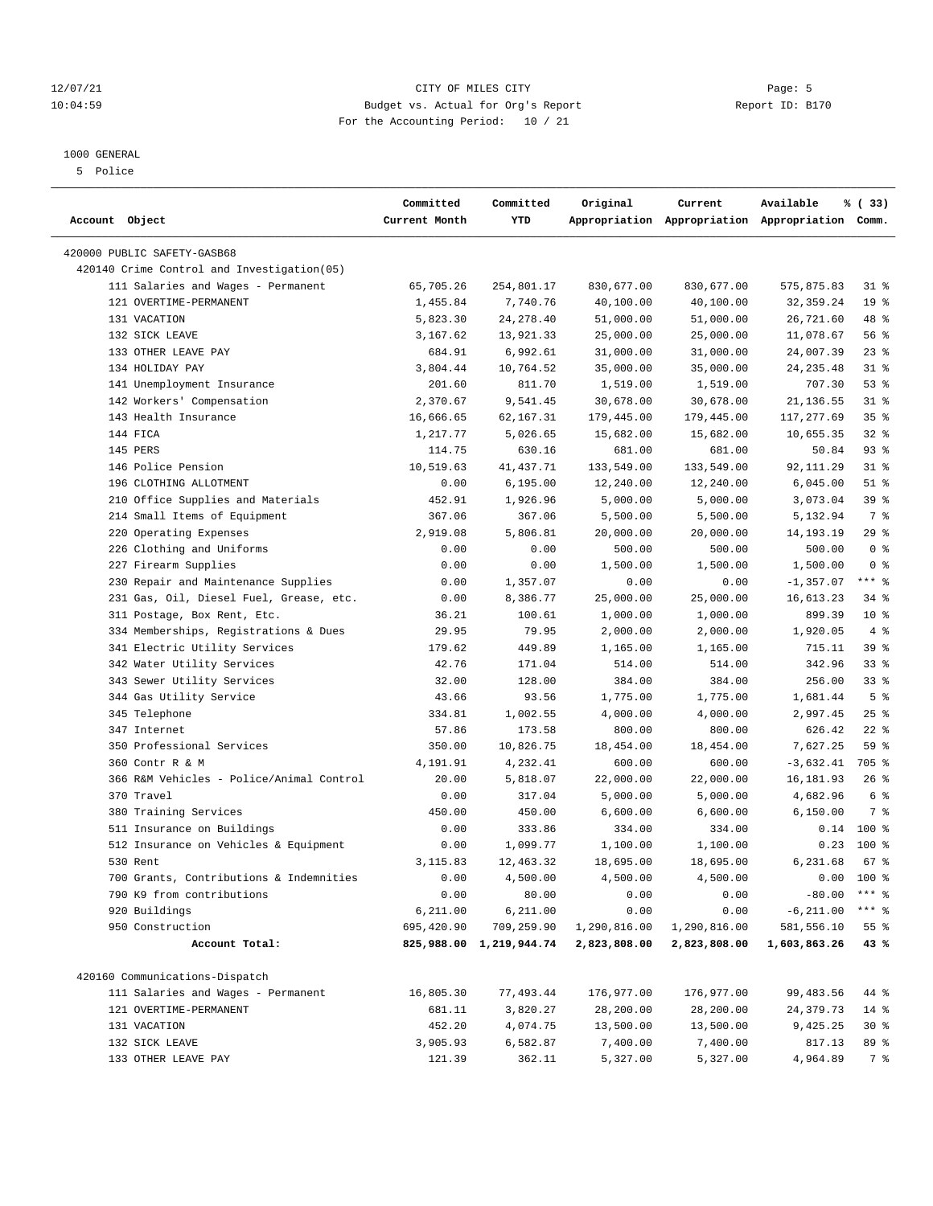CITY OF MILES CITY
Budget vs. Actual for Org's Report
For the Accounting Period: 10 / 21

12/07/21 10:04:59 — Report ID: B170

1000 GENERAL
5 Police

| Account Object | Committed Current Month | Committed YTD | Original Appropriation | Current Appropriation | Available Appropriation | % ( 33) Comm. |
|---|---|---|---|---|---|---|
| 420000 PUBLIC SAFETY-GASB68 | | | | | | |
| 420140 Crime Control and Investigation(05) | | | | | | |
| 111 Salaries and Wages - Permanent | 65,705.26 | 254,801.17 | 830,677.00 | 830,677.00 | 575,875.83 | 31 % |
| 121 OVERTIME-PERMANENT | 1,455.84 | 7,740.76 | 40,100.00 | 40,100.00 | 32,359.24 | 19 % |
| 131 VACATION | 5,823.30 | 24,278.40 | 51,000.00 | 51,000.00 | 26,721.60 | 48 % |
| 132 SICK LEAVE | 3,167.62 | 13,921.33 | 25,000.00 | 25,000.00 | 11,078.67 | 56 % |
| 133 OTHER LEAVE PAY | 684.91 | 6,992.61 | 31,000.00 | 31,000.00 | 24,007.39 | 23 % |
| 134 HOLIDAY PAY | 3,804.44 | 10,764.52 | 35,000.00 | 35,000.00 | 24,235.48 | 31 % |
| 141 Unemployment Insurance | 201.60 | 811.70 | 1,519.00 | 1,519.00 | 707.30 | 53 % |
| 142 Workers' Compensation | 2,370.67 | 9,541.45 | 30,678.00 | 30,678.00 | 21,136.55 | 31 % |
| 143 Health Insurance | 16,666.65 | 62,167.31 | 179,445.00 | 179,445.00 | 117,277.69 | 35 % |
| 144 FICA | 1,217.77 | 5,026.65 | 15,682.00 | 15,682.00 | 10,655.35 | 32 % |
| 145 PERS | 114.75 | 630.16 | 681.00 | 681.00 | 50.84 | 93 % |
| 146 Police Pension | 10,519.63 | 41,437.71 | 133,549.00 | 133,549.00 | 92,111.29 | 31 % |
| 196 CLOTHING ALLOTMENT | 0.00 | 6,195.00 | 12,240.00 | 12,240.00 | 6,045.00 | 51 % |
| 210 Office Supplies and Materials | 452.91 | 1,926.96 | 5,000.00 | 5,000.00 | 3,073.04 | 39 % |
| 214 Small Items of Equipment | 367.06 | 367.06 | 5,500.00 | 5,500.00 | 5,132.94 | 7 % |
| 220 Operating Expenses | 2,919.08 | 5,806.81 | 20,000.00 | 20,000.00 | 14,193.19 | 29 % |
| 226 Clothing and Uniforms | 0.00 | 0.00 | 500.00 | 500.00 | 500.00 | 0 % |
| 227 Firearm Supplies | 0.00 | 0.00 | 1,500.00 | 1,500.00 | 1,500.00 | 0 % |
| 230 Repair and Maintenance Supplies | 0.00 | 1,357.07 | 0.00 | 0.00 | -1,357.07 | *** % |
| 231 Gas, Oil, Diesel Fuel, Grease, etc. | 0.00 | 8,386.77 | 25,000.00 | 25,000.00 | 16,613.23 | 34 % |
| 311 Postage, Box Rent, Etc. | 36.21 | 100.61 | 1,000.00 | 1,000.00 | 899.39 | 10 % |
| 334 Memberships, Registrations & Dues | 29.95 | 79.95 | 2,000.00 | 2,000.00 | 1,920.05 | 4 % |
| 341 Electric Utility Services | 179.62 | 449.89 | 1,165.00 | 1,165.00 | 715.11 | 39 % |
| 342 Water Utility Services | 42.76 | 171.04 | 514.00 | 514.00 | 342.96 | 33 % |
| 343 Sewer Utility Services | 32.00 | 128.00 | 384.00 | 384.00 | 256.00 | 33 % |
| 344 Gas Utility Service | 43.66 | 93.56 | 1,775.00 | 1,775.00 | 1,681.44 | 5 % |
| 345 Telephone | 334.81 | 1,002.55 | 4,000.00 | 4,000.00 | 2,997.45 | 25 % |
| 347 Internet | 57.86 | 173.58 | 800.00 | 800.00 | 626.42 | 22 % |
| 350 Professional Services | 350.00 | 10,826.75 | 18,454.00 | 18,454.00 | 7,627.25 | 59 % |
| 360 Contr R & M | 4,191.91 | 4,232.41 | 600.00 | 600.00 | -3,632.41 | 705 % |
| 366 R&M Vehicles - Police/Animal Control | 20.00 | 5,818.07 | 22,000.00 | 22,000.00 | 16,181.93 | 26 % |
| 370 Travel | 0.00 | 317.04 | 5,000.00 | 5,000.00 | 4,682.96 | 6 % |
| 380 Training Services | 450.00 | 450.00 | 6,600.00 | 6,600.00 | 6,150.00 | 7 % |
| 511 Insurance on Buildings | 0.00 | 333.86 | 334.00 | 334.00 | 0.14 | 100 % |
| 512 Insurance on Vehicles & Equipment | 0.00 | 1,099.77 | 1,100.00 | 1,100.00 | 0.23 | 100 % |
| 530 Rent | 3,115.83 | 12,463.32 | 18,695.00 | 18,695.00 | 6,231.68 | 67 % |
| 700 Grants, Contributions & Indemnities | 0.00 | 4,500.00 | 4,500.00 | 4,500.00 | 0.00 | 100 % |
| 790 K9 from contributions | 0.00 | 80.00 | 0.00 | 0.00 | -80.00 | *** % |
| 920 Buildings | 6,211.00 | 6,211.00 | 0.00 | 0.00 | -6,211.00 | *** % |
| 950 Construction | 695,420.90 | 709,259.90 | 1,290,816.00 | 1,290,816.00 | 581,556.10 | 55 % |
| **Account Total:** | **825,988.00** | **1,219,944.74** | **2,823,808.00** | **2,823,808.00** | **1,603,863.26** | **43 %** |
| 420160 Communications-Dispatch | | | | | | |
| 111 Salaries and Wages - Permanent | 16,805.30 | 77,493.44 | 176,977.00 | 176,977.00 | 99,483.56 | 44 % |
| 121 OVERTIME-PERMANENT | 681.11 | 3,820.27 | 28,200.00 | 28,200.00 | 24,379.73 | 14 % |
| 131 VACATION | 452.20 | 4,074.75 | 13,500.00 | 13,500.00 | 9,425.25 | 30 % |
| 132 SICK LEAVE | 3,905.93 | 6,582.87 | 7,400.00 | 7,400.00 | 817.13 | 89 % |
| 133 OTHER LEAVE PAY | 121.39 | 362.11 | 5,327.00 | 5,327.00 | 4,964.89 | 7 % |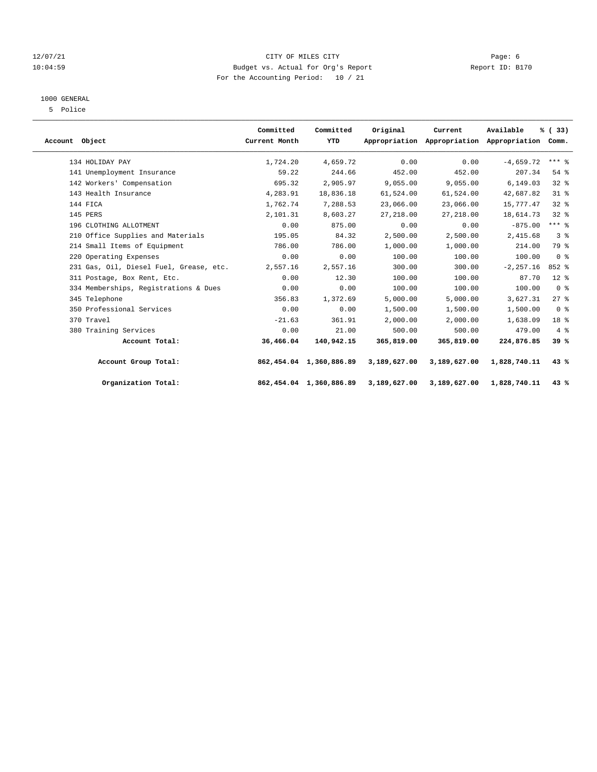12/07/21 CITY OF MILES CITY

10:04:59 Budget vs. Actual for Org's Report Report ID: B170

For the Accounting Period: 10 / 21

1000 GENERAL

5 Police

| Account Object | Committed Current Month | Committed YTD | Original Appropriation | Current Appropriation | Available Appropriation | % ( 33) Comm. |
|---|---|---|---|---|---|---|
| 134 HOLIDAY PAY | 1,724.20 | 4,659.72 | 0.00 | 0.00 | -4,659.72 | *** % |
| 141 Unemployment Insurance | 59.22 | 244.66 | 452.00 | 452.00 | 207.34 | 54 % |
| 142 Workers' Compensation | 695.32 | 2,905.97 | 9,055.00 | 9,055.00 | 6,149.03 | 32 % |
| 143 Health Insurance | 4,283.91 | 18,836.18 | 61,524.00 | 61,524.00 | 42,687.82 | 31 % |
| 144 FICA | 1,762.74 | 7,288.53 | 23,066.00 | 23,066.00 | 15,777.47 | 32 % |
| 145 PERS | 2,101.31 | 8,603.27 | 27,218.00 | 27,218.00 | 18,614.73 | 32 % |
| 196 CLOTHING ALLOTMENT | 0.00 | 875.00 | 0.00 | 0.00 | -875.00 | *** % |
| 210 Office Supplies and Materials | 195.05 | 84.32 | 2,500.00 | 2,500.00 | 2,415.68 | 3 % |
| 214 Small Items of Equipment | 786.00 | 786.00 | 1,000.00 | 1,000.00 | 214.00 | 79 % |
| 220 Operating Expenses | 0.00 | 0.00 | 100.00 | 100.00 | 100.00 | 0 % |
| 231 Gas, Oil, Diesel Fuel, Grease, etc. | 2,557.16 | 2,557.16 | 300.00 | 300.00 | -2,257.16 | 852 % |
| 311 Postage, Box Rent, Etc. | 0.00 | 12.30 | 100.00 | 100.00 | 87.70 | 12 % |
| 334 Memberships, Registrations & Dues | 0.00 | 0.00 | 100.00 | 100.00 | 100.00 | 0 % |
| 345 Telephone | 356.83 | 1,372.69 | 5,000.00 | 5,000.00 | 3,627.31 | 27 % |
| 350 Professional Services | 0.00 | 0.00 | 1,500.00 | 1,500.00 | 1,500.00 | 0 % |
| 370 Travel | -21.63 | 361.91 | 2,000.00 | 2,000.00 | 1,638.09 | 18 % |
| 380 Training Services | 0.00 | 21.00 | 500.00 | 500.00 | 479.00 | 4 % |
| **Account Total:** | **36,466.04** | **140,942.15** | **365,819.00** | **365,819.00** | **224,876.85** | **39 %** |
| **Account Group Total:** | **862,454.04** | **1,360,886.89** | **3,189,627.00** | **3,189,627.00** | **1,828,740.11** | **43 %** |
| **Organization Total:** | **862,454.04** | **1,360,886.89** | **3,189,627.00** | **3,189,627.00** | **1,828,740.11** | **43 %** |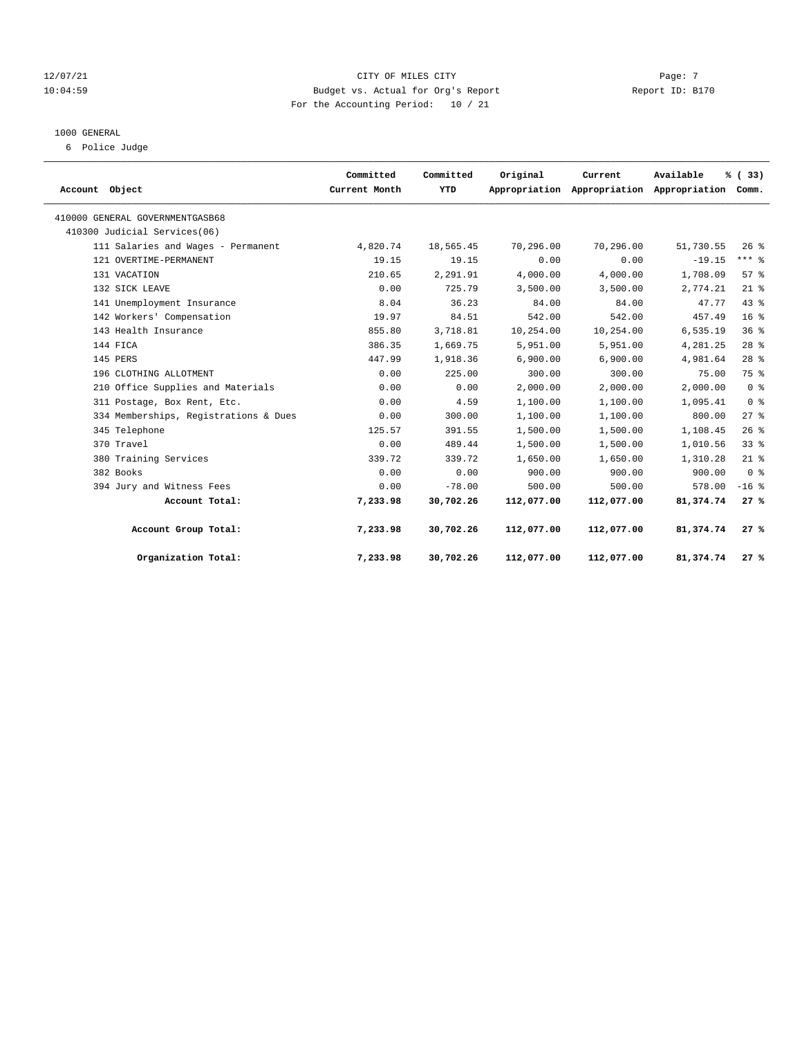12/07/21 CITY OF MILES CITY Page: 7
10:04:59 Budget vs. Actual for Org's Report Report ID: B170
For the Accounting Period: 10 / 21

1000 GENERAL
6 Police Judge

| Account Object | Committed Current Month | Committed YTD | Original Appropriation | Current Appropriation | Available Appropriation | % ( 33) Comm. |
|---|---|---|---|---|---|---|
| 410000 GENERAL GOVERNMENTGASB68 | | | | | | |
| 410300 Judicial Services(06) | | | | | | |
| 111 Salaries and Wages - Permanent | 4,820.74 | 18,565.45 | 70,296.00 | 70,296.00 | 51,730.55 | 26 % |
| 121 OVERTIME-PERMANENT | 19.15 | 19.15 | 0.00 | 0.00 | -19.15 | *** % |
| 131 VACATION | 210.65 | 2,291.91 | 4,000.00 | 4,000.00 | 1,708.09 | 57 % |
| 132 SICK LEAVE | 0.00 | 725.79 | 3,500.00 | 3,500.00 | 2,774.21 | 21 % |
| 141 Unemployment Insurance | 8.04 | 36.23 | 84.00 | 84.00 | 47.77 | 43 % |
| 142 Workers' Compensation | 19.97 | 84.51 | 542.00 | 542.00 | 457.49 | 16 % |
| 143 Health Insurance | 855.80 | 3,718.81 | 10,254.00 | 10,254.00 | 6,535.19 | 36 % |
| 144 FICA | 386.35 | 1,669.75 | 5,951.00 | 5,951.00 | 4,281.25 | 28 % |
| 145 PERS | 447.99 | 1,918.36 | 6,900.00 | 6,900.00 | 4,981.64 | 28 % |
| 196 CLOTHING ALLOTMENT | 0.00 | 225.00 | 300.00 | 300.00 | 75.00 | 75 % |
| 210 Office Supplies and Materials | 0.00 | 0.00 | 2,000.00 | 2,000.00 | 2,000.00 | 0 % |
| 311 Postage, Box Rent, Etc. | 0.00 | 4.59 | 1,100.00 | 1,100.00 | 1,095.41 | 0 % |
| 334 Memberships, Registrations & Dues | 0.00 | 300.00 | 1,100.00 | 1,100.00 | 800.00 | 27 % |
| 345 Telephone | 125.57 | 391.55 | 1,500.00 | 1,500.00 | 1,108.45 | 26 % |
| 370 Travel | 0.00 | 489.44 | 1,500.00 | 1,500.00 | 1,010.56 | 33 % |
| 380 Training Services | 339.72 | 339.72 | 1,650.00 | 1,650.00 | 1,310.28 | 21 % |
| 382 Books | 0.00 | 0.00 | 900.00 | 900.00 | 900.00 | 0 % |
| 394 Jury and Witness Fees | 0.00 | -78.00 | 500.00 | 500.00 | 578.00 | -16 % |
| **Account Total:** | **7,233.98** | **30,702.26** | **112,077.00** | **112,077.00** | **81,374.74** | **27 %** |
| **Account Group Total:** | **7,233.98** | **30,702.26** | **112,077.00** | **112,077.00** | **81,374.74** | **27 %** |
| **Organization Total:** | **7,233.98** | **30,702.26** | **112,077.00** | **112,077.00** | **81,374.74** | **27 %** |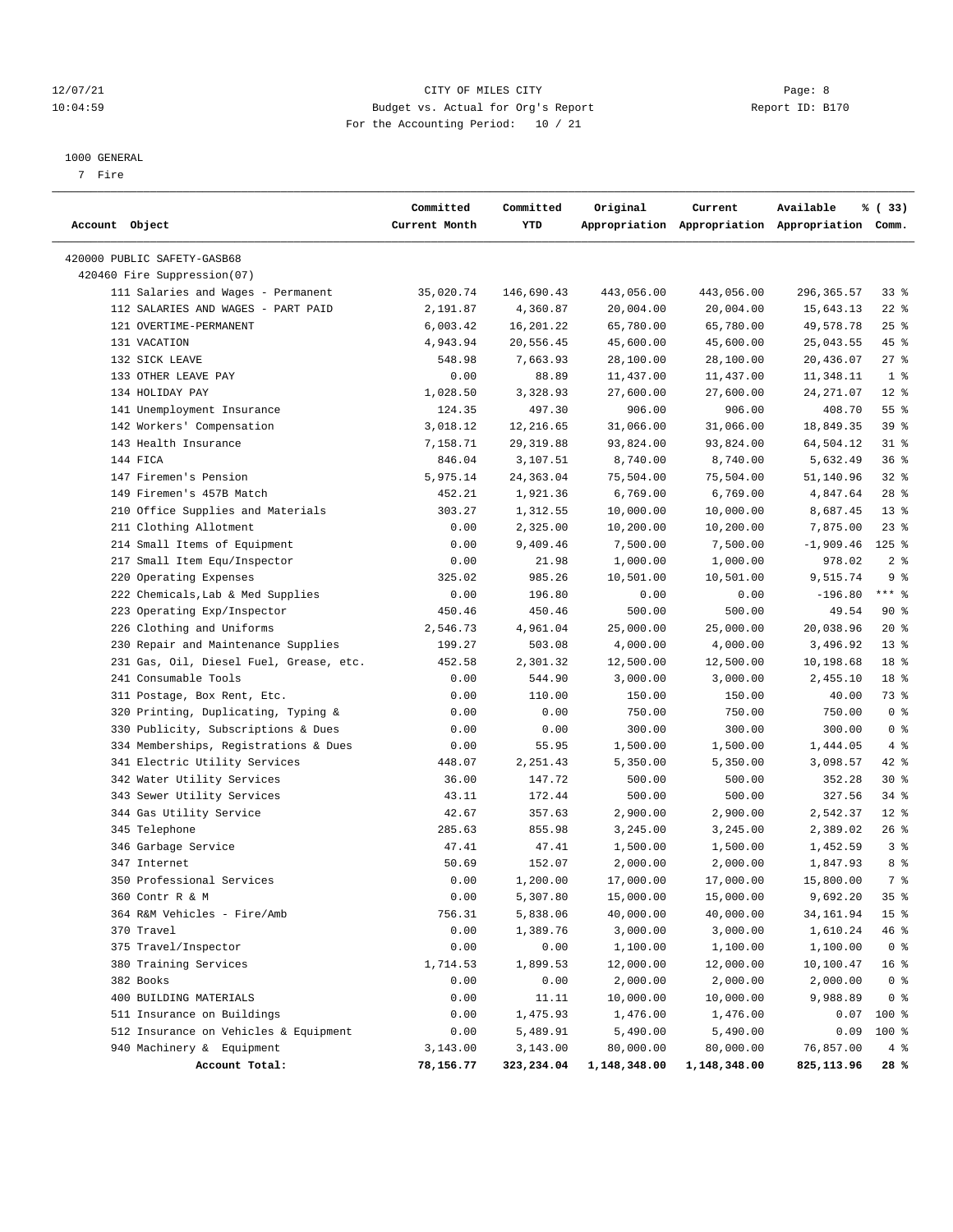CITY OF MILES CITY

Budget vs. Actual for Org's Report

For the Accounting Period: 10 / 21

12/07/21 10:04:59 Report ID: B170

1000 GENERAL

7 Fire

| Account Object | Committed Current Month | Committed YTD | Original Appropriation | Current Appropriation | Available Appropriation | % ( 33) Comm. |
|---|---|---|---|---|---|---|
| 420000 PUBLIC SAFETY-GASB68 | | | | | | |
| 420460 Fire Suppression(07) | | | | | | |
| 111 Salaries and Wages - Permanent | 35,020.74 | 146,690.43 | 443,056.00 | 443,056.00 | 296,365.57 | 33 % |
| 112 SALARIES AND WAGES - PART PAID | 2,191.87 | 4,360.87 | 20,004.00 | 20,004.00 | 15,643.13 | 22 % |
| 121 OVERTIME-PERMANENT | 6,003.42 | 16,201.22 | 65,780.00 | 65,780.00 | 49,578.78 | 25 % |
| 131 VACATION | 4,943.94 | 20,556.45 | 45,600.00 | 45,600.00 | 25,043.55 | 45 % |
| 132 SICK LEAVE | 548.98 | 7,663.93 | 28,100.00 | 28,100.00 | 20,436.07 | 27 % |
| 133 OTHER LEAVE PAY | 0.00 | 88.89 | 11,437.00 | 11,437.00 | 11,348.11 | 1 % |
| 134 HOLIDAY PAY | 1,028.50 | 3,328.93 | 27,600.00 | 27,600.00 | 24,271.07 | 12 % |
| 141 Unemployment Insurance | 124.35 | 497.30 | 906.00 | 906.00 | 408.70 | 55 % |
| 142 Workers' Compensation | 3,018.12 | 12,216.65 | 31,066.00 | 31,066.00 | 18,849.35 | 39 % |
| 143 Health Insurance | 7,158.71 | 29,319.88 | 93,824.00 | 93,824.00 | 64,504.12 | 31 % |
| 144 FICA | 846.04 | 3,107.51 | 8,740.00 | 8,740.00 | 5,632.49 | 36 % |
| 147 Firemen's Pension | 5,975.14 | 24,363.04 | 75,504.00 | 75,504.00 | 51,140.96 | 32 % |
| 149 Firemen's 457B Match | 452.21 | 1,921.36 | 6,769.00 | 6,769.00 | 4,847.64 | 28 % |
| 210 Office Supplies and Materials | 303.27 | 1,312.55 | 10,000.00 | 10,000.00 | 8,687.45 | 13 % |
| 211 Clothing Allotment | 0.00 | 2,325.00 | 10,200.00 | 10,200.00 | 7,875.00 | 23 % |
| 214 Small Items of Equipment | 0.00 | 9,409.46 | 7,500.00 | 7,500.00 | -1,909.46 | 125 % |
| 217 Small Item Equ/Inspector | 0.00 | 21.98 | 1,000.00 | 1,000.00 | 978.02 | 2 % |
| 220 Operating Expenses | 325.02 | 985.26 | 10,501.00 | 10,501.00 | 9,515.74 | 9 % |
| 222 Chemicals,Lab & Med Supplies | 0.00 | 196.80 | 0.00 | 0.00 | -196.80 | *** % |
| 223 Operating Exp/Inspector | 450.46 | 450.46 | 500.00 | 500.00 | 49.54 | 90 % |
| 226 Clothing and Uniforms | 2,546.73 | 4,961.04 | 25,000.00 | 25,000.00 | 20,038.96 | 20 % |
| 230 Repair and Maintenance Supplies | 199.27 | 503.08 | 4,000.00 | 4,000.00 | 3,496.92 | 13 % |
| 231 Gas, Oil, Diesel Fuel, Grease, etc. | 452.58 | 2,301.32 | 12,500.00 | 12,500.00 | 10,198.68 | 18 % |
| 241 Consumable Tools | 0.00 | 544.90 | 3,000.00 | 3,000.00 | 2,455.10 | 18 % |
| 311 Postage, Box Rent, Etc. | 0.00 | 110.00 | 150.00 | 150.00 | 40.00 | 73 % |
| 320 Printing, Duplicating, Typing & | 0.00 | 0.00 | 750.00 | 750.00 | 750.00 | 0 % |
| 330 Publicity, Subscriptions & Dues | 0.00 | 0.00 | 300.00 | 300.00 | 300.00 | 0 % |
| 334 Memberships, Registrations & Dues | 0.00 | 55.95 | 1,500.00 | 1,500.00 | 1,444.05 | 4 % |
| 341 Electric Utility Services | 448.07 | 2,251.43 | 5,350.00 | 5,350.00 | 3,098.57 | 42 % |
| 342 Water Utility Services | 36.00 | 147.72 | 500.00 | 500.00 | 352.28 | 30 % |
| 343 Sewer Utility Services | 43.11 | 172.44 | 500.00 | 500.00 | 327.56 | 34 % |
| 344 Gas Utility Service | 42.67 | 357.63 | 2,900.00 | 2,900.00 | 2,542.37 | 12 % |
| 345 Telephone | 285.63 | 855.98 | 3,245.00 | 3,245.00 | 2,389.02 | 26 % |
| 346 Garbage Service | 47.41 | 47.41 | 1,500.00 | 1,500.00 | 1,452.59 | 3 % |
| 347 Internet | 50.69 | 152.07 | 2,000.00 | 2,000.00 | 1,847.93 | 8 % |
| 350 Professional Services | 0.00 | 1,200.00 | 17,000.00 | 17,000.00 | 15,800.00 | 7 % |
| 360 Contr R & M | 0.00 | 5,307.80 | 15,000.00 | 15,000.00 | 9,692.20 | 35 % |
| 364 R&M Vehicles - Fire/Amb | 756.31 | 5,838.06 | 40,000.00 | 40,000.00 | 34,161.94 | 15 % |
| 370 Travel | 0.00 | 1,389.76 | 3,000.00 | 3,000.00 | 1,610.24 | 46 % |
| 375 Travel/Inspector | 0.00 | 0.00 | 1,100.00 | 1,100.00 | 1,100.00 | 0 % |
| 380 Training Services | 1,714.53 | 1,899.53 | 12,000.00 | 12,000.00 | 10,100.47 | 16 % |
| 382 Books | 0.00 | 0.00 | 2,000.00 | 2,000.00 | 2,000.00 | 0 % |
| 400 BUILDING MATERIALS | 0.00 | 11.11 | 10,000.00 | 10,000.00 | 9,988.89 | 0 % |
| 511 Insurance on Buildings | 0.00 | 1,475.93 | 1,476.00 | 1,476.00 | 0.07 | 100 % |
| 512 Insurance on Vehicles & Equipment | 0.00 | 5,489.91 | 5,490.00 | 5,490.00 | 0.09 | 100 % |
| 940 Machinery & Equipment | 3,143.00 | 3,143.00 | 80,000.00 | 80,000.00 | 76,857.00 | 4 % |
| **Account Total:** | **78,156.77** | **323,234.04** | **1,148,348.00** | **1,148,348.00** | **825,113.96** | **28 %** |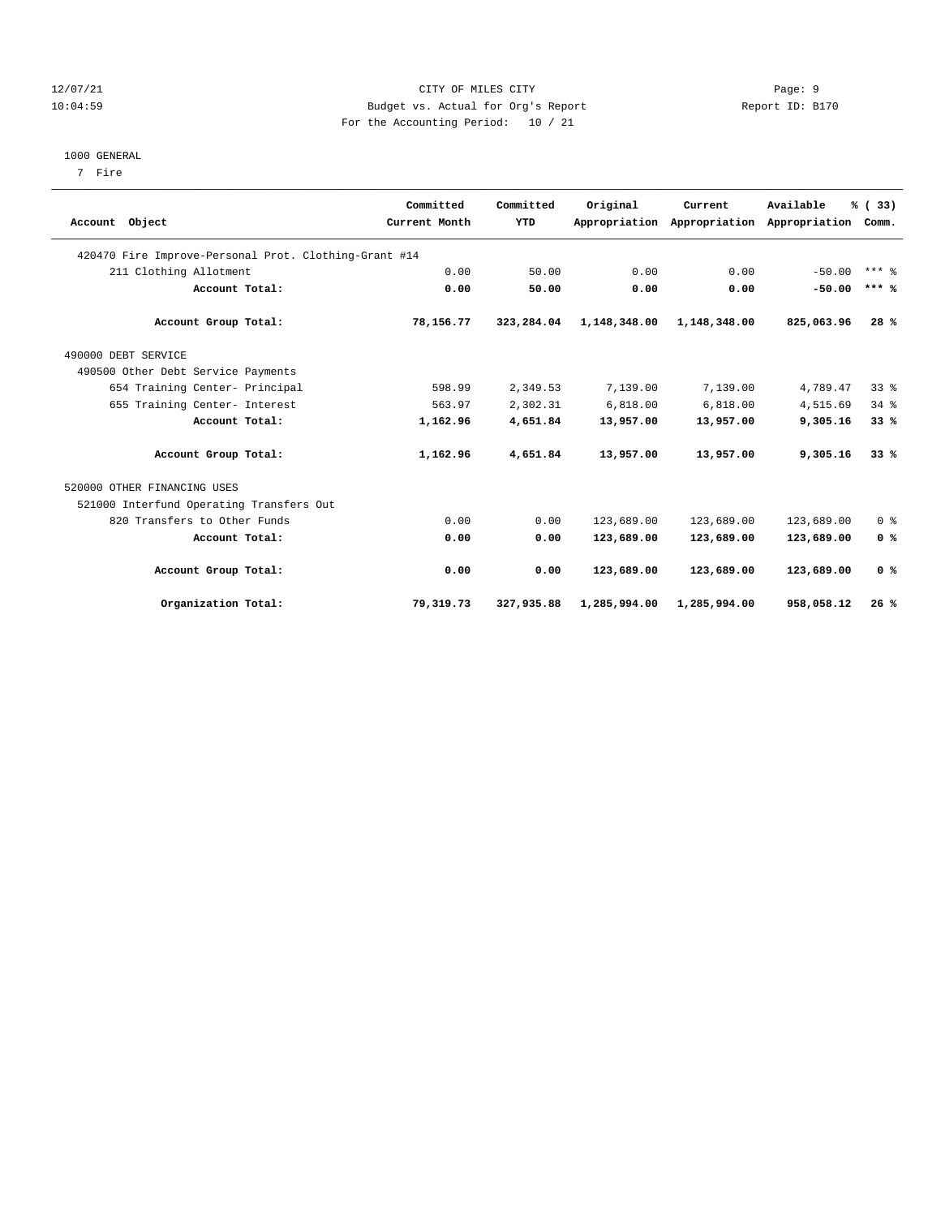CITY OF MILES CITY
Budget vs. Actual for Org's Report
For the Accounting Period: 10 / 21

12/07/21
10:04:59

Report ID: B170

1000 GENERAL
7 Fire

| Account Object | Committed Current Month | Committed YTD | Original Appropriation | Current Appropriation | Available Appropriation | % ( 33) Comm. |
|---|---|---|---|---|---|---|
| 420470 Fire Improve-Personal Prot. Clothing-Grant #14 | | | | | | |
| 211 Clothing Allotment | 0.00 | 50.00 | 0.00 | 0.00 | -50.00 | *** % |
| **Account Total:** | **0.00** | **50.00** | **0.00** | **0.00** | **-50.00** | **\*\*\* %** |
| **Account Group Total:** | **78,156.77** | **323,284.04** | **1,148,348.00** | **1,148,348.00** | **825,063.96** | **28 %** |
| 490000 DEBT SERVICE | | | | | | |
| 490500 Other Debt Service Payments | | | | | | |
| 654 Training Center- Principal | 598.99 | 2,349.53 | 7,139.00 | 7,139.00 | 4,789.47 | 33 % |
| 655 Training Center- Interest | 563.97 | 2,302.31 | 6,818.00 | 6,818.00 | 4,515.69 | 34 % |
| **Account Total:** | **1,162.96** | **4,651.84** | **13,957.00** | **13,957.00** | **9,305.16** | **33 %** |
| **Account Group Total:** | **1,162.96** | **4,651.84** | **13,957.00** | **13,957.00** | **9,305.16** | **33 %** |
| 520000 OTHER FINANCING USES | | | | | | |
| 521000 Interfund Operating Transfers Out | | | | | | |
| 820 Transfers to Other Funds | 0.00 | 0.00 | 123,689.00 | 123,689.00 | 123,689.00 | 0 % |
| **Account Total:** | **0.00** | **0.00** | **123,689.00** | **123,689.00** | **123,689.00** | **0 %** |
| **Account Group Total:** | **0.00** | **0.00** | **123,689.00** | **123,689.00** | **123,689.00** | **0 %** |
| **Organization Total:** | **79,319.73** | **327,935.88** | **1,285,994.00** | **1,285,994.00** | **958,058.12** | **26 %** |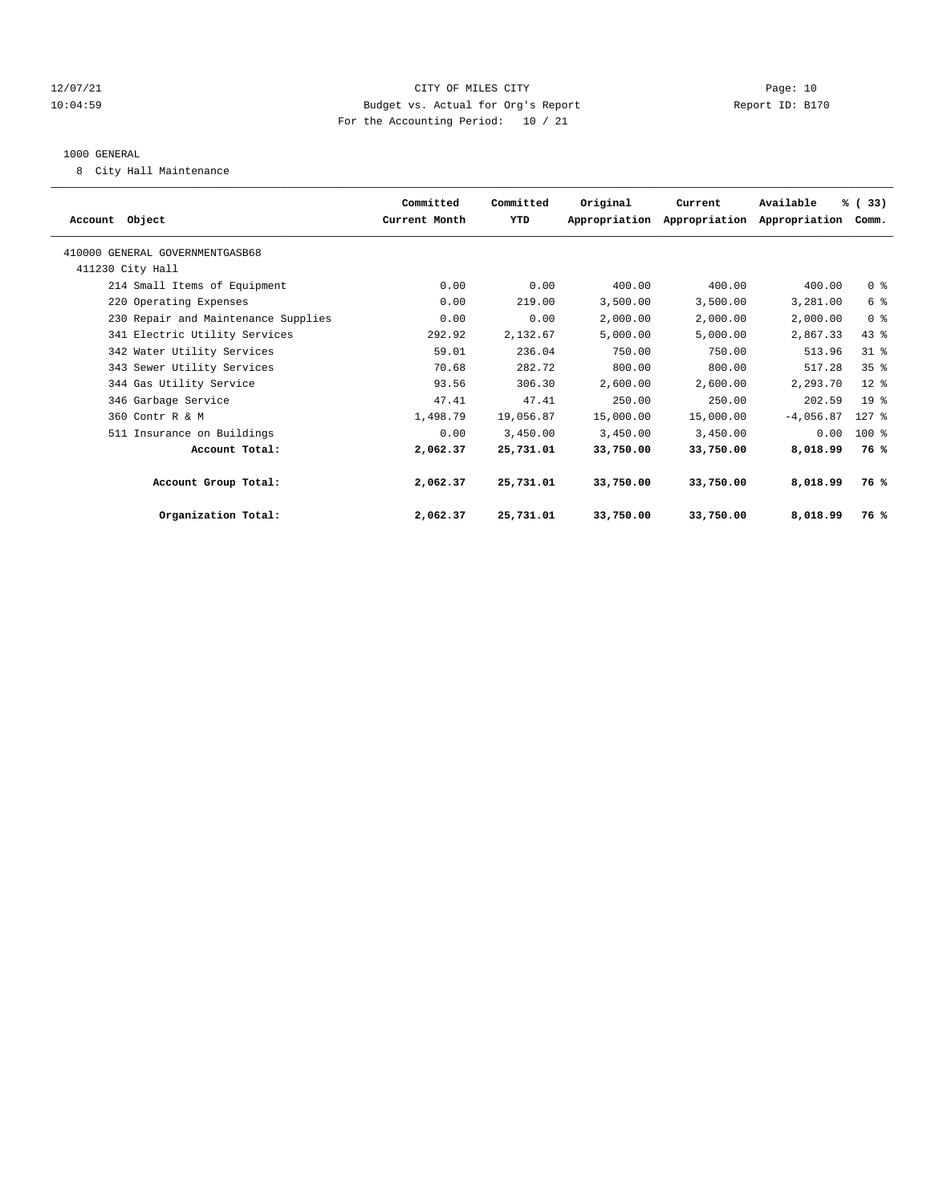12/07/21 CITY OF MILES CITY Page: 10
10:04:59 Budget vs. Actual for Org's Report Report ID: B170
For the Accounting Period: 10 / 21

1000 GENERAL

8 City Hall Maintenance

| Account Object | Committed Current Month | Committed YTD | Original Appropriation | Current Appropriation | Available Appropriation | % ( 33) Comm. |
|---|---|---|---|---|---|---|
| 410000 GENERAL GOVERNMENTGASB68 | | | | | | |
| 411230 City Hall | | | | | | |
| 214 Small Items of Equipment | 0.00 | 0.00 | 400.00 | 400.00 | 400.00 | 0 % |
| 220 Operating Expenses | 0.00 | 219.00 | 3,500.00 | 3,500.00 | 3,281.00 | 6 % |
| 230 Repair and Maintenance Supplies | 0.00 | 0.00 | 2,000.00 | 2,000.00 | 2,000.00 | 0 % |
| 341 Electric Utility Services | 292.92 | 2,132.67 | 5,000.00 | 5,000.00 | 2,867.33 | 43 % |
| 342 Water Utility Services | 59.01 | 236.04 | 750.00 | 750.00 | 513.96 | 31 % |
| 343 Sewer Utility Services | 70.68 | 282.72 | 800.00 | 800.00 | 517.28 | 35 % |
| 344 Gas Utility Service | 93.56 | 306.30 | 2,600.00 | 2,600.00 | 2,293.70 | 12 % |
| 346 Garbage Service | 47.41 | 47.41 | 250.00 | 250.00 | 202.59 | 19 % |
| 360 Contr R & M | 1,498.79 | 19,056.87 | 15,000.00 | 15,000.00 | -4,056.87 | 127 % |
| 511 Insurance on Buildings | 0.00 | 3,450.00 | 3,450.00 | 3,450.00 | 0.00 | 100 % |
| **Account Total:** | **2,062.37** | **25,731.01** | **33,750.00** | **33,750.00** | **8,018.99** | **76 %** |
| **Account Group Total:** | **2,062.37** | **25,731.01** | **33,750.00** | **33,750.00** | **8,018.99** | **76 %** |
| **Organization Total:** | **2,062.37** | **25,731.01** | **33,750.00** | **33,750.00** | **8,018.99** | **76 %** |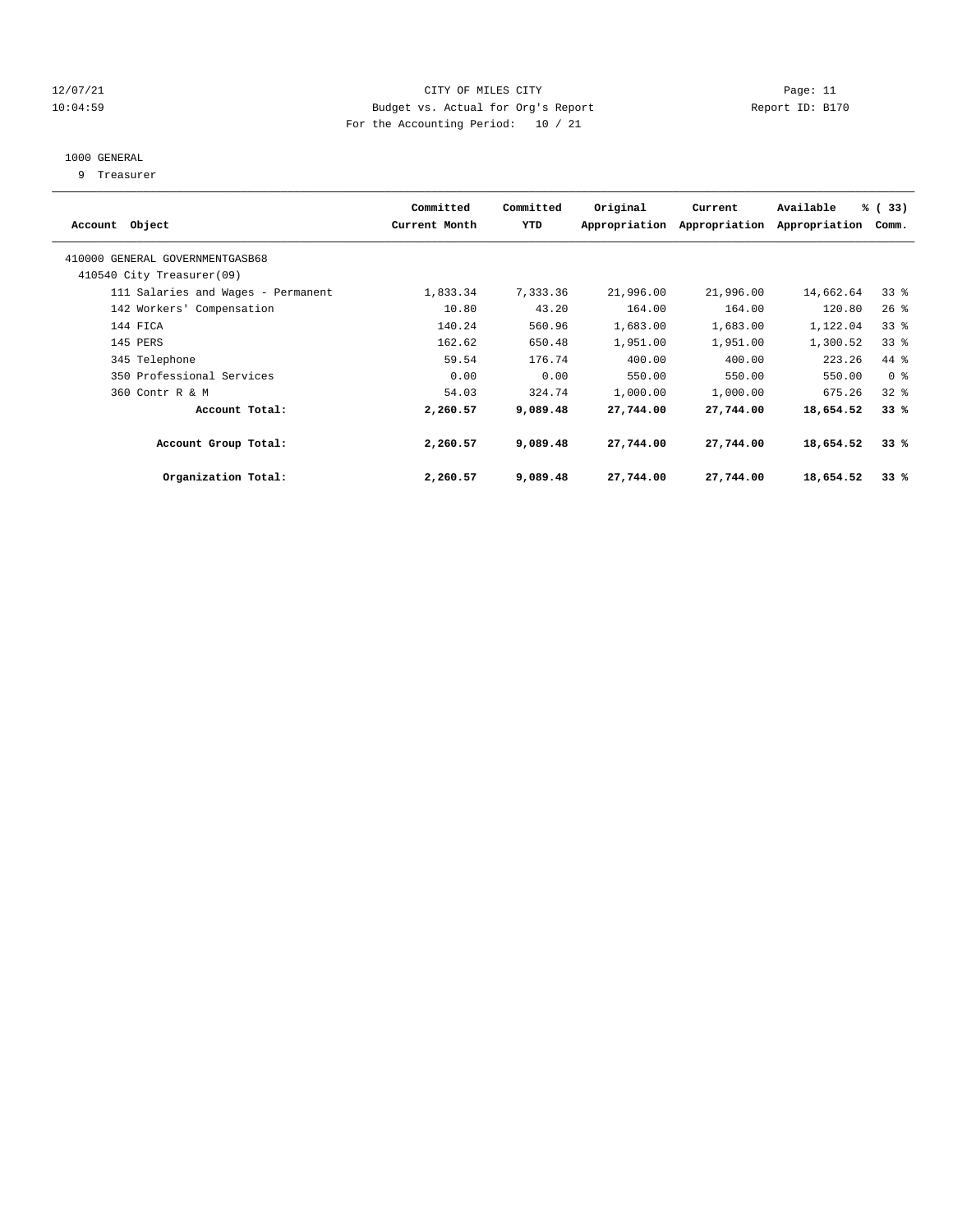CITY OF MILES CITY
Budget vs. Actual for Org's Report
For the Accounting Period: 10 / 21

12/07/21
10:04:59

Page: 11
Report ID: B170

1000 GENERAL

9 Treasurer

| Account Object | Committed Current Month | Committed YTD | Original Appropriation | Current Appropriation | Available Appropriation | % ( 33) Comm. |
|---|---|---|---|---|---|---|
| 410000 GENERAL GOVERNMENTGASB68 | | | | | | |
| 410540 City Treasurer(09) | | | | | | |
| 111 Salaries and Wages - Permanent | 1,833.34 | 7,333.36 | 21,996.00 | 21,996.00 | 14,662.64 | 33 % |
| 142 Workers' Compensation | 10.80 | 43.20 | 164.00 | 164.00 | 120.80 | 26 % |
| 144 FICA | 140.24 | 560.96 | 1,683.00 | 1,683.00 | 1,122.04 | 33 % |
| 145 PERS | 162.62 | 650.48 | 1,951.00 | 1,951.00 | 1,300.52 | 33 % |
| 345 Telephone | 59.54 | 176.74 | 400.00 | 400.00 | 223.26 | 44 % |
| 350 Professional Services | 0.00 | 0.00 | 550.00 | 550.00 | 550.00 | 0 % |
| 360 Contr R & M | 54.03 | 324.74 | 1,000.00 | 1,000.00 | 675.26 | 32 % |
| **Account Total:** | **2,260.57** | **9,089.48** | **27,744.00** | **27,744.00** | **18,654.52** | **33 %** |
| **Account Group Total:** | **2,260.57** | **9,089.48** | **27,744.00** | **27,744.00** | **18,654.52** | **33 %** |
| **Organization Total:** | **2,260.57** | **9,089.48** | **27,744.00** | **27,744.00** | **18,654.52** | **33 %** |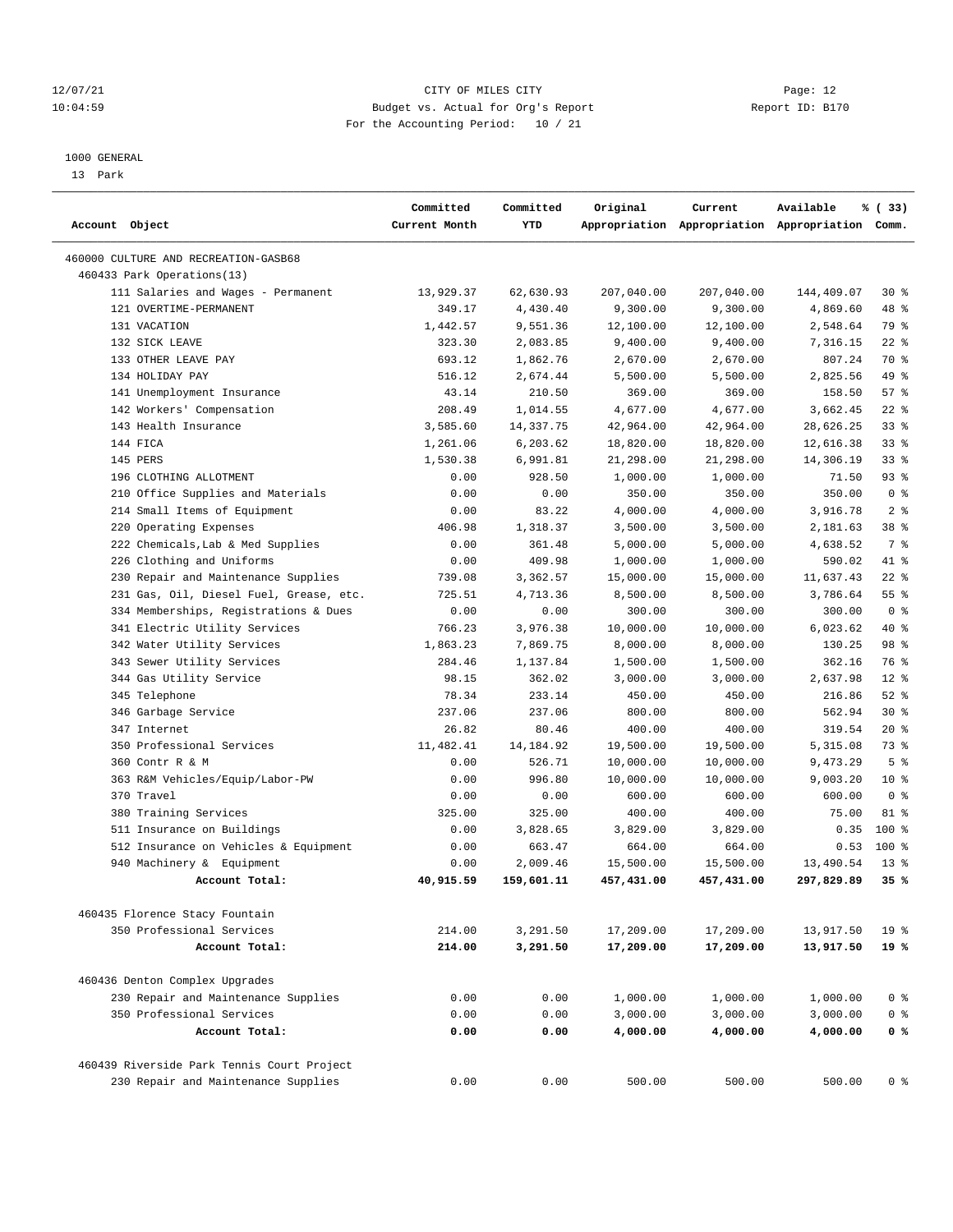12/07/21 CITY OF MILES CITY
10:04:59 Budget vs. Actual for Org's Report Report ID: B170
For the Accounting Period: 10 / 21

1000 GENERAL
13 Park

| Account Object | Committed Current Month | Committed YTD | Original Appropriation | Current Appropriation | Available Appropriation | % ( 33) Comm. |
|---|---|---|---|---|---|---|
| 460000 CULTURE AND RECREATION-GASB68 | | | | | | |
| 460433 Park Operations(13) | | | | | | |
| 111 Salaries and Wages - Permanent | 13,929.37 | 62,630.93 | 207,040.00 | 207,040.00 | 144,409.07 | 30 % |
| 121 OVERTIME-PERMANENT | 349.17 | 4,430.40 | 9,300.00 | 9,300.00 | 4,869.60 | 48 % |
| 131 VACATION | 1,442.57 | 9,551.36 | 12,100.00 | 12,100.00 | 2,548.64 | 79 % |
| 132 SICK LEAVE | 323.30 | 2,083.85 | 9,400.00 | 9,400.00 | 7,316.15 | 22 % |
| 133 OTHER LEAVE PAY | 693.12 | 1,862.76 | 2,670.00 | 2,670.00 | 807.24 | 70 % |
| 134 HOLIDAY PAY | 516.12 | 2,674.44 | 5,500.00 | 5,500.00 | 2,825.56 | 49 % |
| 141 Unemployment Insurance | 43.14 | 210.50 | 369.00 | 369.00 | 158.50 | 57 % |
| 142 Workers' Compensation | 208.49 | 1,014.55 | 4,677.00 | 4,677.00 | 3,662.45 | 22 % |
| 143 Health Insurance | 3,585.60 | 14,337.75 | 42,964.00 | 42,964.00 | 28,626.25 | 33 % |
| 144 FICA | 1,261.06 | 6,203.62 | 18,820.00 | 18,820.00 | 12,616.38 | 33 % |
| 145 PERS | 1,530.38 | 6,991.81 | 21,298.00 | 21,298.00 | 14,306.19 | 33 % |
| 196 CLOTHING ALLOTMENT | 0.00 | 928.50 | 1,000.00 | 1,000.00 | 71.50 | 93 % |
| 210 Office Supplies and Materials | 0.00 | 0.00 | 350.00 | 350.00 | 350.00 | 0 % |
| 214 Small Items of Equipment | 0.00 | 83.22 | 4,000.00 | 4,000.00 | 3,916.78 | 2 % |
| 220 Operating Expenses | 406.98 | 1,318.37 | 3,500.00 | 3,500.00 | 2,181.63 | 38 % |
| 222 Chemicals,Lab & Med Supplies | 0.00 | 361.48 | 5,000.00 | 5,000.00 | 4,638.52 | 7 % |
| 226 Clothing and Uniforms | 0.00 | 409.98 | 1,000.00 | 1,000.00 | 590.02 | 41 % |
| 230 Repair and Maintenance Supplies | 739.08 | 3,362.57 | 15,000.00 | 15,000.00 | 11,637.43 | 22 % |
| 231 Gas, Oil, Diesel Fuel, Grease, etc. | 725.51 | 4,713.36 | 8,500.00 | 8,500.00 | 3,786.64 | 55 % |
| 334 Memberships, Registrations & Dues | 0.00 | 0.00 | 300.00 | 300.00 | 300.00 | 0 % |
| 341 Electric Utility Services | 766.23 | 3,976.38 | 10,000.00 | 10,000.00 | 6,023.62 | 40 % |
| 342 Water Utility Services | 1,863.23 | 7,869.75 | 8,000.00 | 8,000.00 | 130.25 | 98 % |
| 343 Sewer Utility Services | 284.46 | 1,137.84 | 1,500.00 | 1,500.00 | 362.16 | 76 % |
| 344 Gas Utility Service | 98.15 | 362.02 | 3,000.00 | 3,000.00 | 2,637.98 | 12 % |
| 345 Telephone | 78.34 | 233.14 | 450.00 | 450.00 | 216.86 | 52 % |
| 346 Garbage Service | 237.06 | 237.06 | 800.00 | 800.00 | 562.94 | 30 % |
| 347 Internet | 26.82 | 80.46 | 400.00 | 400.00 | 319.54 | 20 % |
| 350 Professional Services | 11,482.41 | 14,184.92 | 19,500.00 | 19,500.00 | 5,315.08 | 73 % |
| 360 Contr R & M | 0.00 | 526.71 | 10,000.00 | 10,000.00 | 9,473.29 | 5 % |
| 363 R&M Vehicles/Equip/Labor-PW | 0.00 | 996.80 | 10,000.00 | 10,000.00 | 9,003.20 | 10 % |
| 370 Travel | 0.00 | 0.00 | 600.00 | 600.00 | 600.00 | 0 % |
| 380 Training Services | 325.00 | 325.00 | 400.00 | 400.00 | 75.00 | 81 % |
| 511 Insurance on Buildings | 0.00 | 3,828.65 | 3,829.00 | 3,829.00 | 0.35 | 100 % |
| 512 Insurance on Vehicles & Equipment | 0.00 | 663.47 | 664.00 | 664.00 | 0.53 | 100 % |
| 940 Machinery & Equipment | 0.00 | 2,009.46 | 15,500.00 | 15,500.00 | 13,490.54 | 13 % |
| **Account Total:** | **40,915.59** | **159,601.11** | **457,431.00** | **457,431.00** | **297,829.89** | **35 %** |
| 460435 Florence Stacy Fountain | | | | | | |
| 350 Professional Services | 214.00 | 3,291.50 | 17,209.00 | 17,209.00 | 13,917.50 | 19 % |
| **Account Total:** | **214.00** | **3,291.50** | **17,209.00** | **17,209.00** | **13,917.50** | **19 %** |
| 460436 Denton Complex Upgrades | | | | | | |
| 230 Repair and Maintenance Supplies | 0.00 | 0.00 | 1,000.00 | 1,000.00 | 1,000.00 | 0 % |
| 350 Professional Services | 0.00 | 0.00 | 3,000.00 | 3,000.00 | 3,000.00 | 0 % |
| **Account Total:** | **0.00** | **0.00** | **4,000.00** | **4,000.00** | **4,000.00** | **0 %** |
| 460439 Riverside Park Tennis Court Project | | | | | | |
| 230 Repair and Maintenance Supplies | 0.00 | 0.00 | 500.00 | 500.00 | 500.00 | 0 % |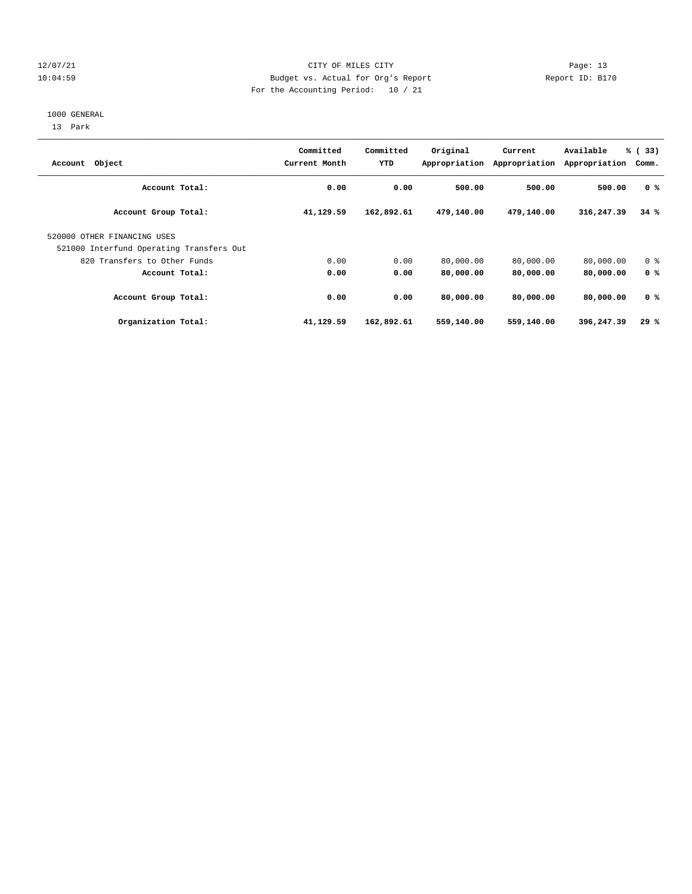CITY OF MILES CITY
Budget vs. Actual for Org's Report
For the Accounting Period: 10 / 21

1000 GENERAL
13 Park

| Account Object | Committed Current Month | Committed YTD | Original Appropriation | Current Appropriation | Available Appropriation | % ( 33) Comm. |
|---|---|---|---|---|---|---|
| **Account Total:** | **0.00** | **0.00** | **500.00** | **500.00** | **500.00** | **0 %** |
| **Account Group Total:** | **41,129.59** | **162,892.61** | **479,140.00** | **479,140.00** | **316,247.39** | **34 %** |
| 520000 OTHER FINANCING USES | | | | | | |
| 521000 Interfund Operating Transfers Out | | | | | | |
| 820 Transfers to Other Funds | 0.00 | 0.00 | 80,000.00 | 80,000.00 | 80,000.00 | 0 % |
| **Account Total:** | **0.00** | **0.00** | **80,000.00** | **80,000.00** | **80,000.00** | **0 %** |
| **Account Group Total:** | **0.00** | **0.00** | **80,000.00** | **80,000.00** | **80,000.00** | **0 %** |
| **Organization Total:** | **41,129.59** | **162,892.61** | **559,140.00** | **559,140.00** | **396,247.39** | **29 %** |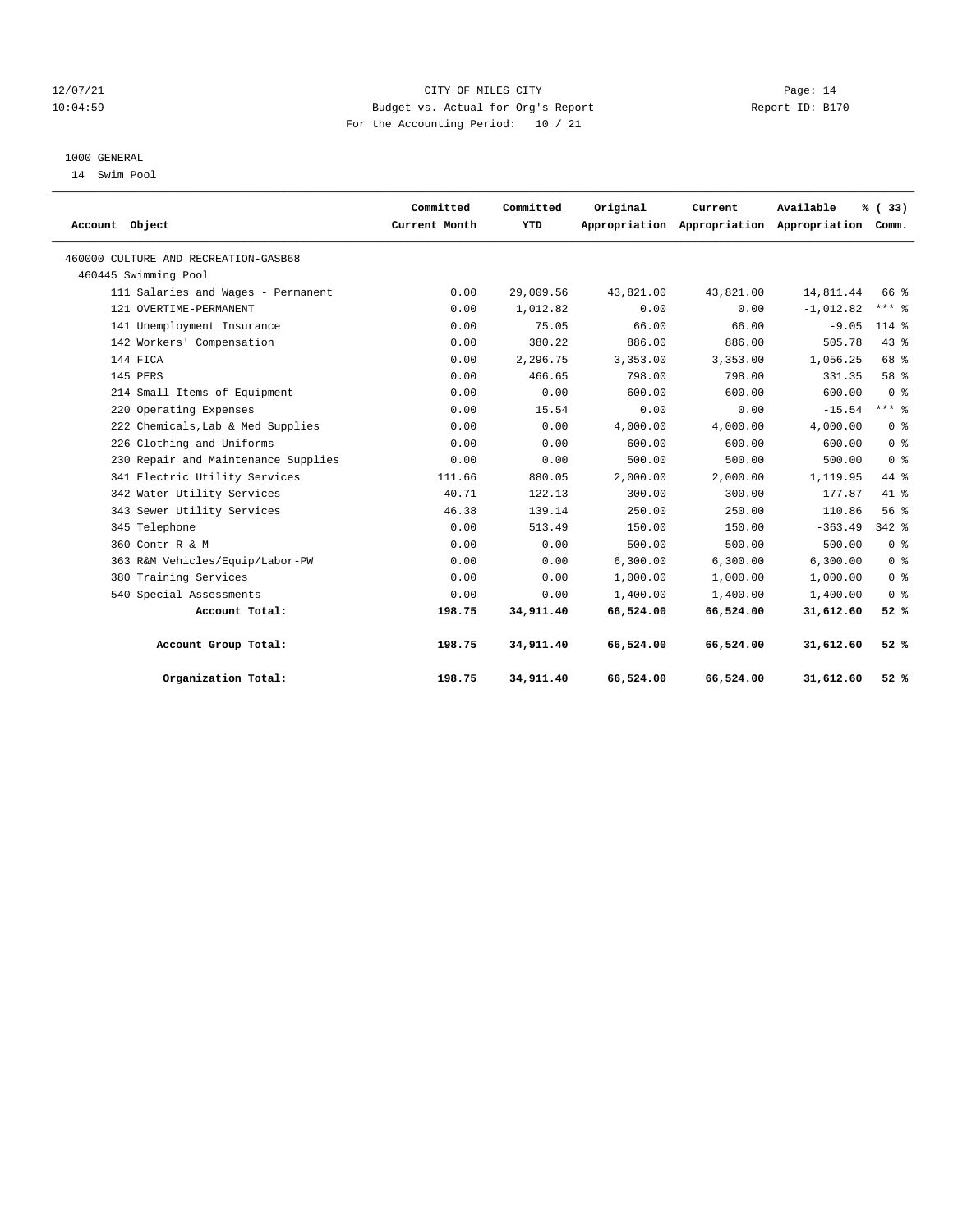12/07/21 CITY OF MILES CITY Page: 14
10:04:59 Budget vs. Actual for Org's Report Report ID: B170
For the Accounting Period: 10 / 21

1000 GENERAL
14 Swim Pool

| Account Object | Committed Current Month | Committed YTD | Original Appropriation | Current Appropriation | Available Appropriation | % ( 33) Comm. |
|---|---|---|---|---|---|---|
| 460000 CULTURE AND RECREATION-GASB68 | | | | | | |
| 460445 Swimming Pool | | | | | | |
| 111 Salaries and Wages - Permanent | 0.00 | 29,009.56 | 43,821.00 | 43,821.00 | 14,811.44 | 66 % |
| 121 OVERTIME-PERMANENT | 0.00 | 1,012.82 | 0.00 | 0.00 | -1,012.82 | *** % |
| 141 Unemployment Insurance | 0.00 | 75.05 | 66.00 | 66.00 | -9.05 | 114 % |
| 142 Workers' Compensation | 0.00 | 380.22 | 886.00 | 886.00 | 505.78 | 43 % |
| 144 FICA | 0.00 | 2,296.75 | 3,353.00 | 3,353.00 | 1,056.25 | 68 % |
| 145 PERS | 0.00 | 466.65 | 798.00 | 798.00 | 331.35 | 58 % |
| 214 Small Items of Equipment | 0.00 | 0.00 | 600.00 | 600.00 | 600.00 | 0 % |
| 220 Operating Expenses | 0.00 | 15.54 | 0.00 | 0.00 | -15.54 | *** % |
| 222 Chemicals,Lab & Med Supplies | 0.00 | 0.00 | 4,000.00 | 4,000.00 | 4,000.00 | 0 % |
| 226 Clothing and Uniforms | 0.00 | 0.00 | 600.00 | 600.00 | 600.00 | 0 % |
| 230 Repair and Maintenance Supplies | 0.00 | 0.00 | 500.00 | 500.00 | 500.00 | 0 % |
| 341 Electric Utility Services | 111.66 | 880.05 | 2,000.00 | 2,000.00 | 1,119.95 | 44 % |
| 342 Water Utility Services | 40.71 | 122.13 | 300.00 | 300.00 | 177.87 | 41 % |
| 343 Sewer Utility Services | 46.38 | 139.14 | 250.00 | 250.00 | 110.86 | 56 % |
| 345 Telephone | 0.00 | 513.49 | 150.00 | 150.00 | -363.49 | 342 % |
| 360 Contr R & M | 0.00 | 0.00 | 500.00 | 500.00 | 500.00 | 0 % |
| 363 R&M Vehicles/Equip/Labor-PW | 0.00 | 0.00 | 6,300.00 | 6,300.00 | 6,300.00 | 0 % |
| 380 Training Services | 0.00 | 0.00 | 1,000.00 | 1,000.00 | 1,000.00 | 0 % |
| 540 Special Assessments | 0.00 | 0.00 | 1,400.00 | 1,400.00 | 1,400.00 | 0 % |
| **Account Total:** | **198.75** | **34,911.40** | **66,524.00** | **66,524.00** | **31,612.60** | **52 %** |
| **Account Group Total:** | **198.75** | **34,911.40** | **66,524.00** | **66,524.00** | **31,612.60** | **52 %** |
| **Organization Total:** | **198.75** | **34,911.40** | **66,524.00** | **66,524.00** | **31,612.60** | **52 %** |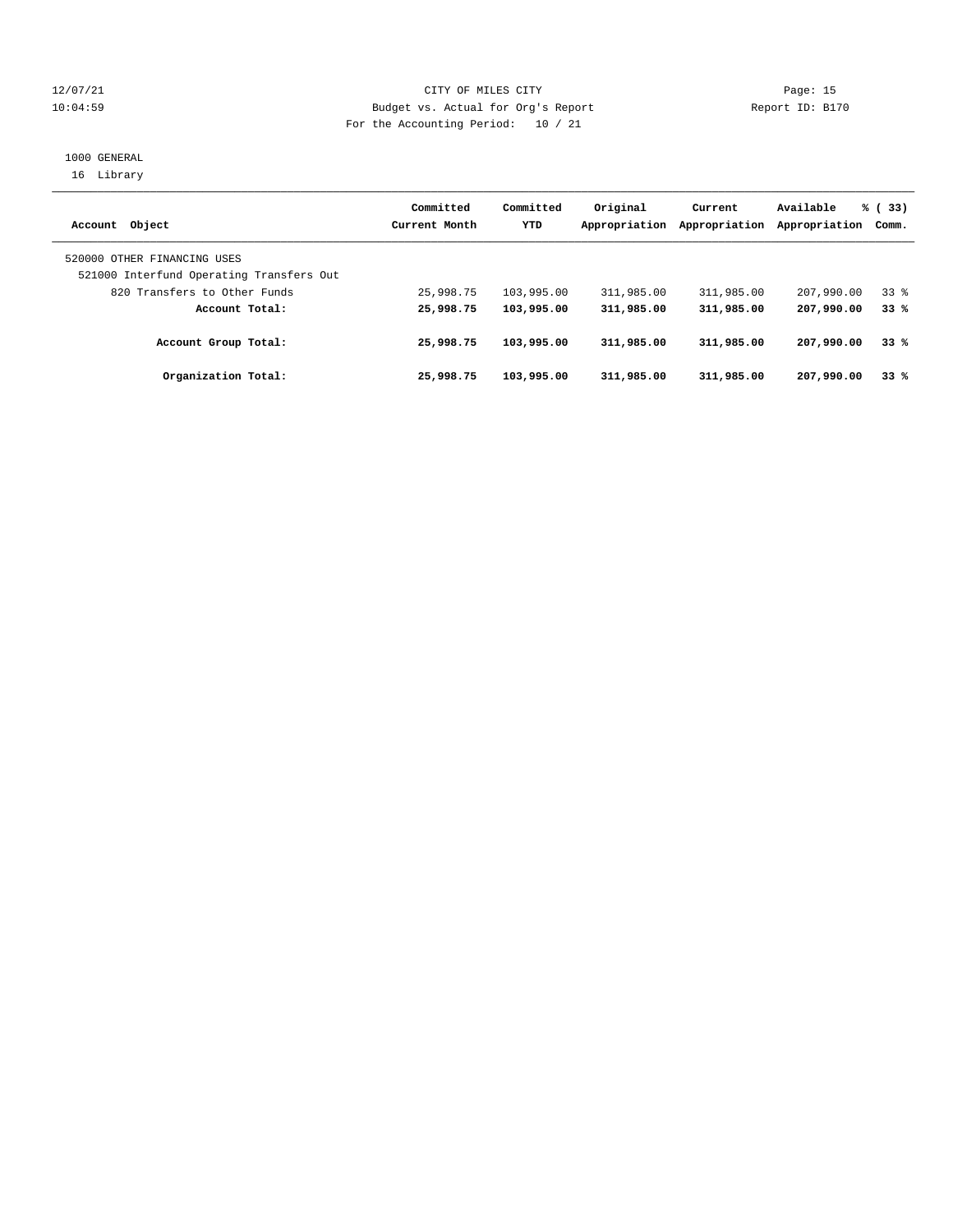CITY OF MILES CITY
Budget vs. Actual for Org's Report
For the Accounting Period: 10 / 21

12/07/21
10:04:59

Report ID: B170

1000 GENERAL
16 Library

| Account Object | Committed Current Month | Committed YTD | Original Appropriation | Current Appropriation | Available Appropriation | % ( 33) Comm. |
|---|---|---|---|---|---|---|
| 520000 OTHER FINANCING USES | | | | | | |
| 521000 Interfund Operating Transfers Out | | | | | | |
| 820 Transfers to Other Funds | 25,998.75 | 103,995.00 | 311,985.00 | 311,985.00 | 207,990.00 | 33 % |
| **Account Total:** | **25,998.75** | **103,995.00** | **311,985.00** | **311,985.00** | **207,990.00** | **33 %** |
| **Account Group Total:** | **25,998.75** | **103,995.00** | **311,985.00** | **311,985.00** | **207,990.00** | **33 %** |
| **Organization Total:** | **25,998.75** | **103,995.00** | **311,985.00** | **311,985.00** | **207,990.00** | **33 %** |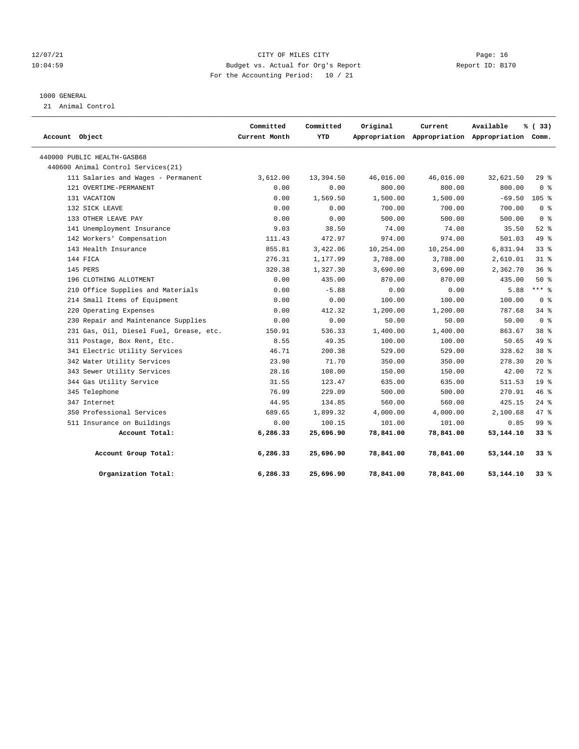CITY OF MILES CITY
Budget vs. Actual for Org's Report
For the Accounting Period: 10 / 21

12/07/21
10:04:59

Report ID: B170

1000 GENERAL
21 Animal Control

| Account Object | Committed Current Month | Committed YTD | Original Appropriation | Current Appropriation | Available Appropriation | % ( 33) Comm. |
|---|---|---|---|---|---|---|
| 440000 PUBLIC HEALTH-GASB68 | | | | | | |
| 440600 Animal Control Services(21) | | | | | | |
| 111 Salaries and Wages - Permanent | 3,612.00 | 13,394.50 | 46,016.00 | 46,016.00 | 32,621.50 | 29 % |
| 121 OVERTIME-PERMANENT | 0.00 | 0.00 | 800.00 | 800.00 | 800.00 | 0 % |
| 131 VACATION | 0.00 | 1,569.50 | 1,500.00 | 1,500.00 | -69.50 | 105 % |
| 132 SICK LEAVE | 0.00 | 0.00 | 700.00 | 700.00 | 700.00 | 0 % |
| 133 OTHER LEAVE PAY | 0.00 | 0.00 | 500.00 | 500.00 | 500.00 | 0 % |
| 141 Unemployment Insurance | 9.03 | 38.50 | 74.00 | 74.00 | 35.50 | 52 % |
| 142 Workers' Compensation | 111.43 | 472.97 | 974.00 | 974.00 | 501.03 | 49 % |
| 143 Health Insurance | 855.81 | 3,422.06 | 10,254.00 | 10,254.00 | 6,831.94 | 33 % |
| 144 FICA | 276.31 | 1,177.99 | 3,788.00 | 3,788.00 | 2,610.01 | 31 % |
| 145 PERS | 320.38 | 1,327.30 | 3,690.00 | 3,690.00 | 2,362.70 | 36 % |
| 196 CLOTHING ALLOTMENT | 0.00 | 435.00 | 870.00 | 870.00 | 435.00 | 50 % |
| 210 Office Supplies and Materials | 0.00 | -5.88 | 0.00 | 0.00 | 5.88 | *** % |
| 214 Small Items of Equipment | 0.00 | 0.00 | 100.00 | 100.00 | 100.00 | 0 % |
| 220 Operating Expenses | 0.00 | 412.32 | 1,200.00 | 1,200.00 | 787.68 | 34 % |
| 230 Repair and Maintenance Supplies | 0.00 | 0.00 | 50.00 | 50.00 | 50.00 | 0 % |
| 231 Gas, Oil, Diesel Fuel, Grease, etc. | 150.91 | 536.33 | 1,400.00 | 1,400.00 | 863.67 | 38 % |
| 311 Postage, Box Rent, Etc. | 8.55 | 49.35 | 100.00 | 100.00 | 50.65 | 49 % |
| 341 Electric Utility Services | 46.71 | 200.38 | 529.00 | 529.00 | 328.62 | 38 % |
| 342 Water Utility Services | 23.90 | 71.70 | 350.00 | 350.00 | 278.30 | 20 % |
| 343 Sewer Utility Services | 28.16 | 108.00 | 150.00 | 150.00 | 42.00 | 72 % |
| 344 Gas Utility Service | 31.55 | 123.47 | 635.00 | 635.00 | 511.53 | 19 % |
| 345 Telephone | 76.99 | 229.09 | 500.00 | 500.00 | 270.91 | 46 % |
| 347 Internet | 44.95 | 134.85 | 560.00 | 560.00 | 425.15 | 24 % |
| 350 Professional Services | 689.65 | 1,899.32 | 4,000.00 | 4,000.00 | 2,100.68 | 47 % |
| 511 Insurance on Buildings | 0.00 | 100.15 | 101.00 | 101.00 | 0.85 | 99 % |
| **Account Total:** | **6,286.33** | **25,696.90** | **78,841.00** | **78,841.00** | **53,144.10** | **33 %** |
| **Account Group Total:** | **6,286.33** | **25,696.90** | **78,841.00** | **78,841.00** | **53,144.10** | **33 %** |
| **Organization Total:** | **6,286.33** | **25,696.90** | **78,841.00** | **78,841.00** | **53,144.10** | **33 %** |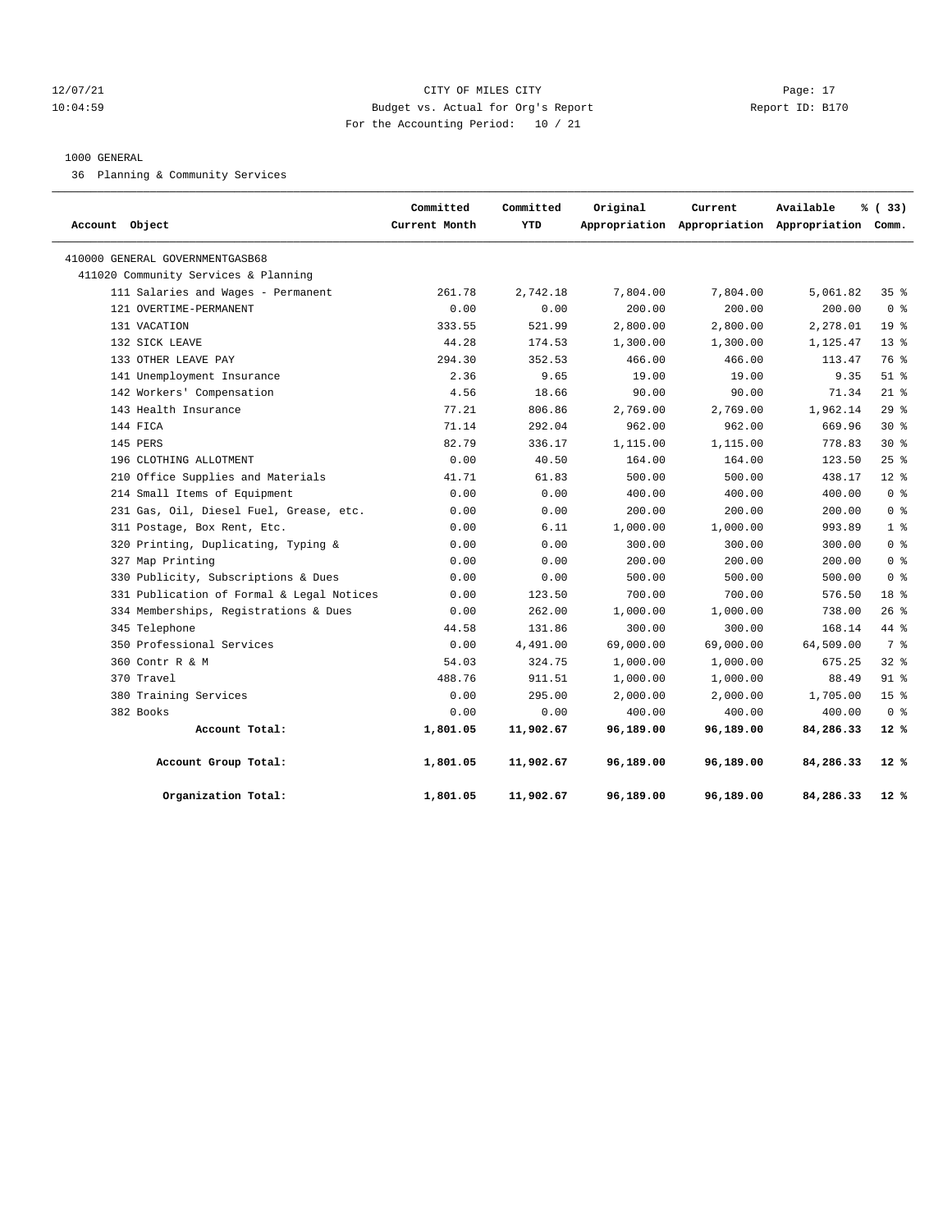CITY OF MILES CITY

Budget vs. Actual for Org's Report

For the Accounting Period: 10 / 21

12/07/21 10:04:59 — Report ID: B170

1000 GENERAL

36 Planning & Community Services

| Account Object | Committed Current Month | Committed YTD | Original Appropriation | Current Appropriation | Available Appropriation | % ( 33) Comm. |
|---|---|---|---|---|---|---|
| 410000 GENERAL GOVERNMENTGASB68 | | | | | | |
| 411020 Community Services & Planning | | | | | | |
| 111 Salaries and Wages - Permanent | 261.78 | 2,742.18 | 7,804.00 | 7,804.00 | 5,061.82 | 35 % |
| 121 OVERTIME-PERMANENT | 0.00 | 0.00 | 200.00 | 200.00 | 200.00 | 0 % |
| 131 VACATION | 333.55 | 521.99 | 2,800.00 | 2,800.00 | 2,278.01 | 19 % |
| 132 SICK LEAVE | 44.28 | 174.53 | 1,300.00 | 1,300.00 | 1,125.47 | 13 % |
| 133 OTHER LEAVE PAY | 294.30 | 352.53 | 466.00 | 466.00 | 113.47 | 76 % |
| 141 Unemployment Insurance | 2.36 | 9.65 | 19.00 | 19.00 | 9.35 | 51 % |
| 142 Workers' Compensation | 4.56 | 18.66 | 90.00 | 90.00 | 71.34 | 21 % |
| 143 Health Insurance | 77.21 | 806.86 | 2,769.00 | 2,769.00 | 1,962.14 | 29 % |
| 144 FICA | 71.14 | 292.04 | 962.00 | 962.00 | 669.96 | 30 % |
| 145 PERS | 82.79 | 336.17 | 1,115.00 | 1,115.00 | 778.83 | 30 % |
| 196 CLOTHING ALLOTMENT | 0.00 | 40.50 | 164.00 | 164.00 | 123.50 | 25 % |
| 210 Office Supplies and Materials | 41.71 | 61.83 | 500.00 | 500.00 | 438.17 | 12 % |
| 214 Small Items of Equipment | 0.00 | 0.00 | 400.00 | 400.00 | 400.00 | 0 % |
| 231 Gas, Oil, Diesel Fuel, Grease, etc. | 0.00 | 0.00 | 200.00 | 200.00 | 200.00 | 0 % |
| 311 Postage, Box Rent, Etc. | 0.00 | 6.11 | 1,000.00 | 1,000.00 | 993.89 | 1 % |
| 320 Printing, Duplicating, Typing & | 0.00 | 0.00 | 300.00 | 300.00 | 300.00 | 0 % |
| 327 Map Printing | 0.00 | 0.00 | 200.00 | 200.00 | 200.00 | 0 % |
| 330 Publicity, Subscriptions & Dues | 0.00 | 0.00 | 500.00 | 500.00 | 500.00 | 0 % |
| 331 Publication of Formal & Legal Notices | 0.00 | 123.50 | 700.00 | 700.00 | 576.50 | 18 % |
| 334 Memberships, Registrations & Dues | 0.00 | 262.00 | 1,000.00 | 1,000.00 | 738.00 | 26 % |
| 345 Telephone | 44.58 | 131.86 | 300.00 | 300.00 | 168.14 | 44 % |
| 350 Professional Services | 0.00 | 4,491.00 | 69,000.00 | 69,000.00 | 64,509.00 | 7 % |
| 360 Contr R & M | 54.03 | 324.75 | 1,000.00 | 1,000.00 | 675.25 | 32 % |
| 370 Travel | 488.76 | 911.51 | 1,000.00 | 1,000.00 | 88.49 | 91 % |
| 380 Training Services | 0.00 | 295.00 | 2,000.00 | 2,000.00 | 1,705.00 | 15 % |
| 382 Books | 0.00 | 0.00 | 400.00 | 400.00 | 400.00 | 0 % |
| **Account Total:** | **1,801.05** | **11,902.67** | **96,189.00** | **96,189.00** | **84,286.33** | **12 %** |
| **Account Group Total:** | **1,801.05** | **11,902.67** | **96,189.00** | **96,189.00** | **84,286.33** | **12 %** |
| **Organization Total:** | **1,801.05** | **11,902.67** | **96,189.00** | **96,189.00** | **84,286.33** | **12 %** |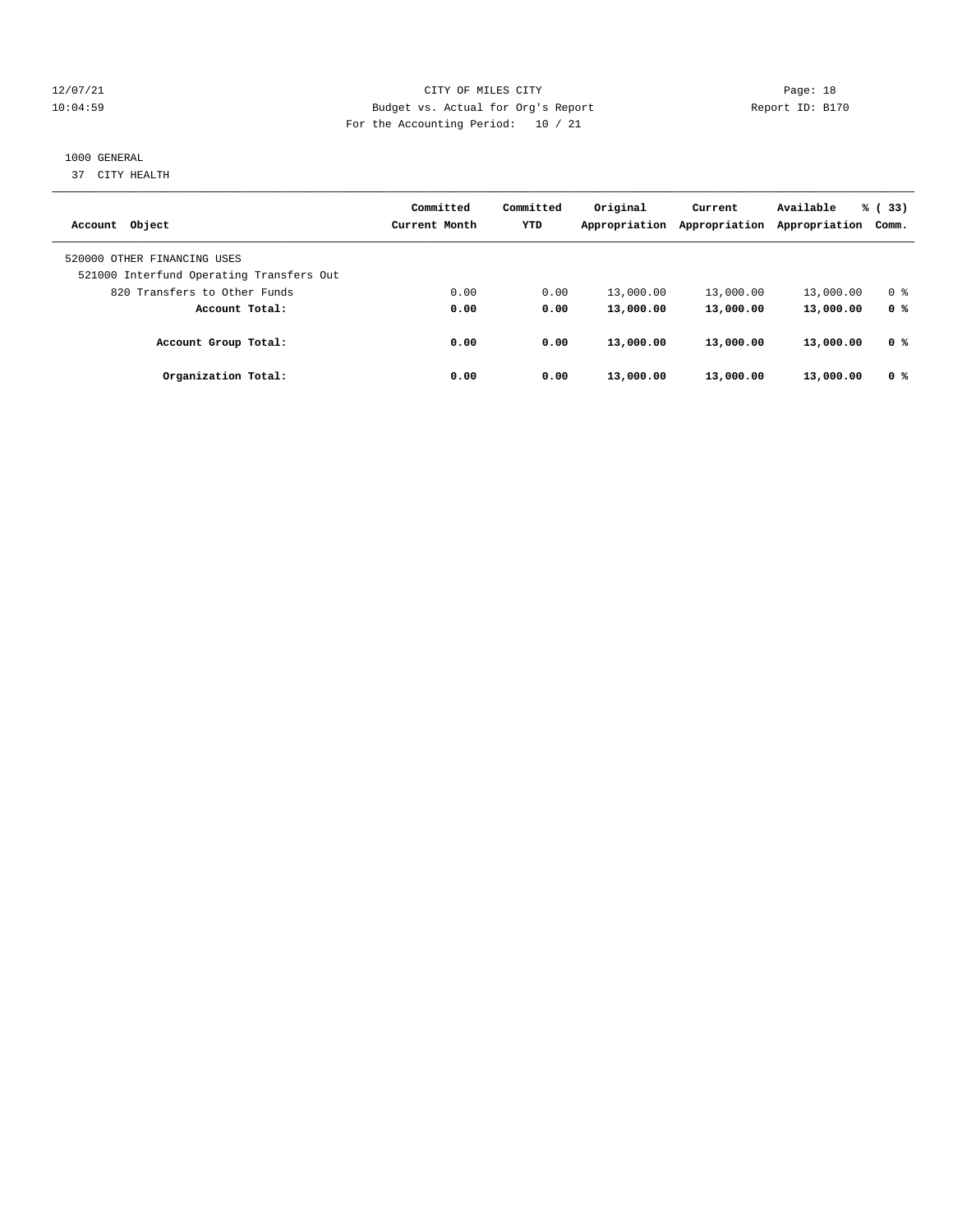12/07/21 CITY OF MILES CITY Page: 18
10:04:59 Budget vs. Actual for Org's Report Report ID: B170
For the Accounting Period: 10 / 21

1000 GENERAL
37 CITY HEALTH

| Account Object | Committed Current Month | Committed YTD | Original Appropriation | Current Appropriation | Available Appropriation | % ( 33) Comm. |
|---|---|---|---|---|---|---|
| 520000 OTHER FINANCING USES | | | | | | |
| 521000 Interfund Operating Transfers Out | | | | | | |
| 820 Transfers to Other Funds | 0.00 | 0.00 | 13,000.00 | 13,000.00 | 13,000.00 | 0 % |
| **Account Total:** | **0.00** | **0.00** | **13,000.00** | **13,000.00** | **13,000.00** | **0 %** |
| **Account Group Total:** | **0.00** | **0.00** | **13,000.00** | **13,000.00** | **13,000.00** | **0 %** |
| **Organization Total:** | **0.00** | **0.00** | **13,000.00** | **13,000.00** | **13,000.00** | **0 %** |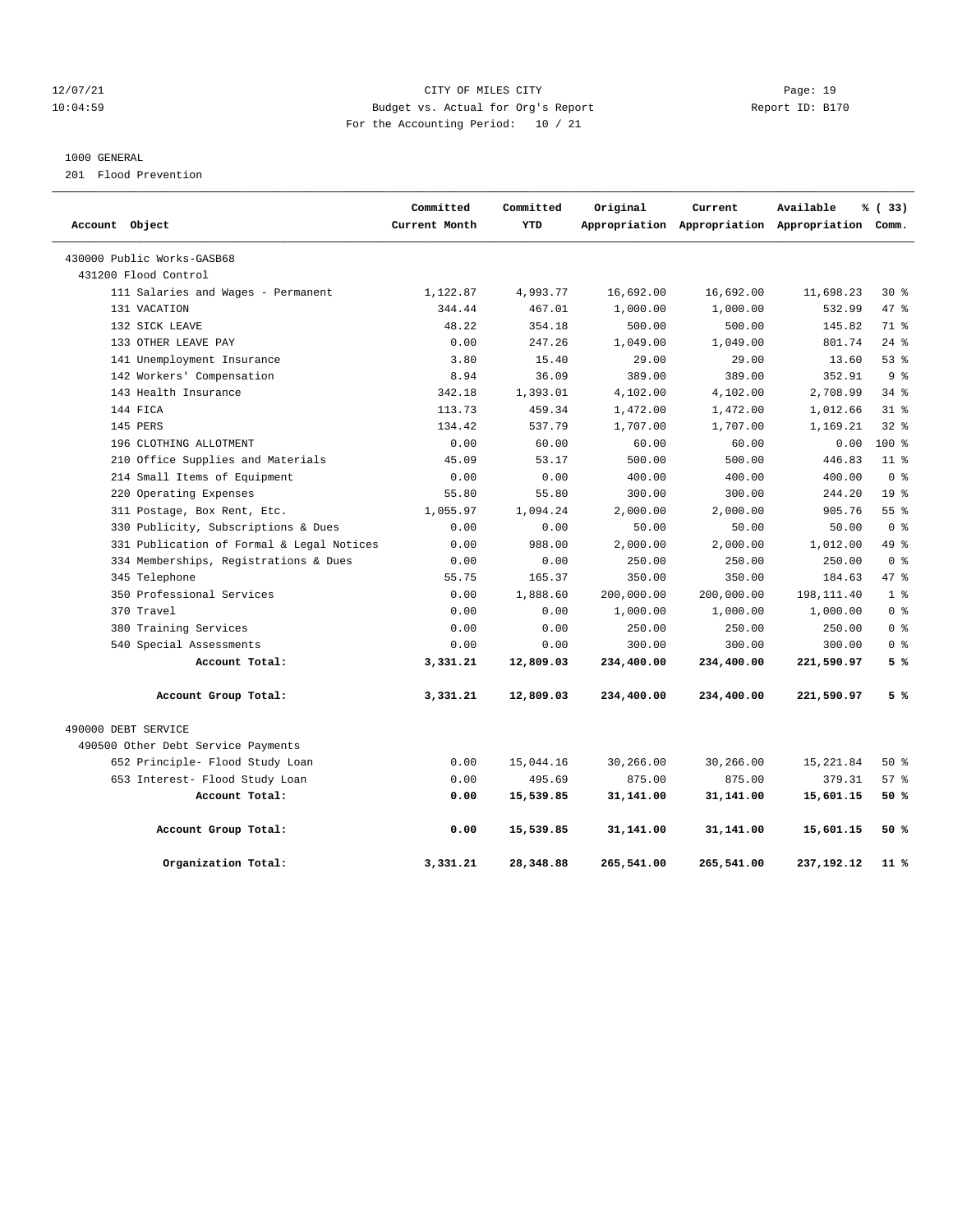12/07/21 CITY OF MILES CITY
10:04:59 Budget vs. Actual for Org's Report Report ID: B170
For the Accounting Period: 10 / 21

1000 GENERAL
201 Flood Prevention

| Account Object | Committed Current Month | Committed YTD | Original Appropriation | Current Appropriation | Available Appropriation | % ( 33) Comm. |
|---|---|---|---|---|---|---|
| 430000 Public Works-GASB68 | | | | | | |
| 431200 Flood Control | | | | | | |
| 111 Salaries and Wages - Permanent | 1,122.87 | 4,993.77 | 16,692.00 | 16,692.00 | 11,698.23 | 30 % |
| 131 VACATION | 344.44 | 467.01 | 1,000.00 | 1,000.00 | 532.99 | 47 % |
| 132 SICK LEAVE | 48.22 | 354.18 | 500.00 | 500.00 | 145.82 | 71 % |
| 133 OTHER LEAVE PAY | 0.00 | 247.26 | 1,049.00 | 1,049.00 | 801.74 | 24 % |
| 141 Unemployment Insurance | 3.80 | 15.40 | 29.00 | 29.00 | 13.60 | 53 % |
| 142 Workers' Compensation | 8.94 | 36.09 | 389.00 | 389.00 | 352.91 | 9 % |
| 143 Health Insurance | 342.18 | 1,393.01 | 4,102.00 | 4,102.00 | 2,708.99 | 34 % |
| 144 FICA | 113.73 | 459.34 | 1,472.00 | 1,472.00 | 1,012.66 | 31 % |
| 145 PERS | 134.42 | 537.79 | 1,707.00 | 1,707.00 | 1,169.21 | 32 % |
| 196 CLOTHING ALLOTMENT | 0.00 | 60.00 | 60.00 | 60.00 | 0.00 | 100 % |
| 210 Office Supplies and Materials | 45.09 | 53.17 | 500.00 | 500.00 | 446.83 | 11 % |
| 214 Small Items of Equipment | 0.00 | 0.00 | 400.00 | 400.00 | 400.00 | 0 % |
| 220 Operating Expenses | 55.80 | 55.80 | 300.00 | 300.00 | 244.20 | 19 % |
| 311 Postage, Box Rent, Etc. | 1,055.97 | 1,094.24 | 2,000.00 | 2,000.00 | 905.76 | 55 % |
| 330 Publicity, Subscriptions & Dues | 0.00 | 0.00 | 50.00 | 50.00 | 50.00 | 0 % |
| 331 Publication of Formal & Legal Notices | 0.00 | 988.00 | 2,000.00 | 2,000.00 | 1,012.00 | 49 % |
| 334 Memberships, Registrations & Dues | 0.00 | 0.00 | 250.00 | 250.00 | 250.00 | 0 % |
| 345 Telephone | 55.75 | 165.37 | 350.00 | 350.00 | 184.63 | 47 % |
| 350 Professional Services | 0.00 | 1,888.60 | 200,000.00 | 200,000.00 | 198,111.40 | 1 % |
| 370 Travel | 0.00 | 0.00 | 1,000.00 | 1,000.00 | 1,000.00 | 0 % |
| 380 Training Services | 0.00 | 0.00 | 250.00 | 250.00 | 250.00 | 0 % |
| 540 Special Assessments | 0.00 | 0.00 | 300.00 | 300.00 | 300.00 | 0 % |
| **Account Total:** | **3,331.21** | **12,809.03** | **234,400.00** | **234,400.00** | **221,590.97** | **5 %** |
| **Account Group Total:** | **3,331.21** | **12,809.03** | **234,400.00** | **234,400.00** | **221,590.97** | **5 %** |
| 490000 DEBT SERVICE | | | | | | |
| 490500 Other Debt Service Payments | | | | | | |
| 652 Principle- Flood Study Loan | 0.00 | 15,044.16 | 30,266.00 | 30,266.00 | 15,221.84 | 50 % |
| 653 Interest- Flood Study Loan | 0.00 | 495.69 | 875.00 | 875.00 | 379.31 | 57 % |
| **Account Total:** | **0.00** | **15,539.85** | **31,141.00** | **31,141.00** | **15,601.15** | **50 %** |
| **Account Group Total:** | **0.00** | **15,539.85** | **31,141.00** | **31,141.00** | **15,601.15** | **50 %** |
| **Organization Total:** | **3,331.21** | **28,348.88** | **265,541.00** | **265,541.00** | **237,192.12** | **11 %** |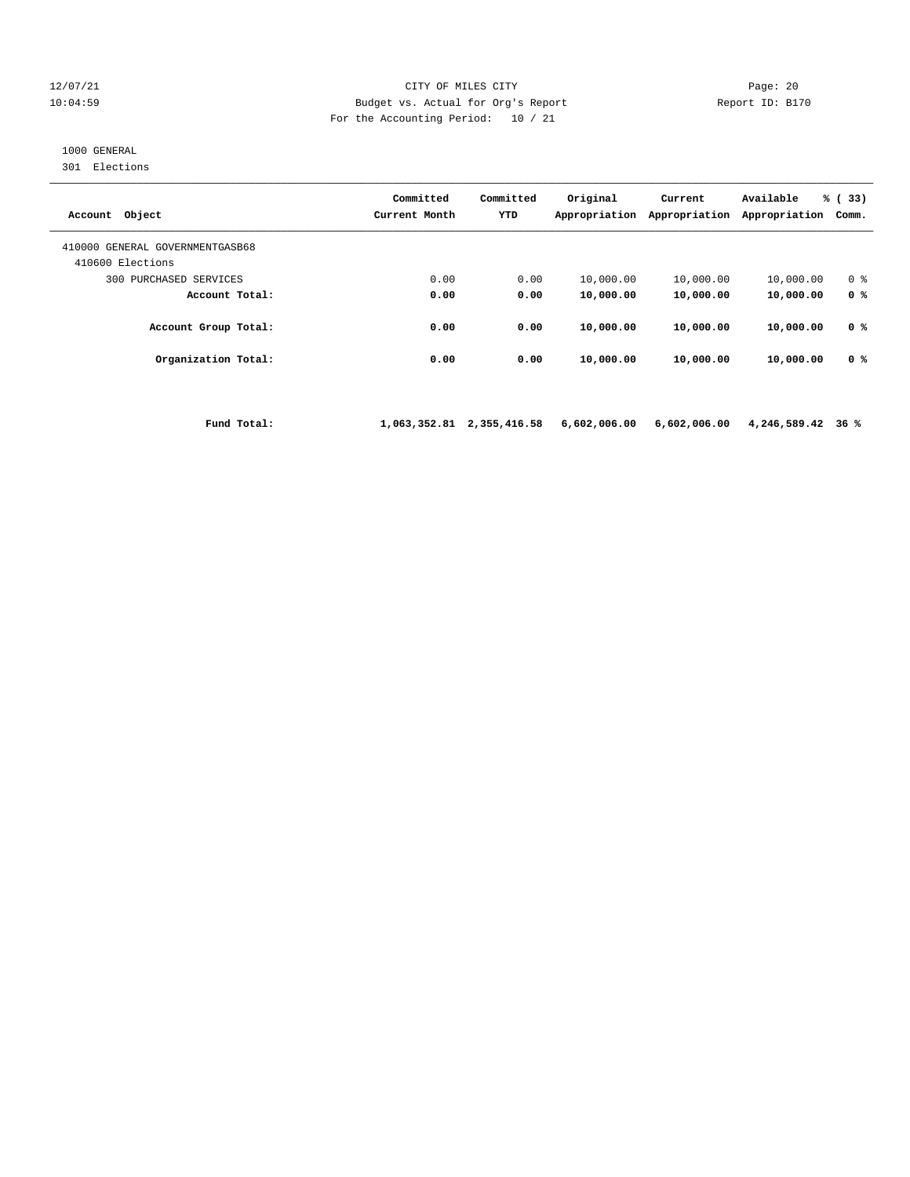12/07/21 CITY OF MILES CITY
10:04:59 Budget vs. Actual for Org's Report Report ID: B170
For the Accounting Period: 10 / 21

1000 GENERAL
301 Elections

| Account Object | Committed Current Month | Committed YTD | Original Appropriation | Current Appropriation | Available Appropriation | % ( 33) Comm. |
|---|---|---|---|---|---|---|
| 410000 GENERAL GOVERNMENTGASB68 | | | | | | |
| 410600 Elections | | | | | | |
| 300 PURCHASED SERVICES | 0.00 | 0.00 | 10,000.00 | 10,000.00 | 10,000.00 | 0 % |
| **Account Total:** | **0.00** | **0.00** | **10,000.00** | **10,000.00** | **10,000.00** | **0 %** |
| **Account Group Total:** | **0.00** | **0.00** | **10,000.00** | **10,000.00** | **10,000.00** | **0 %** |
| **Organization Total:** | **0.00** | **0.00** | **10,000.00** | **10,000.00** | **10,000.00** | **0 %** |
| **Fund Total:** | **1,063,352.81** | **2,355,416.58** | **6,602,006.00** | **6,602,006.00** | **4,246,589.42** | **36 %** |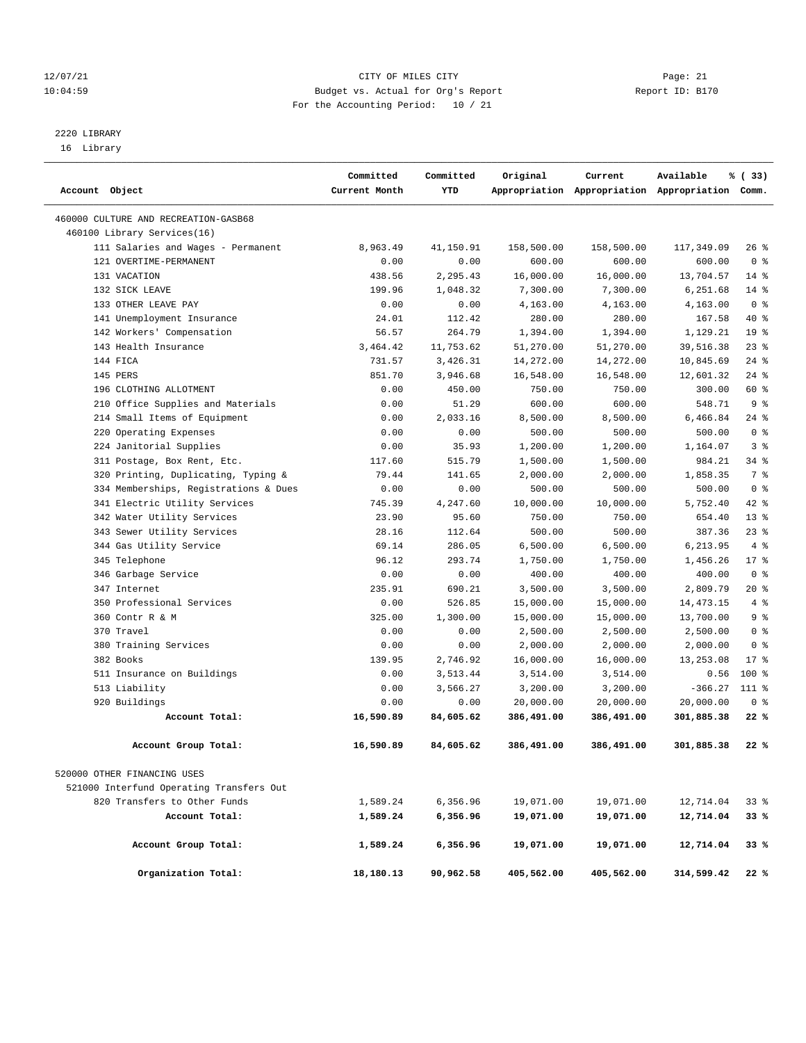12/07/21 CITY OF MILES CITY Page: 21
10:04:59 Budget vs. Actual for Org's Report Report ID: B170
For the Accounting Period: 10 / 21

2220 LIBRARY
16 Library

| Account Object | Committed Current Month | Committed YTD | Original Appropriation | Current Appropriation | Available Appropriation | % ( 33) Comm. |
|---|---|---|---|---|---|---|
| 460000 CULTURE AND RECREATION-GASB68 | | | | | | |
| 460100 Library Services(16) | | | | | | |
| 111 Salaries and Wages - Permanent | 8,963.49 | 41,150.91 | 158,500.00 | 158,500.00 | 117,349.09 | 26 % |
| 121 OVERTIME-PERMANENT | 0.00 | 0.00 | 600.00 | 600.00 | 600.00 | 0 % |
| 131 VACATION | 438.56 | 2,295.43 | 16,000.00 | 16,000.00 | 13,704.57 | 14 % |
| 132 SICK LEAVE | 199.96 | 1,048.32 | 7,300.00 | 7,300.00 | 6,251.68 | 14 % |
| 133 OTHER LEAVE PAY | 0.00 | 0.00 | 4,163.00 | 4,163.00 | 4,163.00 | 0 % |
| 141 Unemployment Insurance | 24.01 | 112.42 | 280.00 | 280.00 | 167.58 | 40 % |
| 142 Workers' Compensation | 56.57 | 264.79 | 1,394.00 | 1,394.00 | 1,129.21 | 19 % |
| 143 Health Insurance | 3,464.42 | 11,753.62 | 51,270.00 | 51,270.00 | 39,516.38 | 23 % |
| 144 FICA | 731.57 | 3,426.31 | 14,272.00 | 14,272.00 | 10,845.69 | 24 % |
| 145 PERS | 851.70 | 3,946.68 | 16,548.00 | 16,548.00 | 12,601.32 | 24 % |
| 196 CLOTHING ALLOTMENT | 0.00 | 450.00 | 750.00 | 750.00 | 300.00 | 60 % |
| 210 Office Supplies and Materials | 0.00 | 51.29 | 600.00 | 600.00 | 548.71 | 9 % |
| 214 Small Items of Equipment | 0.00 | 2,033.16 | 8,500.00 | 8,500.00 | 6,466.84 | 24 % |
| 220 Operating Expenses | 0.00 | 0.00 | 500.00 | 500.00 | 500.00 | 0 % |
| 224 Janitorial Supplies | 0.00 | 35.93 | 1,200.00 | 1,200.00 | 1,164.07 | 3 % |
| 311 Postage, Box Rent, Etc. | 117.60 | 515.79 | 1,500.00 | 1,500.00 | 984.21 | 34 % |
| 320 Printing, Duplicating, Typing & | 79.44 | 141.65 | 2,000.00 | 2,000.00 | 1,858.35 | 7 % |
| 334 Memberships, Registrations & Dues | 0.00 | 0.00 | 500.00 | 500.00 | 500.00 | 0 % |
| 341 Electric Utility Services | 745.39 | 4,247.60 | 10,000.00 | 10,000.00 | 5,752.40 | 42 % |
| 342 Water Utility Services | 23.90 | 95.60 | 750.00 | 750.00 | 654.40 | 13 % |
| 343 Sewer Utility Services | 28.16 | 112.64 | 500.00 | 500.00 | 387.36 | 23 % |
| 344 Gas Utility Service | 69.14 | 286.05 | 6,500.00 | 6,500.00 | 6,213.95 | 4 % |
| 345 Telephone | 96.12 | 293.74 | 1,750.00 | 1,750.00 | 1,456.26 | 17 % |
| 346 Garbage Service | 0.00 | 0.00 | 400.00 | 400.00 | 400.00 | 0 % |
| 347 Internet | 235.91 | 690.21 | 3,500.00 | 3,500.00 | 2,809.79 | 20 % |
| 350 Professional Services | 0.00 | 526.85 | 15,000.00 | 15,000.00 | 14,473.15 | 4 % |
| 360 Contr R & M | 325.00 | 1,300.00 | 15,000.00 | 15,000.00 | 13,700.00 | 9 % |
| 370 Travel | 0.00 | 0.00 | 2,500.00 | 2,500.00 | 2,500.00 | 0 % |
| 380 Training Services | 0.00 | 0.00 | 2,000.00 | 2,000.00 | 2,000.00 | 0 % |
| 382 Books | 139.95 | 2,746.92 | 16,000.00 | 16,000.00 | 13,253.08 | 17 % |
| 511 Insurance on Buildings | 0.00 | 3,513.44 | 3,514.00 | 3,514.00 | 0.56 | 100 % |
| 513 Liability | 0.00 | 3,566.27 | 3,200.00 | 3,200.00 | -366.27 | 111 % |
| 920 Buildings | 0.00 | 0.00 | 20,000.00 | 20,000.00 | 20,000.00 | 0 % |
| **Account Total:** | **16,590.89** | **84,605.62** | **386,491.00** | **386,491.00** | **301,885.38** | **22 %** |
| **Account Group Total:** | **16,590.89** | **84,605.62** | **386,491.00** | **386,491.00** | **301,885.38** | **22 %** |
| 520000 OTHER FINANCING USES | | | | | | |
| 521000 Interfund Operating Transfers Out | | | | | | |
| 820 Transfers to Other Funds | 1,589.24 | 6,356.96 | 19,071.00 | 19,071.00 | 12,714.04 | 33 % |
| **Account Total:** | **1,589.24** | **6,356.96** | **19,071.00** | **19,071.00** | **12,714.04** | **33 %** |
| **Account Group Total:** | **1,589.24** | **6,356.96** | **19,071.00** | **19,071.00** | **12,714.04** | **33 %** |
| **Organization Total:** | **18,180.13** | **90,962.58** | **405,562.00** | **405,562.00** | **314,599.42** | **22 %** |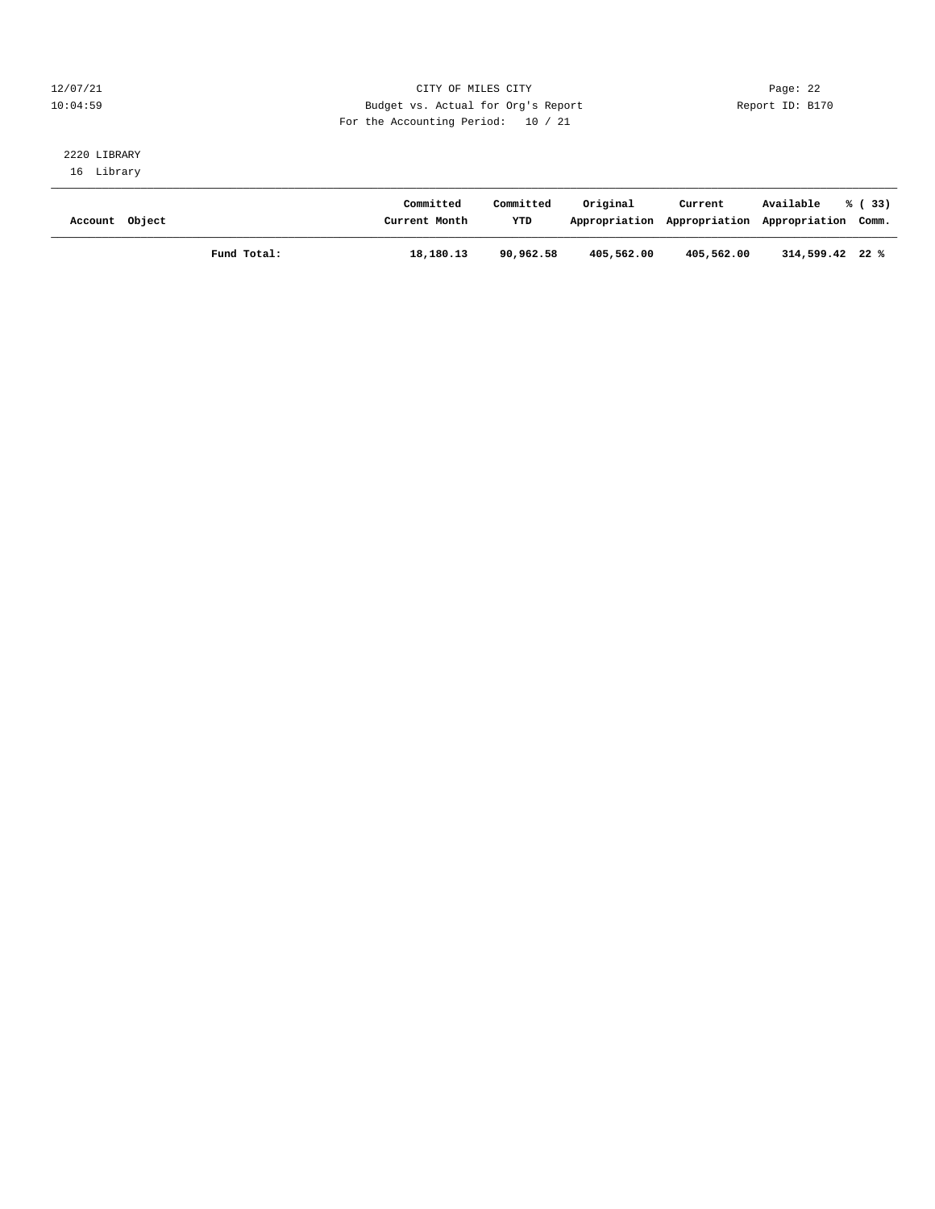CITY OF MILES CITY
Budget vs. Actual for Org's Report
For the Accounting Period: 10 / 21

12/07/21
10:04:59

Report ID: B170

2220 LIBRARY
16 Library

| Account Object | | Committed Current Month | Committed YTD | Original Appropriation | Current Appropriation | Available Appropriation | % ( 33) Comm. |
|---|---|---|---|---|---|---|---|
| | **Fund Total:** | **18,180.13** | **90,962.58** | **405,562.00** | **405,562.00** | **314,599.42** | **22 %** |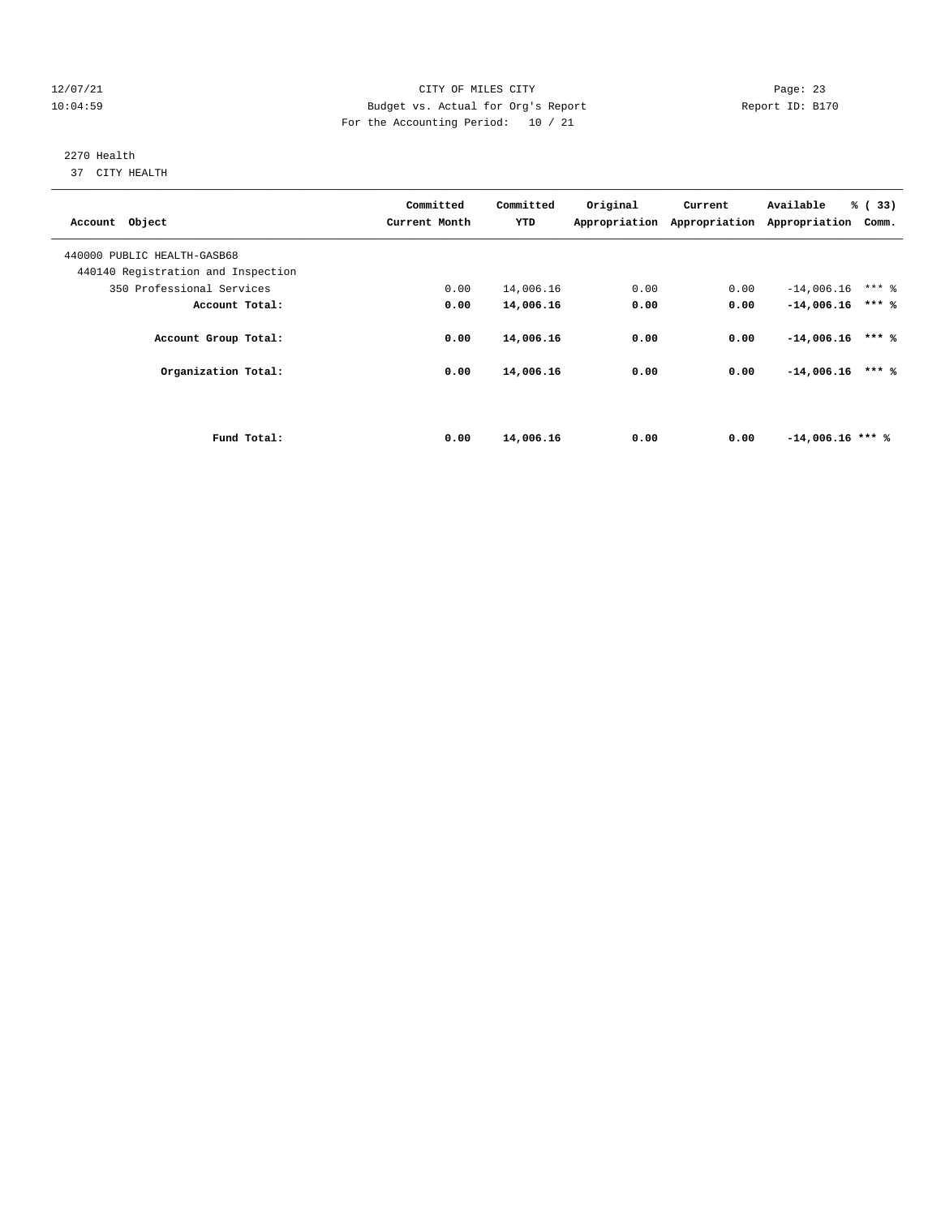12/07/21 CITY OF MILES CITY Page: 23
10:04:59 Budget vs. Actual for Org's Report Report ID: B170
For the Accounting Period: 10 / 21

2270 Health
37 CITY HEALTH

| Account Object | Committed Current Month | Committed YTD | Original Appropriation | Current Appropriation | Available Appropriation | % ( 33) Comm. |
|---|---|---|---|---|---|---|
| 440000 PUBLIC HEALTH-GASB68 | | | | | | |
| 440140 Registration and Inspection | | | | | | |
| 350 Professional Services | 0.00 | 14,006.16 | 0.00 | 0.00 | -14,006.16 | *** % |
| **Account Total:** | **0.00** | **14,006.16** | **0.00** | **0.00** | **-14,006.16** | **\*\*\* %** |
| **Account Group Total:** | **0.00** | **14,006.16** | **0.00** | **0.00** | **-14,006.16** | **\*\*\* %** |
| **Organization Total:** | **0.00** | **14,006.16** | **0.00** | **0.00** | **-14,006.16** | **\*\*\* %** |
| **Fund Total:** | **0.00** | **14,006.16** | **0.00** | **0.00** | **-14,006.16** | **\*\*\* %** |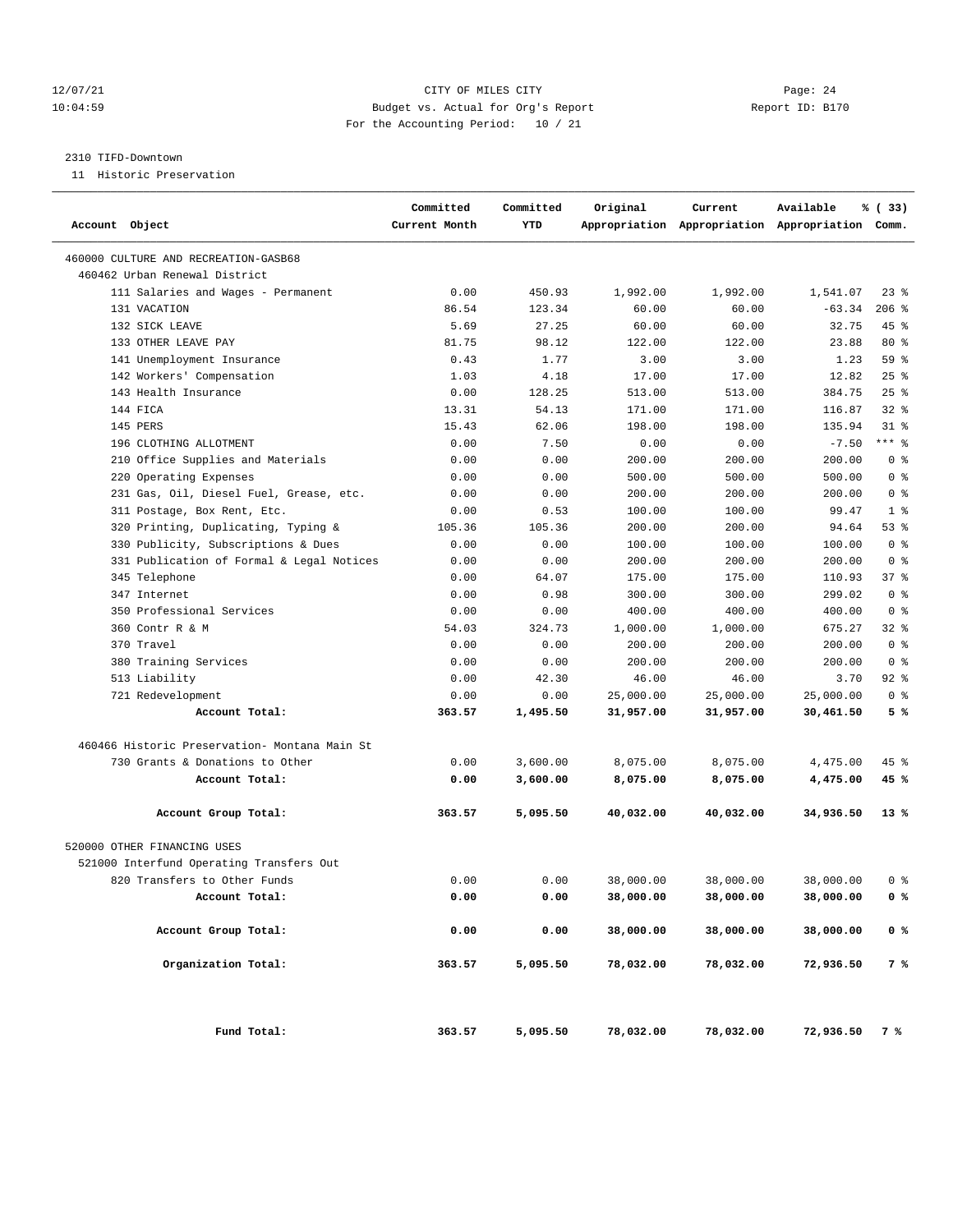CITY OF MILES CITY
Budget vs. Actual for Org's Report
For the Accounting Period: 10 / 21

12/07/21 10:04:59 Report ID: B170

2310 TIFD-Downtown
11 Historic Preservation

| Account Object | Committed Current Month | Committed YTD | Original Appropriation | Current Appropriation | Available Appropriation | % ( 33) Comm. |
|---|---|---|---|---|---|---|
| 460000 CULTURE AND RECREATION-GASB68 | | | | | | |
| 460462 Urban Renewal District | | | | | | |
| 111 Salaries and Wages - Permanent | 0.00 | 450.93 | 1,992.00 | 1,992.00 | 1,541.07 | 23 % |
| 131 VACATION | 86.54 | 123.34 | 60.00 | 60.00 | -63.34 | 206 % |
| 132 SICK LEAVE | 5.69 | 27.25 | 60.00 | 60.00 | 32.75 | 45 % |
| 133 OTHER LEAVE PAY | 81.75 | 98.12 | 122.00 | 122.00 | 23.88 | 80 % |
| 141 Unemployment Insurance | 0.43 | 1.77 | 3.00 | 3.00 | 1.23 | 59 % |
| 142 Workers' Compensation | 1.03 | 4.18 | 17.00 | 17.00 | 12.82 | 25 % |
| 143 Health Insurance | 0.00 | 128.25 | 513.00 | 513.00 | 384.75 | 25 % |
| 144 FICA | 13.31 | 54.13 | 171.00 | 171.00 | 116.87 | 32 % |
| 145 PERS | 15.43 | 62.06 | 198.00 | 198.00 | 135.94 | 31 % |
| 196 CLOTHING ALLOTMENT | 0.00 | 7.50 | 0.00 | 0.00 | -7.50 | *** % |
| 210 Office Supplies and Materials | 0.00 | 0.00 | 200.00 | 200.00 | 200.00 | 0 % |
| 220 Operating Expenses | 0.00 | 0.00 | 500.00 | 500.00 | 500.00 | 0 % |
| 231 Gas, Oil, Diesel Fuel, Grease, etc. | 0.00 | 0.00 | 200.00 | 200.00 | 200.00 | 0 % |
| 311 Postage, Box Rent, Etc. | 0.00 | 0.53 | 100.00 | 100.00 | 99.47 | 1 % |
| 320 Printing, Duplicating, Typing & | 105.36 | 105.36 | 200.00 | 200.00 | 94.64 | 53 % |
| 330 Publicity, Subscriptions & Dues | 0.00 | 0.00 | 100.00 | 100.00 | 100.00 | 0 % |
| 331 Publication of Formal & Legal Notices | 0.00 | 0.00 | 200.00 | 200.00 | 200.00 | 0 % |
| 345 Telephone | 0.00 | 64.07 | 175.00 | 175.00 | 110.93 | 37 % |
| 347 Internet | 0.00 | 0.98 | 300.00 | 300.00 | 299.02 | 0 % |
| 350 Professional Services | 0.00 | 0.00 | 400.00 | 400.00 | 400.00 | 0 % |
| 360 Contr R & M | 54.03 | 324.73 | 1,000.00 | 1,000.00 | 675.27 | 32 % |
| 370 Travel | 0.00 | 0.00 | 200.00 | 200.00 | 200.00 | 0 % |
| 380 Training Services | 0.00 | 0.00 | 200.00 | 200.00 | 200.00 | 0 % |
| 513 Liability | 0.00 | 42.30 | 46.00 | 46.00 | 3.70 | 92 % |
| 721 Redevelopment | 0.00 | 0.00 | 25,000.00 | 25,000.00 | 25,000.00 | 0 % |
| **Account Total:** | **363.57** | **1,495.50** | **31,957.00** | **31,957.00** | **30,461.50** | **5 %** |
| 460466 Historic Preservation- Montana Main St | | | | | | |
| 730 Grants & Donations to Other | 0.00 | 3,600.00 | 8,075.00 | 8,075.00 | 4,475.00 | 45 % |
| **Account Total:** | **0.00** | **3,600.00** | **8,075.00** | **8,075.00** | **4,475.00** | **45 %** |
| **Account Group Total:** | **363.57** | **5,095.50** | **40,032.00** | **40,032.00** | **34,936.50** | **13 %** |
| 520000 OTHER FINANCING USES | | | | | | |
| 521000 Interfund Operating Transfers Out | | | | | | |
| 820 Transfers to Other Funds | 0.00 | 0.00 | 38,000.00 | 38,000.00 | 38,000.00 | 0 % |
| **Account Total:** | **0.00** | **0.00** | **38,000.00** | **38,000.00** | **38,000.00** | **0 %** |
| **Account Group Total:** | **0.00** | **0.00** | **38,000.00** | **38,000.00** | **38,000.00** | **0 %** |
| **Organization Total:** | **363.57** | **5,095.50** | **78,032.00** | **78,032.00** | **72,936.50** | **7 %** |
| **Fund Total:** | **363.57** | **5,095.50** | **78,032.00** | **78,032.00** | **72,936.50** | **7 %** |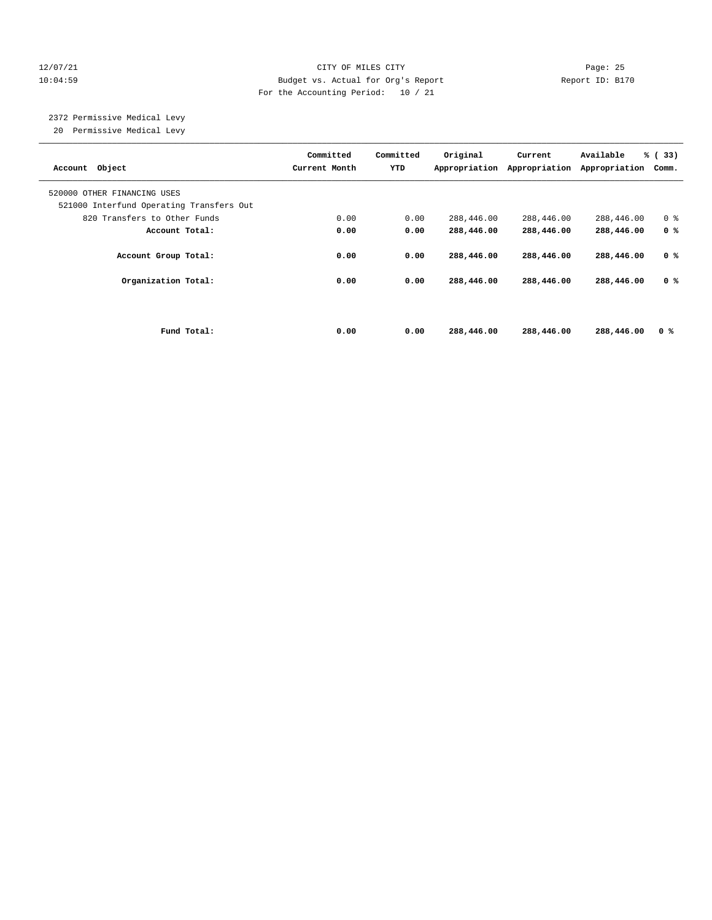12/07/21 CITY OF MILES CITY
10:04:59 Budget vs. Actual for Org's Report Report ID: B170
For the Accounting Period: 10 / 21

2372 Permissive Medical Levy
20 Permissive Medical Levy

| Account Object | Committed Current Month | Committed YTD | Original Appropriation | Current Appropriation | Available Appropriation | % ( 33) Comm. |
|---|---|---|---|---|---|---|
| 520000 OTHER FINANCING USES | | | | | | |
| 521000 Interfund Operating Transfers Out | | | | | | |
| 820 Transfers to Other Funds | 0.00 | 0.00 | 288,446.00 | 288,446.00 | 288,446.00 | 0 % |
| **Account Total:** | **0.00** | **0.00** | **288,446.00** | **288,446.00** | **288,446.00** | **0 %** |
| **Account Group Total:** | **0.00** | **0.00** | **288,446.00** | **288,446.00** | **288,446.00** | **0 %** |
| **Organization Total:** | **0.00** | **0.00** | **288,446.00** | **288,446.00** | **288,446.00** | **0 %** |
| **Fund Total:** | **0.00** | **0.00** | **288,446.00** | **288,446.00** | **288,446.00** | **0 %** |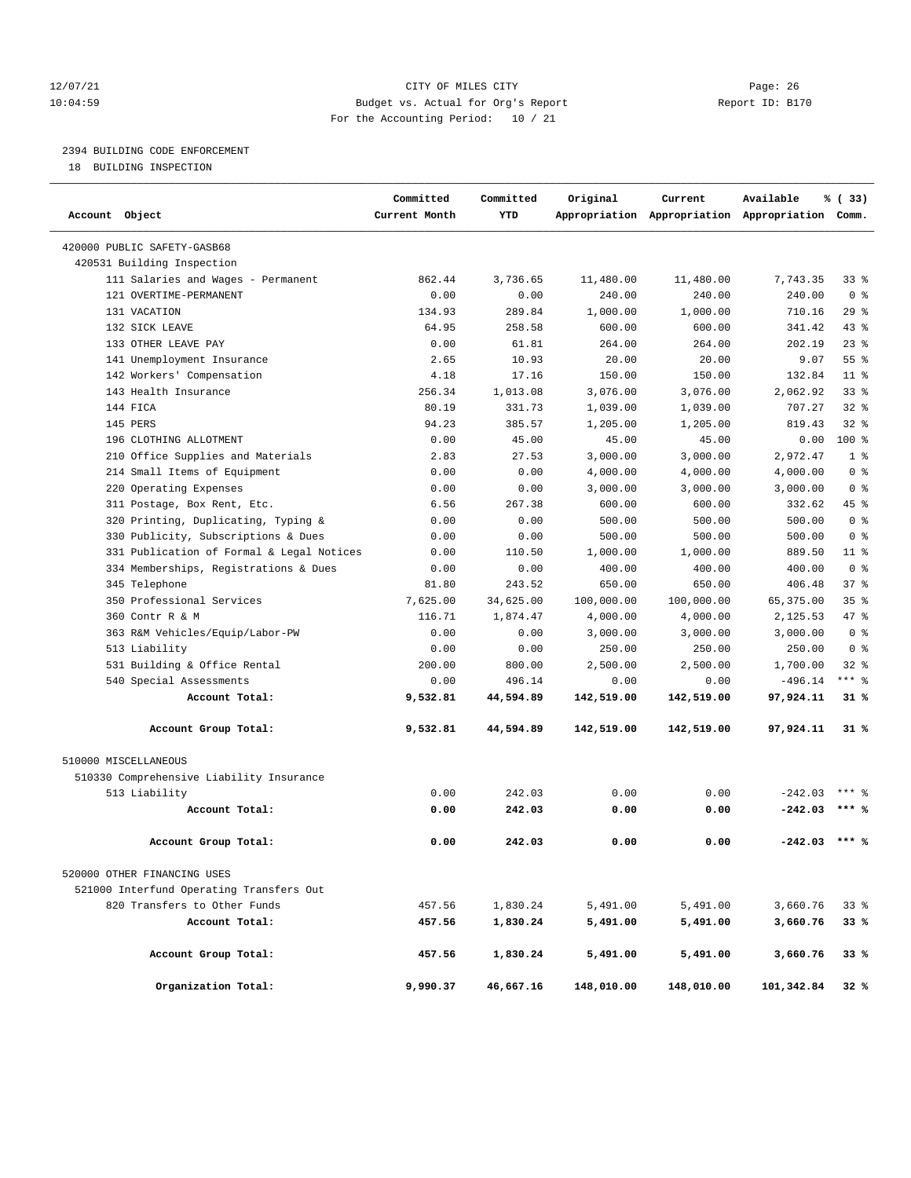CITY OF MILES CITY
Budget vs. Actual for Org's Report
For the Accounting Period: 10 / 21

12/07/21 10:04:59 — Report ID: B170

2394 BUILDING CODE ENFORCEMENT
18 BUILDING INSPECTION

| Account Object | Committed Current Month | Committed YTD | Original Appropriation | Current Appropriation | Available Appropriation | % ( 33) Comm. |
|---|---|---|---|---|---|---|
| 420000 PUBLIC SAFETY-GASB68 | | | | | | |
| 420531 Building Inspection | | | | | | |
| 111 Salaries and Wages - Permanent | 862.44 | 3,736.65 | 11,480.00 | 11,480.00 | 7,743.35 | 33 % |
| 121 OVERTIME-PERMANENT | 0.00 | 0.00 | 240.00 | 240.00 | 240.00 | 0 % |
| 131 VACATION | 134.93 | 289.84 | 1,000.00 | 1,000.00 | 710.16 | 29 % |
| 132 SICK LEAVE | 64.95 | 258.58 | 600.00 | 600.00 | 341.42 | 43 % |
| 133 OTHER LEAVE PAY | 0.00 | 61.81 | 264.00 | 264.00 | 202.19 | 23 % |
| 141 Unemployment Insurance | 2.65 | 10.93 | 20.00 | 20.00 | 9.07 | 55 % |
| 142 Workers' Compensation | 4.18 | 17.16 | 150.00 | 150.00 | 132.84 | 11 % |
| 143 Health Insurance | 256.34 | 1,013.08 | 3,076.00 | 3,076.00 | 2,062.92 | 33 % |
| 144 FICA | 80.19 | 331.73 | 1,039.00 | 1,039.00 | 707.27 | 32 % |
| 145 PERS | 94.23 | 385.57 | 1,205.00 | 1,205.00 | 819.43 | 32 % |
| 196 CLOTHING ALLOTMENT | 0.00 | 45.00 | 45.00 | 45.00 | 0.00 | 100 % |
| 210 Office Supplies and Materials | 2.83 | 27.53 | 3,000.00 | 3,000.00 | 2,972.47 | 1 % |
| 214 Small Items of Equipment | 0.00 | 0.00 | 4,000.00 | 4,000.00 | 4,000.00 | 0 % |
| 220 Operating Expenses | 0.00 | 0.00 | 3,000.00 | 3,000.00 | 3,000.00 | 0 % |
| 311 Postage, Box Rent, Etc. | 6.56 | 267.38 | 600.00 | 600.00 | 332.62 | 45 % |
| 320 Printing, Duplicating, Typing & | 0.00 | 0.00 | 500.00 | 500.00 | 500.00 | 0 % |
| 330 Publicity, Subscriptions & Dues | 0.00 | 0.00 | 500.00 | 500.00 | 500.00 | 0 % |
| 331 Publication of Formal & Legal Notices | 0.00 | 110.50 | 1,000.00 | 1,000.00 | 889.50 | 11 % |
| 334 Memberships, Registrations & Dues | 0.00 | 0.00 | 400.00 | 400.00 | 400.00 | 0 % |
| 345 Telephone | 81.80 | 243.52 | 650.00 | 650.00 | 406.48 | 37 % |
| 350 Professional Services | 7,625.00 | 34,625.00 | 100,000.00 | 100,000.00 | 65,375.00 | 35 % |
| 360 Contr R & M | 116.71 | 1,874.47 | 4,000.00 | 4,000.00 | 2,125.53 | 47 % |
| 363 R&M Vehicles/Equip/Labor-PW | 0.00 | 0.00 | 3,000.00 | 3,000.00 | 3,000.00 | 0 % |
| 513 Liability | 0.00 | 0.00 | 250.00 | 250.00 | 250.00 | 0 % |
| 531 Building & Office Rental | 200.00 | 800.00 | 2,500.00 | 2,500.00 | 1,700.00 | 32 % |
| 540 Special Assessments | 0.00 | 496.14 | 0.00 | 0.00 | -496.14 | *** % |
| **Account Total:** | **9,532.81** | **44,594.89** | **142,519.00** | **142,519.00** | **97,924.11** | **31 %** |
| **Account Group Total:** | **9,532.81** | **44,594.89** | **142,519.00** | **142,519.00** | **97,924.11** | **31 %** |
| 510000 MISCELLANEOUS | | | | | | |
| 510330 Comprehensive Liability Insurance | | | | | | |
| 513 Liability | 0.00 | 242.03 | 0.00 | 0.00 | -242.03 | *** % |
| **Account Total:** | **0.00** | **242.03** | **0.00** | **0.00** | **-242.03** | **\*\*\* %** |
| **Account Group Total:** | **0.00** | **242.03** | **0.00** | **0.00** | **-242.03** | **\*\*\* %** |
| 520000 OTHER FINANCING USES | | | | | | |
| 521000 Interfund Operating Transfers Out | | | | | | |
| 820 Transfers to Other Funds | 457.56 | 1,830.24 | 5,491.00 | 5,491.00 | 3,660.76 | 33 % |
| **Account Total:** | **457.56** | **1,830.24** | **5,491.00** | **5,491.00** | **3,660.76** | **33 %** |
| **Account Group Total:** | **457.56** | **1,830.24** | **5,491.00** | **5,491.00** | **3,660.76** | **33 %** |
| **Organization Total:** | **9,990.37** | **46,667.16** | **148,010.00** | **148,010.00** | **101,342.84** | **32 %** |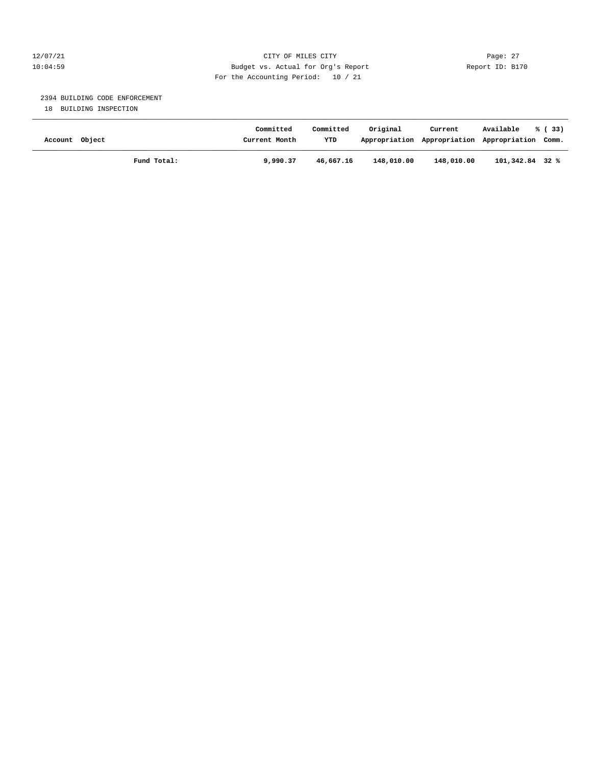2394 BUILDING CODE ENFORCEMENT

18 BUILDING INSPECTION

| Account | Object | Committed Current Month | Committed YTD | Original Appropriation | Current Appropriation | Available Appropriation | % ( 33) Comm. |
|---|---|---|---|---|---|---|---|
| | **Fund Total:** | **9,990.37** | **46,667.16** | **148,010.00** | **148,010.00** | **101,342.84** | **32 %** |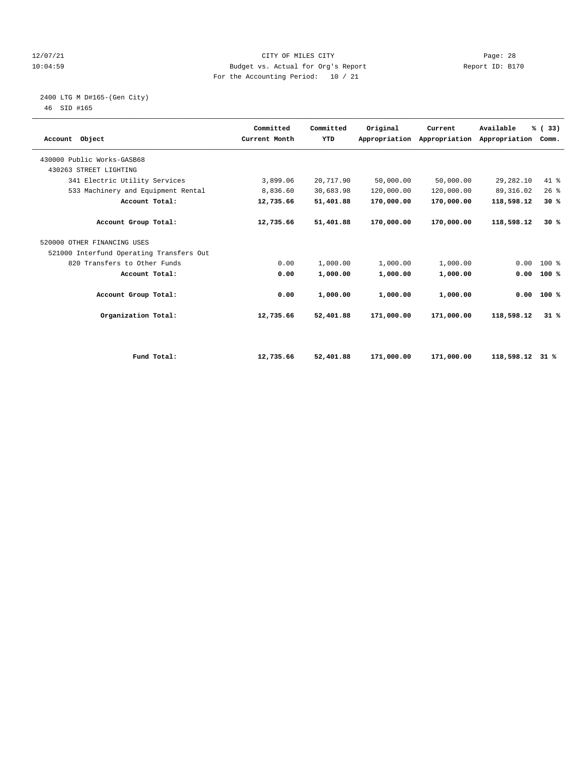CITY OF MILES CITY
Budget vs. Actual for Org's Report
For the Accounting Period: 10 / 21

12/07/21
10:04:59

Report ID: B170

2400 LTG M D#165-(Gen City)
46 SID #165

| Account Object | Committed Current Month | Committed YTD | Original Appropriation | Current Appropriation | Available Appropriation | % ( 33) Comm. |
|---|---|---|---|---|---|---|
| 430000 Public Works-GASB68 | | | | | | |
| 430263 STREET LIGHTING | | | | | | |
| 341 Electric Utility Services | 3,899.06 | 20,717.90 | 50,000.00 | 50,000.00 | 29,282.10 | 41 % |
| 533 Machinery and Equipment Rental | 8,836.60 | 30,683.98 | 120,000.00 | 120,000.00 | 89,316.02 | 26 % |
| **Account Total:** | **12,735.66** | **51,401.88** | **170,000.00** | **170,000.00** | **118,598.12** | **30 %** |
| **Account Group Total:** | **12,735.66** | **51,401.88** | **170,000.00** | **170,000.00** | **118,598.12** | **30 %** |
| 520000 OTHER FINANCING USES | | | | | | |
| 521000 Interfund Operating Transfers Out | | | | | | |
| 820 Transfers to Other Funds | 0.00 | 1,000.00 | 1,000.00 | 1,000.00 | 0.00 | 100 % |
| **Account Total:** | **0.00** | **1,000.00** | **1,000.00** | **1,000.00** | **0.00** | **100 %** |
| **Account Group Total:** | **0.00** | **1,000.00** | **1,000.00** | **1,000.00** | **0.00** | **100 %** |
| **Organization Total:** | **12,735.66** | **52,401.88** | **171,000.00** | **171,000.00** | **118,598.12** | **31 %** |
| **Fund Total:** | **12,735.66** | **52,401.88** | **171,000.00** | **171,000.00** | **118,598.12** | **31 %** |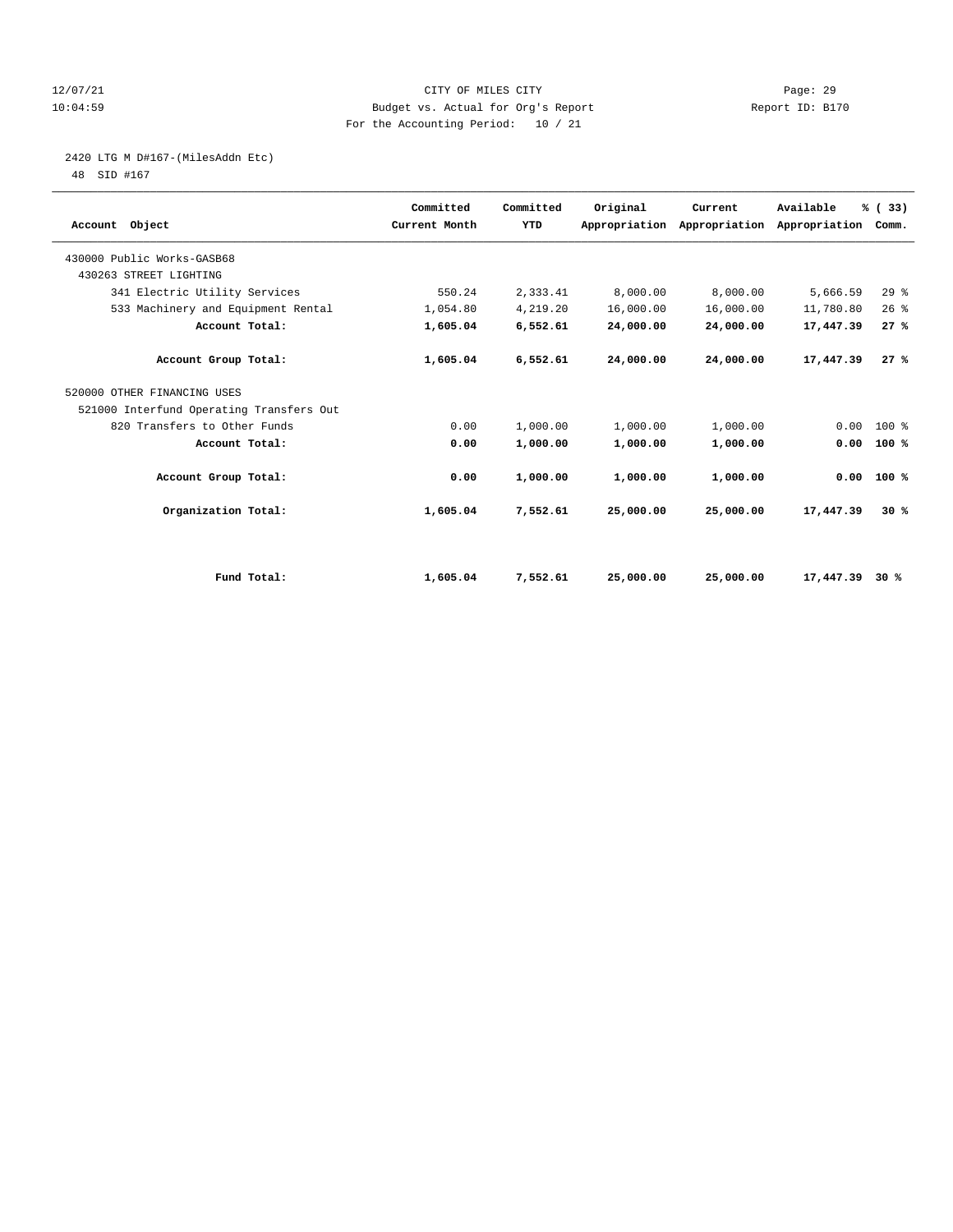12/07/21 CITY OF MILES CITY

10:04:59 Budget vs. Actual for Org's Report Report ID: B170

For the Accounting Period: 10 / 21

2420 LTG M D#167-(MilesAddn Etc)

48 SID #167

| Account Object | Committed Current Month | Committed YTD | Original Appropriation | Current Appropriation | Available Appropriation | % ( 33) Comm. |
|---|---|---|---|---|---|---|
| 430000 Public Works-GASB68 | | | | | | |
| 430263 STREET LIGHTING | | | | | | |
| 341 Electric Utility Services | 550.24 | 2,333.41 | 8,000.00 | 8,000.00 | 5,666.59 | 29 % |
| 533 Machinery and Equipment Rental | 1,054.80 | 4,219.20 | 16,000.00 | 16,000.00 | 11,780.80 | 26 % |
| **Account Total:** | **1,605.04** | **6,552.61** | **24,000.00** | **24,000.00** | **17,447.39** | **27 %** |
| **Account Group Total:** | **1,605.04** | **6,552.61** | **24,000.00** | **24,000.00** | **17,447.39** | **27 %** |
| 520000 OTHER FINANCING USES | | | | | | |
| 521000 Interfund Operating Transfers Out | | | | | | |
| 820 Transfers to Other Funds | 0.00 | 1,000.00 | 1,000.00 | 1,000.00 | 0.00 | 100 % |
| **Account Total:** | **0.00** | **1,000.00** | **1,000.00** | **1,000.00** | **0.00** | **100 %** |
| **Account Group Total:** | **0.00** | **1,000.00** | **1,000.00** | **1,000.00** | **0.00** | **100 %** |
| **Organization Total:** | **1,605.04** | **7,552.61** | **25,000.00** | **25,000.00** | **17,447.39** | **30 %** |
| **Fund Total:** | **1,605.04** | **7,552.61** | **25,000.00** | **25,000.00** | **17,447.39** | **30 %** |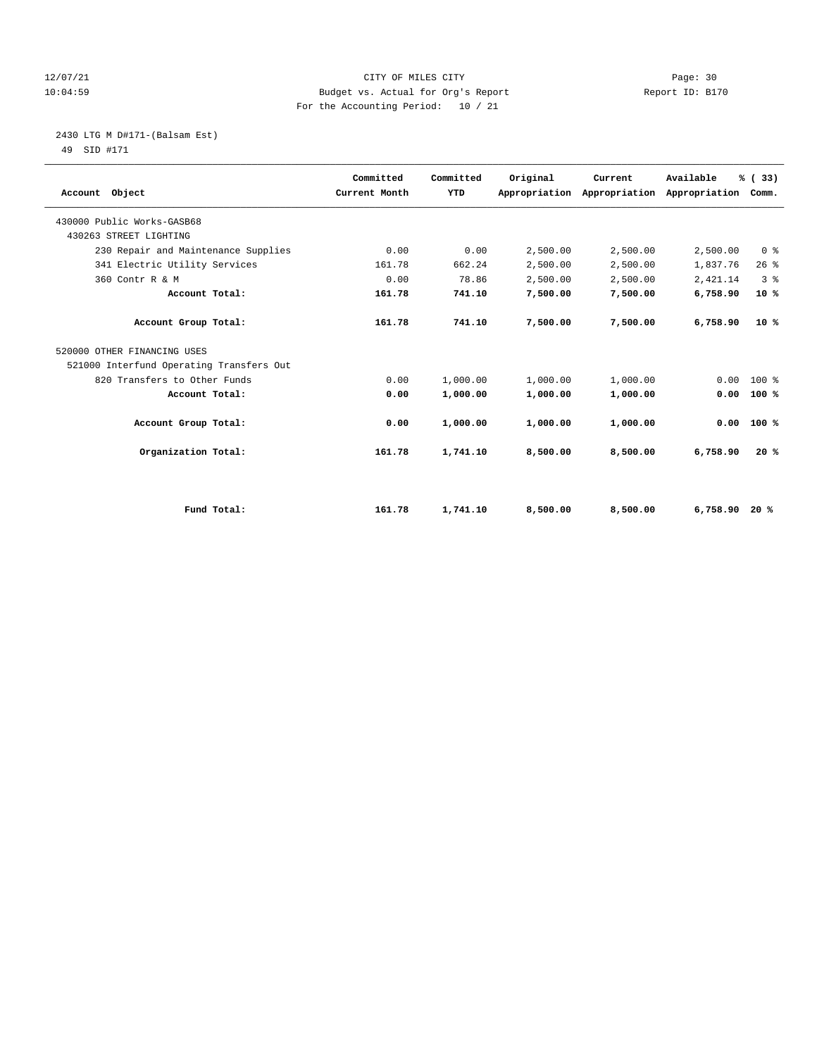12/07/21 CITY OF MILES CITY Page: 30
10:04:59 Budget vs. Actual for Org's Report Report ID: B170
For the Accounting Period: 10 / 21

2430 LTG M D#171-(Balsam Est)
49 SID #171

| Account Object | Committed Current Month | Committed YTD | Original Appropriation | Current Appropriation | Available Appropriation | % ( 33) Comm. |
|---|---|---|---|---|---|---|
| 430000 Public Works-GASB68 | | | | | | |
| 430263 STREET LIGHTING | | | | | | |
| 230 Repair and Maintenance Supplies | 0.00 | 0.00 | 2,500.00 | 2,500.00 | 2,500.00 | 0 % |
| 341 Electric Utility Services | 161.78 | 662.24 | 2,500.00 | 2,500.00 | 1,837.76 | 26 % |
| 360 Contr R & M | 0.00 | 78.86 | 2,500.00 | 2,500.00 | 2,421.14 | 3 % |
| **Account Total:** | **161.78** | **741.10** | **7,500.00** | **7,500.00** | **6,758.90** | **10 %** |
| **Account Group Total:** | **161.78** | **741.10** | **7,500.00** | **7,500.00** | **6,758.90** | **10 %** |
| 520000 OTHER FINANCING USES | | | | | | |
| 521000 Interfund Operating Transfers Out | | | | | | |
| 820 Transfers to Other Funds | 0.00 | 1,000.00 | 1,000.00 | 1,000.00 | 0.00 | 100 % |
| **Account Total:** | **0.00** | **1,000.00** | **1,000.00** | **1,000.00** | **0.00** | **100 %** |
| **Account Group Total:** | **0.00** | **1,000.00** | **1,000.00** | **1,000.00** | **0.00** | **100 %** |
| **Organization Total:** | **161.78** | **1,741.10** | **8,500.00** | **8,500.00** | **6,758.90** | **20 %** |
| **Fund Total:** | **161.78** | **1,741.10** | **8,500.00** | **8,500.00** | **6,758.90** | **20 %** |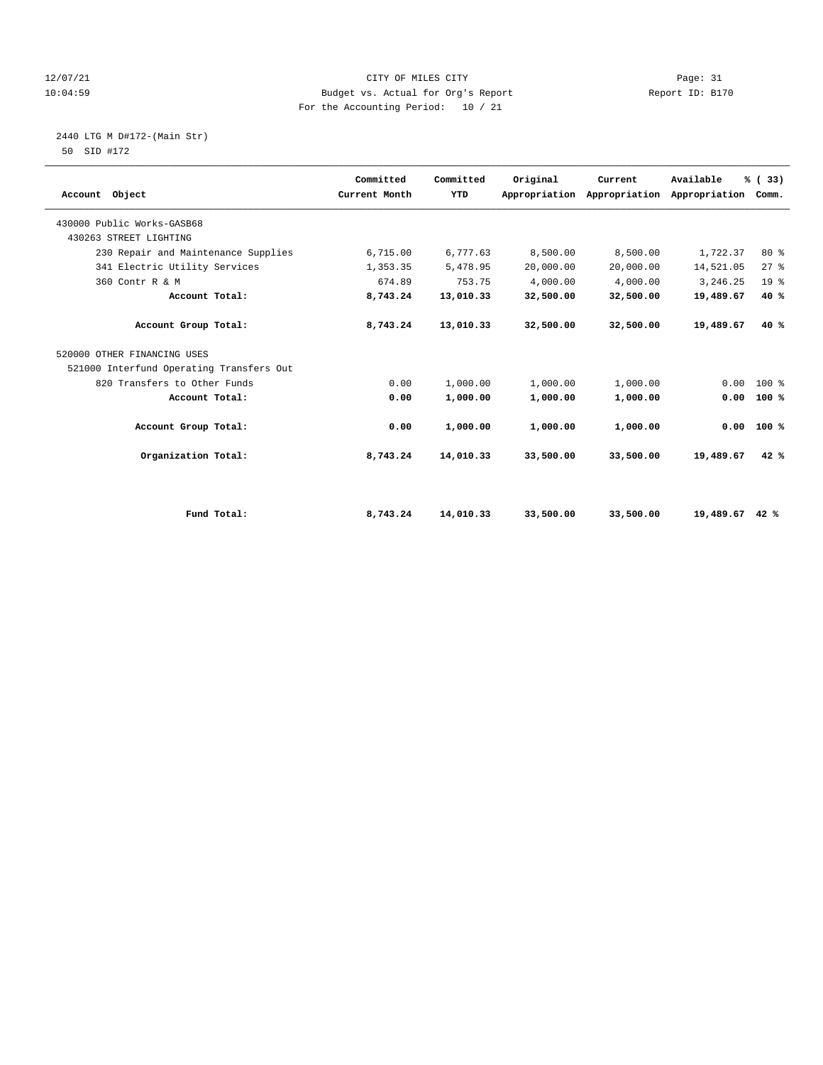CITY OF MILES CITY
Budget vs. Actual for Org's Report
For the Accounting Period: 10 / 21

12/07/21
10:04:59

Report ID: B170

2440 LTG M D#172-(Main Str)
50 SID #172

| Account Object | Committed Current Month | Committed YTD | Original Appropriation | Current Appropriation | Available Appropriation | % ( 33) Comm. |
|---|---|---|---|---|---|---|
| 430000 Public Works-GASB68 | | | | | | |
| 430263 STREET LIGHTING | | | | | | |
| 230 Repair and Maintenance Supplies | 6,715.00 | 6,777.63 | 8,500.00 | 8,500.00 | 1,722.37 | 80 % |
| 341 Electric Utility Services | 1,353.35 | 5,478.95 | 20,000.00 | 20,000.00 | 14,521.05 | 27 % |
| 360 Contr R & M | 674.89 | 753.75 | 4,000.00 | 4,000.00 | 3,246.25 | 19 % |
| **Account Total:** | **8,743.24** | **13,010.33** | **32,500.00** | **32,500.00** | **19,489.67** | **40 %** |
| **Account Group Total:** | **8,743.24** | **13,010.33** | **32,500.00** | **32,500.00** | **19,489.67** | **40 %** |
| 520000 OTHER FINANCING USES | | | | | | |
| 521000 Interfund Operating Transfers Out | | | | | | |
| 820 Transfers to Other Funds | 0.00 | 1,000.00 | 1,000.00 | 1,000.00 | 0.00 | 100 % |
| **Account Total:** | **0.00** | **1,000.00** | **1,000.00** | **1,000.00** | **0.00** | **100 %** |
| **Account Group Total:** | **0.00** | **1,000.00** | **1,000.00** | **1,000.00** | **0.00** | **100 %** |
| **Organization Total:** | **8,743.24** | **14,010.33** | **33,500.00** | **33,500.00** | **19,489.67** | **42 %** |
| **Fund Total:** | **8,743.24** | **14,010.33** | **33,500.00** | **33,500.00** | **19,489.67** | **42 %** |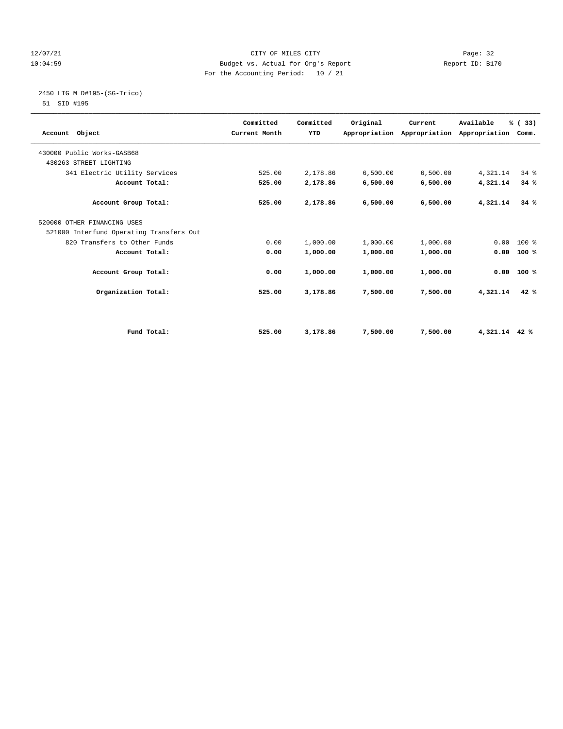12/07/21 CITY OF MILES CITY

10:04:59 Budget vs. Actual for Org's Report Report ID: B170

For the Accounting Period: 10 / 21

2450 LTG M D#195-(SG-Trico)

51 SID #195

| Account Object | Committed Current Month | Committed YTD | Original Appropriation | Current Appropriation | Available Appropriation | % ( 33) Comm. |
|---|---|---|---|---|---|---|
| 430000 Public Works-GASB68 | | | | | | |
| 430263 STREET LIGHTING | | | | | | |
| 341 Electric Utility Services | 525.00 | 2,178.86 | 6,500.00 | 6,500.00 | 4,321.14 | 34 % |
| **Account Total:** | **525.00** | **2,178.86** | **6,500.00** | **6,500.00** | **4,321.14** | **34 %** |
| **Account Group Total:** | **525.00** | **2,178.86** | **6,500.00** | **6,500.00** | **4,321.14** | **34 %** |
| 520000 OTHER FINANCING USES | | | | | | |
| 521000 Interfund Operating Transfers Out | | | | | | |
| 820 Transfers to Other Funds | 0.00 | 1,000.00 | 1,000.00 | 1,000.00 | 0.00 | 100 % |
| **Account Total:** | **0.00** | **1,000.00** | **1,000.00** | **1,000.00** | **0.00** | **100 %** |
| **Account Group Total:** | **0.00** | **1,000.00** | **1,000.00** | **1,000.00** | **0.00** | **100 %** |
| **Organization Total:** | **525.00** | **3,178.86** | **7,500.00** | **7,500.00** | **4,321.14** | **42 %** |
| **Fund Total:** | **525.00** | **3,178.86** | **7,500.00** | **7,500.00** | **4,321.14** | **42 %** |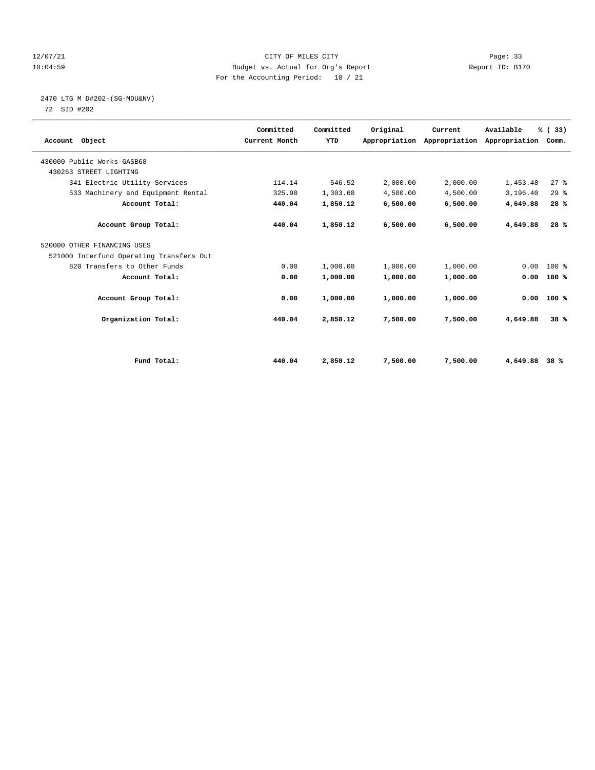CITY OF MILES CITY
Budget vs. Actual for Org's Report
For the Accounting Period: 10 / 21

12/07/21
10:04:59

Report ID: B170

2470 LTG M D#202-(SG-MDU&NV)
72 SID #202

| Account Object | Committed Current Month | Committed YTD | Original Appropriation | Current Appropriation | Available Appropriation | % ( 33) Comm. |
|---|---|---|---|---|---|---|
| 430000 Public Works-GASB68 | | | | | | |
| 430263 STREET LIGHTING | | | | | | |
| 341 Electric Utility Services | 114.14 | 546.52 | 2,000.00 | 2,000.00 | 1,453.48 | 27 % |
| 533 Machinery and Equipment Rental | 325.90 | 1,303.60 | 4,500.00 | 4,500.00 | 3,196.40 | 29 % |
| **Account Total:** | **440.04** | **1,850.12** | **6,500.00** | **6,500.00** | **4,649.88** | **28 %** |
| **Account Group Total:** | **440.04** | **1,850.12** | **6,500.00** | **6,500.00** | **4,649.88** | **28 %** |
| 520000 OTHER FINANCING USES | | | | | | |
| 521000 Interfund Operating Transfers Out | | | | | | |
| 820 Transfers to Other Funds | 0.00 | 1,000.00 | 1,000.00 | 1,000.00 | 0.00 | 100 % |
| **Account Total:** | **0.00** | **1,000.00** | **1,000.00** | **1,000.00** | **0.00** | **100 %** |
| **Account Group Total:** | **0.00** | **1,000.00** | **1,000.00** | **1,000.00** | **0.00** | **100 %** |
| **Organization Total:** | **440.04** | **2,850.12** | **7,500.00** | **7,500.00** | **4,649.88** | **38 %** |
| **Fund Total:** | **440.04** | **2,850.12** | **7,500.00** | **7,500.00** | **4,649.88** | **38 %** |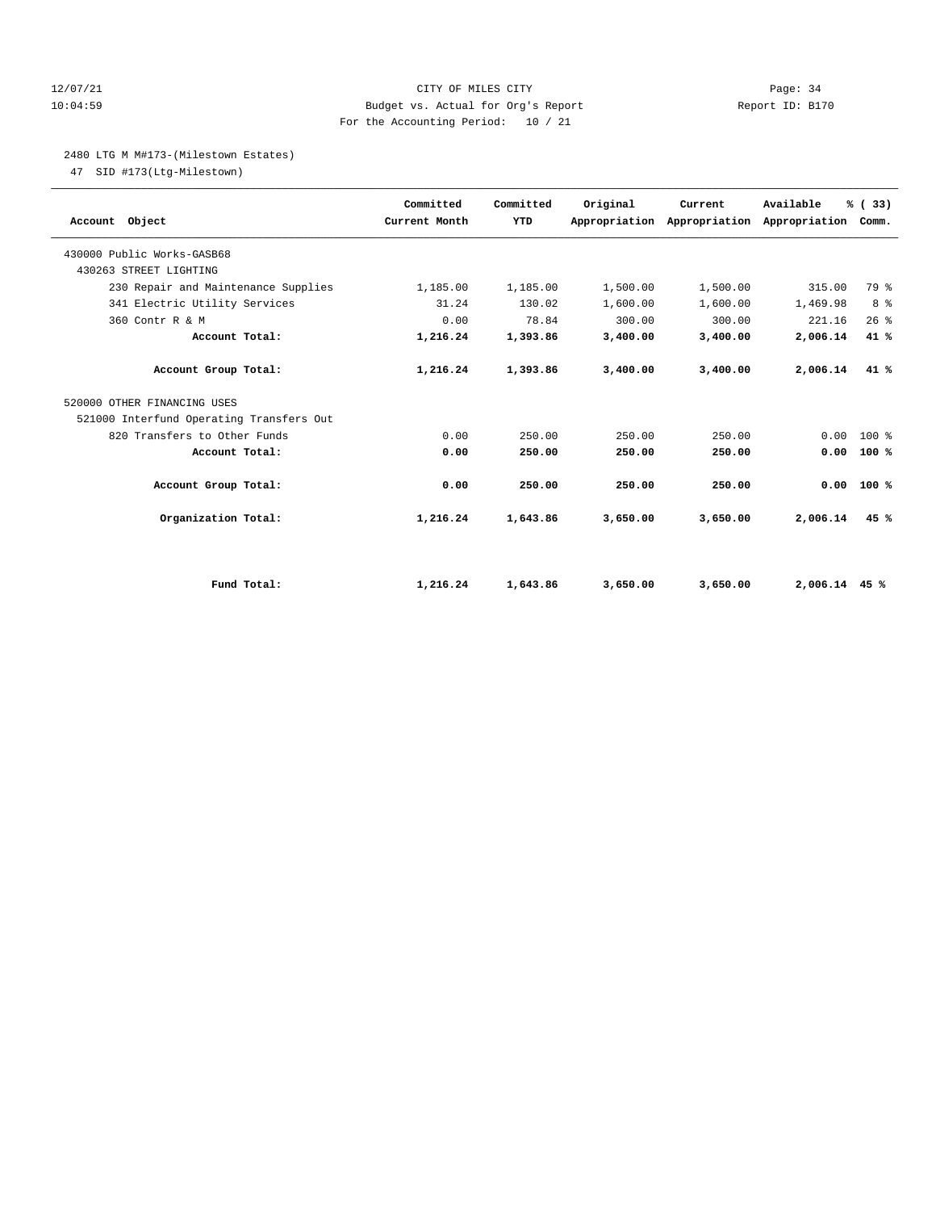CITY OF MILES CITY

Budget vs. Actual for Org's Report

For the Accounting Period: 10 / 21

2480 LTG M M#173-(Milestown Estates)

47 SID #173(Ltg-Milestown)

| Account Object | Committed Current Month | Committed YTD | Original Appropriation | Current Appropriation | Available Appropriation | % ( 33) Comm. |
|---|---|---|---|---|---|---|
| 430000 Public Works-GASB68 | | | | | | |
| 430263 STREET LIGHTING | | | | | | |
| 230 Repair and Maintenance Supplies | 1,185.00 | 1,185.00 | 1,500.00 | 1,500.00 | 315.00 | 79 % |
| 341 Electric Utility Services | 31.24 | 130.02 | 1,600.00 | 1,600.00 | 1,469.98 | 8 % |
| 360 Contr R & M | 0.00 | 78.84 | 300.00 | 300.00 | 221.16 | 26 % |
| **Account Total:** | **1,216.24** | **1,393.86** | **3,400.00** | **3,400.00** | **2,006.14** | **41 %** |
| **Account Group Total:** | **1,216.24** | **1,393.86** | **3,400.00** | **3,400.00** | **2,006.14** | **41 %** |
| 520000 OTHER FINANCING USES | | | | | | |
| 521000 Interfund Operating Transfers Out | | | | | | |
| 820 Transfers to Other Funds | 0.00 | 250.00 | 250.00 | 250.00 | 0.00 | 100 % |
| **Account Total:** | **0.00** | **250.00** | **250.00** | **250.00** | **0.00** | **100 %** |
| **Account Group Total:** | **0.00** | **250.00** | **250.00** | **250.00** | **0.00** | **100 %** |
| **Organization Total:** | **1,216.24** | **1,643.86** | **3,650.00** | **3,650.00** | **2,006.14** | **45 %** |
| **Fund Total:** | **1,216.24** | **1,643.86** | **3,650.00** | **3,650.00** | **2,006.14** | **45 %** |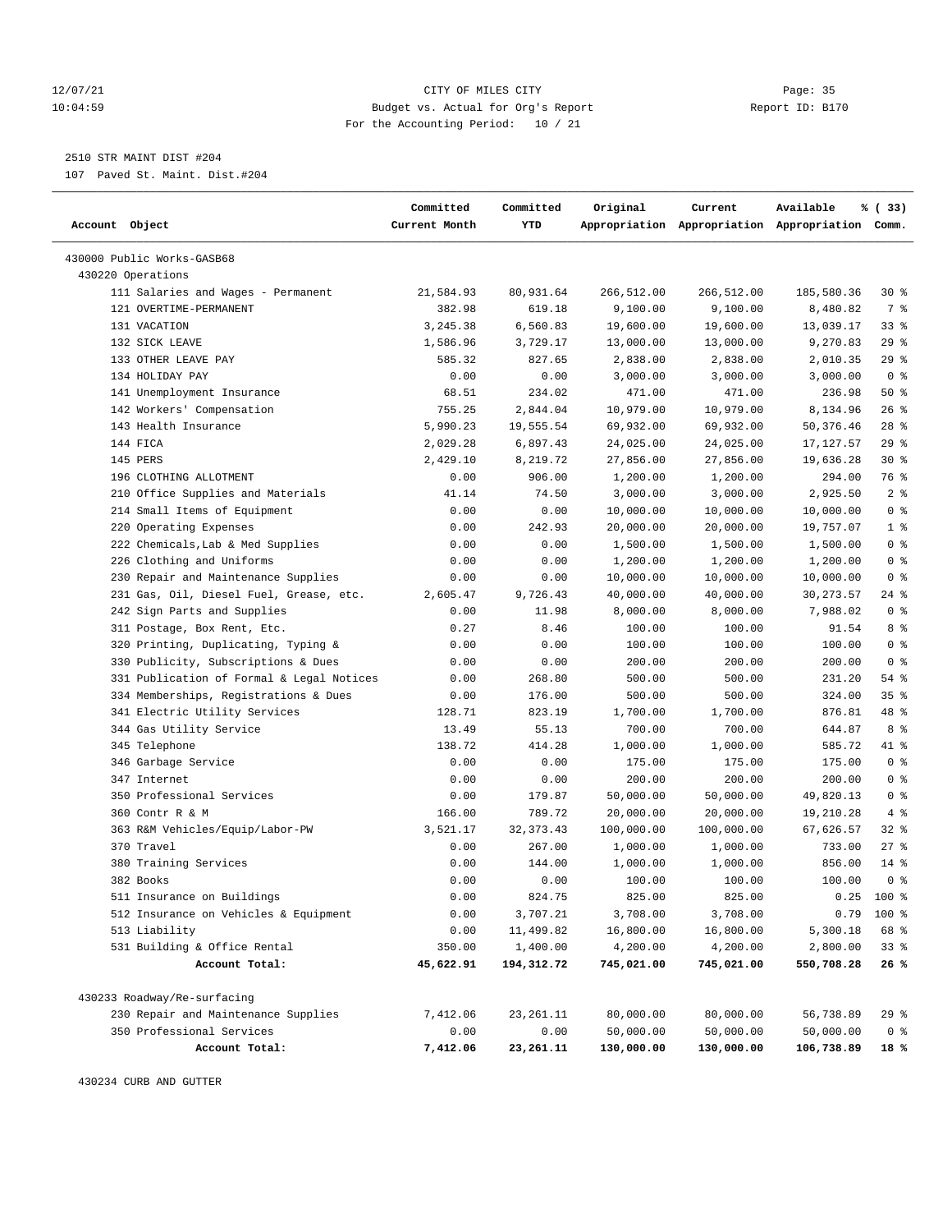CITY OF MILES CITY
Budget vs. Actual for Org's Report
For the Accounting Period: 10 / 21

2510 STR MAINT DIST #204
107 Paved St. Maint. Dist.#204

| Account Object | Committed Current Month | Committed YTD | Original Appropriation | Current Appropriation | Available Appropriation | % ( 33) Comm. |
|---|---|---|---|---|---|---|
| 430000 Public Works-GASB68 | | | | | | |
| 430220 Operations | | | | | | |
| 111 Salaries and Wages - Permanent | 21,584.93 | 80,931.64 | 266,512.00 | 266,512.00 | 185,580.36 | 30 % |
| 121 OVERTIME-PERMANENT | 382.98 | 619.18 | 9,100.00 | 9,100.00 | 8,480.82 | 7 % |
| 131 VACATION | 3,245.38 | 6,560.83 | 19,600.00 | 19,600.00 | 13,039.17 | 33 % |
| 132 SICK LEAVE | 1,586.96 | 3,729.17 | 13,000.00 | 13,000.00 | 9,270.83 | 29 % |
| 133 OTHER LEAVE PAY | 585.32 | 827.65 | 2,838.00 | 2,838.00 | 2,010.35 | 29 % |
| 134 HOLIDAY PAY | 0.00 | 0.00 | 3,000.00 | 3,000.00 | 3,000.00 | 0 % |
| 141 Unemployment Insurance | 68.51 | 234.02 | 471.00 | 471.00 | 236.98 | 50 % |
| 142 Workers' Compensation | 755.25 | 2,844.04 | 10,979.00 | 10,979.00 | 8,134.96 | 26 % |
| 143 Health Insurance | 5,990.23 | 19,555.54 | 69,932.00 | 69,932.00 | 50,376.46 | 28 % |
| 144 FICA | 2,029.28 | 6,897.43 | 24,025.00 | 24,025.00 | 17,127.57 | 29 % |
| 145 PERS | 2,429.10 | 8,219.72 | 27,856.00 | 27,856.00 | 19,636.28 | 30 % |
| 196 CLOTHING ALLOTMENT | 0.00 | 906.00 | 1,200.00 | 1,200.00 | 294.00 | 76 % |
| 210 Office Supplies and Materials | 41.14 | 74.50 | 3,000.00 | 3,000.00 | 2,925.50 | 2 % |
| 214 Small Items of Equipment | 0.00 | 0.00 | 10,000.00 | 10,000.00 | 10,000.00 | 0 % |
| 220 Operating Expenses | 0.00 | 242.93 | 20,000.00 | 20,000.00 | 19,757.07 | 1 % |
| 222 Chemicals,Lab & Med Supplies | 0.00 | 0.00 | 1,500.00 | 1,500.00 | 1,500.00 | 0 % |
| 226 Clothing and Uniforms | 0.00 | 0.00 | 1,200.00 | 1,200.00 | 1,200.00 | 0 % |
| 230 Repair and Maintenance Supplies | 0.00 | 0.00 | 10,000.00 | 10,000.00 | 10,000.00 | 0 % |
| 231 Gas, Oil, Diesel Fuel, Grease, etc. | 2,605.47 | 9,726.43 | 40,000.00 | 40,000.00 | 30,273.57 | 24 % |
| 242 Sign Parts and Supplies | 0.00 | 11.98 | 8,000.00 | 8,000.00 | 7,988.02 | 0 % |
| 311 Postage, Box Rent, Etc. | 0.27 | 8.46 | 100.00 | 100.00 | 91.54 | 8 % |
| 320 Printing, Duplicating, Typing & | 0.00 | 0.00 | 100.00 | 100.00 | 100.00 | 0 % |
| 330 Publicity, Subscriptions & Dues | 0.00 | 0.00 | 200.00 | 200.00 | 200.00 | 0 % |
| 331 Publication of Formal & Legal Notices | 0.00 | 268.80 | 500.00 | 500.00 | 231.20 | 54 % |
| 334 Memberships, Registrations & Dues | 0.00 | 176.00 | 500.00 | 500.00 | 324.00 | 35 % |
| 341 Electric Utility Services | 128.71 | 823.19 | 1,700.00 | 1,700.00 | 876.81 | 48 % |
| 344 Gas Utility Service | 13.49 | 55.13 | 700.00 | 700.00 | 644.87 | 8 % |
| 345 Telephone | 138.72 | 414.28 | 1,000.00 | 1,000.00 | 585.72 | 41 % |
| 346 Garbage Service | 0.00 | 0.00 | 175.00 | 175.00 | 175.00 | 0 % |
| 347 Internet | 0.00 | 0.00 | 200.00 | 200.00 | 200.00 | 0 % |
| 350 Professional Services | 0.00 | 179.87 | 50,000.00 | 50,000.00 | 49,820.13 | 0 % |
| 360 Contr R & M | 166.00 | 789.72 | 20,000.00 | 20,000.00 | 19,210.28 | 4 % |
| 363 R&M Vehicles/Equip/Labor-PW | 3,521.17 | 32,373.43 | 100,000.00 | 100,000.00 | 67,626.57 | 32 % |
| 370 Travel | 0.00 | 267.00 | 1,000.00 | 1,000.00 | 733.00 | 27 % |
| 380 Training Services | 0.00 | 144.00 | 1,000.00 | 1,000.00 | 856.00 | 14 % |
| 382 Books | 0.00 | 0.00 | 100.00 | 100.00 | 100.00 | 0 % |
| 511 Insurance on Buildings | 0.00 | 824.75 | 825.00 | 825.00 | 0.25 | 100 % |
| 512 Insurance on Vehicles & Equipment | 0.00 | 3,707.21 | 3,708.00 | 3,708.00 | 0.79 | 100 % |
| 513 Liability | 0.00 | 11,499.82 | 16,800.00 | 16,800.00 | 5,300.18 | 68 % |
| 531 Building & Office Rental | 350.00 | 1,400.00 | 4,200.00 | 4,200.00 | 2,800.00 | 33 % |
| **Account Total:** | **45,622.91** | **194,312.72** | **745,021.00** | **745,021.00** | **550,708.28** | **26 %** |
| 430233 Roadway/Re-surfacing | | | | | | |
| 230 Repair and Maintenance Supplies | 7,412.06 | 23,261.11 | 80,000.00 | 80,000.00 | 56,738.89 | 29 % |
| 350 Professional Services | 0.00 | 0.00 | 50,000.00 | 50,000.00 | 50,000.00 | 0 % |
| **Account Total:** | **7,412.06** | **23,261.11** | **130,000.00** | **130,000.00** | **106,738.89** | **18 %** |

430234 CURB AND GUTTER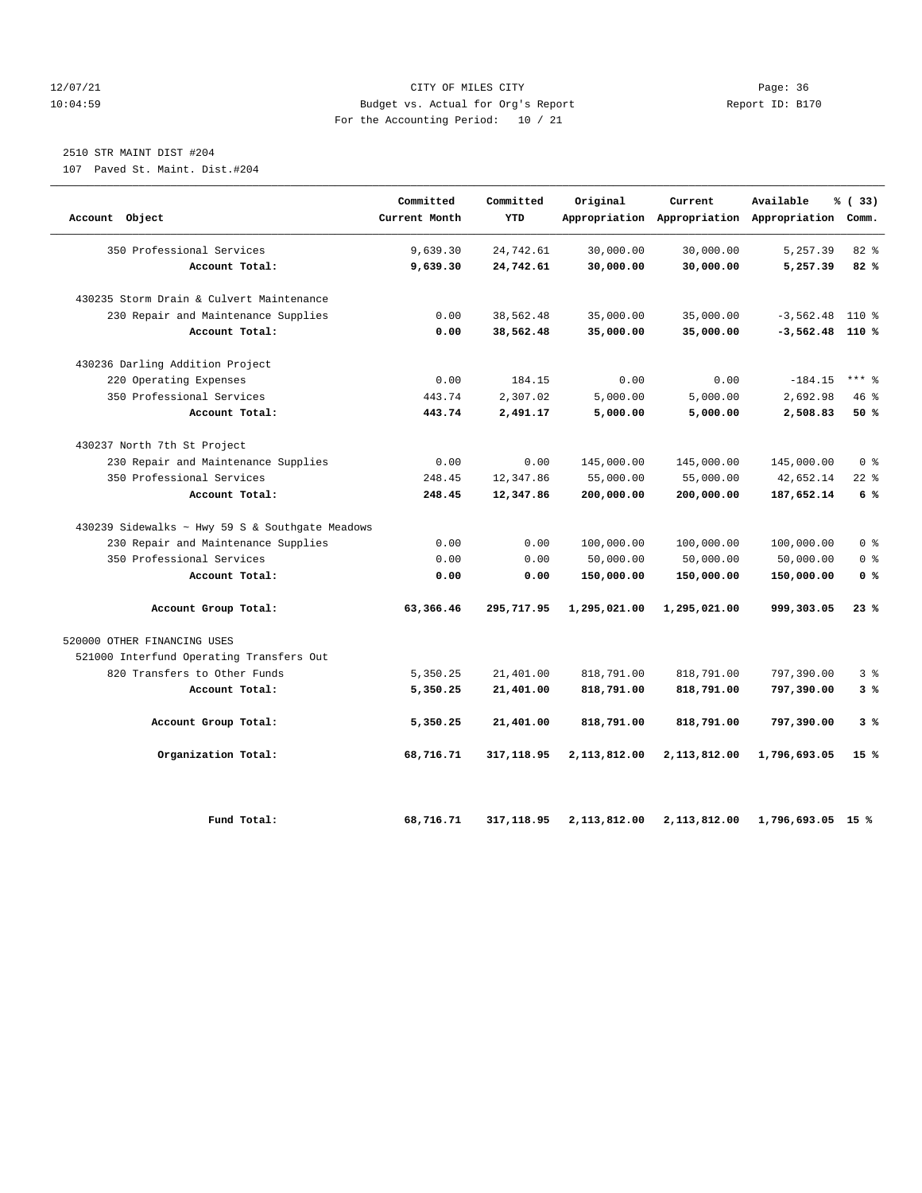CITY OF MILES CITY
Budget vs. Actual for Org's Report
For the Accounting Period: 10 / 21

12/07/21
10:04:59

Report ID: B170

2510 STR MAINT DIST #204
107 Paved St. Maint. Dist.#204

| Account Object | Committed Current Month | Committed YTD | Original Appropriation | Current Appropriation | Available Appropriation | % ( 33) Comm. |
|---|---|---|---|---|---|---|
| 350 Professional Services | 9,639.30 | 24,742.61 | 30,000.00 | 30,000.00 | 5,257.39 | 82 % |
| **Account Total:** | **9,639.30** | **24,742.61** | **30,000.00** | **30,000.00** | **5,257.39** | **82 %** |
| 430235 Storm Drain & Culvert Maintenance | | | | | | |
| 230 Repair and Maintenance Supplies | 0.00 | 38,562.48 | 35,000.00 | 35,000.00 | -3,562.48 | 110 % |
| **Account Total:** | **0.00** | **38,562.48** | **35,000.00** | **35,000.00** | **-3,562.48** | **110 %** |
| 430236 Darling Addition Project | | | | | | |
| 220 Operating Expenses | 0.00 | 184.15 | 0.00 | 0.00 | -184.15 | *** % |
| 350 Professional Services | 443.74 | 2,307.02 | 5,000.00 | 5,000.00 | 2,692.98 | 46 % |
| **Account Total:** | **443.74** | **2,491.17** | **5,000.00** | **5,000.00** | **2,508.83** | **50 %** |
| 430237 North 7th St Project | | | | | | |
| 230 Repair and Maintenance Supplies | 0.00 | 0.00 | 145,000.00 | 145,000.00 | 145,000.00 | 0 % |
| 350 Professional Services | 248.45 | 12,347.86 | 55,000.00 | 55,000.00 | 42,652.14 | 22 % |
| **Account Total:** | **248.45** | **12,347.86** | **200,000.00** | **200,000.00** | **187,652.14** | **6 %** |
| 430239 Sidewalks ~ Hwy 59 S & Southgate Meadows | | | | | | |
| 230 Repair and Maintenance Supplies | 0.00 | 0.00 | 100,000.00 | 100,000.00 | 100,000.00 | 0 % |
| 350 Professional Services | 0.00 | 0.00 | 50,000.00 | 50,000.00 | 50,000.00 | 0 % |
| **Account Total:** | **0.00** | **0.00** | **150,000.00** | **150,000.00** | **150,000.00** | **0 %** |
| **Account Group Total:** | **63,366.46** | **295,717.95** | **1,295,021.00** | **1,295,021.00** | **999,303.05** | **23 %** |
| 520000 OTHER FINANCING USES | | | | | | |
| 521000 Interfund Operating Transfers Out | | | | | | |
| 820 Transfers to Other Funds | 5,350.25 | 21,401.00 | 818,791.00 | 818,791.00 | 797,390.00 | 3 % |
| **Account Total:** | **5,350.25** | **21,401.00** | **818,791.00** | **818,791.00** | **797,390.00** | **3 %** |
| **Account Group Total:** | **5,350.25** | **21,401.00** | **818,791.00** | **818,791.00** | **797,390.00** | **3 %** |
| **Organization Total:** | **68,716.71** | **317,118.95** | **2,113,812.00** | **2,113,812.00** | **1,796,693.05** | **15 %** |
| **Fund Total:** | **68,716.71** | **317,118.95** | **2,113,812.00** | **2,113,812.00** | **1,796,693.05** | **15 %** |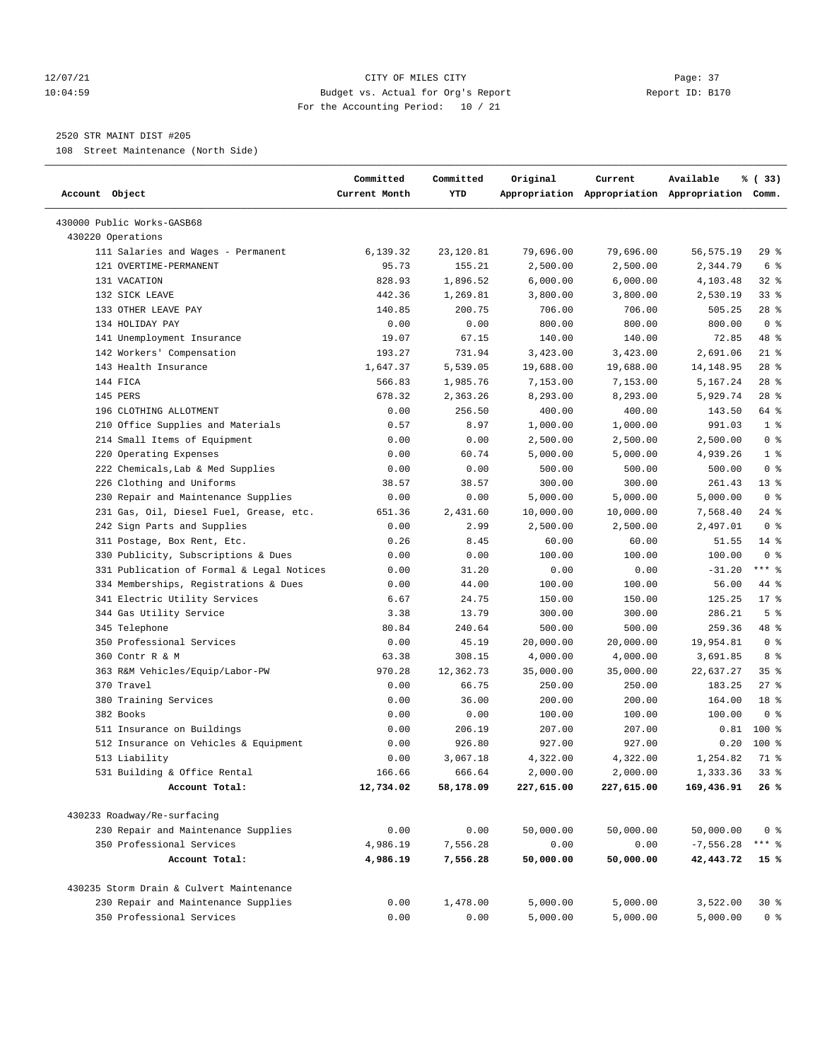12/07/21 CITY OF MILES CITY
10:04:59 Budget vs. Actual for Org's Report Report ID: B170
For the Accounting Period: 10 / 21

2520 STR MAINT DIST #205

108 Street Maintenance (North Side)

| Account Object | Committed Current Month | Committed YTD | Original Appropriation | Current Appropriation | Available Appropriation | % ( 33) Comm. |
|---|---|---|---|---|---|---|
| 430000 Public Works-GASB68 | | | | | | |
| 430220 Operations | | | | | | |
| 111 Salaries and Wages - Permanent | 6,139.32 | 23,120.81 | 79,696.00 | 79,696.00 | 56,575.19 | 29 % |
| 121 OVERTIME-PERMANENT | 95.73 | 155.21 | 2,500.00 | 2,500.00 | 2,344.79 | 6 % |
| 131 VACATION | 828.93 | 1,896.52 | 6,000.00 | 6,000.00 | 4,103.48 | 32 % |
| 132 SICK LEAVE | 442.36 | 1,269.81 | 3,800.00 | 3,800.00 | 2,530.19 | 33 % |
| 133 OTHER LEAVE PAY | 140.85 | 200.75 | 706.00 | 706.00 | 505.25 | 28 % |
| 134 HOLIDAY PAY | 0.00 | 0.00 | 800.00 | 800.00 | 800.00 | 0 % |
| 141 Unemployment Insurance | 19.07 | 67.15 | 140.00 | 140.00 | 72.85 | 48 % |
| 142 Workers' Compensation | 193.27 | 731.94 | 3,423.00 | 3,423.00 | 2,691.06 | 21 % |
| 143 Health Insurance | 1,647.37 | 5,539.05 | 19,688.00 | 19,688.00 | 14,148.95 | 28 % |
| 144 FICA | 566.83 | 1,985.76 | 7,153.00 | 7,153.00 | 5,167.24 | 28 % |
| 145 PERS | 678.32 | 2,363.26 | 8,293.00 | 8,293.00 | 5,929.74 | 28 % |
| 196 CLOTHING ALLOTMENT | 0.00 | 256.50 | 400.00 | 400.00 | 143.50 | 64 % |
| 210 Office Supplies and Materials | 0.57 | 8.97 | 1,000.00 | 1,000.00 | 991.03 | 1 % |
| 214 Small Items of Equipment | 0.00 | 0.00 | 2,500.00 | 2,500.00 | 2,500.00 | 0 % |
| 220 Operating Expenses | 0.00 | 60.74 | 5,000.00 | 5,000.00 | 4,939.26 | 1 % |
| 222 Chemicals,Lab & Med Supplies | 0.00 | 0.00 | 500.00 | 500.00 | 500.00 | 0 % |
| 226 Clothing and Uniforms | 38.57 | 38.57 | 300.00 | 300.00 | 261.43 | 13 % |
| 230 Repair and Maintenance Supplies | 0.00 | 0.00 | 5,000.00 | 5,000.00 | 5,000.00 | 0 % |
| 231 Gas, Oil, Diesel Fuel, Grease, etc. | 651.36 | 2,431.60 | 10,000.00 | 10,000.00 | 7,568.40 | 24 % |
| 242 Sign Parts and Supplies | 0.00 | 2.99 | 2,500.00 | 2,500.00 | 2,497.01 | 0 % |
| 311 Postage, Box Rent, Etc. | 0.26 | 8.45 | 60.00 | 60.00 | 51.55 | 14 % |
| 330 Publicity, Subscriptions & Dues | 0.00 | 0.00 | 100.00 | 100.00 | 100.00 | 0 % |
| 331 Publication of Formal & Legal Notices | 0.00 | 31.20 | 0.00 | 0.00 | -31.20 | *** % |
| 334 Memberships, Registrations & Dues | 0.00 | 44.00 | 100.00 | 100.00 | 56.00 | 44 % |
| 341 Electric Utility Services | 6.67 | 24.75 | 150.00 | 150.00 | 125.25 | 17 % |
| 344 Gas Utility Service | 3.38 | 13.79 | 300.00 | 300.00 | 286.21 | 5 % |
| 345 Telephone | 80.84 | 240.64 | 500.00 | 500.00 | 259.36 | 48 % |
| 350 Professional Services | 0.00 | 45.19 | 20,000.00 | 20,000.00 | 19,954.81 | 0 % |
| 360 Contr R & M | 63.38 | 308.15 | 4,000.00 | 4,000.00 | 3,691.85 | 8 % |
| 363 R&M Vehicles/Equip/Labor-PW | 970.28 | 12,362.73 | 35,000.00 | 35,000.00 | 22,637.27 | 35 % |
| 370 Travel | 0.00 | 66.75 | 250.00 | 250.00 | 183.25 | 27 % |
| 380 Training Services | 0.00 | 36.00 | 200.00 | 200.00 | 164.00 | 18 % |
| 382 Books | 0.00 | 0.00 | 100.00 | 100.00 | 100.00 | 0 % |
| 511 Insurance on Buildings | 0.00 | 206.19 | 207.00 | 207.00 | 0.81 | 100 % |
| 512 Insurance on Vehicles & Equipment | 0.00 | 926.80 | 927.00 | 927.00 | 0.20 | 100 % |
| 513 Liability | 0.00 | 3,067.18 | 4,322.00 | 4,322.00 | 1,254.82 | 71 % |
| 531 Building & Office Rental | 166.66 | 666.64 | 2,000.00 | 2,000.00 | 1,333.36 | 33 % |
| **Account Total:** | **12,734.02** | **58,178.09** | **227,615.00** | **227,615.00** | **169,436.91** | **26 %** |
| 430233 Roadway/Re-surfacing | | | | | | |
| 230 Repair and Maintenance Supplies | 0.00 | 0.00 | 50,000.00 | 50,000.00 | 50,000.00 | 0 % |
| 350 Professional Services | 4,986.19 | 7,556.28 | 0.00 | 0.00 | -7,556.28 | *** % |
| **Account Total:** | **4,986.19** | **7,556.28** | **50,000.00** | **50,000.00** | **42,443.72** | **15 %** |
| 430235 Storm Drain & Culvert Maintenance | | | | | | |
| 230 Repair and Maintenance Supplies | 0.00 | 1,478.00 | 5,000.00 | 5,000.00 | 3,522.00 | 30 % |
| 350 Professional Services | 0.00 | 0.00 | 5,000.00 | 5,000.00 | 5,000.00 | 0 % |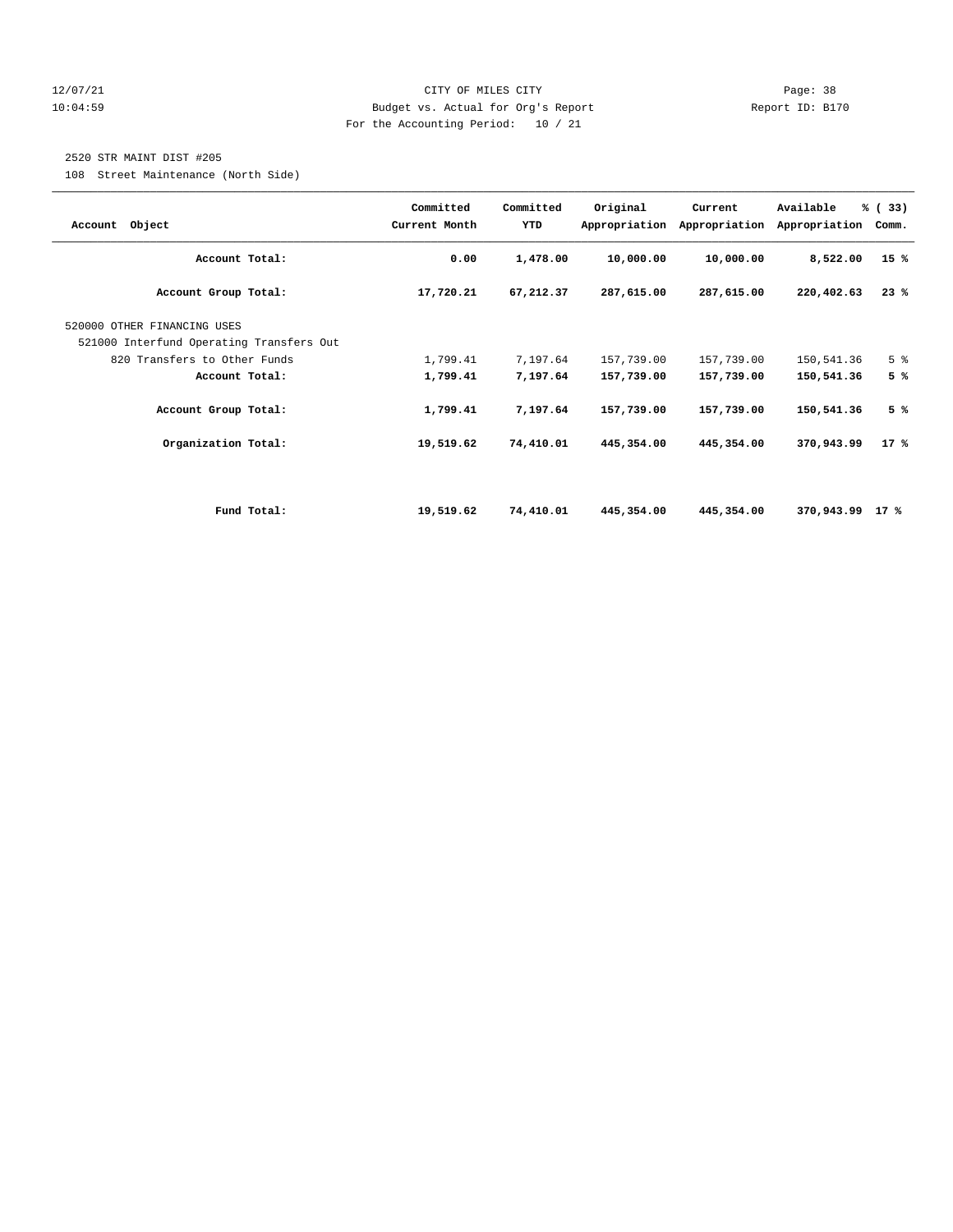2520 STR MAINT DIST #205

108 Street Maintenance (North Side)

| Account Object | Committed Current Month | Committed YTD | Original Appropriation | Current Appropriation | Available Appropriation | % ( 33) Comm. |
|---|---|---|---|---|---|---|
| **Account Total:** | **0.00** | **1,478.00** | **10,000.00** | **10,000.00** | **8,522.00** | **15 %** |
| **Account Group Total:** | **17,720.21** | **67,212.37** | **287,615.00** | **287,615.00** | **220,402.63** | **23 %** |
| 520000 OTHER FINANCING USES | | | | | | |
| 521000 Interfund Operating Transfers Out | | | | | | |
| 820 Transfers to Other Funds | 1,799.41 | 7,197.64 | 157,739.00 | 157,739.00 | 150,541.36 | 5 % |
| **Account Total:** | **1,799.41** | **7,197.64** | **157,739.00** | **157,739.00** | **150,541.36** | **5 %** |
| **Account Group Total:** | **1,799.41** | **7,197.64** | **157,739.00** | **157,739.00** | **150,541.36** | **5 %** |
| **Organization Total:** | **19,519.62** | **74,410.01** | **445,354.00** | **445,354.00** | **370,943.99** | **17 %** |
| **Fund Total:** | **19,519.62** | **74,410.01** | **445,354.00** | **445,354.00** | **370,943.99** | **17 %** |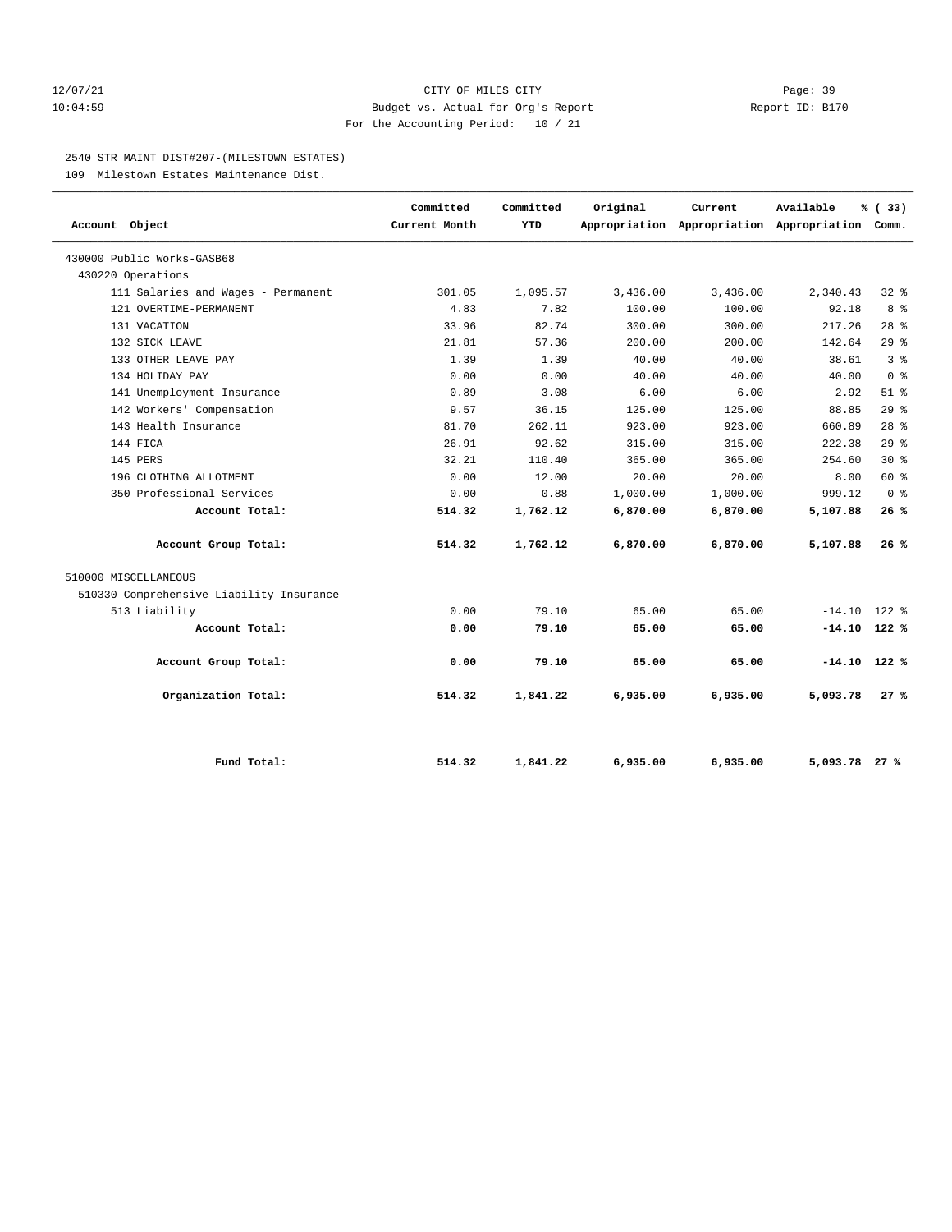CITY OF MILES CITY

Budget vs. Actual for Org's Report

For the Accounting Period: 10 / 21

Report ID: B170

12/07/21
10:04:59

2540 STR MAINT DIST#207-(MILESTOWN ESTATES)

109 Milestown Estates Maintenance Dist.

| Account Object | Committed Current Month | Committed YTD | Original Appropriation | Current Appropriation | Available Appropriation | % ( 33) Comm. |
|---|---|---|---|---|---|---|
| 430000 Public Works-GASB68 | | | | | | |
| 430220 Operations | | | | | | |
| 111 Salaries and Wages - Permanent | 301.05 | 1,095.57 | 3,436.00 | 3,436.00 | 2,340.43 | 32 % |
| 121 OVERTIME-PERMANENT | 4.83 | 7.82 | 100.00 | 100.00 | 92.18 | 8 % |
| 131 VACATION | 33.96 | 82.74 | 300.00 | 300.00 | 217.26 | 28 % |
| 132 SICK LEAVE | 21.81 | 57.36 | 200.00 | 200.00 | 142.64 | 29 % |
| 133 OTHER LEAVE PAY | 1.39 | 1.39 | 40.00 | 40.00 | 38.61 | 3 % |
| 134 HOLIDAY PAY | 0.00 | 0.00 | 40.00 | 40.00 | 40.00 | 0 % |
| 141 Unemployment Insurance | 0.89 | 3.08 | 6.00 | 6.00 | 2.92 | 51 % |
| 142 Workers' Compensation | 9.57 | 36.15 | 125.00 | 125.00 | 88.85 | 29 % |
| 143 Health Insurance | 81.70 | 262.11 | 923.00 | 923.00 | 660.89 | 28 % |
| 144 FICA | 26.91 | 92.62 | 315.00 | 315.00 | 222.38 | 29 % |
| 145 PERS | 32.21 | 110.40 | 365.00 | 365.00 | 254.60 | 30 % |
| 196 CLOTHING ALLOTMENT | 0.00 | 12.00 | 20.00 | 20.00 | 8.00 | 60 % |
| 350 Professional Services | 0.00 | 0.88 | 1,000.00 | 1,000.00 | 999.12 | 0 % |
| **Account Total:** | **514.32** | **1,762.12** | **6,870.00** | **6,870.00** | **5,107.88** | **26 %** |
| **Account Group Total:** | **514.32** | **1,762.12** | **6,870.00** | **6,870.00** | **5,107.88** | **26 %** |
| 510000 MISCELLANEOUS | | | | | | |
| 510330 Comprehensive Liability Insurance | | | | | | |
| 513 Liability | 0.00 | 79.10 | 65.00 | 65.00 | -14.10 | 122 % |
| **Account Total:** | **0.00** | **79.10** | **65.00** | **65.00** | **-14.10** | **122 %** |
| **Account Group Total:** | **0.00** | **79.10** | **65.00** | **65.00** | **-14.10** | **122 %** |
| **Organization Total:** | **514.32** | **1,841.22** | **6,935.00** | **6,935.00** | **5,093.78** | **27 %** |
| **Fund Total:** | **514.32** | **1,841.22** | **6,935.00** | **6,935.00** | **5,093.78** | **27 %** |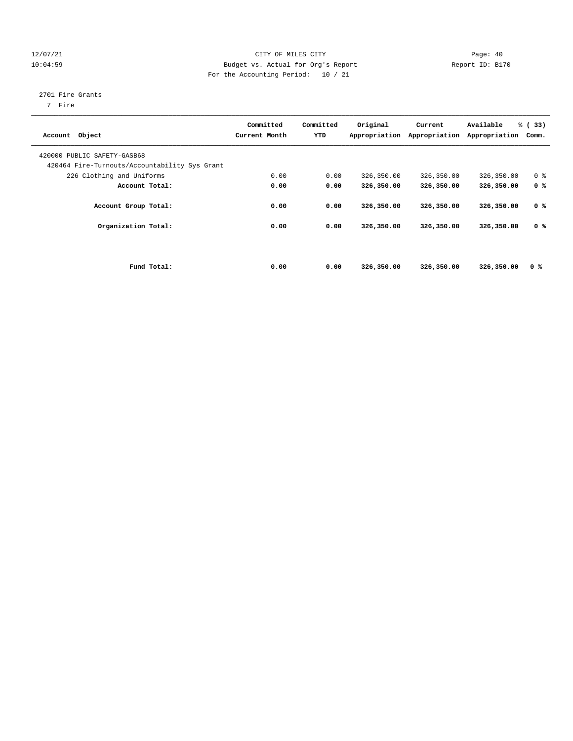12/07/21 CITY OF MILES CITY
10:04:59 Budget vs. Actual for Org's Report Report ID: B170
For the Accounting Period: 10 / 21

2701 Fire Grants
7 Fire

| Account Object | Committed Current Month | Committed YTD | Original Appropriation | Current Appropriation | Available Appropriation | % ( 33) Comm. |
|---|---|---|---|---|---|---|
| 420000 PUBLIC SAFETY-GASB68 | | | | | | |
| 420464 Fire-Turnouts/Accountability Sys Grant | | | | | | |
| 226 Clothing and Uniforms | 0.00 | 0.00 | 326,350.00 | 326,350.00 | 326,350.00 | 0 % |
| **Account Total:** | **0.00** | **0.00** | **326,350.00** | **326,350.00** | **326,350.00** | **0 %** |
| **Account Group Total:** | **0.00** | **0.00** | **326,350.00** | **326,350.00** | **326,350.00** | **0 %** |
| **Organization Total:** | **0.00** | **0.00** | **326,350.00** | **326,350.00** | **326,350.00** | **0 %** |
| **Fund Total:** | **0.00** | **0.00** | **326,350.00** | **326,350.00** | **326,350.00** | **0 %** |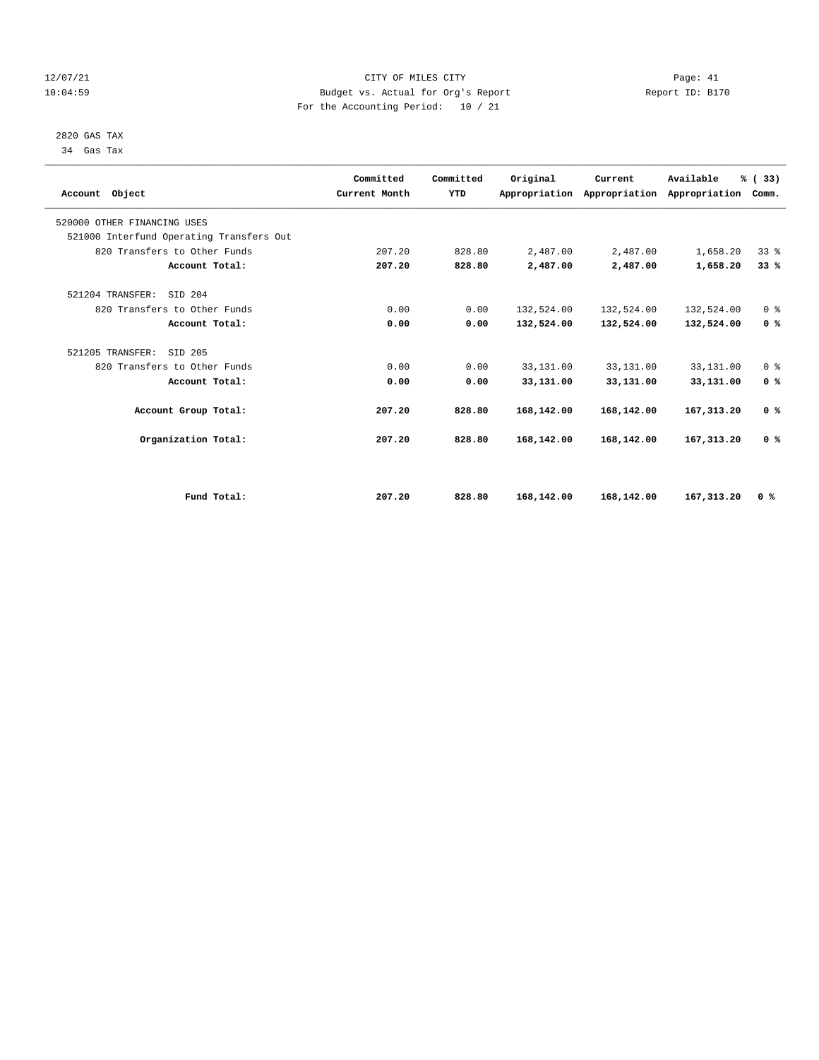12/07/21 CITY OF MILES CITY Page: 41
10:04:59 Budget vs. Actual for Org's Report Report ID: B170
For the Accounting Period: 10 / 21

2820 GAS TAX
34 Gas Tax

| Account Object | Committed Current Month | Committed YTD | Original Appropriation | Current Appropriation | Available Appropriation | % ( 33) Comm. |
|---|---|---|---|---|---|---|
| 520000 OTHER FINANCING USES | | | | | | |
| 521000 Interfund Operating Transfers Out | | | | | | |
| 820 Transfers to Other Funds | 207.20 | 828.80 | 2,487.00 | 2,487.00 | 1,658.20 | 33 % |
| **Account Total:** | **207.20** | **828.80** | **2,487.00** | **2,487.00** | **1,658.20** | **33 %** |
| 521204 TRANSFER: SID 204 | | | | | | |
| 820 Transfers to Other Funds | 0.00 | 0.00 | 132,524.00 | 132,524.00 | 132,524.00 | 0 % |
| **Account Total:** | **0.00** | **0.00** | **132,524.00** | **132,524.00** | **132,524.00** | **0 %** |
| 521205 TRANSFER: SID 205 | | | | | | |
| 820 Transfers to Other Funds | 0.00 | 0.00 | 33,131.00 | 33,131.00 | 33,131.00 | 0 % |
| **Account Total:** | **0.00** | **0.00** | **33,131.00** | **33,131.00** | **33,131.00** | **0 %** |
| **Account Group Total:** | **207.20** | **828.80** | **168,142.00** | **168,142.00** | **167,313.20** | **0 %** |
| **Organization Total:** | **207.20** | **828.80** | **168,142.00** | **168,142.00** | **167,313.20** | **0 %** |
| **Fund Total:** | **207.20** | **828.80** | **168,142.00** | **168,142.00** | **167,313.20** | **0 %** |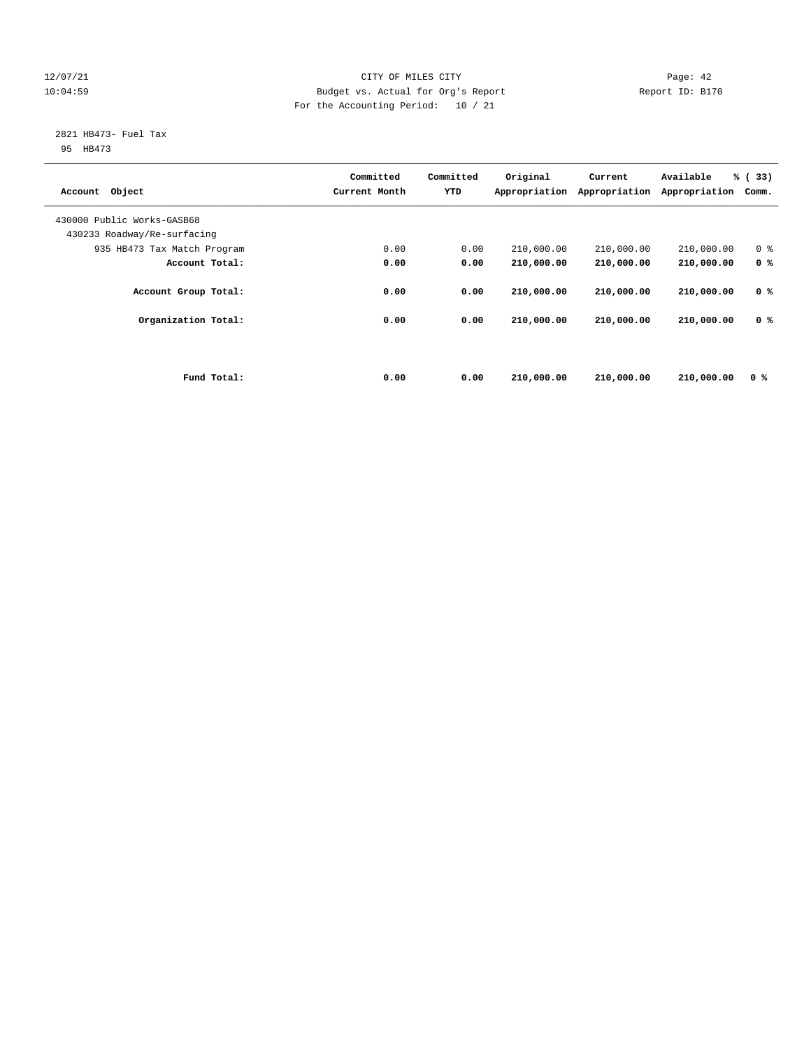2821 HB473- Fuel Tax
95 HB473

| Account Object | Committed Current Month | Committed YTD | Original Appropriation | Current Appropriation | Available Appropriation | % ( 33) Comm. |
|---|---|---|---|---|---|---|
| 430000 Public Works-GASB68 | | | | | | |
| 430233 Roadway/Re-surfacing | | | | | | |
| 935 HB473 Tax Match Program | 0.00 | 0.00 | 210,000.00 | 210,000.00 | 210,000.00 | 0 % |
| **Account Total:** | **0.00** | **0.00** | **210,000.00** | **210,000.00** | **210,000.00** | **0 %** |
| **Account Group Total:** | **0.00** | **0.00** | **210,000.00** | **210,000.00** | **210,000.00** | **0 %** |
| **Organization Total:** | **0.00** | **0.00** | **210,000.00** | **210,000.00** | **210,000.00** | **0 %** |
| **Fund Total:** | **0.00** | **0.00** | **210,000.00** | **210,000.00** | **210,000.00** | **0 %** |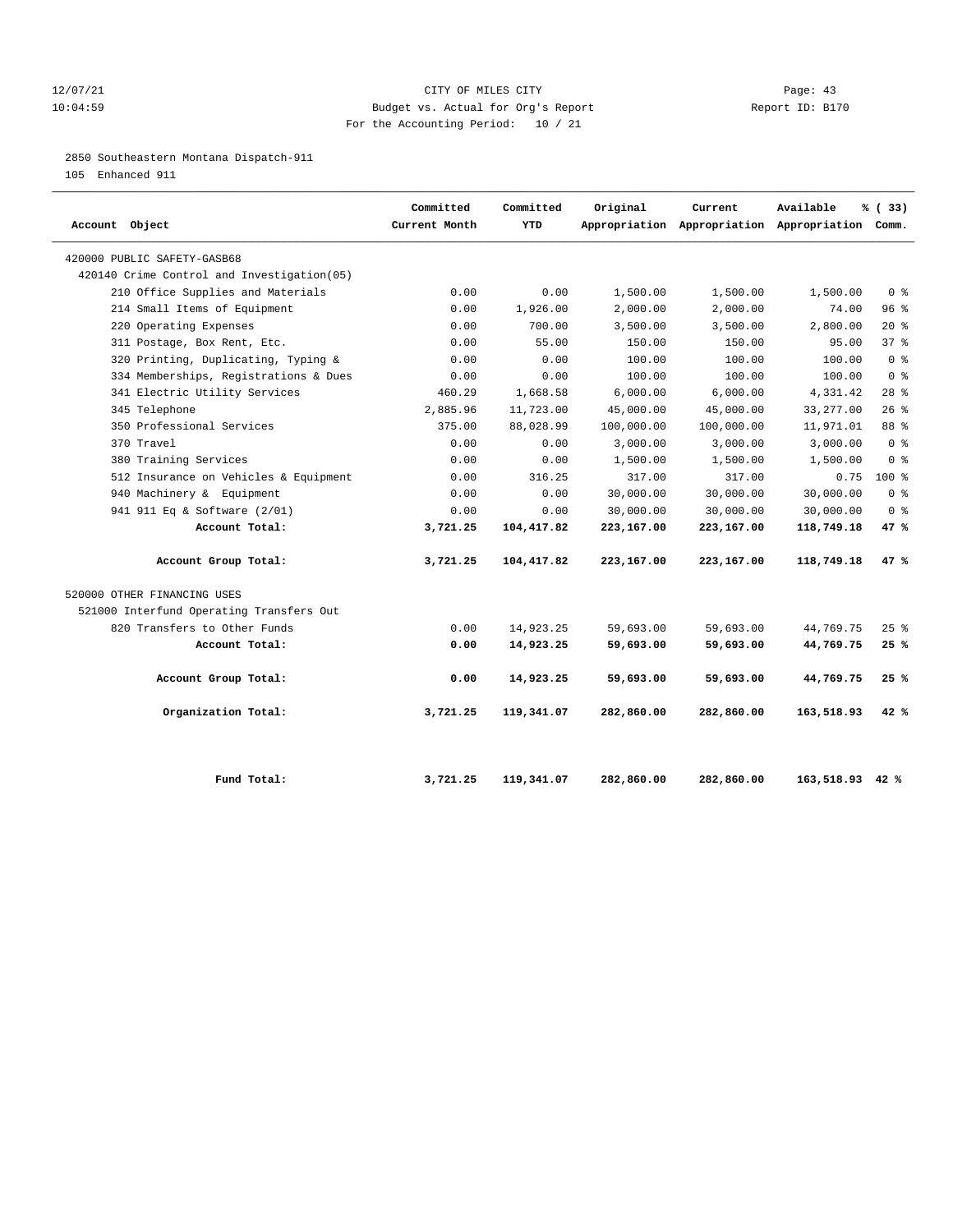12/07/21 CITY OF MILES CITY Page: 43
10:04:59 Budget vs. Actual for Org's Report Report ID: B170
For the Accounting Period: 10 / 21

2850 Southeastern Montana Dispatch-911
105 Enhanced 911

| Account Object | Committed Current Month | Committed YTD | Original Appropriation | Current Appropriation | Available Appropriation | % ( 33) Comm. |
|---|---|---|---|---|---|---|
| 420000 PUBLIC SAFETY-GASB68 | | | | | | |
| 420140 Crime Control and Investigation(05) | | | | | | |
| 210 Office Supplies and Materials | 0.00 | 0.00 | 1,500.00 | 1,500.00 | 1,500.00 | 0 % |
| 214 Small Items of Equipment | 0.00 | 1,926.00 | 2,000.00 | 2,000.00 | 74.00 | 96 % |
| 220 Operating Expenses | 0.00 | 700.00 | 3,500.00 | 3,500.00 | 2,800.00 | 20 % |
| 311 Postage, Box Rent, Etc. | 0.00 | 55.00 | 150.00 | 150.00 | 95.00 | 37 % |
| 320 Printing, Duplicating, Typing & | 0.00 | 0.00 | 100.00 | 100.00 | 100.00 | 0 % |
| 334 Memberships, Registrations & Dues | 0.00 | 0.00 | 100.00 | 100.00 | 100.00 | 0 % |
| 341 Electric Utility Services | 460.29 | 1,668.58 | 6,000.00 | 6,000.00 | 4,331.42 | 28 % |
| 345 Telephone | 2,885.96 | 11,723.00 | 45,000.00 | 45,000.00 | 33,277.00 | 26 % |
| 350 Professional Services | 375.00 | 88,028.99 | 100,000.00 | 100,000.00 | 11,971.01 | 88 % |
| 370 Travel | 0.00 | 0.00 | 3,000.00 | 3,000.00 | 3,000.00 | 0 % |
| 380 Training Services | 0.00 | 0.00 | 1,500.00 | 1,500.00 | 1,500.00 | 0 % |
| 512 Insurance on Vehicles & Equipment | 0.00 | 316.25 | 317.00 | 317.00 | 0.75 | 100 % |
| 940 Machinery & Equipment | 0.00 | 0.00 | 30,000.00 | 30,000.00 | 30,000.00 | 0 % |
| 941 911 Eq & Software (2/01) | 0.00 | 0.00 | 30,000.00 | 30,000.00 | 30,000.00 | 0 % |
| **Account Total:** | **3,721.25** | **104,417.82** | **223,167.00** | **223,167.00** | **118,749.18** | **47 %** |
| **Account Group Total:** | **3,721.25** | **104,417.82** | **223,167.00** | **223,167.00** | **118,749.18** | **47 %** |
| 520000 OTHER FINANCING USES | | | | | | |
| 521000 Interfund Operating Transfers Out | | | | | | |
| 820 Transfers to Other Funds | 0.00 | 14,923.25 | 59,693.00 | 59,693.00 | 44,769.75 | 25 % |
| **Account Total:** | **0.00** | **14,923.25** | **59,693.00** | **59,693.00** | **44,769.75** | **25 %** |
| **Account Group Total:** | **0.00** | **14,923.25** | **59,693.00** | **59,693.00** | **44,769.75** | **25 %** |
| **Organization Total:** | **3,721.25** | **119,341.07** | **282,860.00** | **282,860.00** | **163,518.93** | **42 %** |
| **Fund Total:** | **3,721.25** | **119,341.07** | **282,860.00** | **282,860.00** | **163,518.93** | **42 %** |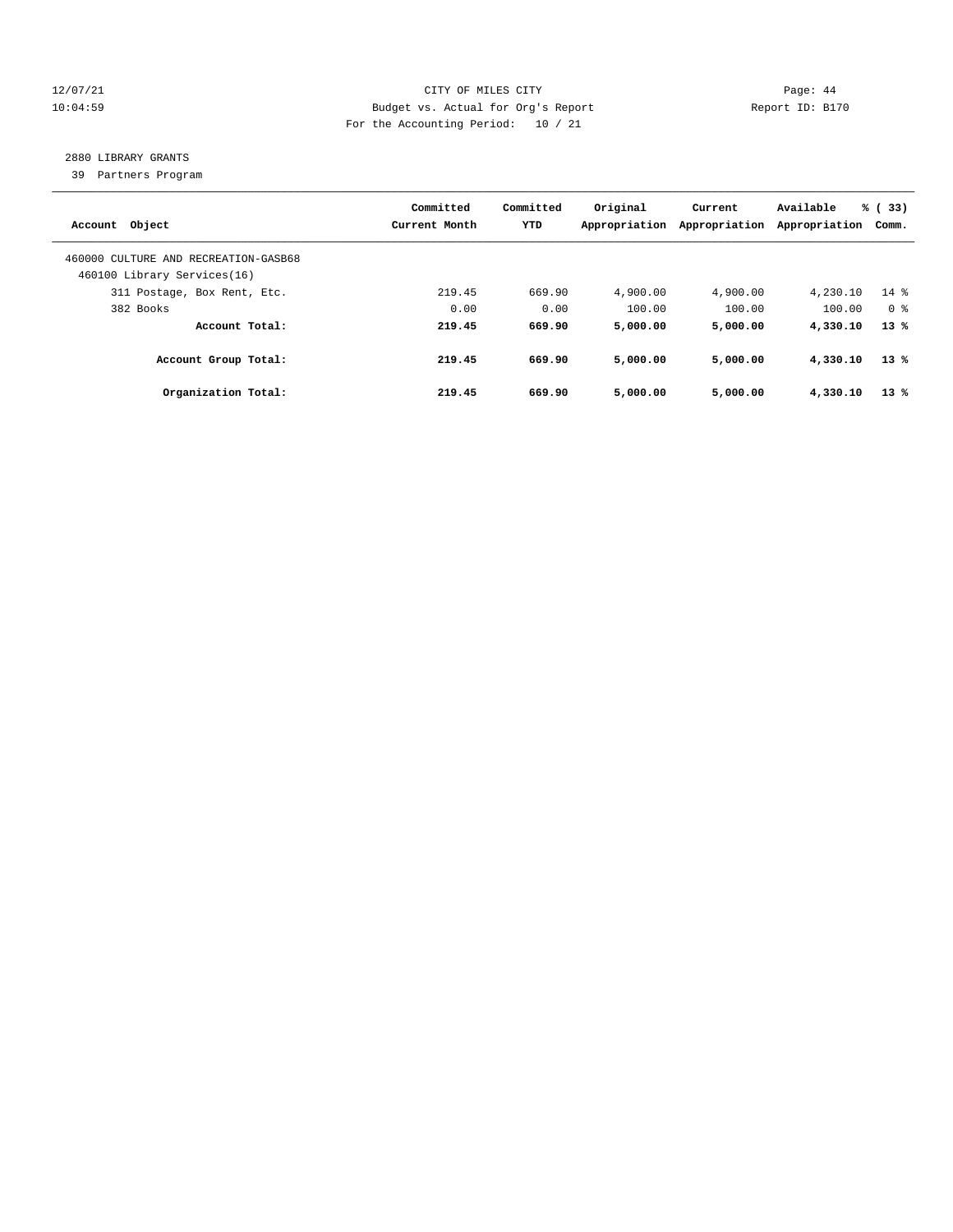12/07/21 CITY OF MILES CITY Page: 44
10:04:59 Budget vs. Actual for Org's Report Report ID: B170
For the Accounting Period: 10 / 21

2880 LIBRARY GRANTS
39 Partners Program

| Account Object | Committed Current Month | Committed YTD | Original Appropriation | Current Appropriation | Available Appropriation | % ( 33) Comm. |
|---|---|---|---|---|---|---|
| 460000 CULTURE AND RECREATION-GASB68 | | | | | | |
| 460100 Library Services(16) | | | | | | |
| 311 Postage, Box Rent, Etc. | 219.45 | 669.90 | 4,900.00 | 4,900.00 | 4,230.10 | 14 % |
| 382 Books | 0.00 | 0.00 | 100.00 | 100.00 | 100.00 | 0 % |
| **Account Total:** | **219.45** | **669.90** | **5,000.00** | **5,000.00** | **4,330.10** | **13 %** |
| **Account Group Total:** | **219.45** | **669.90** | **5,000.00** | **5,000.00** | **4,330.10** | **13 %** |
| **Organization Total:** | **219.45** | **669.90** | **5,000.00** | **5,000.00** | **4,330.10** | **13 %** |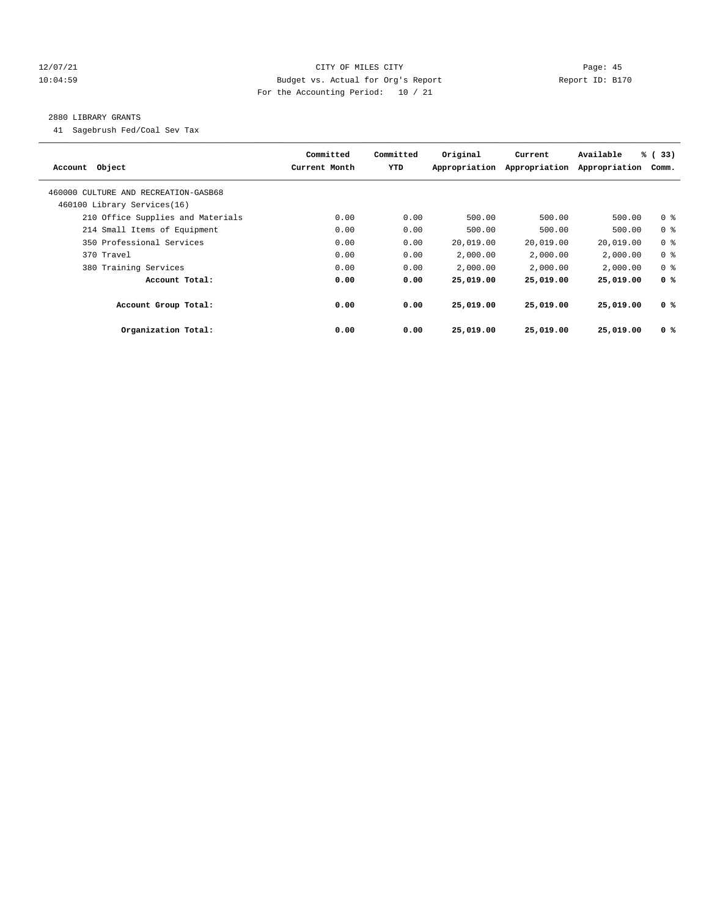12/07/21 CITY OF MILES CITY
10:04:59 Budget vs. Actual for Org's Report Report ID: B170
For the Accounting Period: 10 / 21

2880 LIBRARY GRANTS

41 Sagebrush Fed/Coal Sev Tax

| Account Object | Committed Current Month | Committed YTD | Original Appropriation | Current Appropriation | Available Appropriation | % ( 33) Comm. |
|---|---|---|---|---|---|---|
| 460000 CULTURE AND RECREATION-GASB68 | | | | | | |
| 460100 Library Services(16) | | | | | | |
| 210 Office Supplies and Materials | 0.00 | 0.00 | 500.00 | 500.00 | 500.00 | 0 % |
| 214 Small Items of Equipment | 0.00 | 0.00 | 500.00 | 500.00 | 500.00 | 0 % |
| 350 Professional Services | 0.00 | 0.00 | 20,019.00 | 20,019.00 | 20,019.00 | 0 % |
| 370 Travel | 0.00 | 0.00 | 2,000.00 | 2,000.00 | 2,000.00 | 0 % |
| 380 Training Services | 0.00 | 0.00 | 2,000.00 | 2,000.00 | 2,000.00 | 0 % |
| **Account Total:** | **0.00** | **0.00** | **25,019.00** | **25,019.00** | **25,019.00** | **0 %** |
| **Account Group Total:** | **0.00** | **0.00** | **25,019.00** | **25,019.00** | **25,019.00** | **0 %** |
| **Organization Total:** | **0.00** | **0.00** | **25,019.00** | **25,019.00** | **25,019.00** | **0 %** |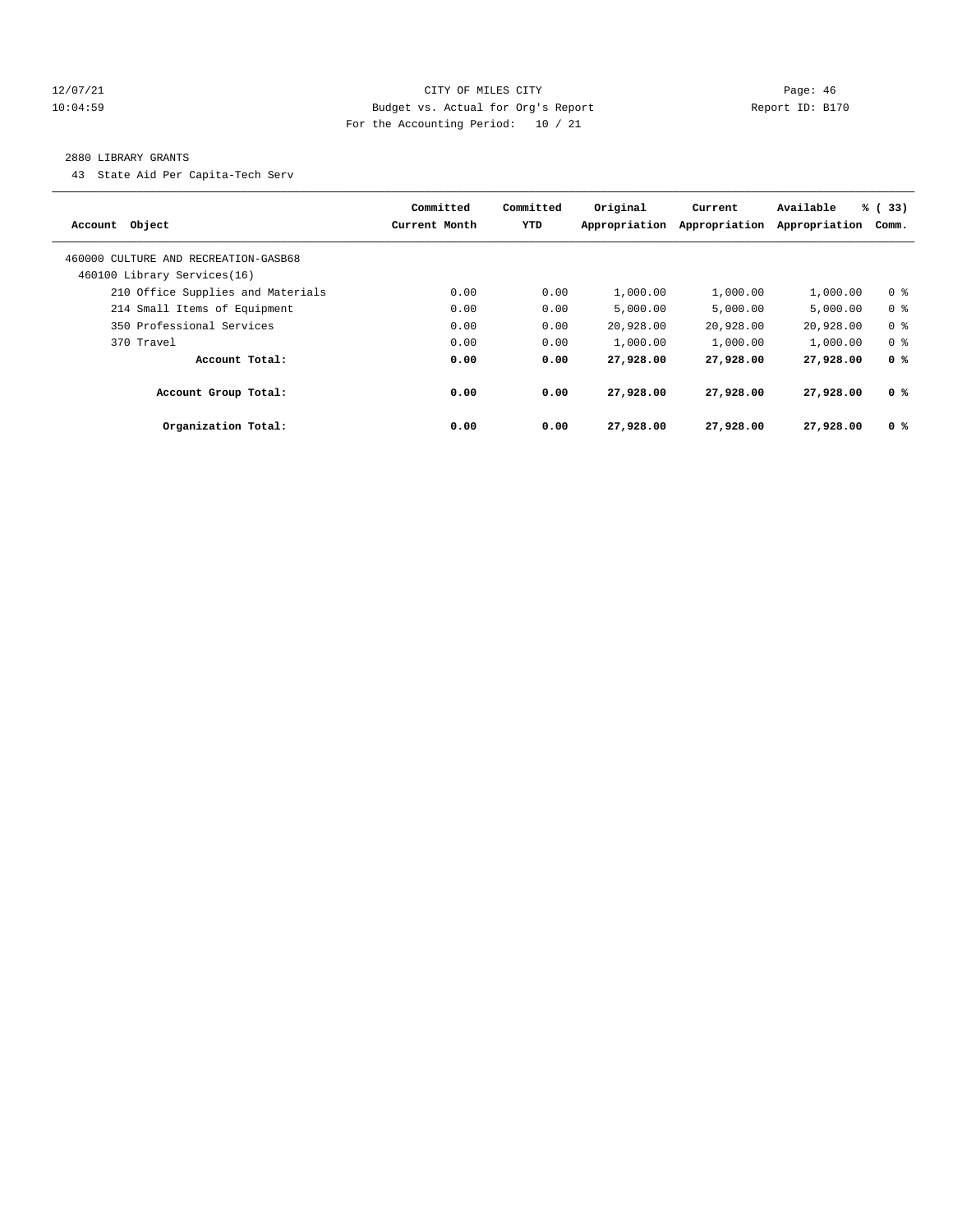12/07/21 CITY OF MILES CITY
10:04:59 Budget vs. Actual for Org's Report Report ID: B170
For the Accounting Period: 10 / 21

2880 LIBRARY GRANTS

43 State Aid Per Capita-Tech Serv

| Account Object | Committed Current Month | Committed YTD | Original Appropriation | Current Appropriation | Available Appropriation | % ( 33) Comm. |
|---|---|---|---|---|---|---|
| 460000 CULTURE AND RECREATION-GASB68 | | | | | | |
| 460100 Library Services(16) | | | | | | |
| 210 Office Supplies and Materials | 0.00 | 0.00 | 1,000.00 | 1,000.00 | 1,000.00 | 0 % |
| 214 Small Items of Equipment | 0.00 | 0.00 | 5,000.00 | 5,000.00 | 5,000.00 | 0 % |
| 350 Professional Services | 0.00 | 0.00 | 20,928.00 | 20,928.00 | 20,928.00 | 0 % |
| 370 Travel | 0.00 | 0.00 | 1,000.00 | 1,000.00 | 1,000.00 | 0 % |
| **Account Total:** | **0.00** | **0.00** | **27,928.00** | **27,928.00** | **27,928.00** | **0 %** |
| **Account Group Total:** | **0.00** | **0.00** | **27,928.00** | **27,928.00** | **27,928.00** | **0 %** |
| **Organization Total:** | **0.00** | **0.00** | **27,928.00** | **27,928.00** | **27,928.00** | **0 %** |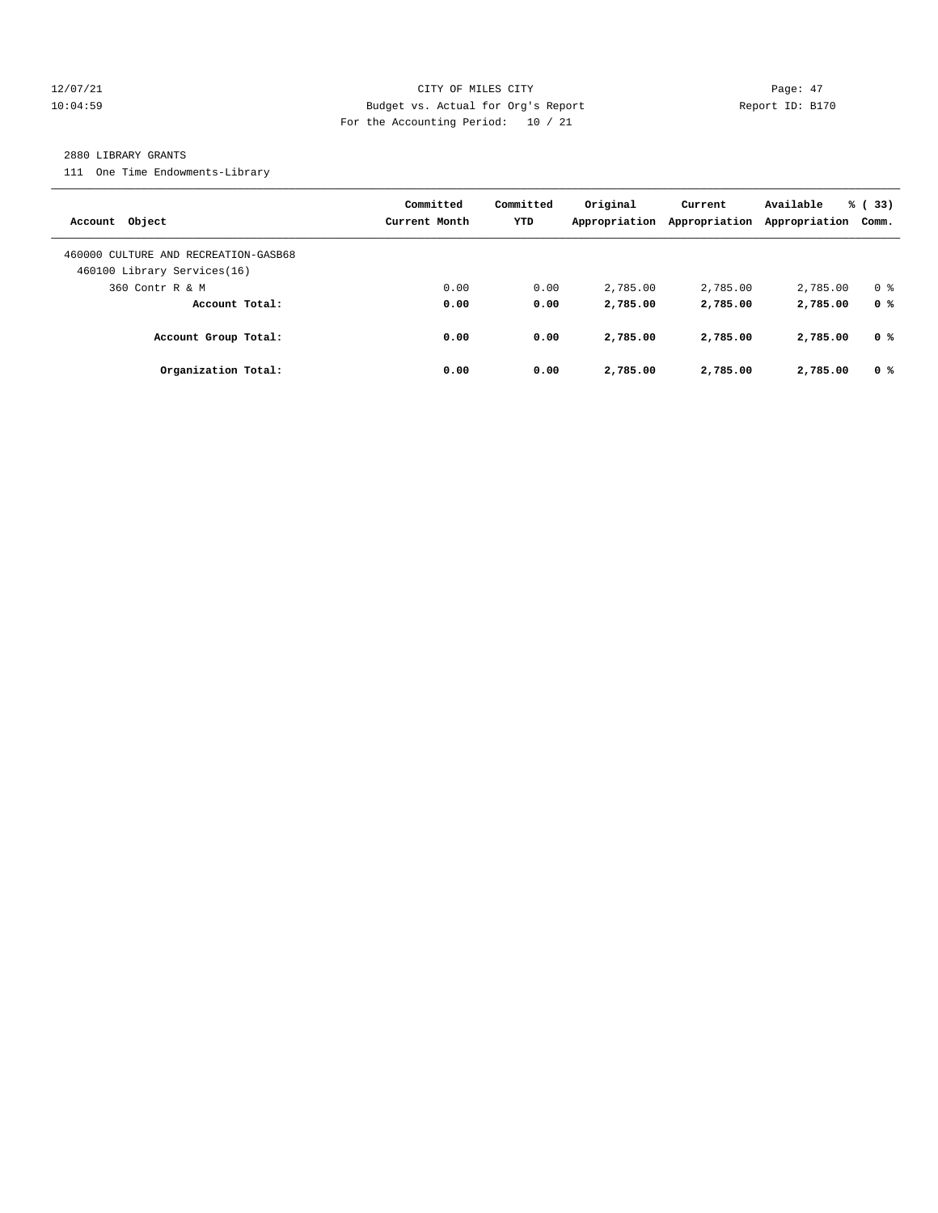12/07/21 CITY OF MILES CITY
10:04:59 Budget vs. Actual for Org's Report Report ID: B170
For the Accounting Period: 10 / 21

2880 LIBRARY GRANTS
111 One Time Endowments-Library

| Account Object | Committed Current Month | Committed YTD | Original Appropriation | Current Appropriation | Available Appropriation | % ( 33) Comm. |
|---|---|---|---|---|---|---|
| 460000 CULTURE AND RECREATION-GASB68 | | | | | | |
| 460100 Library Services(16) | | | | | | |
| 360 Contr R & M | 0.00 | 0.00 | 2,785.00 | 2,785.00 | 2,785.00 | 0 % |
| **Account Total:** | **0.00** | **0.00** | **2,785.00** | **2,785.00** | **2,785.00** | **0 %** |
| **Account Group Total:** | **0.00** | **0.00** | **2,785.00** | **2,785.00** | **2,785.00** | **0 %** |
| **Organization Total:** | **0.00** | **0.00** | **2,785.00** | **2,785.00** | **2,785.00** | **0 %** |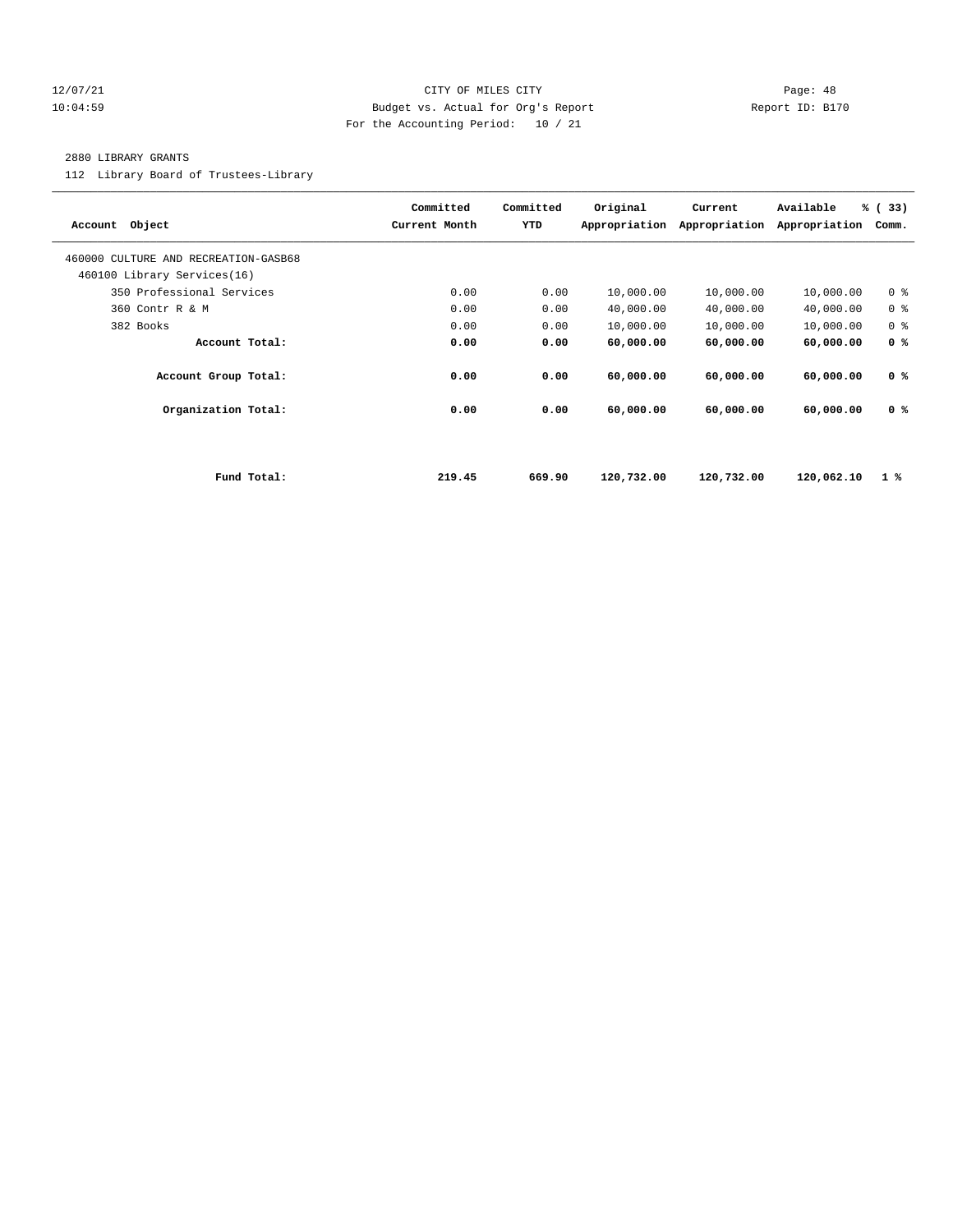CITY OF MILES CITY
Budget vs. Actual for Org's Report
For the Accounting Period: 10 / 21

12/07/21
10:04:59

Report ID: B170

2880 LIBRARY GRANTS

112 Library Board of Trustees-Library

| Account Object | Committed Current Month | Committed YTD | Original Appropriation | Current Appropriation | Available Appropriation | % ( 33) Comm. |
|---|---|---|---|---|---|---|
| 460000 CULTURE AND RECREATION-GASB68 | | | | | | |
| 460100 Library Services(16) | | | | | | |
| 350 Professional Services | 0.00 | 0.00 | 10,000.00 | 10,000.00 | 10,000.00 | 0 % |
| 360 Contr R & M | 0.00 | 0.00 | 40,000.00 | 40,000.00 | 40,000.00 | 0 % |
| 382 Books | 0.00 | 0.00 | 10,000.00 | 10,000.00 | 10,000.00 | 0 % |
| **Account Total:** | **0.00** | **0.00** | **60,000.00** | **60,000.00** | **60,000.00** | **0 %** |
| **Account Group Total:** | **0.00** | **0.00** | **60,000.00** | **60,000.00** | **60,000.00** | **0 %** |
| **Organization Total:** | **0.00** | **0.00** | **60,000.00** | **60,000.00** | **60,000.00** | **0 %** |
| **Fund Total:** | **219.45** | **669.90** | **120,732.00** | **120,732.00** | **120,062.10** | **1 %** |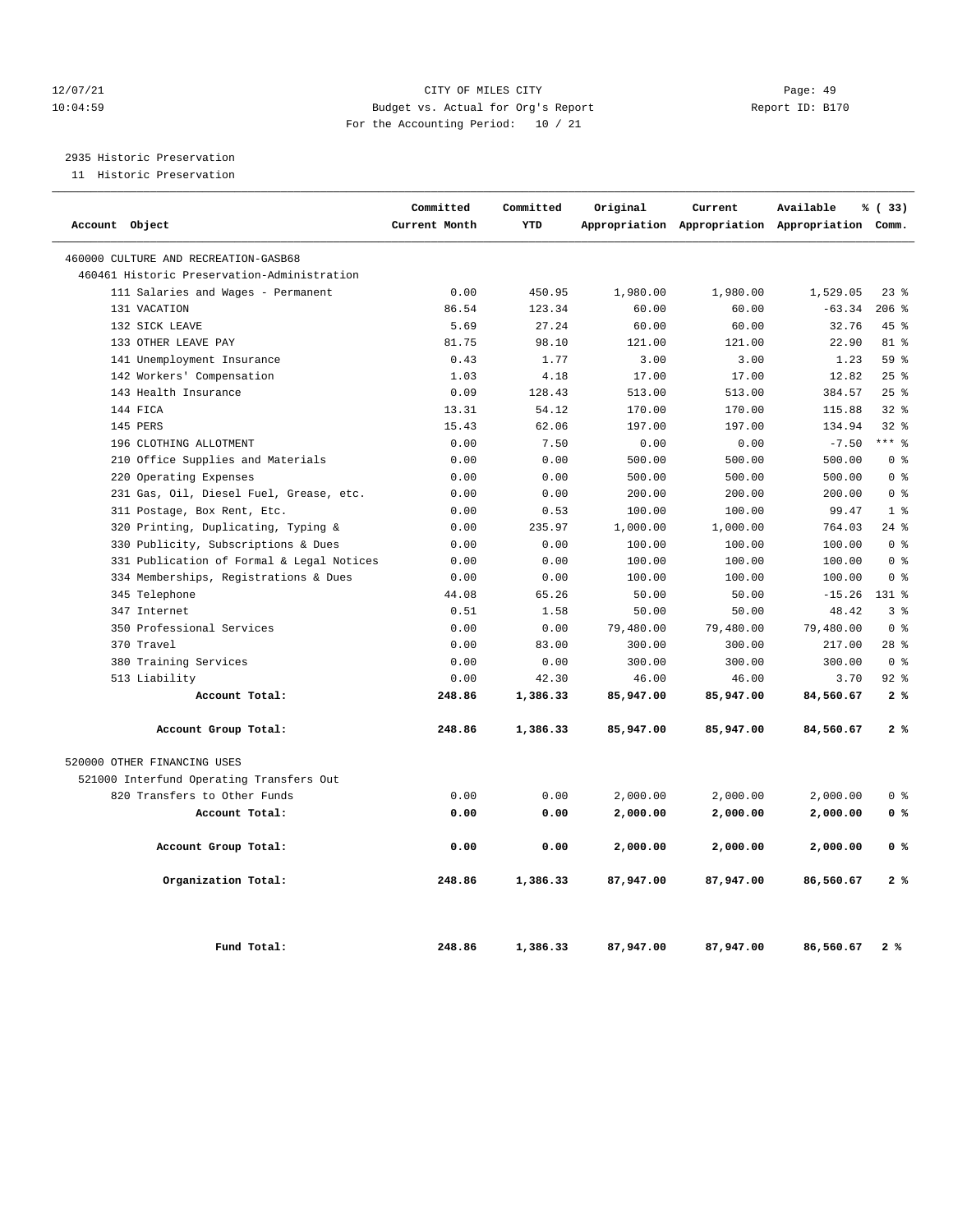12/07/21 CITY OF MILES CITY Page: 49
10:04:59 Budget vs. Actual for Org's Report Report ID: B170
For the Accounting Period: 10 / 21

2935 Historic Preservation
11 Historic Preservation

| Account Object | Committed Current Month | Committed YTD | Original Appropriation | Current Appropriation | Available Appropriation | % ( 33) Comm. |
|---|---|---|---|---|---|---|
| 460000 CULTURE AND RECREATION-GASB68 | | | | | | |
| 460461 Historic Preservation-Administration | | | | | | |
| 111 Salaries and Wages - Permanent | 0.00 | 450.95 | 1,980.00 | 1,980.00 | 1,529.05 | 23 % |
| 131 VACATION | 86.54 | 123.34 | 60.00 | 60.00 | -63.34 | 206 % |
| 132 SICK LEAVE | 5.69 | 27.24 | 60.00 | 60.00 | 32.76 | 45 % |
| 133 OTHER LEAVE PAY | 81.75 | 98.10 | 121.00 | 121.00 | 22.90 | 81 % |
| 141 Unemployment Insurance | 0.43 | 1.77 | 3.00 | 3.00 | 1.23 | 59 % |
| 142 Workers' Compensation | 1.03 | 4.18 | 17.00 | 17.00 | 12.82 | 25 % |
| 143 Health Insurance | 0.09 | 128.43 | 513.00 | 513.00 | 384.57 | 25 % |
| 144 FICA | 13.31 | 54.12 | 170.00 | 170.00 | 115.88 | 32 % |
| 145 PERS | 15.43 | 62.06 | 197.00 | 197.00 | 134.94 | 32 % |
| 196 CLOTHING ALLOTMENT | 0.00 | 7.50 | 0.00 | 0.00 | -7.50 | *** % |
| 210 Office Supplies and Materials | 0.00 | 0.00 | 500.00 | 500.00 | 500.00 | 0 % |
| 220 Operating Expenses | 0.00 | 0.00 | 500.00 | 500.00 | 500.00 | 0 % |
| 231 Gas, Oil, Diesel Fuel, Grease, etc. | 0.00 | 0.00 | 200.00 | 200.00 | 200.00 | 0 % |
| 311 Postage, Box Rent, Etc. | 0.00 | 0.53 | 100.00 | 100.00 | 99.47 | 1 % |
| 320 Printing, Duplicating, Typing & | 0.00 | 235.97 | 1,000.00 | 1,000.00 | 764.03 | 24 % |
| 330 Publicity, Subscriptions & Dues | 0.00 | 0.00 | 100.00 | 100.00 | 100.00 | 0 % |
| 331 Publication of Formal & Legal Notices | 0.00 | 0.00 | 100.00 | 100.00 | 100.00 | 0 % |
| 334 Memberships, Registrations & Dues | 0.00 | 0.00 | 100.00 | 100.00 | 100.00 | 0 % |
| 345 Telephone | 44.08 | 65.26 | 50.00 | 50.00 | -15.26 | 131 % |
| 347 Internet | 0.51 | 1.58 | 50.00 | 50.00 | 48.42 | 3 % |
| 350 Professional Services | 0.00 | 0.00 | 79,480.00 | 79,480.00 | 79,480.00 | 0 % |
| 370 Travel | 0.00 | 83.00 | 300.00 | 300.00 | 217.00 | 28 % |
| 380 Training Services | 0.00 | 0.00 | 300.00 | 300.00 | 300.00 | 0 % |
| 513 Liability | 0.00 | 42.30 | 46.00 | 46.00 | 3.70 | 92 % |
| **Account Total:** | **248.86** | **1,386.33** | **85,947.00** | **85,947.00** | **84,560.67** | **2 %** |
| **Account Group Total:** | **248.86** | **1,386.33** | **85,947.00** | **85,947.00** | **84,560.67** | **2 %** |
| 520000 OTHER FINANCING USES | | | | | | |
| 521000 Interfund Operating Transfers Out | | | | | | |
| 820 Transfers to Other Funds | 0.00 | 0.00 | 2,000.00 | 2,000.00 | 2,000.00 | 0 % |
| **Account Total:** | **0.00** | **0.00** | **2,000.00** | **2,000.00** | **2,000.00** | **0 %** |
| **Account Group Total:** | **0.00** | **0.00** | **2,000.00** | **2,000.00** | **2,000.00** | **0 %** |
| **Organization Total:** | **248.86** | **1,386.33** | **87,947.00** | **87,947.00** | **86,560.67** | **2 %** |
| **Fund Total:** | **248.86** | **1,386.33** | **87,947.00** | **87,947.00** | **86,560.67** | **2 %** |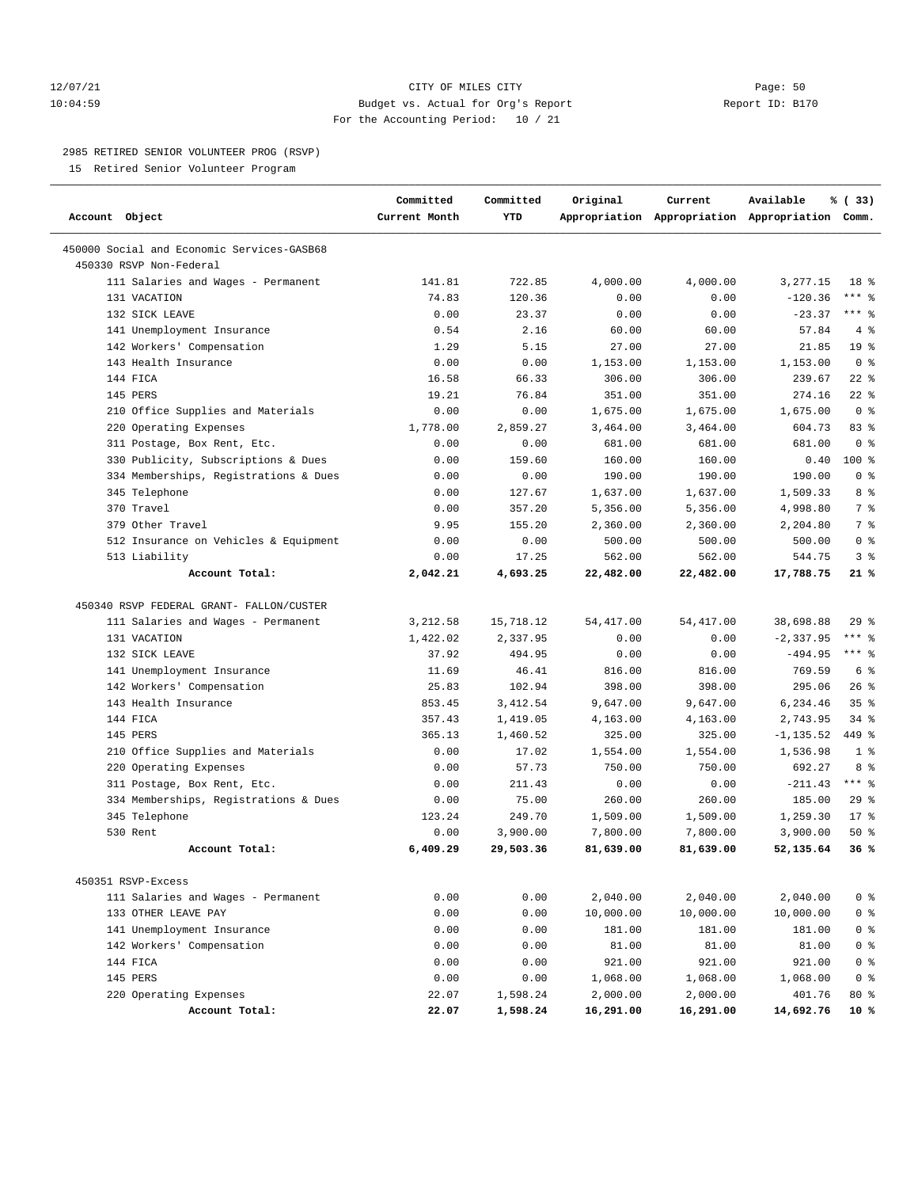12/07/21 CITY OF MILES CITY

10:04:59 Budget vs. Actual for Org's Report Report ID: B170

For the Accounting Period: 10 / 21

2985 RETIRED SENIOR VOLUNTEER PROG (RSVP)

15 Retired Senior Volunteer Program

| Account Object | Committed Current Month | Committed YTD | Original Appropriation | Current Appropriation | Available Appropriation | % ( 33) Comm. |
|---|---|---|---|---|---|---|
| 450000 Social and Economic Services-GASB68 | | | | | | |
| 450330 RSVP Non-Federal | | | | | | |
| 111 Salaries and Wages - Permanent | 141.81 | 722.85 | 4,000.00 | 4,000.00 | 3,277.15 | 18 % |
| 131 VACATION | 74.83 | 120.36 | 0.00 | 0.00 | -120.36 | *** % |
| 132 SICK LEAVE | 0.00 | 23.37 | 0.00 | 0.00 | -23.37 | *** % |
| 141 Unemployment Insurance | 0.54 | 2.16 | 60.00 | 60.00 | 57.84 | 4 % |
| 142 Workers' Compensation | 1.29 | 5.15 | 27.00 | 27.00 | 21.85 | 19 % |
| 143 Health Insurance | 0.00 | 0.00 | 1,153.00 | 1,153.00 | 1,153.00 | 0 % |
| 144 FICA | 16.58 | 66.33 | 306.00 | 306.00 | 239.67 | 22 % |
| 145 PERS | 19.21 | 76.84 | 351.00 | 351.00 | 274.16 | 22 % |
| 210 Office Supplies and Materials | 0.00 | 0.00 | 1,675.00 | 1,675.00 | 1,675.00 | 0 % |
| 220 Operating Expenses | 1,778.00 | 2,859.27 | 3,464.00 | 3,464.00 | 604.73 | 83 % |
| 311 Postage, Box Rent, Etc. | 0.00 | 0.00 | 681.00 | 681.00 | 681.00 | 0 % |
| 330 Publicity, Subscriptions & Dues | 0.00 | 159.60 | 160.00 | 160.00 | 0.40 | 100 % |
| 334 Memberships, Registrations & Dues | 0.00 | 0.00 | 190.00 | 190.00 | 190.00 | 0 % |
| 345 Telephone | 0.00 | 127.67 | 1,637.00 | 1,637.00 | 1,509.33 | 8 % |
| 370 Travel | 0.00 | 357.20 | 5,356.00 | 5,356.00 | 4,998.80 | 7 % |
| 379 Other Travel | 9.95 | 155.20 | 2,360.00 | 2,360.00 | 2,204.80 | 7 % |
| 512 Insurance on Vehicles & Equipment | 0.00 | 0.00 | 500.00 | 500.00 | 500.00 | 0 % |
| 513 Liability | 0.00 | 17.25 | 562.00 | 562.00 | 544.75 | 3 % |
| **Account Total:** | **2,042.21** | **4,693.25** | **22,482.00** | **22,482.00** | **17,788.75** | **21 %** |
| 450340 RSVP FEDERAL GRANT- FALLON/CUSTER | | | | | | |
| 111 Salaries and Wages - Permanent | 3,212.58 | 15,718.12 | 54,417.00 | 54,417.00 | 38,698.88 | 29 % |
| 131 VACATION | 1,422.02 | 2,337.95 | 0.00 | 0.00 | -2,337.95 | *** % |
| 132 SICK LEAVE | 37.92 | 494.95 | 0.00 | 0.00 | -494.95 | *** % |
| 141 Unemployment Insurance | 11.69 | 46.41 | 816.00 | 816.00 | 769.59 | 6 % |
| 142 Workers' Compensation | 25.83 | 102.94 | 398.00 | 398.00 | 295.06 | 26 % |
| 143 Health Insurance | 853.45 | 3,412.54 | 9,647.00 | 9,647.00 | 6,234.46 | 35 % |
| 144 FICA | 357.43 | 1,419.05 | 4,163.00 | 4,163.00 | 2,743.95 | 34 % |
| 145 PERS | 365.13 | 1,460.52 | 325.00 | 325.00 | -1,135.52 | 449 % |
| 210 Office Supplies and Materials | 0.00 | 17.02 | 1,554.00 | 1,554.00 | 1,536.98 | 1 % |
| 220 Operating Expenses | 0.00 | 57.73 | 750.00 | 750.00 | 692.27 | 8 % |
| 311 Postage, Box Rent, Etc. | 0.00 | 211.43 | 0.00 | 0.00 | -211.43 | *** % |
| 334 Memberships, Registrations & Dues | 0.00 | 75.00 | 260.00 | 260.00 | 185.00 | 29 % |
| 345 Telephone | 123.24 | 249.70 | 1,509.00 | 1,509.00 | 1,259.30 | 17 % |
| 530 Rent | 0.00 | 3,900.00 | 7,800.00 | 7,800.00 | 3,900.00 | 50 % |
| **Account Total:** | **6,409.29** | **29,503.36** | **81,639.00** | **81,639.00** | **52,135.64** | **36 %** |
| 450351 RSVP-Excess | | | | | | |
| 111 Salaries and Wages - Permanent | 0.00 | 0.00 | 2,040.00 | 2,040.00 | 2,040.00 | 0 % |
| 133 OTHER LEAVE PAY | 0.00 | 0.00 | 10,000.00 | 10,000.00 | 10,000.00 | 0 % |
| 141 Unemployment Insurance | 0.00 | 0.00 | 181.00 | 181.00 | 181.00 | 0 % |
| 142 Workers' Compensation | 0.00 | 0.00 | 81.00 | 81.00 | 81.00 | 0 % |
| 144 FICA | 0.00 | 0.00 | 921.00 | 921.00 | 921.00 | 0 % |
| 145 PERS | 0.00 | 0.00 | 1,068.00 | 1,068.00 | 1,068.00 | 0 % |
| 220 Operating Expenses | 22.07 | 1,598.24 | 2,000.00 | 2,000.00 | 401.76 | 80 % |
| **Account Total:** | **22.07** | **1,598.24** | **16,291.00** | **16,291.00** | **14,692.76** | **10 %** |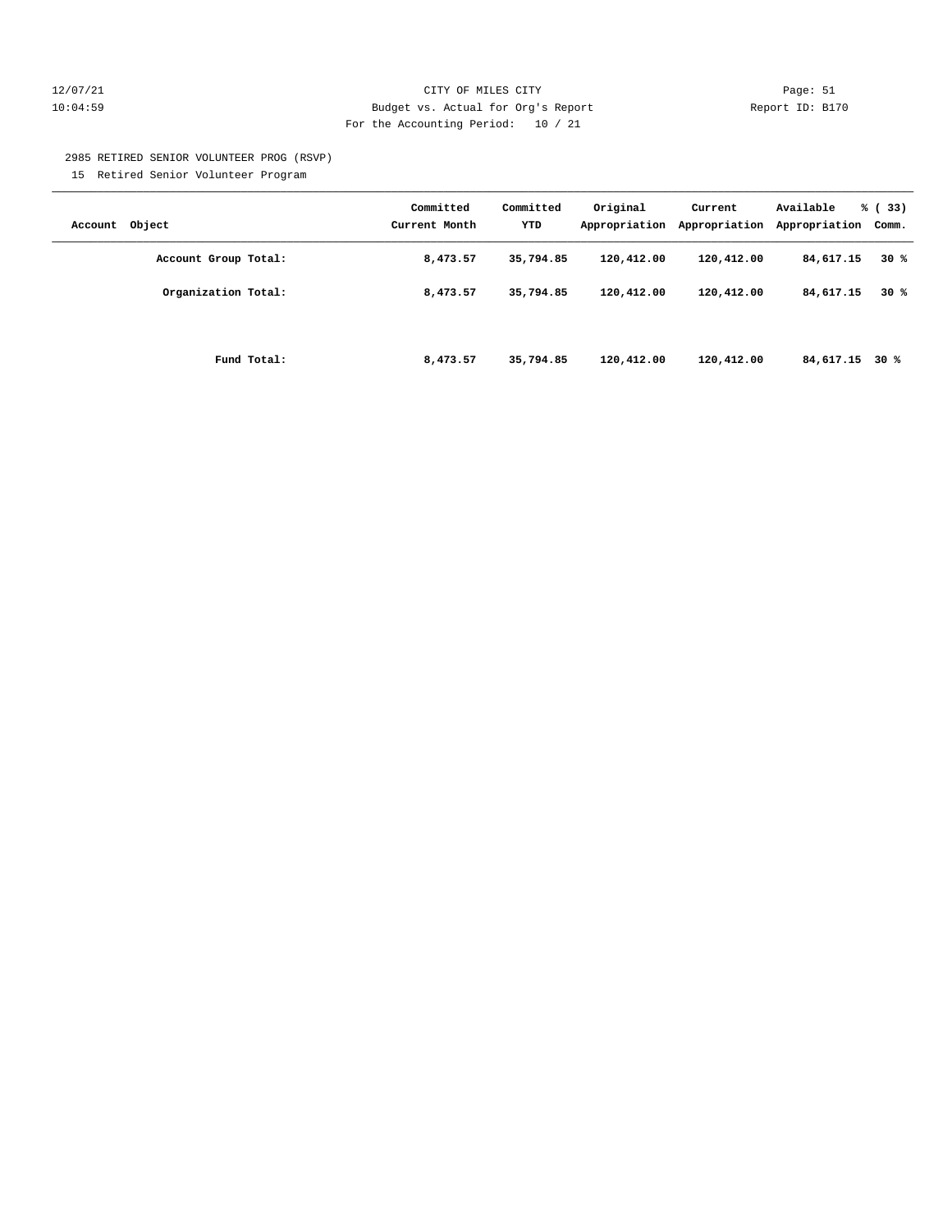2985 RETIRED SENIOR VOLUNTEER PROG (RSVP)

15 Retired Senior Volunteer Program

| Account Object | Committed Current Month | Committed YTD | Original Appropriation | Current Appropriation | Available Appropriation | % ( 33) Comm. |
|---|---|---|---|---|---|---|
| **Account Group Total:** | **8,473.57** | **35,794.85** | **120,412.00** | **120,412.00** | **84,617.15** | **30 %** |
| **Organization Total:** | **8,473.57** | **35,794.85** | **120,412.00** | **120,412.00** | **84,617.15** | **30 %** |
| **Fund Total:** | **8,473.57** | **35,794.85** | **120,412.00** | **120,412.00** | **84,617.15** | **30 %** |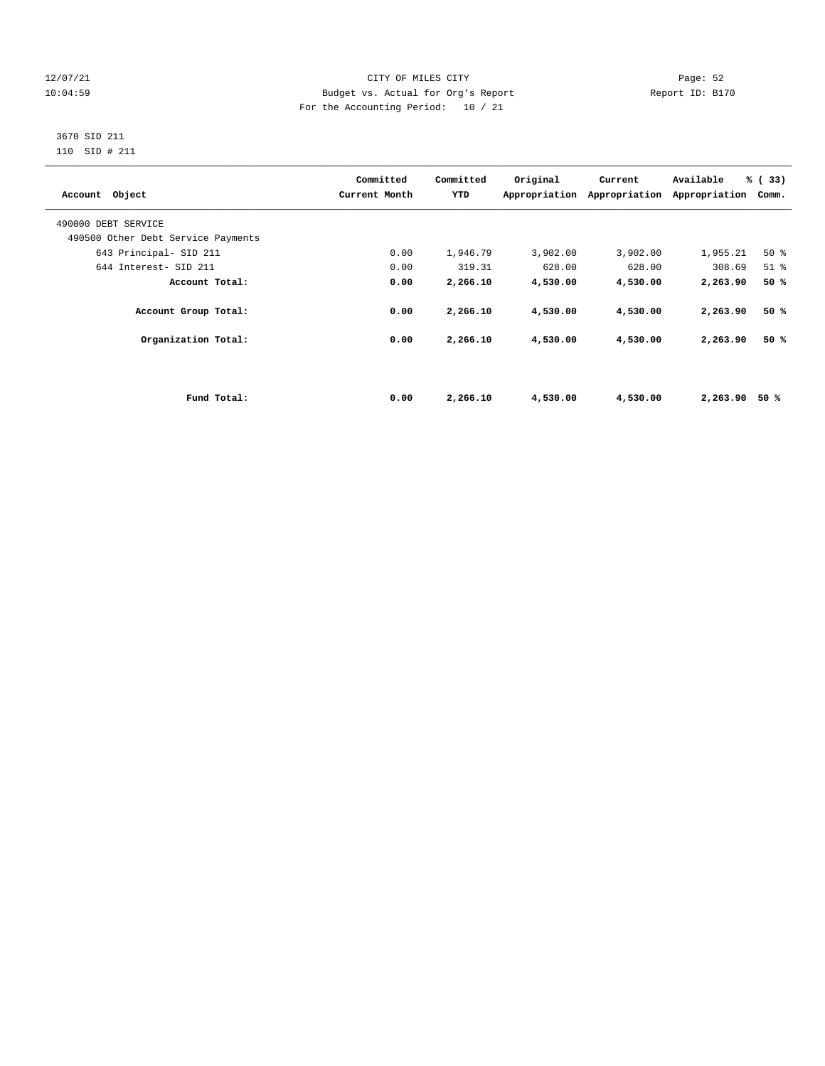12/07/21 CITY OF MILES CITY Page: 52
10:04:59 Budget vs. Actual for Org's Report Report ID: B170
For the Accounting Period: 10 / 21

3670 SID 211
110 SID # 211

| Account Object | Committed Current Month | Committed YTD | Original Appropriation | Current Appropriation | Available Appropriation | % ( 33) Comm. |
|---|---|---|---|---|---|---|
| 490000 DEBT SERVICE | | | | | | |
| 490500 Other Debt Service Payments | | | | | | |
| 643 Principal- SID 211 | 0.00 | 1,946.79 | 3,902.00 | 3,902.00 | 1,955.21 | 50 % |
| 644 Interest- SID 211 | 0.00 | 319.31 | 628.00 | 628.00 | 308.69 | 51 % |
| **Account Total:** | **0.00** | **2,266.10** | **4,530.00** | **4,530.00** | **2,263.90** | **50 %** |
| **Account Group Total:** | **0.00** | **2,266.10** | **4,530.00** | **4,530.00** | **2,263.90** | **50 %** |
| **Organization Total:** | **0.00** | **2,266.10** | **4,530.00** | **4,530.00** | **2,263.90** | **50 %** |
| **Fund Total:** | **0.00** | **2,266.10** | **4,530.00** | **4,530.00** | **2,263.90** | **50 %** |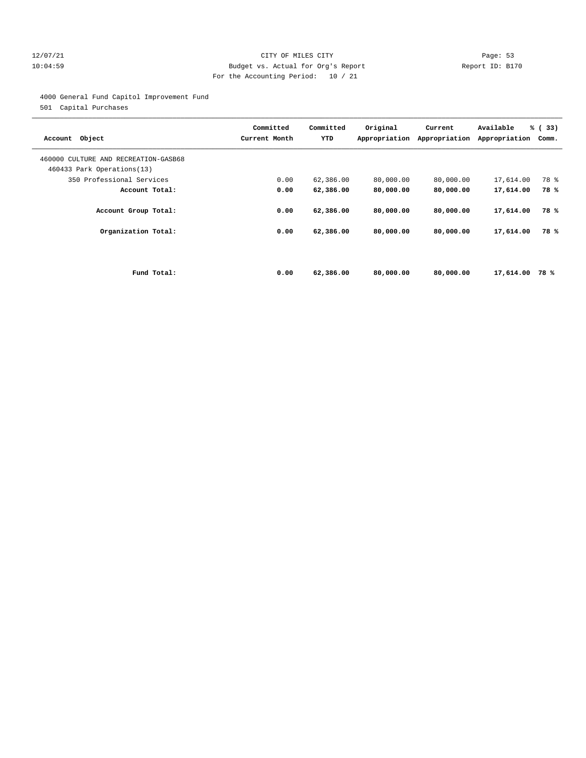12/07/21 CITY OF MILES CITY
10:04:59 Budget vs. Actual for Org's Report Report ID: B170
For the Accounting Period: 10 / 21

4000 General Fund Capitol Improvement Fund
501 Capital Purchases

| Account Object | Committed Current Month | Committed YTD | Original Appropriation | Current Appropriation | Available Appropriation | % ( 33) Comm. |
|---|---|---|---|---|---|---|
| 460000 CULTURE AND RECREATION-GASB68 | | | | | | |
| 460433 Park Operations(13) | | | | | | |
| 350 Professional Services | 0.00 | 62,386.00 | 80,000.00 | 80,000.00 | 17,614.00 | 78 % |
| **Account Total:** | **0.00** | **62,386.00** | **80,000.00** | **80,000.00** | **17,614.00** | **78 %** |
| **Account Group Total:** | **0.00** | **62,386.00** | **80,000.00** | **80,000.00** | **17,614.00** | **78 %** |
| **Organization Total:** | **0.00** | **62,386.00** | **80,000.00** | **80,000.00** | **17,614.00** | **78 %** |
| **Fund Total:** | **0.00** | **62,386.00** | **80,000.00** | **80,000.00** | **17,614.00** | **78 %** |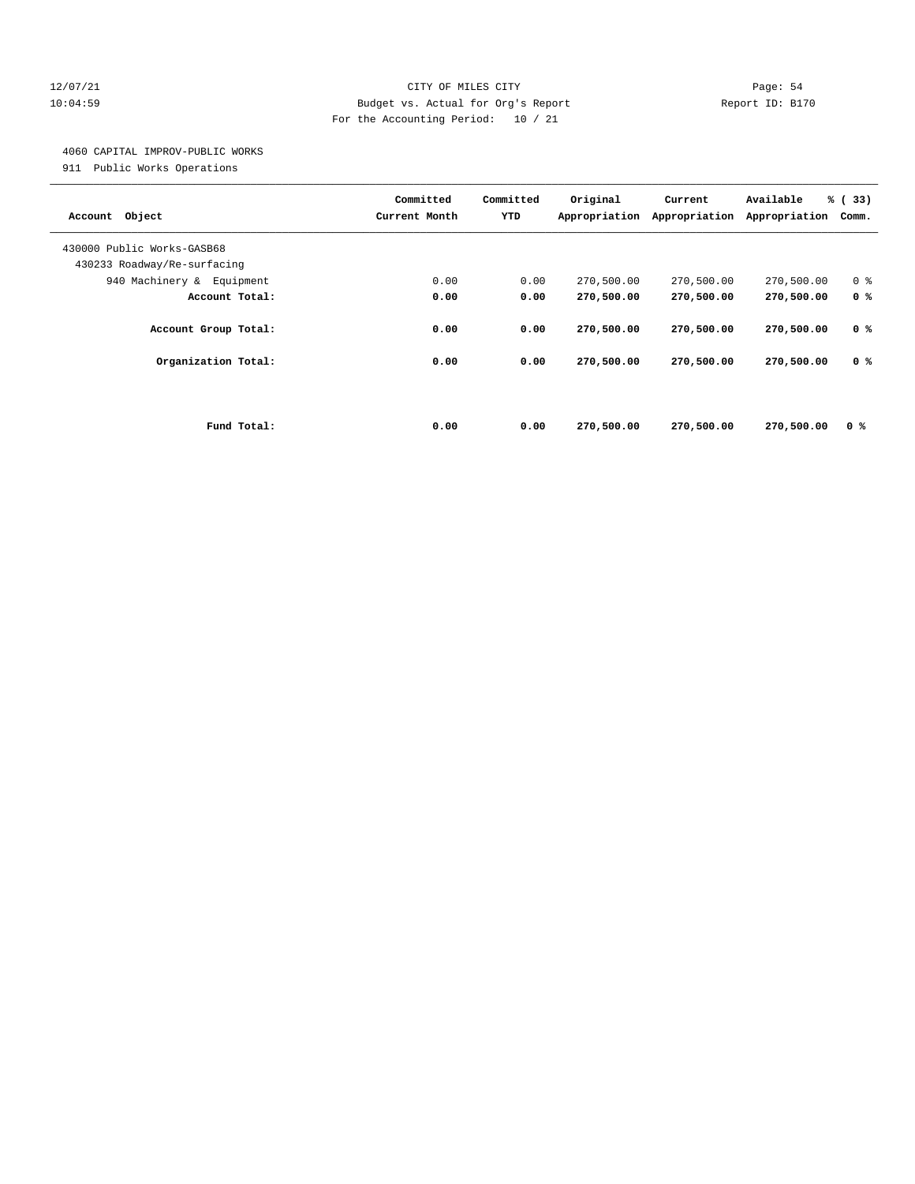CITY OF MILES CITY
Budget vs. Actual for Org's Report
For the Accounting Period: 10 / 21

12/07/21
10:04:59

Report ID: B170

4060 CAPITAL IMPROV-PUBLIC WORKS
911 Public Works Operations

| Account Object | Committed Current Month | Committed YTD | Original Appropriation | Current Appropriation | Available Appropriation | % ( 33) Comm. |
|---|---|---|---|---|---|---|
| 430000 Public Works-GASB68 | | | | | | |
| 430233 Roadway/Re-surfacing | | | | | | |
| 940 Machinery & Equipment | 0.00 | 0.00 | 270,500.00 | 270,500.00 | 270,500.00 | 0 % |
| **Account Total:** | **0.00** | **0.00** | **270,500.00** | **270,500.00** | **270,500.00** | **0 %** |
| **Account Group Total:** | **0.00** | **0.00** | **270,500.00** | **270,500.00** | **270,500.00** | **0 %** |
| **Organization Total:** | **0.00** | **0.00** | **270,500.00** | **270,500.00** | **270,500.00** | **0 %** |
| **Fund Total:** | **0.00** | **0.00** | **270,500.00** | **270,500.00** | **270,500.00** | **0 %** |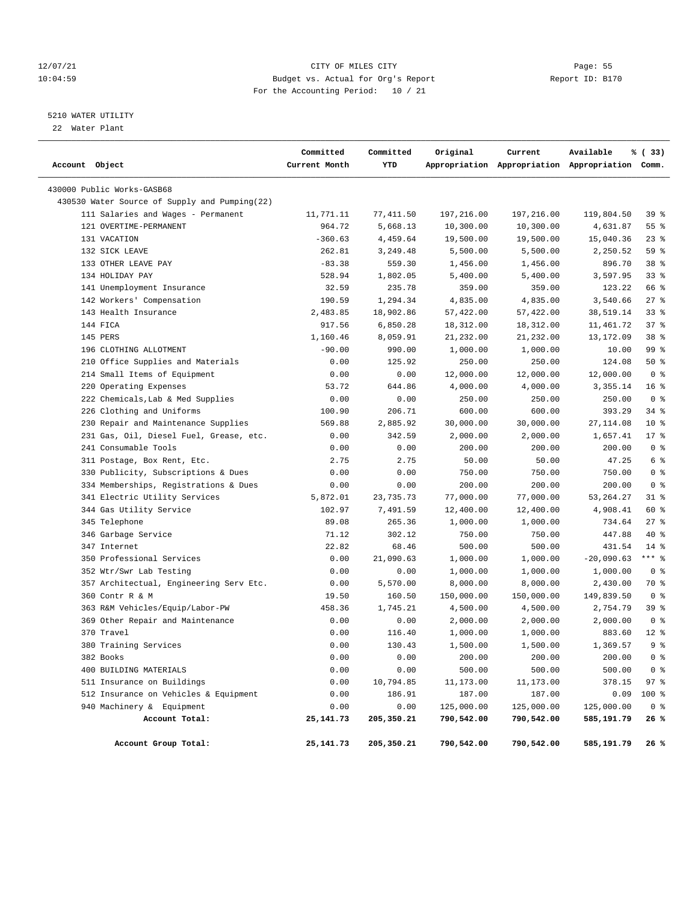12/07/21 CITY OF MILES CITY Page: 55
10:04:59 Budget vs. Actual for Org's Report Report ID: B170
For the Accounting Period: 10 / 21

5210 WATER UTILITY
22 Water Plant

| Account Object | Committed Current Month | Committed YTD | Original Appropriation | Current Appropriation | Available Appropriation | % ( 33) Comm. |
|---|---|---|---|---|---|---|
| 430000 Public Works-GASB68 | | | | | | |
| 430530 Water Source of Supply and Pumping(22) | | | | | | |
| 111 Salaries and Wages - Permanent | 11,771.11 | 77,411.50 | 197,216.00 | 197,216.00 | 119,804.50 | 39 % |
| 121 OVERTIME-PERMANENT | 964.72 | 5,668.13 | 10,300.00 | 10,300.00 | 4,631.87 | 55 % |
| 131 VACATION | -360.63 | 4,459.64 | 19,500.00 | 19,500.00 | 15,040.36 | 23 % |
| 132 SICK LEAVE | 262.81 | 3,249.48 | 5,500.00 | 5,500.00 | 2,250.52 | 59 % |
| 133 OTHER LEAVE PAY | -83.38 | 559.30 | 1,456.00 | 1,456.00 | 896.70 | 38 % |
| 134 HOLIDAY PAY | 528.94 | 1,802.05 | 5,400.00 | 5,400.00 | 3,597.95 | 33 % |
| 141 Unemployment Insurance | 32.59 | 235.78 | 359.00 | 359.00 | 123.22 | 66 % |
| 142 Workers' Compensation | 190.59 | 1,294.34 | 4,835.00 | 4,835.00 | 3,540.66 | 27 % |
| 143 Health Insurance | 2,483.85 | 18,902.86 | 57,422.00 | 57,422.00 | 38,519.14 | 33 % |
| 144 FICA | 917.56 | 6,850.28 | 18,312.00 | 18,312.00 | 11,461.72 | 37 % |
| 145 PERS | 1,160.46 | 8,059.91 | 21,232.00 | 21,232.00 | 13,172.09 | 38 % |
| 196 CLOTHING ALLOTMENT | -90.00 | 990.00 | 1,000.00 | 1,000.00 | 10.00 | 99 % |
| 210 Office Supplies and Materials | 0.00 | 125.92 | 250.00 | 250.00 | 124.08 | 50 % |
| 214 Small Items of Equipment | 0.00 | 0.00 | 12,000.00 | 12,000.00 | 12,000.00 | 0 % |
| 220 Operating Expenses | 53.72 | 644.86 | 4,000.00 | 4,000.00 | 3,355.14 | 16 % |
| 222 Chemicals,Lab & Med Supplies | 0.00 | 0.00 | 250.00 | 250.00 | 250.00 | 0 % |
| 226 Clothing and Uniforms | 100.90 | 206.71 | 600.00 | 600.00 | 393.29 | 34 % |
| 230 Repair and Maintenance Supplies | 569.88 | 2,885.92 | 30,000.00 | 30,000.00 | 27,114.08 | 10 % |
| 231 Gas, Oil, Diesel Fuel, Grease, etc. | 0.00 | 342.59 | 2,000.00 | 2,000.00 | 1,657.41 | 17 % |
| 241 Consumable Tools | 0.00 | 0.00 | 200.00 | 200.00 | 200.00 | 0 % |
| 311 Postage, Box Rent, Etc. | 2.75 | 2.75 | 50.00 | 50.00 | 47.25 | 6 % |
| 330 Publicity, Subscriptions & Dues | 0.00 | 0.00 | 750.00 | 750.00 | 750.00 | 0 % |
| 334 Memberships, Registrations & Dues | 0.00 | 0.00 | 200.00 | 200.00 | 200.00 | 0 % |
| 341 Electric Utility Services | 5,872.01 | 23,735.73 | 77,000.00 | 77,000.00 | 53,264.27 | 31 % |
| 344 Gas Utility Service | 102.97 | 7,491.59 | 12,400.00 | 12,400.00 | 4,908.41 | 60 % |
| 345 Telephone | 89.08 | 265.36 | 1,000.00 | 1,000.00 | 734.64 | 27 % |
| 346 Garbage Service | 71.12 | 302.12 | 750.00 | 750.00 | 447.88 | 40 % |
| 347 Internet | 22.82 | 68.46 | 500.00 | 500.00 | 431.54 | 14 % |
| 350 Professional Services | 0.00 | 21,090.63 | 1,000.00 | 1,000.00 | -20,090.63 | *** % |
| 352 Wtr/Swr Lab Testing | 0.00 | 0.00 | 1,000.00 | 1,000.00 | 1,000.00 | 0 % |
| 357 Architectual, Engineering Serv Etc. | 0.00 | 5,570.00 | 8,000.00 | 8,000.00 | 2,430.00 | 70 % |
| 360 Contr R & M | 19.50 | 160.50 | 150,000.00 | 150,000.00 | 149,839.50 | 0 % |
| 363 R&M Vehicles/Equip/Labor-PW | 458.36 | 1,745.21 | 4,500.00 | 4,500.00 | 2,754.79 | 39 % |
| 369 Other Repair and Maintenance | 0.00 | 0.00 | 2,000.00 | 2,000.00 | 2,000.00 | 0 % |
| 370 Travel | 0.00 | 116.40 | 1,000.00 | 1,000.00 | 883.60 | 12 % |
| 380 Training Services | 0.00 | 130.43 | 1,500.00 | 1,500.00 | 1,369.57 | 9 % |
| 382 Books | 0.00 | 0.00 | 200.00 | 200.00 | 200.00 | 0 % |
| 400 BUILDING MATERIALS | 0.00 | 0.00 | 500.00 | 500.00 | 500.00 | 0 % |
| 511 Insurance on Buildings | 0.00 | 10,794.85 | 11,173.00 | 11,173.00 | 378.15 | 97 % |
| 512 Insurance on Vehicles & Equipment | 0.00 | 186.91 | 187.00 | 187.00 | 0.09 | 100 % |
| 940 Machinery & Equipment | 0.00 | 0.00 | 125,000.00 | 125,000.00 | 125,000.00 | 0 % |
| **Account Total:** | **25,141.73** | **205,350.21** | **790,542.00** | **790,542.00** | **585,191.79** | **26 %** |
| **Account Group Total:** | **25,141.73** | **205,350.21** | **790,542.00** | **790,542.00** | **585,191.79** | **26 %** |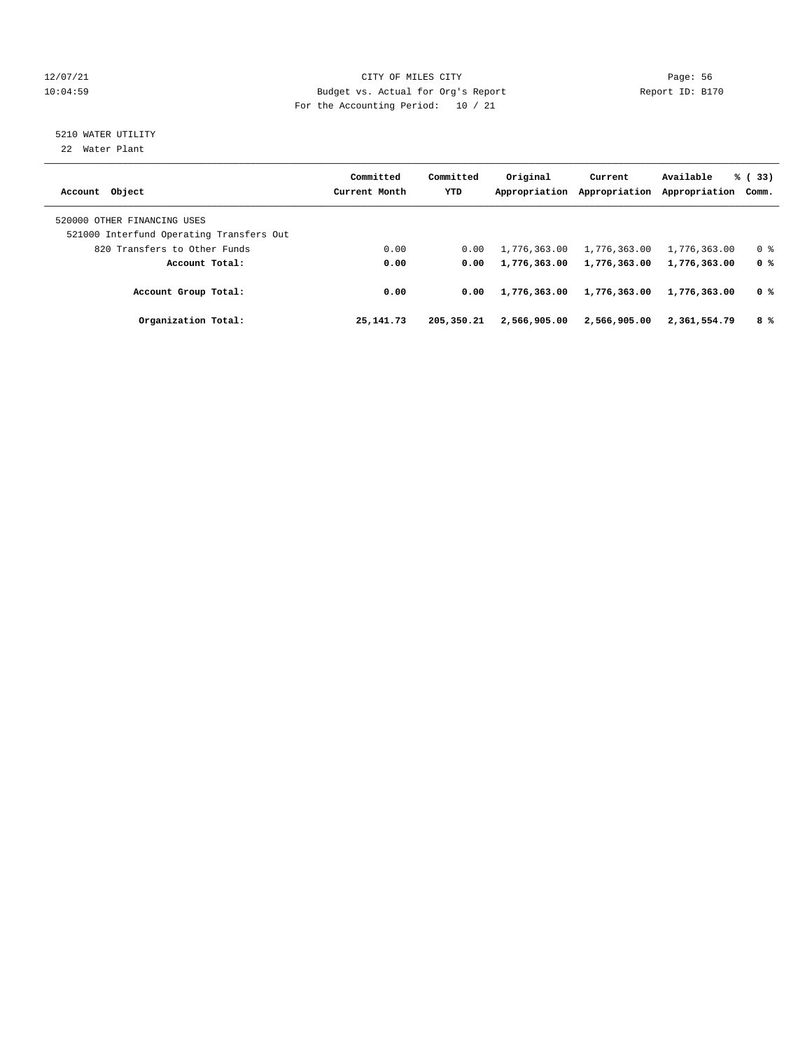12/07/21 CITY OF MILES CITY
10:04:59 Budget vs. Actual for Org's Report Report ID: B170
For the Accounting Period: 10 / 21

5210 WATER UTILITY
22 Water Plant

| Account Object | Committed Current Month | Committed YTD | Original Appropriation | Current Appropriation | Available Appropriation | % ( 33) Comm. |
|---|---|---|---|---|---|---|
| 520000 OTHER FINANCING USES | | | | | | |
| 521000 Interfund Operating Transfers Out | | | | | | |
| 820 Transfers to Other Funds | 0.00 | 0.00 | 1,776,363.00 | 1,776,363.00 | 1,776,363.00 | 0 % |
| **Account Total:** | **0.00** | **0.00** | **1,776,363.00** | **1,776,363.00** | **1,776,363.00** | **0 %** |
| **Account Group Total:** | **0.00** | **0.00** | **1,776,363.00** | **1,776,363.00** | **1,776,363.00** | **0 %** |
| **Organization Total:** | **25,141.73** | **205,350.21** | **2,566,905.00** | **2,566,905.00** | **2,361,554.79** | **8 %** |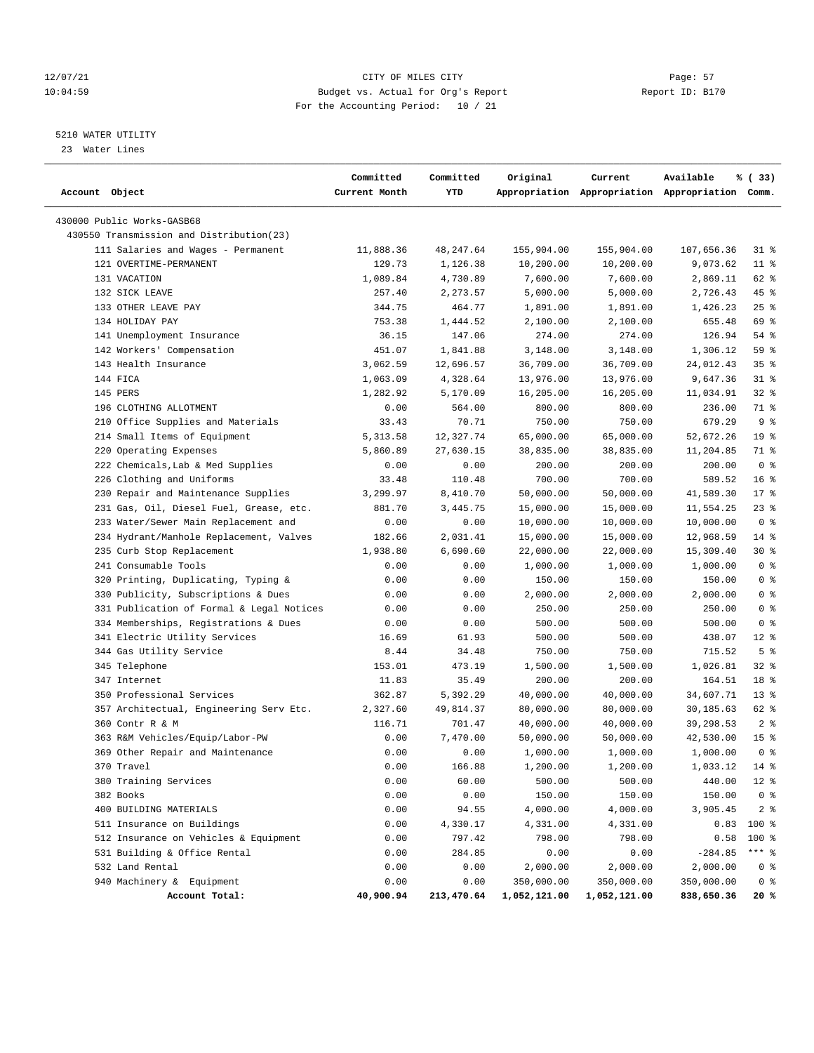12/07/21 CITY OF MILES CITY
10:04:59 Budget vs. Actual for Org's Report Report ID: B170
For the Accounting Period: 10 / 21

5210 WATER UTILITY

23 Water Lines

| Account Object | Committed Current Month | Committed YTD | Original Appropriation | Current Appropriation | Available Appropriation | % ( 33) Comm. |
|---|---|---|---|---|---|---|
| 430000 Public Works-GASB68 | | | | | | |
| 430550 Transmission and Distribution(23) | | | | | | |
| 111 Salaries and Wages - Permanent | 11,888.36 | 48,247.64 | 155,904.00 | 155,904.00 | 107,656.36 | 31 % |
| 121 OVERTIME-PERMANENT | 129.73 | 1,126.38 | 10,200.00 | 10,200.00 | 9,073.62 | 11 % |
| 131 VACATION | 1,089.84 | 4,730.89 | 7,600.00 | 7,600.00 | 2,869.11 | 62 % |
| 132 SICK LEAVE | 257.40 | 2,273.57 | 5,000.00 | 5,000.00 | 2,726.43 | 45 % |
| 133 OTHER LEAVE PAY | 344.75 | 464.77 | 1,891.00 | 1,891.00 | 1,426.23 | 25 % |
| 134 HOLIDAY PAY | 753.38 | 1,444.52 | 2,100.00 | 2,100.00 | 655.48 | 69 % |
| 141 Unemployment Insurance | 36.15 | 147.06 | 274.00 | 274.00 | 126.94 | 54 % |
| 142 Workers' Compensation | 451.07 | 1,841.88 | 3,148.00 | 3,148.00 | 1,306.12 | 59 % |
| 143 Health Insurance | 3,062.59 | 12,696.57 | 36,709.00 | 36,709.00 | 24,012.43 | 35 % |
| 144 FICA | 1,063.09 | 4,328.64 | 13,976.00 | 13,976.00 | 9,647.36 | 31 % |
| 145 PERS | 1,282.92 | 5,170.09 | 16,205.00 | 16,205.00 | 11,034.91 | 32 % |
| 196 CLOTHING ALLOTMENT | 0.00 | 564.00 | 800.00 | 800.00 | 236.00 | 71 % |
| 210 Office Supplies and Materials | 33.43 | 70.71 | 750.00 | 750.00 | 679.29 | 9 % |
| 214 Small Items of Equipment | 5,313.58 | 12,327.74 | 65,000.00 | 65,000.00 | 52,672.26 | 19 % |
| 220 Operating Expenses | 5,860.89 | 27,630.15 | 38,835.00 | 38,835.00 | 11,204.85 | 71 % |
| 222 Chemicals,Lab & Med Supplies | 0.00 | 0.00 | 200.00 | 200.00 | 200.00 | 0 % |
| 226 Clothing and Uniforms | 33.48 | 110.48 | 700.00 | 700.00 | 589.52 | 16 % |
| 230 Repair and Maintenance Supplies | 3,299.97 | 8,410.70 | 50,000.00 | 50,000.00 | 41,589.30 | 17 % |
| 231 Gas, Oil, Diesel Fuel, Grease, etc. | 881.70 | 3,445.75 | 15,000.00 | 15,000.00 | 11,554.25 | 23 % |
| 233 Water/Sewer Main Replacement and | 0.00 | 0.00 | 10,000.00 | 10,000.00 | 10,000.00 | 0 % |
| 234 Hydrant/Manhole Replacement, Valves | 182.66 | 2,031.41 | 15,000.00 | 15,000.00 | 12,968.59 | 14 % |
| 235 Curb Stop Replacement | 1,938.80 | 6,690.60 | 22,000.00 | 22,000.00 | 15,309.40 | 30 % |
| 241 Consumable Tools | 0.00 | 0.00 | 1,000.00 | 1,000.00 | 1,000.00 | 0 % |
| 320 Printing, Duplicating, Typing & | 0.00 | 0.00 | 150.00 | 150.00 | 150.00 | 0 % |
| 330 Publicity, Subscriptions & Dues | 0.00 | 0.00 | 2,000.00 | 2,000.00 | 2,000.00 | 0 % |
| 331 Publication of Formal & Legal Notices | 0.00 | 0.00 | 250.00 | 250.00 | 250.00 | 0 % |
| 334 Memberships, Registrations & Dues | 0.00 | 0.00 | 500.00 | 500.00 | 500.00 | 0 % |
| 341 Electric Utility Services | 16.69 | 61.93 | 500.00 | 500.00 | 438.07 | 12 % |
| 344 Gas Utility Service | 8.44 | 34.48 | 750.00 | 750.00 | 715.52 | 5 % |
| 345 Telephone | 153.01 | 473.19 | 1,500.00 | 1,500.00 | 1,026.81 | 32 % |
| 347 Internet | 11.83 | 35.49 | 200.00 | 200.00 | 164.51 | 18 % |
| 350 Professional Services | 362.87 | 5,392.29 | 40,000.00 | 40,000.00 | 34,607.71 | 13 % |
| 357 Architectual, Engineering Serv Etc. | 2,327.60 | 49,814.37 | 80,000.00 | 80,000.00 | 30,185.63 | 62 % |
| 360 Contr R & M | 116.71 | 701.47 | 40,000.00 | 40,000.00 | 39,298.53 | 2 % |
| 363 R&M Vehicles/Equip/Labor-PW | 0.00 | 7,470.00 | 50,000.00 | 50,000.00 | 42,530.00 | 15 % |
| 369 Other Repair and Maintenance | 0.00 | 0.00 | 1,000.00 | 1,000.00 | 1,000.00 | 0 % |
| 370 Travel | 0.00 | 166.88 | 1,200.00 | 1,200.00 | 1,033.12 | 14 % |
| 380 Training Services | 0.00 | 60.00 | 500.00 | 500.00 | 440.00 | 12 % |
| 382 Books | 0.00 | 0.00 | 150.00 | 150.00 | 150.00 | 0 % |
| 400 BUILDING MATERIALS | 0.00 | 94.55 | 4,000.00 | 4,000.00 | 3,905.45 | 2 % |
| 511 Insurance on Buildings | 0.00 | 4,330.17 | 4,331.00 | 4,331.00 | 0.83 | 100 % |
| 512 Insurance on Vehicles & Equipment | 0.00 | 797.42 | 798.00 | 798.00 | 0.58 | 100 % |
| 531 Building & Office Rental | 0.00 | 284.85 | 0.00 | 0.00 | -284.85 | *** % |
| 532 Land Rental | 0.00 | 0.00 | 2,000.00 | 2,000.00 | 2,000.00 | 0 % |
| 940 Machinery & Equipment | 0.00 | 0.00 | 350,000.00 | 350,000.00 | 350,000.00 | 0 % |
| **Account Total:** | **40,900.94** | **213,470.64** | **1,052,121.00** | **1,052,121.00** | **838,650.36** | **20 %** |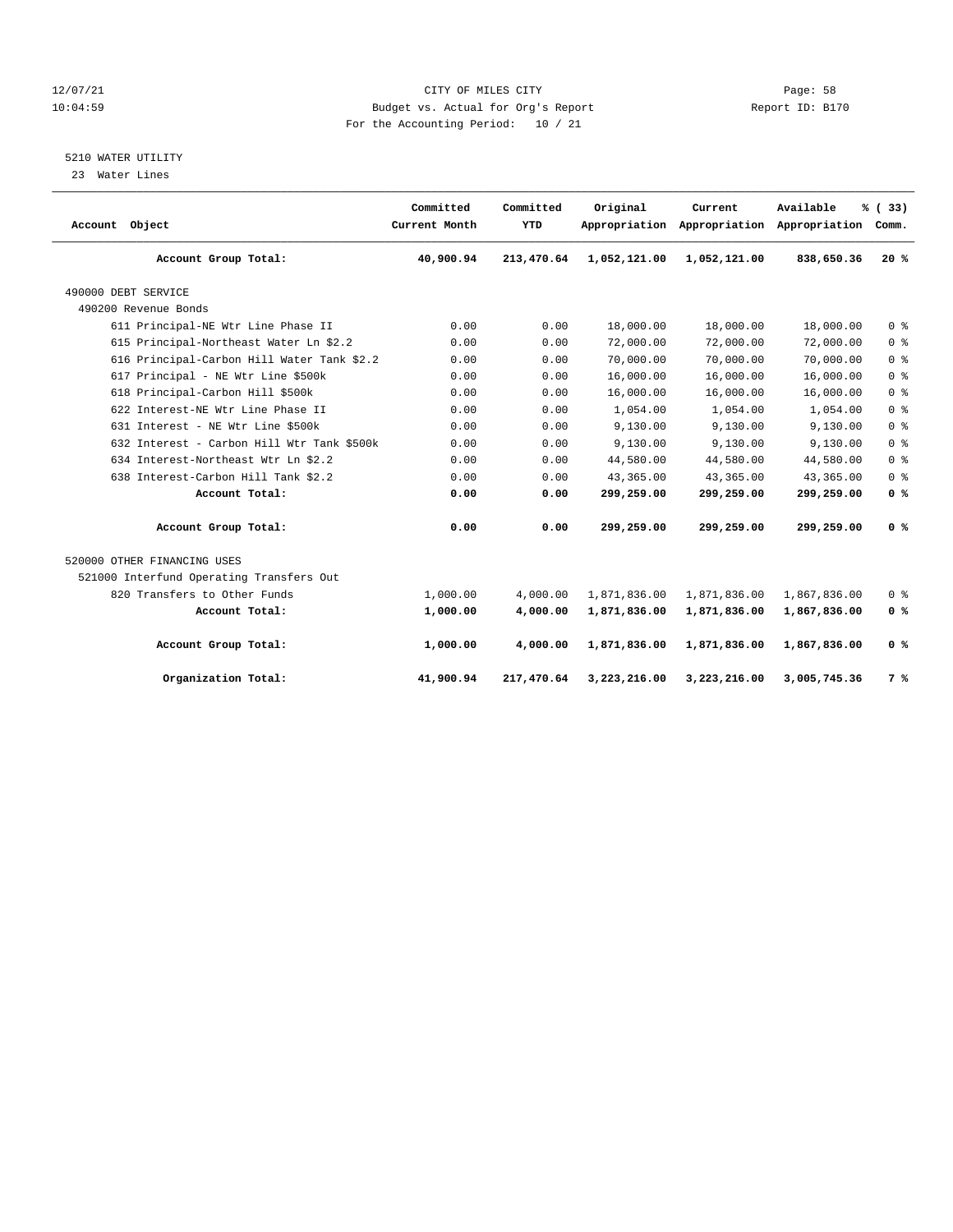CITY OF MILES CITY
Budget vs. Actual for Org's Report
For the Accounting Period: 10 / 21

12/07/21 10:04:59 — Page: 58 — Report ID: B170

5210 WATER UTILITY
23 Water Lines

| Account Object | Committed Current Month | Committed YTD | Original Appropriation | Current Appropriation | Available Appropriation | % ( 33) Comm. |
|---|---|---|---|---|---|---|
| **Account Group Total:** | **40,900.94** | **213,470.64** | **1,052,121.00** | **1,052,121.00** | **838,650.36** | **20 %** |
| 490000 DEBT SERVICE | | | | | | |
| 490200 Revenue Bonds | | | | | | |
| 611 Principal-NE Wtr Line Phase II | 0.00 | 0.00 | 18,000.00 | 18,000.00 | 18,000.00 | 0 % |
| 615 Principal-Northeast Water Ln $2.2 | 0.00 | 0.00 | 72,000.00 | 72,000.00 | 72,000.00 | 0 % |
| 616 Principal-Carbon Hill Water Tank $2.2 | 0.00 | 0.00 | 70,000.00 | 70,000.00 | 70,000.00 | 0 % |
| 617 Principal - NE Wtr Line $500k | 0.00 | 0.00 | 16,000.00 | 16,000.00 | 16,000.00 | 0 % |
| 618 Principal-Carbon Hill $500k | 0.00 | 0.00 | 16,000.00 | 16,000.00 | 16,000.00 | 0 % |
| 622 Interest-NE Wtr Line Phase II | 0.00 | 0.00 | 1,054.00 | 1,054.00 | 1,054.00 | 0 % |
| 631 Interest - NE Wtr Line $500k | 0.00 | 0.00 | 9,130.00 | 9,130.00 | 9,130.00 | 0 % |
| 632 Interest - Carbon Hill Wtr Tank $500k | 0.00 | 0.00 | 9,130.00 | 9,130.00 | 9,130.00 | 0 % |
| 634 Interest-Northeast Wtr Ln $2.2 | 0.00 | 0.00 | 44,580.00 | 44,580.00 | 44,580.00 | 0 % |
| 638 Interest-Carbon Hill Tank $2.2 | 0.00 | 0.00 | 43,365.00 | 43,365.00 | 43,365.00 | 0 % |
| **Account Total:** | **0.00** | **0.00** | **299,259.00** | **299,259.00** | **299,259.00** | **0 %** |
| **Account Group Total:** | **0.00** | **0.00** | **299,259.00** | **299,259.00** | **299,259.00** | **0 %** |
| 520000 OTHER FINANCING USES | | | | | | |
| 521000 Interfund Operating Transfers Out | | | | | | |
| 820 Transfers to Other Funds | 1,000.00 | 4,000.00 | 1,871,836.00 | 1,871,836.00 | 1,867,836.00 | 0 % |
| **Account Total:** | **1,000.00** | **4,000.00** | **1,871,836.00** | **1,871,836.00** | **1,867,836.00** | **0 %** |
| **Account Group Total:** | **1,000.00** | **4,000.00** | **1,871,836.00** | **1,871,836.00** | **1,867,836.00** | **0 %** |
| **Organization Total:** | **41,900.94** | **217,470.64** | **3,223,216.00** | **3,223,216.00** | **3,005,745.36** | **7 %** |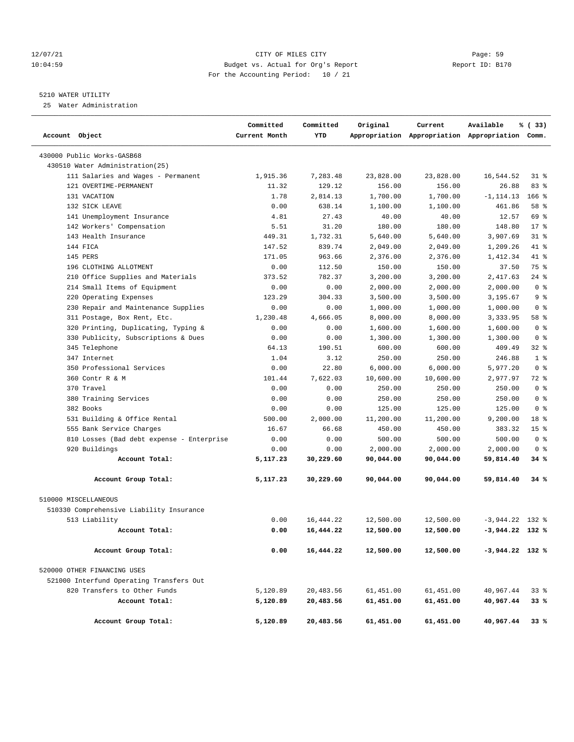CITY OF MILES CITY
Budget vs. Actual for Org's Report
For the Accounting Period: 10 / 21

Report ID: B170

5210 WATER UTILITY

25 Water Administration

| Account Object | Committed Current Month | Committed YTD | Original Appropriation | Current Appropriation | Available Appropriation | % ( 33) Comm. |
|---|---|---|---|---|---|---|
| 430000 Public Works-GASB68 | | | | | | |
| 430510 Water Administration(25) | | | | | | |
| 111 Salaries and Wages - Permanent | 1,915.36 | 7,283.48 | 23,828.00 | 23,828.00 | 16,544.52 | 31 % |
| 121 OVERTIME-PERMANENT | 11.32 | 129.12 | 156.00 | 156.00 | 26.88 | 83 % |
| 131 VACATION | 1.78 | 2,814.13 | 1,700.00 | 1,700.00 | -1,114.13 | 166 % |
| 132 SICK LEAVE | 0.00 | 638.14 | 1,100.00 | 1,100.00 | 461.86 | 58 % |
| 141 Unemployment Insurance | 4.81 | 27.43 | 40.00 | 40.00 | 12.57 | 69 % |
| 142 Workers' Compensation | 5.51 | 31.20 | 180.00 | 180.00 | 148.80 | 17 % |
| 143 Health Insurance | 449.31 | 1,732.31 | 5,640.00 | 5,640.00 | 3,907.69 | 31 % |
| 144 FICA | 147.52 | 839.74 | 2,049.00 | 2,049.00 | 1,209.26 | 41 % |
| 145 PERS | 171.05 | 963.66 | 2,376.00 | 2,376.00 | 1,412.34 | 41 % |
| 196 CLOTHING ALLOTMENT | 0.00 | 112.50 | 150.00 | 150.00 | 37.50 | 75 % |
| 210 Office Supplies and Materials | 373.52 | 782.37 | 3,200.00 | 3,200.00 | 2,417.63 | 24 % |
| 214 Small Items of Equipment | 0.00 | 0.00 | 2,000.00 | 2,000.00 | 2,000.00 | 0 % |
| 220 Operating Expenses | 123.29 | 304.33 | 3,500.00 | 3,500.00 | 3,195.67 | 9 % |
| 230 Repair and Maintenance Supplies | 0.00 | 0.00 | 1,000.00 | 1,000.00 | 1,000.00 | 0 % |
| 311 Postage, Box Rent, Etc. | 1,230.48 | 4,666.05 | 8,000.00 | 8,000.00 | 3,333.95 | 58 % |
| 320 Printing, Duplicating, Typing & | 0.00 | 0.00 | 1,600.00 | 1,600.00 | 1,600.00 | 0 % |
| 330 Publicity, Subscriptions & Dues | 0.00 | 0.00 | 1,300.00 | 1,300.00 | 1,300.00 | 0 % |
| 345 Telephone | 64.13 | 190.51 | 600.00 | 600.00 | 409.49 | 32 % |
| 347 Internet | 1.04 | 3.12 | 250.00 | 250.00 | 246.88 | 1 % |
| 350 Professional Services | 0.00 | 22.80 | 6,000.00 | 6,000.00 | 5,977.20 | 0 % |
| 360 Contr R & M | 101.44 | 7,622.03 | 10,600.00 | 10,600.00 | 2,977.97 | 72 % |
| 370 Travel | 0.00 | 0.00 | 250.00 | 250.00 | 250.00 | 0 % |
| 380 Training Services | 0.00 | 0.00 | 250.00 | 250.00 | 250.00 | 0 % |
| 382 Books | 0.00 | 0.00 | 125.00 | 125.00 | 125.00 | 0 % |
| 531 Building & Office Rental | 500.00 | 2,000.00 | 11,200.00 | 11,200.00 | 9,200.00 | 18 % |
| 555 Bank Service Charges | 16.67 | 66.68 | 450.00 | 450.00 | 383.32 | 15 % |
| 810 Losses (Bad debt expense - Enterprise | 0.00 | 0.00 | 500.00 | 500.00 | 500.00 | 0 % |
| 920 Buildings | 0.00 | 0.00 | 2,000.00 | 2,000.00 | 2,000.00 | 0 % |
| **Account Total:** | **5,117.23** | **30,229.60** | **90,044.00** | **90,044.00** | **59,814.40** | **34 %** |
| **Account Group Total:** | **5,117.23** | **30,229.60** | **90,044.00** | **90,044.00** | **59,814.40** | **34 %** |
| 510000 MISCELLANEOUS | | | | | | |
| 510330 Comprehensive Liability Insurance | | | | | | |
| 513 Liability | 0.00 | 16,444.22 | 12,500.00 | 12,500.00 | -3,944.22 | 132 % |
| **Account Total:** | **0.00** | **16,444.22** | **12,500.00** | **12,500.00** | **-3,944.22** | **132 %** |
| **Account Group Total:** | **0.00** | **16,444.22** | **12,500.00** | **12,500.00** | **-3,944.22** | **132 %** |
| 520000 OTHER FINANCING USES | | | | | | |
| 521000 Interfund Operating Transfers Out | | | | | | |
| 820 Transfers to Other Funds | 5,120.89 | 20,483.56 | 61,451.00 | 61,451.00 | 40,967.44 | 33 % |
| **Account Total:** | **5,120.89** | **20,483.56** | **61,451.00** | **61,451.00** | **40,967.44** | **33 %** |
| **Account Group Total:** | **5,120.89** | **20,483.56** | **61,451.00** | **61,451.00** | **40,967.44** | **33 %** |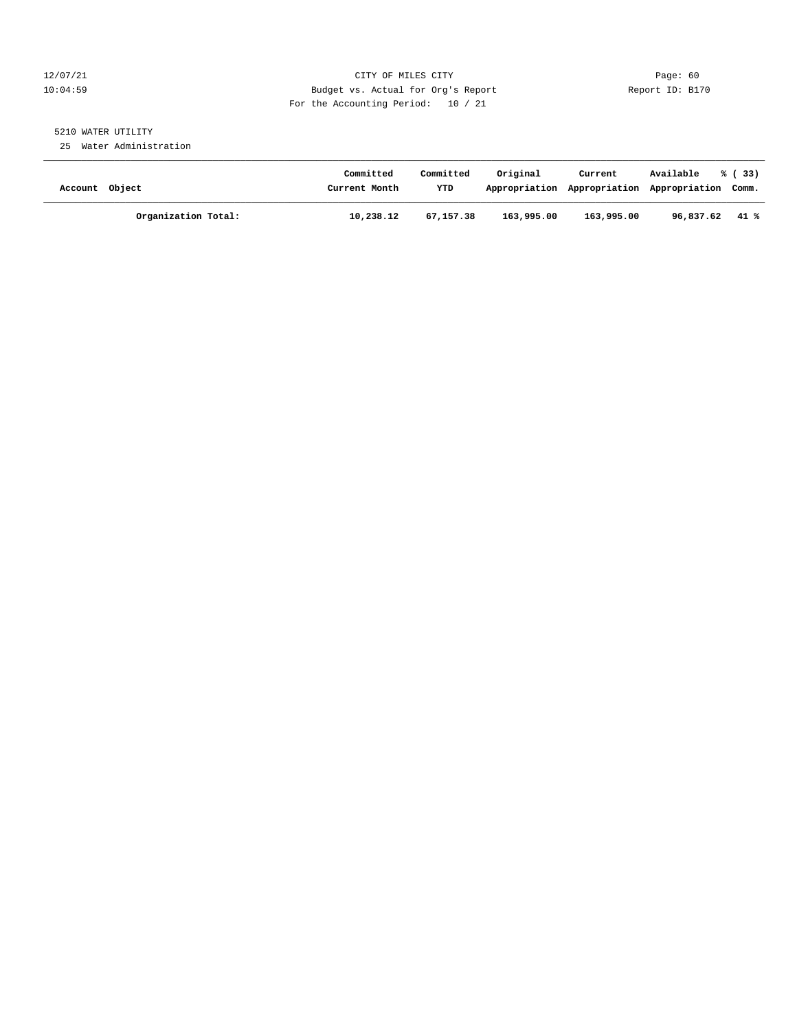CITY OF MILES CITY
Budget vs. Actual for Org's Report
For the Accounting Period: 10 / 21

5210 WATER UTILITY

25 Water Administration

| Account Object | Committed Current Month | Committed YTD | Original Appropriation | Current Appropriation | Available Appropriation | % ( 33) Comm. |
|---|---|---|---|---|---|---|
| **Organization Total:** | **10,238.12** | **67,157.38** | **163,995.00** | **163,995.00** | **96,837.62** | **41 %** |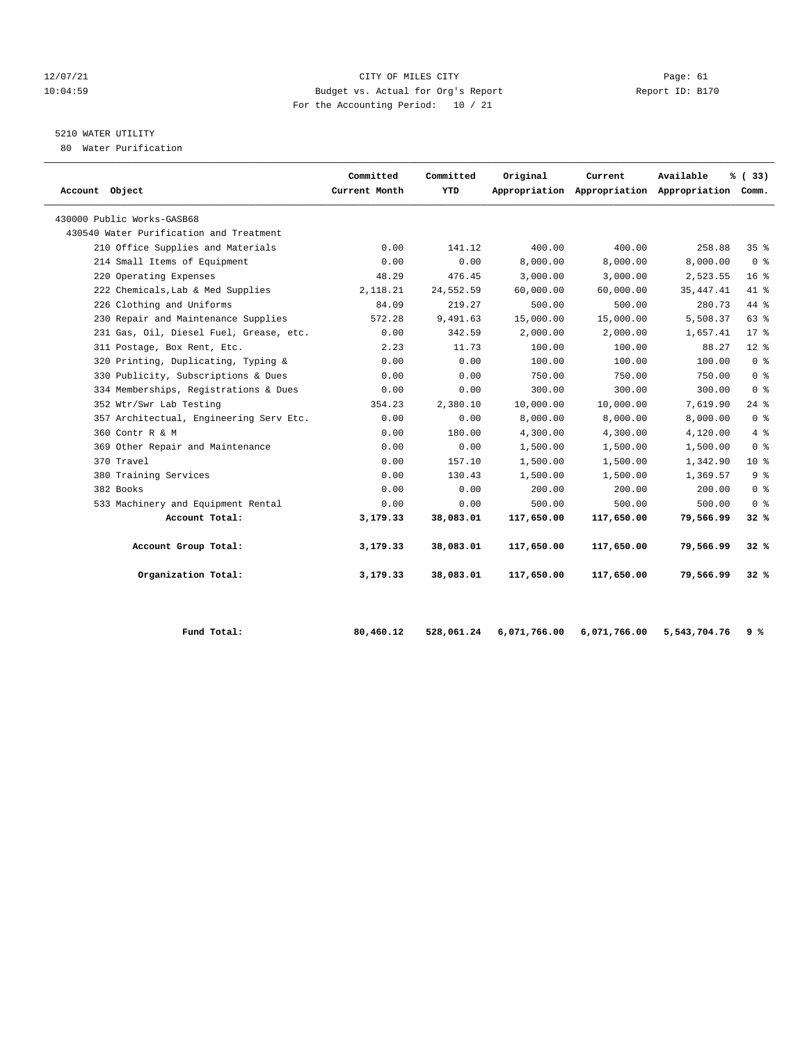12/07/21 CITY OF MILES CITY Page: 61
10:04:59 Budget vs. Actual for Org's Report Report ID: B170
For the Accounting Period: 10 / 21

5210 WATER UTILITY
80 Water Purification

| Account Object | Committed Current Month | Committed YTD | Original Appropriation | Current Appropriation | Available Appropriation | % ( 33) Comm. |
|---|---|---|---|---|---|---|
| 430000 Public Works-GASB68 | | | | | | |
| 430540 Water Purification and Treatment | | | | | | |
| 210 Office Supplies and Materials | 0.00 | 141.12 | 400.00 | 400.00 | 258.88 | 35 % |
| 214 Small Items of Equipment | 0.00 | 0.00 | 8,000.00 | 8,000.00 | 8,000.00 | 0 % |
| 220 Operating Expenses | 48.29 | 476.45 | 3,000.00 | 3,000.00 | 2,523.55 | 16 % |
| 222 Chemicals,Lab & Med Supplies | 2,118.21 | 24,552.59 | 60,000.00 | 60,000.00 | 35,447.41 | 41 % |
| 226 Clothing and Uniforms | 84.09 | 219.27 | 500.00 | 500.00 | 280.73 | 44 % |
| 230 Repair and Maintenance Supplies | 572.28 | 9,491.63 | 15,000.00 | 15,000.00 | 5,508.37 | 63 % |
| 231 Gas, Oil, Diesel Fuel, Grease, etc. | 0.00 | 342.59 | 2,000.00 | 2,000.00 | 1,657.41 | 17 % |
| 311 Postage, Box Rent, Etc. | 2.23 | 11.73 | 100.00 | 100.00 | 88.27 | 12 % |
| 320 Printing, Duplicating, Typing & | 0.00 | 0.00 | 100.00 | 100.00 | 100.00 | 0 % |
| 330 Publicity, Subscriptions & Dues | 0.00 | 0.00 | 750.00 | 750.00 | 750.00 | 0 % |
| 334 Memberships, Registrations & Dues | 0.00 | 0.00 | 300.00 | 300.00 | 300.00 | 0 % |
| 352 Wtr/Swr Lab Testing | 354.23 | 2,380.10 | 10,000.00 | 10,000.00 | 7,619.90 | 24 % |
| 357 Architectual, Engineering Serv Etc. | 0.00 | 0.00 | 8,000.00 | 8,000.00 | 8,000.00 | 0 % |
| 360 Contr R & M | 0.00 | 180.00 | 4,300.00 | 4,300.00 | 4,120.00 | 4 % |
| 369 Other Repair and Maintenance | 0.00 | 0.00 | 1,500.00 | 1,500.00 | 1,500.00 | 0 % |
| 370 Travel | 0.00 | 157.10 | 1,500.00 | 1,500.00 | 1,342.90 | 10 % |
| 380 Training Services | 0.00 | 130.43 | 1,500.00 | 1,500.00 | 1,369.57 | 9 % |
| 382 Books | 0.00 | 0.00 | 200.00 | 200.00 | 200.00 | 0 % |
| 533 Machinery and Equipment Rental | 0.00 | 0.00 | 500.00 | 500.00 | 500.00 | 0 % |
| **Account Total:** | **3,179.33** | **38,083.01** | **117,650.00** | **117,650.00** | **79,566.99** | **32 %** |
| **Account Group Total:** | **3,179.33** | **38,083.01** | **117,650.00** | **117,650.00** | **79,566.99** | **32 %** |
| **Organization Total:** | **3,179.33** | **38,083.01** | **117,650.00** | **117,650.00** | **79,566.99** | **32 %** |
| **Fund Total:** | **80,460.12** | **528,061.24** | **6,071,766.00** | **6,071,766.00** | **5,543,704.76** | **9 %** |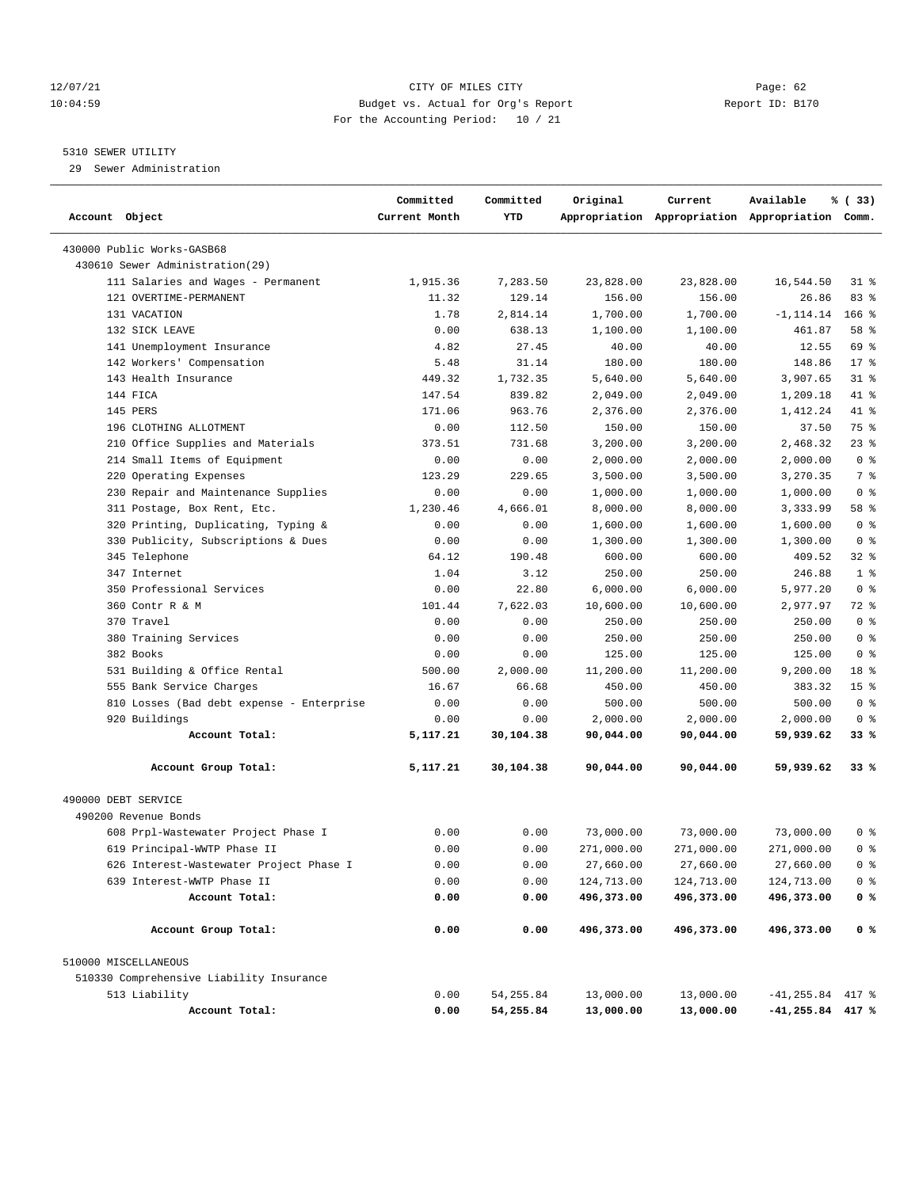CITY OF MILES CITY
Budget vs. Actual for Org's Report
For the Accounting Period: 10 / 21

12/07/21
10:04:59

Report ID: B170

5310 SEWER UTILITY
29 Sewer Administration

| Account Object | Committed Current Month | Committed YTD | Original Appropriation | Current Appropriation | Available Appropriation | % ( 33) Comm. |
|---|---|---|---|---|---|---|
| 430000 Public Works-GASB68 | | | | | | |
| 430610 Sewer Administration(29) | | | | | | |
| 111 Salaries and Wages - Permanent | 1,915.36 | 7,283.50 | 23,828.00 | 23,828.00 | 16,544.50 | 31 % |
| 121 OVERTIME-PERMANENT | 11.32 | 129.14 | 156.00 | 156.00 | 26.86 | 83 % |
| 131 VACATION | 1.78 | 2,814.14 | 1,700.00 | 1,700.00 | -1,114.14 | 166 % |
| 132 SICK LEAVE | 0.00 | 638.13 | 1,100.00 | 1,100.00 | 461.87 | 58 % |
| 141 Unemployment Insurance | 4.82 | 27.45 | 40.00 | 40.00 | 12.55 | 69 % |
| 142 Workers' Compensation | 5.48 | 31.14 | 180.00 | 180.00 | 148.86 | 17 % |
| 143 Health Insurance | 449.32 | 1,732.35 | 5,640.00 | 5,640.00 | 3,907.65 | 31 % |
| 144 FICA | 147.54 | 839.82 | 2,049.00 | 2,049.00 | 1,209.18 | 41 % |
| 145 PERS | 171.06 | 963.76 | 2,376.00 | 2,376.00 | 1,412.24 | 41 % |
| 196 CLOTHING ALLOTMENT | 0.00 | 112.50 | 150.00 | 150.00 | 37.50 | 75 % |
| 210 Office Supplies and Materials | 373.51 | 731.68 | 3,200.00 | 3,200.00 | 2,468.32 | 23 % |
| 214 Small Items of Equipment | 0.00 | 0.00 | 2,000.00 | 2,000.00 | 2,000.00 | 0 % |
| 220 Operating Expenses | 123.29 | 229.65 | 3,500.00 | 3,500.00 | 3,270.35 | 7 % |
| 230 Repair and Maintenance Supplies | 0.00 | 0.00 | 1,000.00 | 1,000.00 | 1,000.00 | 0 % |
| 311 Postage, Box Rent, Etc. | 1,230.46 | 4,666.01 | 8,000.00 | 8,000.00 | 3,333.99 | 58 % |
| 320 Printing, Duplicating, Typing & | 0.00 | 0.00 | 1,600.00 | 1,600.00 | 1,600.00 | 0 % |
| 330 Publicity, Subscriptions & Dues | 0.00 | 0.00 | 1,300.00 | 1,300.00 | 1,300.00 | 0 % |
| 345 Telephone | 64.12 | 190.48 | 600.00 | 600.00 | 409.52 | 32 % |
| 347 Internet | 1.04 | 3.12 | 250.00 | 250.00 | 246.88 | 1 % |
| 350 Professional Services | 0.00 | 22.80 | 6,000.00 | 6,000.00 | 5,977.20 | 0 % |
| 360 Contr R & M | 101.44 | 7,622.03 | 10,600.00 | 10,600.00 | 2,977.97 | 72 % |
| 370 Travel | 0.00 | 0.00 | 250.00 | 250.00 | 250.00 | 0 % |
| 380 Training Services | 0.00 | 0.00 | 250.00 | 250.00 | 250.00 | 0 % |
| 382 Books | 0.00 | 0.00 | 125.00 | 125.00 | 125.00 | 0 % |
| 531 Building & Office Rental | 500.00 | 2,000.00 | 11,200.00 | 11,200.00 | 9,200.00 | 18 % |
| 555 Bank Service Charges | 16.67 | 66.68 | 450.00 | 450.00 | 383.32 | 15 % |
| 810 Losses (Bad debt expense - Enterprise | 0.00 | 0.00 | 500.00 | 500.00 | 500.00 | 0 % |
| 920 Buildings | 0.00 | 0.00 | 2,000.00 | 2,000.00 | 2,000.00 | 0 % |
| **Account Total:** | **5,117.21** | **30,104.38** | **90,044.00** | **90,044.00** | **59,939.62** | **33 %** |
| **Account Group Total:** | **5,117.21** | **30,104.38** | **90,044.00** | **90,044.00** | **59,939.62** | **33 %** |
| 490000 DEBT SERVICE | | | | | | |
| 490200 Revenue Bonds | | | | | | |
| 608 Prpl-Wastewater Project Phase I | 0.00 | 0.00 | 73,000.00 | 73,000.00 | 73,000.00 | 0 % |
| 619 Principal-WWTP Phase II | 0.00 | 0.00 | 271,000.00 | 271,000.00 | 271,000.00 | 0 % |
| 626 Interest-Wastewater Project Phase I | 0.00 | 0.00 | 27,660.00 | 27,660.00 | 27,660.00 | 0 % |
| 639 Interest-WWTP Phase II | 0.00 | 0.00 | 124,713.00 | 124,713.00 | 124,713.00 | 0 % |
| **Account Total:** | **0.00** | **0.00** | **496,373.00** | **496,373.00** | **496,373.00** | **0 %** |
| **Account Group Total:** | **0.00** | **0.00** | **496,373.00** | **496,373.00** | **496,373.00** | **0 %** |
| 510000 MISCELLANEOUS | | | | | | |
| 510330 Comprehensive Liability Insurance | | | | | | |
| 513 Liability | 0.00 | 54,255.84 | 13,000.00 | 13,000.00 | -41,255.84 | 417 % |
| **Account Total:** | **0.00** | **54,255.84** | **13,000.00** | **13,000.00** | **-41,255.84** | **417 %** |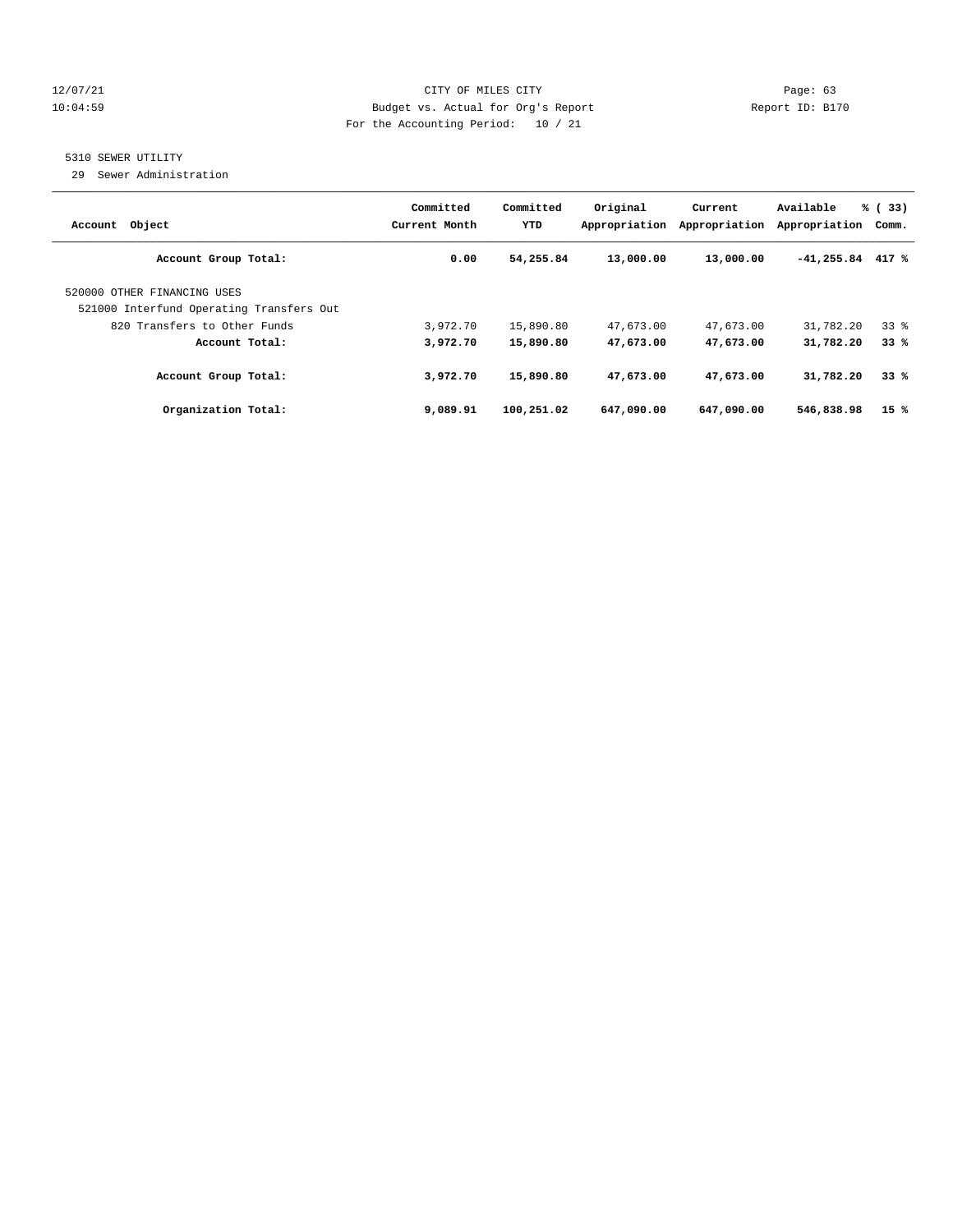12/07/21 CITY OF MILES CITY
10:04:59 Budget vs. Actual for Org's Report Report ID: B170
For the Accounting Period: 10 / 21

5310 SEWER UTILITY
29 Sewer Administration

| Account Object | Committed Current Month | Committed YTD | Original Appropriation | Current Appropriation | Available Appropriation | % ( 33) Comm. |
|---|---|---|---|---|---|---|
| **Account Group Total:** | **0.00** | **54,255.84** | **13,000.00** | **13,000.00** | **-41,255.84** | **417 %** |
| 520000 OTHER FINANCING USES | | | | | | |
| 521000 Interfund Operating Transfers Out | | | | | | |
| 820 Transfers to Other Funds | 3,972.70 | 15,890.80 | 47,673.00 | 47,673.00 | 31,782.20 | 33 % |
| **Account Total:** | **3,972.70** | **15,890.80** | **47,673.00** | **47,673.00** | **31,782.20** | **33 %** |
| **Account Group Total:** | **3,972.70** | **15,890.80** | **47,673.00** | **47,673.00** | **31,782.20** | **33 %** |
| **Organization Total:** | **9,089.91** | **100,251.02** | **647,090.00** | **647,090.00** | **546,838.98** | **15 %** |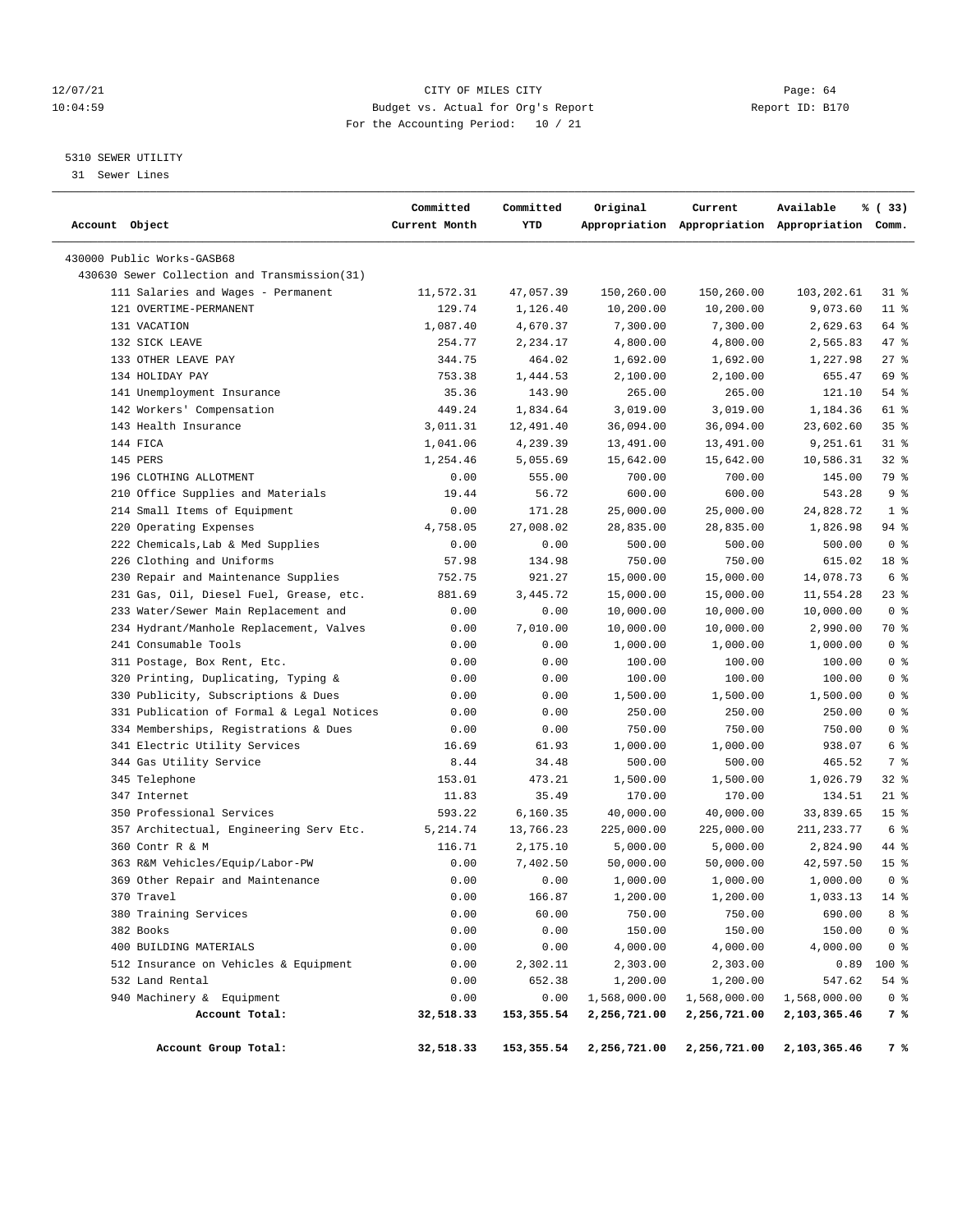12/07/21 CITY OF MILES CITY Page: 64
10:04:59 Budget vs. Actual for Org's Report Report ID: B170
For the Accounting Period: 10 / 21

5310 SEWER UTILITY
31 Sewer Lines

| Account Object | Committed Current Month | Committed YTD | Original Appropriation | Current Appropriation | Available Appropriation | % ( 33) Comm. |
|---|---|---|---|---|---|---|
| 430000 Public Works-GASB68 | | | | | | |
| 430630 Sewer Collection and Transmission(31) | | | | | | |
| 111 Salaries and Wages - Permanent | 11,572.31 | 47,057.39 | 150,260.00 | 150,260.00 | 103,202.61 | 31 % |
| 121 OVERTIME-PERMANENT | 129.74 | 1,126.40 | 10,200.00 | 10,200.00 | 9,073.60 | 11 % |
| 131 VACATION | 1,087.40 | 4,670.37 | 7,300.00 | 7,300.00 | 2,629.63 | 64 % |
| 132 SICK LEAVE | 254.77 | 2,234.17 | 4,800.00 | 4,800.00 | 2,565.83 | 47 % |
| 133 OTHER LEAVE PAY | 344.75 | 464.02 | 1,692.00 | 1,692.00 | 1,227.98 | 27 % |
| 134 HOLIDAY PAY | 753.38 | 1,444.53 | 2,100.00 | 2,100.00 | 655.47 | 69 % |
| 141 Unemployment Insurance | 35.36 | 143.90 | 265.00 | 265.00 | 121.10 | 54 % |
| 142 Workers' Compensation | 449.24 | 1,834.64 | 3,019.00 | 3,019.00 | 1,184.36 | 61 % |
| 143 Health Insurance | 3,011.31 | 12,491.40 | 36,094.00 | 36,094.00 | 23,602.60 | 35 % |
| 144 FICA | 1,041.06 | 4,239.39 | 13,491.00 | 13,491.00 | 9,251.61 | 31 % |
| 145 PERS | 1,254.46 | 5,055.69 | 15,642.00 | 15,642.00 | 10,586.31 | 32 % |
| 196 CLOTHING ALLOTMENT | 0.00 | 555.00 | 700.00 | 700.00 | 145.00 | 79 % |
| 210 Office Supplies and Materials | 19.44 | 56.72 | 600.00 | 600.00 | 543.28 | 9 % |
| 214 Small Items of Equipment | 0.00 | 171.28 | 25,000.00 | 25,000.00 | 24,828.72 | 1 % |
| 220 Operating Expenses | 4,758.05 | 27,008.02 | 28,835.00 | 28,835.00 | 1,826.98 | 94 % |
| 222 Chemicals,Lab & Med Supplies | 0.00 | 0.00 | 500.00 | 500.00 | 500.00 | 0 % |
| 226 Clothing and Uniforms | 57.98 | 134.98 | 750.00 | 750.00 | 615.02 | 18 % |
| 230 Repair and Maintenance Supplies | 752.75 | 921.27 | 15,000.00 | 15,000.00 | 14,078.73 | 6 % |
| 231 Gas, Oil, Diesel Fuel, Grease, etc. | 881.69 | 3,445.72 | 15,000.00 | 15,000.00 | 11,554.28 | 23 % |
| 233 Water/Sewer Main Replacement and | 0.00 | 0.00 | 10,000.00 | 10,000.00 | 10,000.00 | 0 % |
| 234 Hydrant/Manhole Replacement, Valves | 0.00 | 7,010.00 | 10,000.00 | 10,000.00 | 2,990.00 | 70 % |
| 241 Consumable Tools | 0.00 | 0.00 | 1,000.00 | 1,000.00 | 1,000.00 | 0 % |
| 311 Postage, Box Rent, Etc. | 0.00 | 0.00 | 100.00 | 100.00 | 100.00 | 0 % |
| 320 Printing, Duplicating, Typing & | 0.00 | 0.00 | 100.00 | 100.00 | 100.00 | 0 % |
| 330 Publicity, Subscriptions & Dues | 0.00 | 0.00 | 1,500.00 | 1,500.00 | 1,500.00 | 0 % |
| 331 Publication of Formal & Legal Notices | 0.00 | 0.00 | 250.00 | 250.00 | 250.00 | 0 % |
| 334 Memberships, Registrations & Dues | 0.00 | 0.00 | 750.00 | 750.00 | 750.00 | 0 % |
| 341 Electric Utility Services | 16.69 | 61.93 | 1,000.00 | 1,000.00 | 938.07 | 6 % |
| 344 Gas Utility Service | 8.44 | 34.48 | 500.00 | 500.00 | 465.52 | 7 % |
| 345 Telephone | 153.01 | 473.21 | 1,500.00 | 1,500.00 | 1,026.79 | 32 % |
| 347 Internet | 11.83 | 35.49 | 170.00 | 170.00 | 134.51 | 21 % |
| 350 Professional Services | 593.22 | 6,160.35 | 40,000.00 | 40,000.00 | 33,839.65 | 15 % |
| 357 Architectual, Engineering Serv Etc. | 5,214.74 | 13,766.23 | 225,000.00 | 225,000.00 | 211,233.77 | 6 % |
| 360 Contr R & M | 116.71 | 2,175.10 | 5,000.00 | 5,000.00 | 2,824.90 | 44 % |
| 363 R&M Vehicles/Equip/Labor-PW | 0.00 | 7,402.50 | 50,000.00 | 50,000.00 | 42,597.50 | 15 % |
| 369 Other Repair and Maintenance | 0.00 | 0.00 | 1,000.00 | 1,000.00 | 1,000.00 | 0 % |
| 370 Travel | 0.00 | 166.87 | 1,200.00 | 1,200.00 | 1,033.13 | 14 % |
| 380 Training Services | 0.00 | 60.00 | 750.00 | 750.00 | 690.00 | 8 % |
| 382 Books | 0.00 | 0.00 | 150.00 | 150.00 | 150.00 | 0 % |
| 400 BUILDING MATERIALS | 0.00 | 0.00 | 4,000.00 | 4,000.00 | 4,000.00 | 0 % |
| 512 Insurance on Vehicles & Equipment | 0.00 | 2,302.11 | 2,303.00 | 2,303.00 | 0.89 | 100 % |
| 532 Land Rental | 0.00 | 652.38 | 1,200.00 | 1,200.00 | 547.62 | 54 % |
| 940 Machinery & Equipment | 0.00 | 0.00 | 1,568,000.00 | 1,568,000.00 | 1,568,000.00 | 0 % |
| **Account Total:** | **32,518.33** | **153,355.54** | **2,256,721.00** | **2,256,721.00** | **2,103,365.46** | **7 %** |
| **Account Group Total:** | **32,518.33** | **153,355.54** | **2,256,721.00** | **2,256,721.00** | **2,103,365.46** | **7 %** |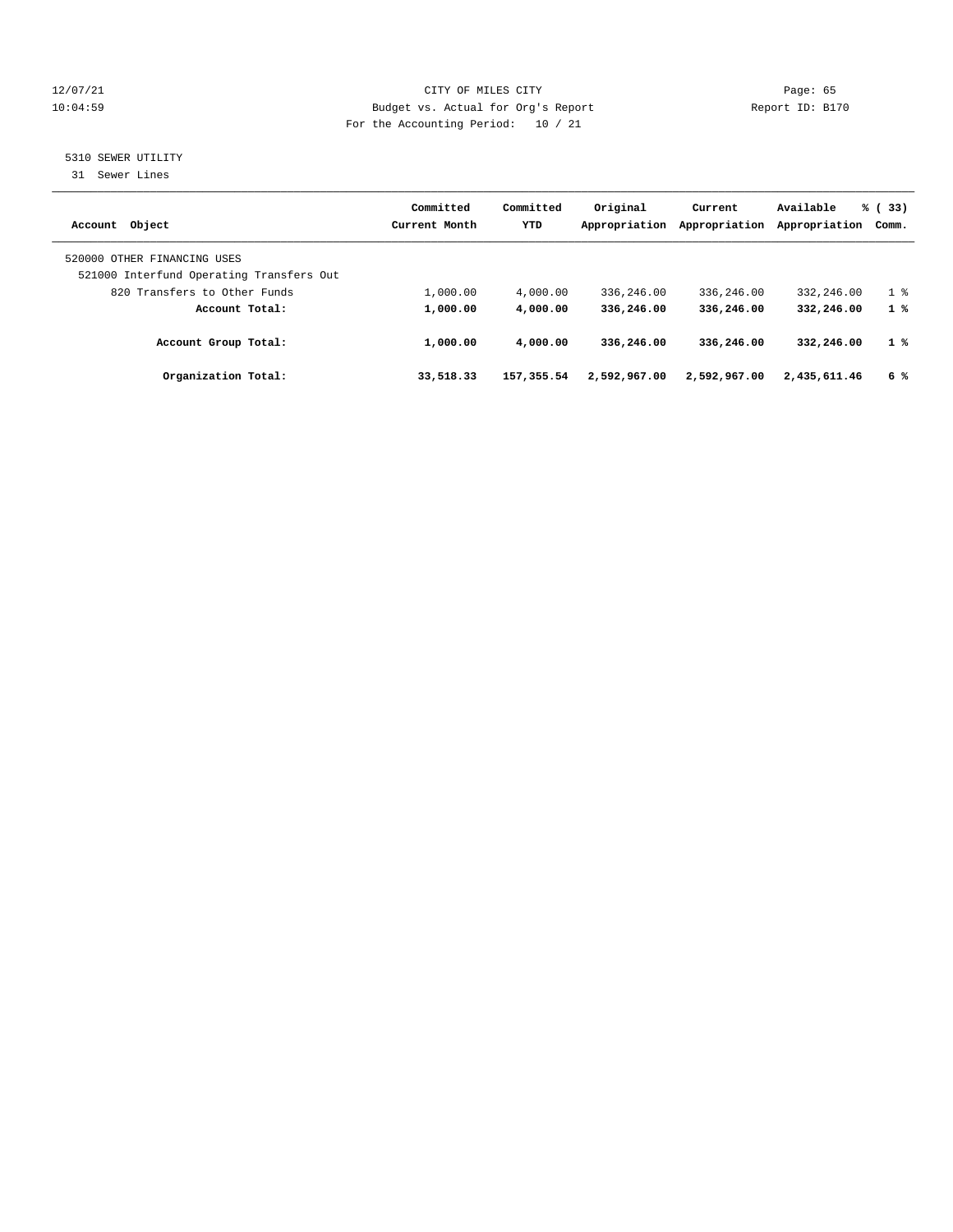12/07/21 CITY OF MILES CITY

10:04:59 Budget vs. Actual for Org's Report Report ID: B170

For the Accounting Period: 10 / 21

5310 SEWER UTILITY

31 Sewer Lines

| Account Object | Committed Current Month | Committed YTD | Original Appropriation | Current Appropriation | Available Appropriation | % ( 33) Comm. |
|---|---|---|---|---|---|---|
| 520000 OTHER FINANCING USES | | | | | | |
| 521000 Interfund Operating Transfers Out | | | | | | |
| 820 Transfers to Other Funds | 1,000.00 | 4,000.00 | 336,246.00 | 336,246.00 | 332,246.00 | 1 % |
| **Account Total:** | **1,000.00** | **4,000.00** | **336,246.00** | **336,246.00** | **332,246.00** | **1 %** |
| **Account Group Total:** | **1,000.00** | **4,000.00** | **336,246.00** | **336,246.00** | **332,246.00** | **1 %** |
| **Organization Total:** | **33,518.33** | **157,355.54** | **2,592,967.00** | **2,592,967.00** | **2,435,611.46** | **6 %** |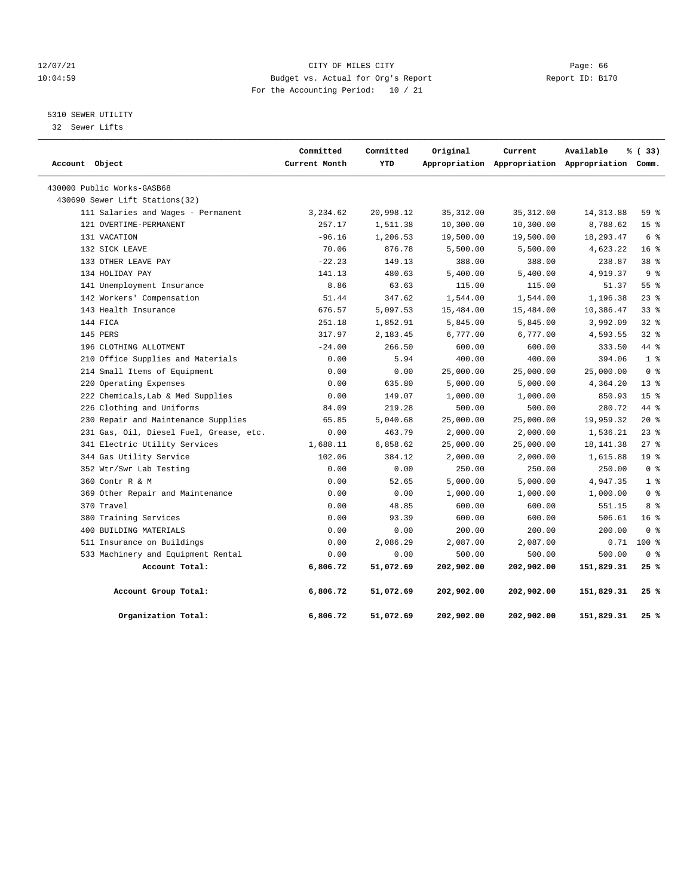12/07/21 CITY OF MILES CITY
10:04:59 Budget vs. Actual for Org's Report Report ID: B170
For the Accounting Period: 10 / 21

5310 SEWER UTILITY
32 Sewer Lifts

| Account Object | Committed Current Month | Committed YTD | Original Appropriation | Current Appropriation | Available Appropriation | % ( 33) Comm. |
|---|---|---|---|---|---|---|
| 430000 Public Works-GASB68 | | | | | | |
| 430690 Sewer Lift Stations(32) | | | | | | |
| 111 Salaries and Wages - Permanent | 3,234.62 | 20,998.12 | 35,312.00 | 35,312.00 | 14,313.88 | 59 % |
| 121 OVERTIME-PERMANENT | 257.17 | 1,511.38 | 10,300.00 | 10,300.00 | 8,788.62 | 15 % |
| 131 VACATION | -96.16 | 1,206.53 | 19,500.00 | 19,500.00 | 18,293.47 | 6 % |
| 132 SICK LEAVE | 70.06 | 876.78 | 5,500.00 | 5,500.00 | 4,623.22 | 16 % |
| 133 OTHER LEAVE PAY | -22.23 | 149.13 | 388.00 | 388.00 | 238.87 | 38 % |
| 134 HOLIDAY PAY | 141.13 | 480.63 | 5,400.00 | 5,400.00 | 4,919.37 | 9 % |
| 141 Unemployment Insurance | 8.86 | 63.63 | 115.00 | 115.00 | 51.37 | 55 % |
| 142 Workers' Compensation | 51.44 | 347.62 | 1,544.00 | 1,544.00 | 1,196.38 | 23 % |
| 143 Health Insurance | 676.57 | 5,097.53 | 15,484.00 | 15,484.00 | 10,386.47 | 33 % |
| 144 FICA | 251.18 | 1,852.91 | 5,845.00 | 5,845.00 | 3,992.09 | 32 % |
| 145 PERS | 317.97 | 2,183.45 | 6,777.00 | 6,777.00 | 4,593.55 | 32 % |
| 196 CLOTHING ALLOTMENT | -24.00 | 266.50 | 600.00 | 600.00 | 333.50 | 44 % |
| 210 Office Supplies and Materials | 0.00 | 5.94 | 400.00 | 400.00 | 394.06 | 1 % |
| 214 Small Items of Equipment | 0.00 | 0.00 | 25,000.00 | 25,000.00 | 25,000.00 | 0 % |
| 220 Operating Expenses | 0.00 | 635.80 | 5,000.00 | 5,000.00 | 4,364.20 | 13 % |
| 222 Chemicals,Lab & Med Supplies | 0.00 | 149.07 | 1,000.00 | 1,000.00 | 850.93 | 15 % |
| 226 Clothing and Uniforms | 84.09 | 219.28 | 500.00 | 500.00 | 280.72 | 44 % |
| 230 Repair and Maintenance Supplies | 65.85 | 5,040.68 | 25,000.00 | 25,000.00 | 19,959.32 | 20 % |
| 231 Gas, Oil, Diesel Fuel, Grease, etc. | 0.00 | 463.79 | 2,000.00 | 2,000.00 | 1,536.21 | 23 % |
| 341 Electric Utility Services | 1,688.11 | 6,858.62 | 25,000.00 | 25,000.00 | 18,141.38 | 27 % |
| 344 Gas Utility Service | 102.06 | 384.12 | 2,000.00 | 2,000.00 | 1,615.88 | 19 % |
| 352 Wtr/Swr Lab Testing | 0.00 | 0.00 | 250.00 | 250.00 | 250.00 | 0 % |
| 360 Contr R & M | 0.00 | 52.65 | 5,000.00 | 5,000.00 | 4,947.35 | 1 % |
| 369 Other Repair and Maintenance | 0.00 | 0.00 | 1,000.00 | 1,000.00 | 1,000.00 | 0 % |
| 370 Travel | 0.00 | 48.85 | 600.00 | 600.00 | 551.15 | 8 % |
| 380 Training Services | 0.00 | 93.39 | 600.00 | 600.00 | 506.61 | 16 % |
| 400 BUILDING MATERIALS | 0.00 | 0.00 | 200.00 | 200.00 | 200.00 | 0 % |
| 511 Insurance on Buildings | 0.00 | 2,086.29 | 2,087.00 | 2,087.00 | 0.71 | 100 % |
| 533 Machinery and Equipment Rental | 0.00 | 0.00 | 500.00 | 500.00 | 500.00 | 0 % |
| **Account Total:** | **6,806.72** | **51,072.69** | **202,902.00** | **202,902.00** | **151,829.31** | **25 %** |
| **Account Group Total:** | **6,806.72** | **51,072.69** | **202,902.00** | **202,902.00** | **151,829.31** | **25 %** |
| **Organization Total:** | **6,806.72** | **51,072.69** | **202,902.00** | **202,902.00** | **151,829.31** | **25 %** |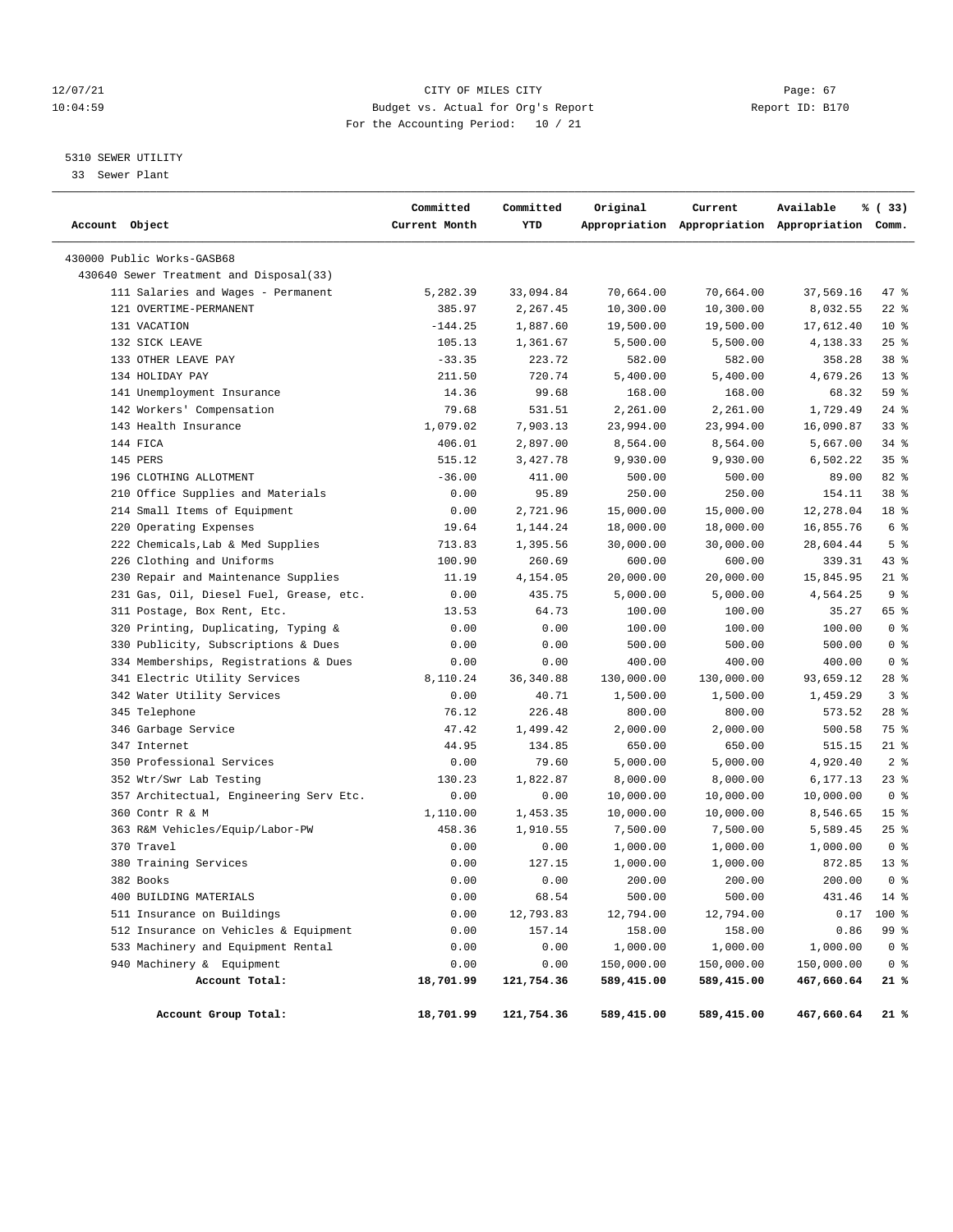12/07/21 CITY OF MILES CITY Page: 67
10:04:59 Budget vs. Actual for Org's Report Report ID: B170
For the Accounting Period: 10 / 21

5310 SEWER UTILITY
33 Sewer Plant

| Account Object | Committed Current Month | Committed YTD | Original Appropriation | Current Appropriation | Available Appropriation | % ( 33) Comm. |
|---|---|---|---|---|---|---|
| 430000 Public Works-GASB68 | | | | | | |
| 430640 Sewer Treatment and Disposal(33) | | | | | | |
| 111 Salaries and Wages - Permanent | 5,282.39 | 33,094.84 | 70,664.00 | 70,664.00 | 37,569.16 | 47 % |
| 121 OVERTIME-PERMANENT | 385.97 | 2,267.45 | 10,300.00 | 10,300.00 | 8,032.55 | 22 % |
| 131 VACATION | -144.25 | 1,887.60 | 19,500.00 | 19,500.00 | 17,612.40 | 10 % |
| 132 SICK LEAVE | 105.13 | 1,361.67 | 5,500.00 | 5,500.00 | 4,138.33 | 25 % |
| 133 OTHER LEAVE PAY | -33.35 | 223.72 | 582.00 | 582.00 | 358.28 | 38 % |
| 134 HOLIDAY PAY | 211.50 | 720.74 | 5,400.00 | 5,400.00 | 4,679.26 | 13 % |
| 141 Unemployment Insurance | 14.36 | 99.68 | 168.00 | 168.00 | 68.32 | 59 % |
| 142 Workers' Compensation | 79.68 | 531.51 | 2,261.00 | 2,261.00 | 1,729.49 | 24 % |
| 143 Health Insurance | 1,079.02 | 7,903.13 | 23,994.00 | 23,994.00 | 16,090.87 | 33 % |
| 144 FICA | 406.01 | 2,897.00 | 8,564.00 | 8,564.00 | 5,667.00 | 34 % |
| 145 PERS | 515.12 | 3,427.78 | 9,930.00 | 9,930.00 | 6,502.22 | 35 % |
| 196 CLOTHING ALLOTMENT | -36.00 | 411.00 | 500.00 | 500.00 | 89.00 | 82 % |
| 210 Office Supplies and Materials | 0.00 | 95.89 | 250.00 | 250.00 | 154.11 | 38 % |
| 214 Small Items of Equipment | 0.00 | 2,721.96 | 15,000.00 | 15,000.00 | 12,278.04 | 18 % |
| 220 Operating Expenses | 19.64 | 1,144.24 | 18,000.00 | 18,000.00 | 16,855.76 | 6 % |
| 222 Chemicals,Lab & Med Supplies | 713.83 | 1,395.56 | 30,000.00 | 30,000.00 | 28,604.44 | 5 % |
| 226 Clothing and Uniforms | 100.90 | 260.69 | 600.00 | 600.00 | 339.31 | 43 % |
| 230 Repair and Maintenance Supplies | 11.19 | 4,154.05 | 20,000.00 | 20,000.00 | 15,845.95 | 21 % |
| 231 Gas, Oil, Diesel Fuel, Grease, etc. | 0.00 | 435.75 | 5,000.00 | 5,000.00 | 4,564.25 | 9 % |
| 311 Postage, Box Rent, Etc. | 13.53 | 64.73 | 100.00 | 100.00 | 35.27 | 65 % |
| 320 Printing, Duplicating, Typing & | 0.00 | 0.00 | 100.00 | 100.00 | 100.00 | 0 % |
| 330 Publicity, Subscriptions & Dues | 0.00 | 0.00 | 500.00 | 500.00 | 500.00 | 0 % |
| 334 Memberships, Registrations & Dues | 0.00 | 0.00 | 400.00 | 400.00 | 400.00 | 0 % |
| 341 Electric Utility Services | 8,110.24 | 36,340.88 | 130,000.00 | 130,000.00 | 93,659.12 | 28 % |
| 342 Water Utility Services | 0.00 | 40.71 | 1,500.00 | 1,500.00 | 1,459.29 | 3 % |
| 345 Telephone | 76.12 | 226.48 | 800.00 | 800.00 | 573.52 | 28 % |
| 346 Garbage Service | 47.42 | 1,499.42 | 2,000.00 | 2,000.00 | 500.58 | 75 % |
| 347 Internet | 44.95 | 134.85 | 650.00 | 650.00 | 515.15 | 21 % |
| 350 Professional Services | 0.00 | 79.60 | 5,000.00 | 5,000.00 | 4,920.40 | 2 % |
| 352 Wtr/Swr Lab Testing | 130.23 | 1,822.87 | 8,000.00 | 8,000.00 | 6,177.13 | 23 % |
| 357 Architectual, Engineering Serv Etc. | 0.00 | 0.00 | 10,000.00 | 10,000.00 | 10,000.00 | 0 % |
| 360 Contr R & M | 1,110.00 | 1,453.35 | 10,000.00 | 10,000.00 | 8,546.65 | 15 % |
| 363 R&M Vehicles/Equip/Labor-PW | 458.36 | 1,910.55 | 7,500.00 | 7,500.00 | 5,589.45 | 25 % |
| 370 Travel | 0.00 | 0.00 | 1,000.00 | 1,000.00 | 1,000.00 | 0 % |
| 380 Training Services | 0.00 | 127.15 | 1,000.00 | 1,000.00 | 872.85 | 13 % |
| 382 Books | 0.00 | 0.00 | 200.00 | 200.00 | 200.00 | 0 % |
| 400 BUILDING MATERIALS | 0.00 | 68.54 | 500.00 | 500.00 | 431.46 | 14 % |
| 511 Insurance on Buildings | 0.00 | 12,793.83 | 12,794.00 | 12,794.00 | 0.17 | 100 % |
| 512 Insurance on Vehicles & Equipment | 0.00 | 157.14 | 158.00 | 158.00 | 0.86 | 99 % |
| 533 Machinery and Equipment Rental | 0.00 | 0.00 | 1,000.00 | 1,000.00 | 1,000.00 | 0 % |
| 940 Machinery & Equipment | 0.00 | 0.00 | 150,000.00 | 150,000.00 | 150,000.00 | 0 % |
| **Account Total:** | **18,701.99** | **121,754.36** | **589,415.00** | **589,415.00** | **467,660.64** | **21 %** |
| **Account Group Total:** | **18,701.99** | **121,754.36** | **589,415.00** | **589,415.00** | **467,660.64** | **21 %** |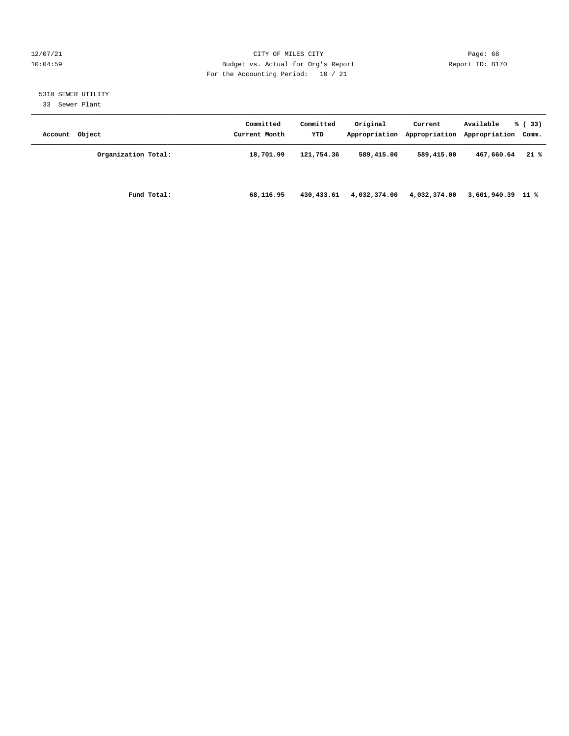5310 SEWER UTILITY

33 Sewer Plant

| Account Object | Committed Current Month | Committed YTD | Original Appropriation | Current Appropriation | Available Appropriation | % ( 33) Comm. |
|---|---|---|---|---|---|---|
| **Organization Total:** | **18,701.99** | **121,754.36** | **589,415.00** | **589,415.00** | **467,660.64** | **21 %** |
| **Fund Total:** | **68,116.95** | **430,433.61** | **4,032,374.00** | **4,032,374.00** | **3,601,940.39** | **11 %** |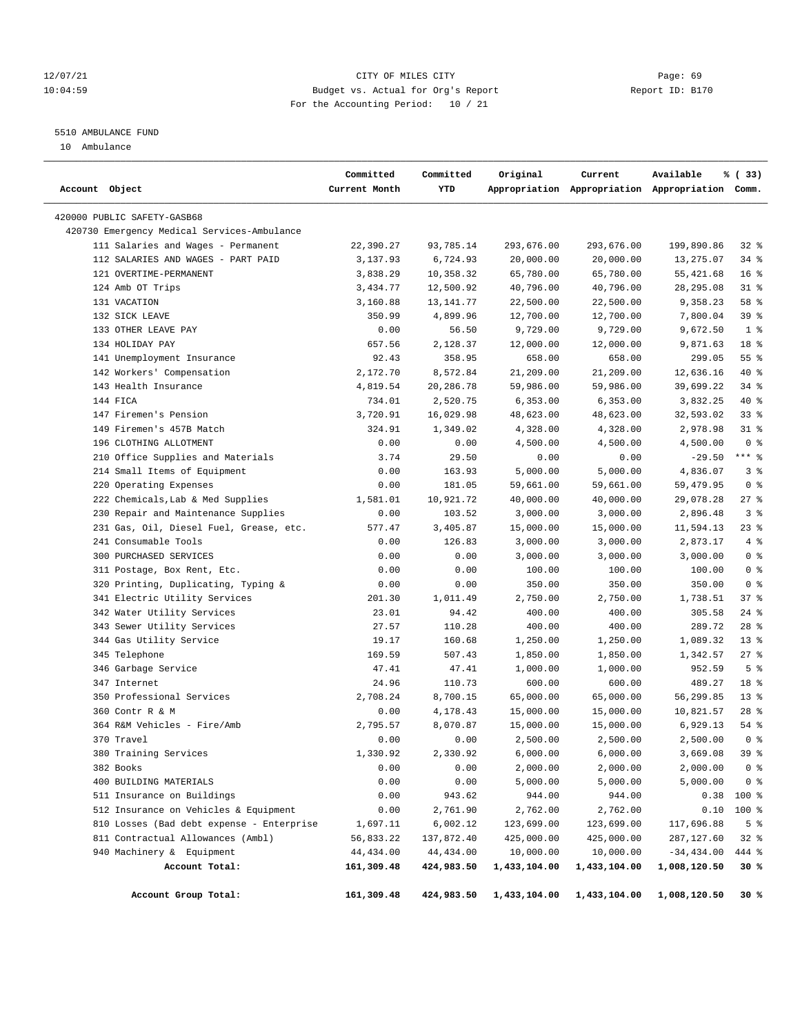CITY OF MILES CITY

Budget vs. Actual for Org's Report

For the Accounting Period: 10 / 21

12/07/21 10:04:59 — Page: 69 — Report ID: B170

5510 AMBULANCE FUND

10 Ambulance

| Account Object | Committed Current Month | Committed YTD | Original Appropriation | Current Appropriation | Available Appropriation | % ( 33) Comm. |
|---|---|---|---|---|---|---|
| 420000 PUBLIC SAFETY-GASB68 | | | | | | |
| 420730 Emergency Medical Services-Ambulance | | | | | | |
| 111 Salaries and Wages - Permanent | 22,390.27 | 93,785.14 | 293,676.00 | 293,676.00 | 199,890.86 | 32 % |
| 112 SALARIES AND WAGES - PART PAID | 3,137.93 | 6,724.93 | 20,000.00 | 20,000.00 | 13,275.07 | 34 % |
| 121 OVERTIME-PERMANENT | 3,838.29 | 10,358.32 | 65,780.00 | 65,780.00 | 55,421.68 | 16 % |
| 124 Amb OT Trips | 3,434.77 | 12,500.92 | 40,796.00 | 40,796.00 | 28,295.08 | 31 % |
| 131 VACATION | 3,160.88 | 13,141.77 | 22,500.00 | 22,500.00 | 9,358.23 | 58 % |
| 132 SICK LEAVE | 350.99 | 4,899.96 | 12,700.00 | 12,700.00 | 7,800.04 | 39 % |
| 133 OTHER LEAVE PAY | 0.00 | 56.50 | 9,729.00 | 9,729.00 | 9,672.50 | 1 % |
| 134 HOLIDAY PAY | 657.56 | 2,128.37 | 12,000.00 | 12,000.00 | 9,871.63 | 18 % |
| 141 Unemployment Insurance | 92.43 | 358.95 | 658.00 | 658.00 | 299.05 | 55 % |
| 142 Workers' Compensation | 2,172.70 | 8,572.84 | 21,209.00 | 21,209.00 | 12,636.16 | 40 % |
| 143 Health Insurance | 4,819.54 | 20,286.78 | 59,986.00 | 59,986.00 | 39,699.22 | 34 % |
| 144 FICA | 734.01 | 2,520.75 | 6,353.00 | 6,353.00 | 3,832.25 | 40 % |
| 147 Firemen's Pension | 3,720.91 | 16,029.98 | 48,623.00 | 48,623.00 | 32,593.02 | 33 % |
| 149 Firemen's 457B Match | 324.91 | 1,349.02 | 4,328.00 | 4,328.00 | 2,978.98 | 31 % |
| 196 CLOTHING ALLOTMENT | 0.00 | 0.00 | 4,500.00 | 4,500.00 | 4,500.00 | 0 % |
| 210 Office Supplies and Materials | 3.74 | 29.50 | 0.00 | 0.00 | -29.50 | *** % |
| 214 Small Items of Equipment | 0.00 | 163.93 | 5,000.00 | 5,000.00 | 4,836.07 | 3 % |
| 220 Operating Expenses | 0.00 | 181.05 | 59,661.00 | 59,661.00 | 59,479.95 | 0 % |
| 222 Chemicals,Lab & Med Supplies | 1,581.01 | 10,921.72 | 40,000.00 | 40,000.00 | 29,078.28 | 27 % |
| 230 Repair and Maintenance Supplies | 0.00 | 103.52 | 3,000.00 | 3,000.00 | 2,896.48 | 3 % |
| 231 Gas, Oil, Diesel Fuel, Grease, etc. | 577.47 | 3,405.87 | 15,000.00 | 15,000.00 | 11,594.13 | 23 % |
| 241 Consumable Tools | 0.00 | 126.83 | 3,000.00 | 3,000.00 | 2,873.17 | 4 % |
| 300 PURCHASED SERVICES | 0.00 | 0.00 | 3,000.00 | 3,000.00 | 3,000.00 | 0 % |
| 311 Postage, Box Rent, Etc. | 0.00 | 0.00 | 100.00 | 100.00 | 100.00 | 0 % |
| 320 Printing, Duplicating, Typing & | 0.00 | 0.00 | 350.00 | 350.00 | 350.00 | 0 % |
| 341 Electric Utility Services | 201.30 | 1,011.49 | 2,750.00 | 2,750.00 | 1,738.51 | 37 % |
| 342 Water Utility Services | 23.01 | 94.42 | 400.00 | 400.00 | 305.58 | 24 % |
| 343 Sewer Utility Services | 27.57 | 110.28 | 400.00 | 400.00 | 289.72 | 28 % |
| 344 Gas Utility Service | 19.17 | 160.68 | 1,250.00 | 1,250.00 | 1,089.32 | 13 % |
| 345 Telephone | 169.59 | 507.43 | 1,850.00 | 1,850.00 | 1,342.57 | 27 % |
| 346 Garbage Service | 47.41 | 47.41 | 1,000.00 | 1,000.00 | 952.59 | 5 % |
| 347 Internet | 24.96 | 110.73 | 600.00 | 600.00 | 489.27 | 18 % |
| 350 Professional Services | 2,708.24 | 8,700.15 | 65,000.00 | 65,000.00 | 56,299.85 | 13 % |
| 360 Contr R & M | 0.00 | 4,178.43 | 15,000.00 | 15,000.00 | 10,821.57 | 28 % |
| 364 R&M Vehicles - Fire/Amb | 2,795.57 | 8,070.87 | 15,000.00 | 15,000.00 | 6,929.13 | 54 % |
| 370 Travel | 0.00 | 0.00 | 2,500.00 | 2,500.00 | 2,500.00 | 0 % |
| 380 Training Services | 1,330.92 | 2,330.92 | 6,000.00 | 6,000.00 | 3,669.08 | 39 % |
| 382 Books | 0.00 | 0.00 | 2,000.00 | 2,000.00 | 2,000.00 | 0 % |
| 400 BUILDING MATERIALS | 0.00 | 0.00 | 5,000.00 | 5,000.00 | 5,000.00 | 0 % |
| 511 Insurance on Buildings | 0.00 | 943.62 | 944.00 | 944.00 | 0.38 | 100 % |
| 512 Insurance on Vehicles & Equipment | 0.00 | 2,761.90 | 2,762.00 | 2,762.00 | 0.10 | 100 % |
| 810 Losses (Bad debt expense - Enterprise | 1,697.11 | 6,002.12 | 123,699.00 | 123,699.00 | 117,696.88 | 5 % |
| 811 Contractual Allowances (Ambl) | 56,833.22 | 137,872.40 | 425,000.00 | 425,000.00 | 287,127.60 | 32 % |
| 940 Machinery & Equipment | 44,434.00 | 44,434.00 | 10,000.00 | 10,000.00 | -34,434.00 | 444 % |
| **Account Total:** | **161,309.48** | **424,983.50** | **1,433,104.00** | **1,433,104.00** | **1,008,120.50** | **30 %** |
| **Account Group Total:** | **161,309.48** | **424,983.50** | **1,433,104.00** | **1,433,104.00** | **1,008,120.50** | **30 %** |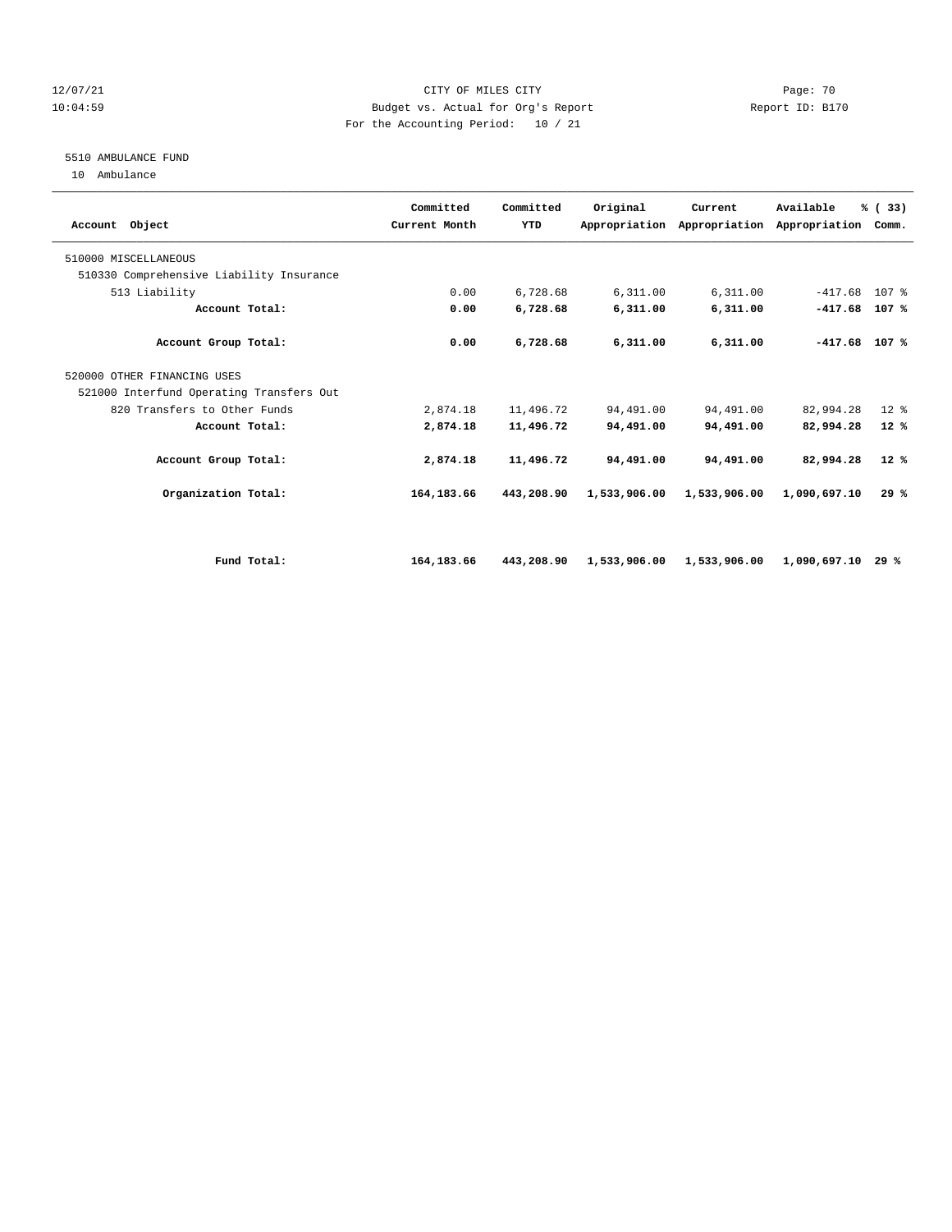CITY OF MILES CITY
Budget vs. Actual for Org's Report
For the Accounting Period: 10 / 21

12/07/21
10:04:59

Report ID: B170

5510 AMBULANCE FUND
10 Ambulance

| Account Object | Committed Current Month | Committed YTD | Original Appropriation | Current Appropriation | Available Appropriation | % ( 33) Comm. |
|---|---|---|---|---|---|---|
| 510000 MISCELLANEOUS | | | | | | |
| 510330 Comprehensive Liability Insurance | | | | | | |
| 513 Liability | 0.00 | 6,728.68 | 6,311.00 | 6,311.00 | -417.68 | 107 % |
| **Account Total:** | **0.00** | **6,728.68** | **6,311.00** | **6,311.00** | **-417.68** | **107 %** |
| **Account Group Total:** | **0.00** | **6,728.68** | **6,311.00** | **6,311.00** | **-417.68** | **107 %** |
| 520000 OTHER FINANCING USES | | | | | | |
| 521000 Interfund Operating Transfers Out | | | | | | |
| 820 Transfers to Other Funds | 2,874.18 | 11,496.72 | 94,491.00 | 94,491.00 | 82,994.28 | 12 % |
| **Account Total:** | **2,874.18** | **11,496.72** | **94,491.00** | **94,491.00** | **82,994.28** | **12 %** |
| **Account Group Total:** | **2,874.18** | **11,496.72** | **94,491.00** | **94,491.00** | **82,994.28** | **12 %** |
| **Organization Total:** | **164,183.66** | **443,208.90** | **1,533,906.00** | **1,533,906.00** | **1,090,697.10** | **29 %** |
| **Fund Total:** | **164,183.66** | **443,208.90** | **1,533,906.00** | **1,533,906.00** | **1,090,697.10** | **29 %** |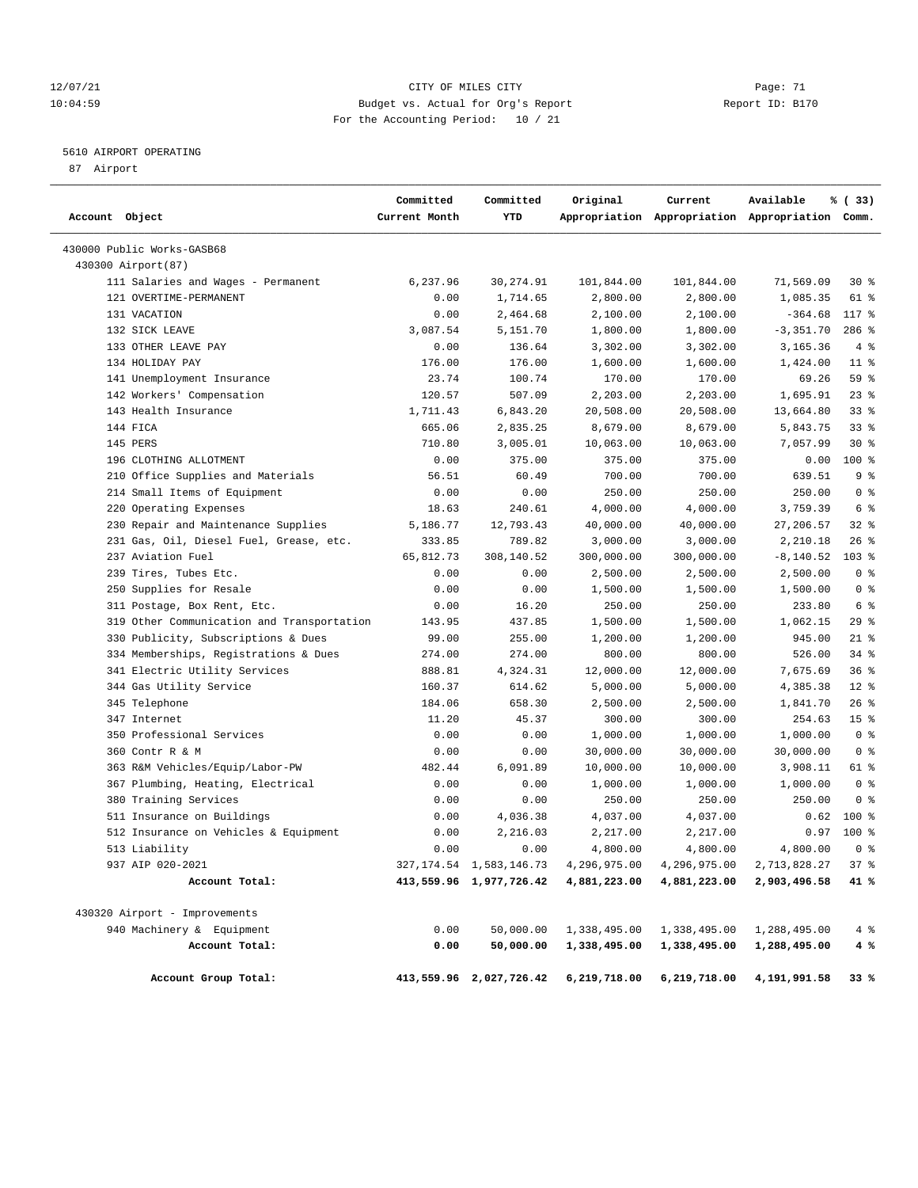12/07/21 CITY OF MILES CITY
10:04:59 Budget vs. Actual for Org's Report Report ID: B170
For the Accounting Period: 10 / 21

5610 AIRPORT OPERATING
87 Airport

| Account Object | Committed Current Month | Committed YTD | Original Appropriation | Current Appropriation | Available Appropriation | % ( 33) Comm. |
|---|---|---|---|---|---|---|
| 430000 Public Works-GASB68 | | | | | | |
| 430300 Airport(87) | | | | | | |
| 111 Salaries and Wages - Permanent | 6,237.96 | 30,274.91 | 101,844.00 | 101,844.00 | 71,569.09 | 30 % |
| 121 OVERTIME-PERMANENT | 0.00 | 1,714.65 | 2,800.00 | 2,800.00 | 1,085.35 | 61 % |
| 131 VACATION | 0.00 | 2,464.68 | 2,100.00 | 2,100.00 | -364.68 | 117 % |
| 132 SICK LEAVE | 3,087.54 | 5,151.70 | 1,800.00 | 1,800.00 | -3,351.70 | 286 % |
| 133 OTHER LEAVE PAY | 0.00 | 136.64 | 3,302.00 | 3,302.00 | 3,165.36 | 4 % |
| 134 HOLIDAY PAY | 176.00 | 176.00 | 1,600.00 | 1,600.00 | 1,424.00 | 11 % |
| 141 Unemployment Insurance | 23.74 | 100.74 | 170.00 | 170.00 | 69.26 | 59 % |
| 142 Workers' Compensation | 120.57 | 507.09 | 2,203.00 | 2,203.00 | 1,695.91 | 23 % |
| 143 Health Insurance | 1,711.43 | 6,843.20 | 20,508.00 | 20,508.00 | 13,664.80 | 33 % |
| 144 FICA | 665.06 | 2,835.25 | 8,679.00 | 8,679.00 | 5,843.75 | 33 % |
| 145 PERS | 710.80 | 3,005.01 | 10,063.00 | 10,063.00 | 7,057.99 | 30 % |
| 196 CLOTHING ALLOTMENT | 0.00 | 375.00 | 375.00 | 375.00 | 0.00 | 100 % |
| 210 Office Supplies and Materials | 56.51 | 60.49 | 700.00 | 700.00 | 639.51 | 9 % |
| 214 Small Items of Equipment | 0.00 | 0.00 | 250.00 | 250.00 | 250.00 | 0 % |
| 220 Operating Expenses | 18.63 | 240.61 | 4,000.00 | 4,000.00 | 3,759.39 | 6 % |
| 230 Repair and Maintenance Supplies | 5,186.77 | 12,793.43 | 40,000.00 | 40,000.00 | 27,206.57 | 32 % |
| 231 Gas, Oil, Diesel Fuel, Grease, etc. | 333.85 | 789.82 | 3,000.00 | 3,000.00 | 2,210.18 | 26 % |
| 237 Aviation Fuel | 65,812.73 | 308,140.52 | 300,000.00 | 300,000.00 | -8,140.52 | 103 % |
| 239 Tires, Tubes Etc. | 0.00 | 0.00 | 2,500.00 | 2,500.00 | 2,500.00 | 0 % |
| 250 Supplies for Resale | 0.00 | 0.00 | 1,500.00 | 1,500.00 | 1,500.00 | 0 % |
| 311 Postage, Box Rent, Etc. | 0.00 | 16.20 | 250.00 | 250.00 | 233.80 | 6 % |
| 319 Other Communication and Transportation | 143.95 | 437.85 | 1,500.00 | 1,500.00 | 1,062.15 | 29 % |
| 330 Publicity, Subscriptions & Dues | 99.00 | 255.00 | 1,200.00 | 1,200.00 | 945.00 | 21 % |
| 334 Memberships, Registrations & Dues | 274.00 | 274.00 | 800.00 | 800.00 | 526.00 | 34 % |
| 341 Electric Utility Services | 888.81 | 4,324.31 | 12,000.00 | 12,000.00 | 7,675.69 | 36 % |
| 344 Gas Utility Service | 160.37 | 614.62 | 5,000.00 | 5,000.00 | 4,385.38 | 12 % |
| 345 Telephone | 184.06 | 658.30 | 2,500.00 | 2,500.00 | 1,841.70 | 26 % |
| 347 Internet | 11.20 | 45.37 | 300.00 | 300.00 | 254.63 | 15 % |
| 350 Professional Services | 0.00 | 0.00 | 1,000.00 | 1,000.00 | 1,000.00 | 0 % |
| 360 Contr R & M | 0.00 | 0.00 | 30,000.00 | 30,000.00 | 30,000.00 | 0 % |
| 363 R&M Vehicles/Equip/Labor-PW | 482.44 | 6,091.89 | 10,000.00 | 10,000.00 | 3,908.11 | 61 % |
| 367 Plumbing, Heating, Electrical | 0.00 | 0.00 | 1,000.00 | 1,000.00 | 1,000.00 | 0 % |
| 380 Training Services | 0.00 | 0.00 | 250.00 | 250.00 | 250.00 | 0 % |
| 511 Insurance on Buildings | 0.00 | 4,036.38 | 4,037.00 | 4,037.00 | 0.62 | 100 % |
| 512 Insurance on Vehicles & Equipment | 0.00 | 2,216.03 | 2,217.00 | 2,217.00 | 0.97 | 100 % |
| 513 Liability | 0.00 | 0.00 | 4,800.00 | 4,800.00 | 4,800.00 | 0 % |
| 937 AIP 020-2021 | 327,174.54 | 1,583,146.73 | 4,296,975.00 | 4,296,975.00 | 2,713,828.27 | 37 % |
| **Account Total:** | **413,559.96** | **1,977,726.42** | **4,881,223.00** | **4,881,223.00** | **2,903,496.58** | **41 %** |
| 430320 Airport - Improvements | | | | | | |
| 940 Machinery & Equipment | 0.00 | 50,000.00 | 1,338,495.00 | 1,338,495.00 | 1,288,495.00 | 4 % |
| **Account Total:** | **0.00** | **50,000.00** | **1,338,495.00** | **1,338,495.00** | **1,288,495.00** | **4 %** |
| **Account Group Total:** | **413,559.96** | **2,027,726.42** | **6,219,718.00** | **6,219,718.00** | **4,191,991.58** | **33 %** |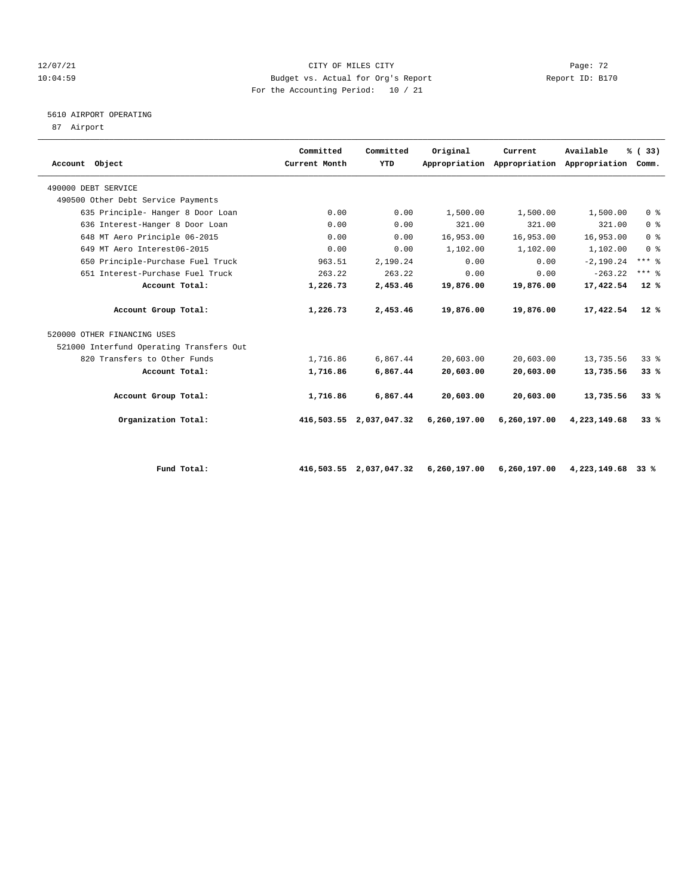12/07/21 CITY OF MILES CITY
10:04:59 Budget vs. Actual for Org's Report Report ID: B170
For the Accounting Period: 10 / 21

5610 AIRPORT OPERATING
87 Airport

| Account Object | Committed Current Month | Committed YTD | Original Appropriation | Current Appropriation | Available Appropriation | % ( 33) Comm. |
|---|---|---|---|---|---|---|
| 490000 DEBT SERVICE | | | | | | |
| 490500 Other Debt Service Payments | | | | | | |
| 635 Principle- Hanger 8 Door Loan | 0.00 | 0.00 | 1,500.00 | 1,500.00 | 1,500.00 | 0 % |
| 636 Interest-Hanger 8 Door Loan | 0.00 | 0.00 | 321.00 | 321.00 | 321.00 | 0 % |
| 648 MT Aero Principle 06-2015 | 0.00 | 0.00 | 16,953.00 | 16,953.00 | 16,953.00 | 0 % |
| 649 MT Aero Interest06-2015 | 0.00 | 0.00 | 1,102.00 | 1,102.00 | 1,102.00 | 0 % |
| 650 Principle-Purchase Fuel Truck | 963.51 | 2,190.24 | 0.00 | 0.00 | -2,190.24 | *** % |
| 651 Interest-Purchase Fuel Truck | 263.22 | 263.22 | 0.00 | 0.00 | -263.22 | *** % |
| **Account Total:** | **1,226.73** | **2,453.46** | **19,876.00** | **19,876.00** | **17,422.54** | **12 %** |
| **Account Group Total:** | **1,226.73** | **2,453.46** | **19,876.00** | **19,876.00** | **17,422.54** | **12 %** |
| 520000 OTHER FINANCING USES | | | | | | |
| 521000 Interfund Operating Transfers Out | | | | | | |
| 820 Transfers to Other Funds | 1,716.86 | 6,867.44 | 20,603.00 | 20,603.00 | 13,735.56 | 33 % |
| **Account Total:** | **1,716.86** | **6,867.44** | **20,603.00** | **20,603.00** | **13,735.56** | **33 %** |
| **Account Group Total:** | **1,716.86** | **6,867.44** | **20,603.00** | **20,603.00** | **13,735.56** | **33 %** |
| **Organization Total:** | **416,503.55** | **2,037,047.32** | **6,260,197.00** | **6,260,197.00** | **4,223,149.68** | **33 %** |
| **Fund Total:** | **416,503.55** | **2,037,047.32** | **6,260,197.00** | **6,260,197.00** | **4,223,149.68** | **33 %** |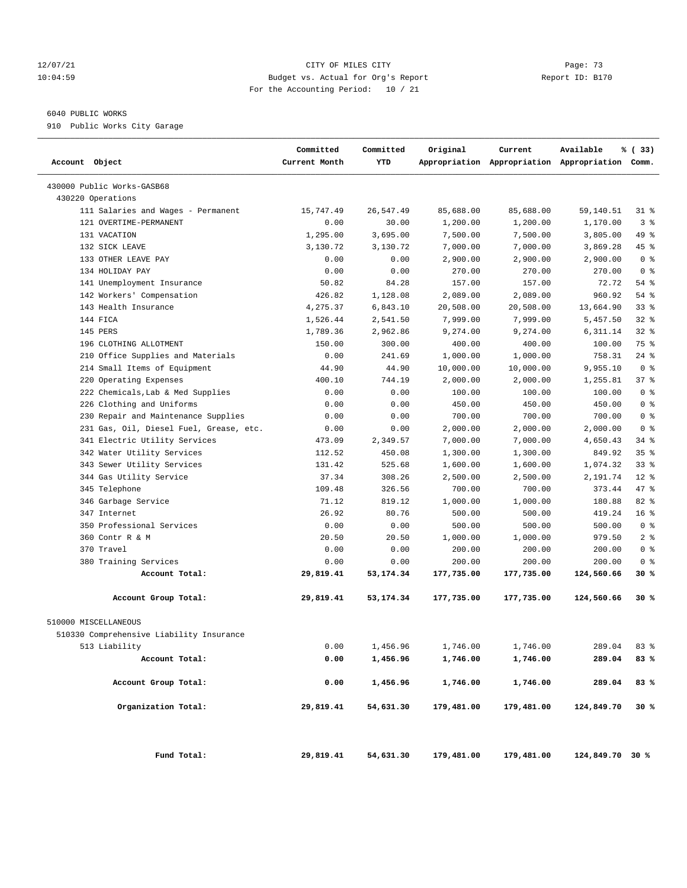12/07/21 CITY OF MILES CITY
10:04:59 Budget vs. Actual for Org's Report Report ID: B170
For the Accounting Period: 10 / 21

6040 PUBLIC WORKS
910 Public Works City Garage

| Account Object | Committed Current Month | Committed YTD | Original Appropriation | Current Appropriation | Available Appropriation | % ( 33) Comm. |
|---|---|---|---|---|---|---|
| 430000 Public Works-GASB68 | | | | | | |
| 430220 Operations | | | | | | |
| 111 Salaries and Wages - Permanent | 15,747.49 | 26,547.49 | 85,688.00 | 85,688.00 | 59,140.51 | 31 % |
| 121 OVERTIME-PERMANENT | 0.00 | 30.00 | 1,200.00 | 1,200.00 | 1,170.00 | 3 % |
| 131 VACATION | 1,295.00 | 3,695.00 | 7,500.00 | 7,500.00 | 3,805.00 | 49 % |
| 132 SICK LEAVE | 3,130.72 | 3,130.72 | 7,000.00 | 7,000.00 | 3,869.28 | 45 % |
| 133 OTHER LEAVE PAY | 0.00 | 0.00 | 2,900.00 | 2,900.00 | 2,900.00 | 0 % |
| 134 HOLIDAY PAY | 0.00 | 0.00 | 270.00 | 270.00 | 270.00 | 0 % |
| 141 Unemployment Insurance | 50.82 | 84.28 | 157.00 | 157.00 | 72.72 | 54 % |
| 142 Workers' Compensation | 426.82 | 1,128.08 | 2,089.00 | 2,089.00 | 960.92 | 54 % |
| 143 Health Insurance | 4,275.37 | 6,843.10 | 20,508.00 | 20,508.00 | 13,664.90 | 33 % |
| 144 FICA | 1,526.44 | 2,541.50 | 7,999.00 | 7,999.00 | 5,457.50 | 32 % |
| 145 PERS | 1,789.36 | 2,962.86 | 9,274.00 | 9,274.00 | 6,311.14 | 32 % |
| 196 CLOTHING ALLOTMENT | 150.00 | 300.00 | 400.00 | 400.00 | 100.00 | 75 % |
| 210 Office Supplies and Materials | 0.00 | 241.69 | 1,000.00 | 1,000.00 | 758.31 | 24 % |
| 214 Small Items of Equipment | 44.90 | 44.90 | 10,000.00 | 10,000.00 | 9,955.10 | 0 % |
| 220 Operating Expenses | 400.10 | 744.19 | 2,000.00 | 2,000.00 | 1,255.81 | 37 % |
| 222 Chemicals,Lab & Med Supplies | 0.00 | 0.00 | 100.00 | 100.00 | 100.00 | 0 % |
| 226 Clothing and Uniforms | 0.00 | 0.00 | 450.00 | 450.00 | 450.00 | 0 % |
| 230 Repair and Maintenance Supplies | 0.00 | 0.00 | 700.00 | 700.00 | 700.00 | 0 % |
| 231 Gas, Oil, Diesel Fuel, Grease, etc. | 0.00 | 0.00 | 2,000.00 | 2,000.00 | 2,000.00 | 0 % |
| 341 Electric Utility Services | 473.09 | 2,349.57 | 7,000.00 | 7,000.00 | 4,650.43 | 34 % |
| 342 Water Utility Services | 112.52 | 450.08 | 1,300.00 | 1,300.00 | 849.92 | 35 % |
| 343 Sewer Utility Services | 131.42 | 525.68 | 1,600.00 | 1,600.00 | 1,074.32 | 33 % |
| 344 Gas Utility Service | 37.34 | 308.26 | 2,500.00 | 2,500.00 | 2,191.74 | 12 % |
| 345 Telephone | 109.48 | 326.56 | 700.00 | 700.00 | 373.44 | 47 % |
| 346 Garbage Service | 71.12 | 819.12 | 1,000.00 | 1,000.00 | 180.88 | 82 % |
| 347 Internet | 26.92 | 80.76 | 500.00 | 500.00 | 419.24 | 16 % |
| 350 Professional Services | 0.00 | 0.00 | 500.00 | 500.00 | 500.00 | 0 % |
| 360 Contr R & M | 20.50 | 20.50 | 1,000.00 | 1,000.00 | 979.50 | 2 % |
| 370 Travel | 0.00 | 0.00 | 200.00 | 200.00 | 200.00 | 0 % |
| 380 Training Services | 0.00 | 0.00 | 200.00 | 200.00 | 200.00 | 0 % |
| **Account Total:** | **29,819.41** | **53,174.34** | **177,735.00** | **177,735.00** | **124,560.66** | **30 %** |
| **Account Group Total:** | **29,819.41** | **53,174.34** | **177,735.00** | **177,735.00** | **124,560.66** | **30 %** |
| 510000 MISCELLANEOUS | | | | | | |
| 510330 Comprehensive Liability Insurance | | | | | | |
| 513 Liability | 0.00 | 1,456.96 | 1,746.00 | 1,746.00 | 289.04 | 83 % |
| **Account Total:** | **0.00** | **1,456.96** | **1,746.00** | **1,746.00** | **289.04** | **83 %** |
| **Account Group Total:** | **0.00** | **1,456.96** | **1,746.00** | **1,746.00** | **289.04** | **83 %** |
| **Organization Total:** | **29,819.41** | **54,631.30** | **179,481.00** | **179,481.00** | **124,849.70** | **30 %** |
| **Fund Total:** | **29,819.41** | **54,631.30** | **179,481.00** | **179,481.00** | **124,849.70** | **30 %** |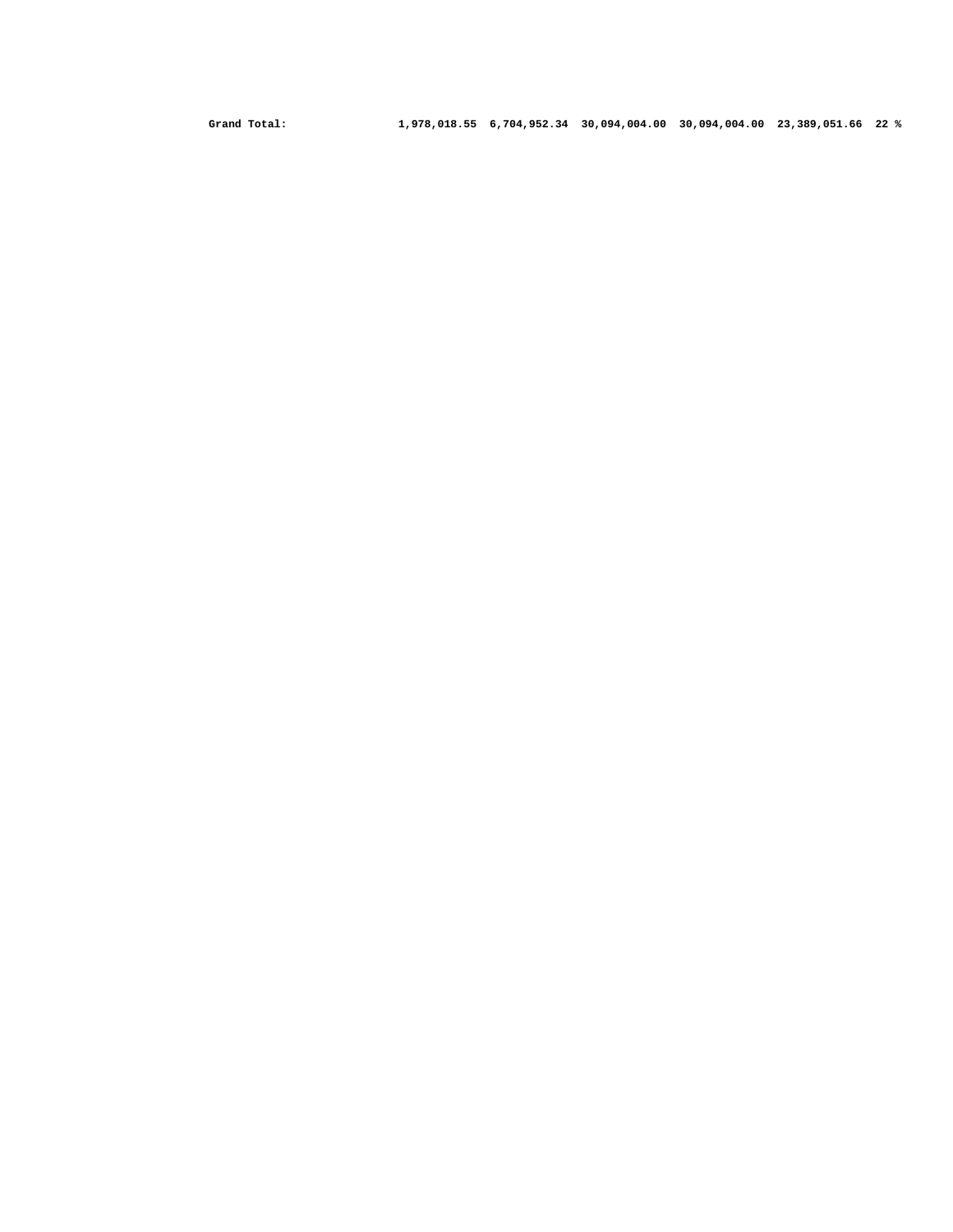| | | | | | | |
|---|---|---|---|---|---|---|
| **Grand Total:** | **1,978,018.55** | **6,704,952.34** | **30,094,004.00** | **30,094,004.00** | **23,389,051.66** | **22 %** |